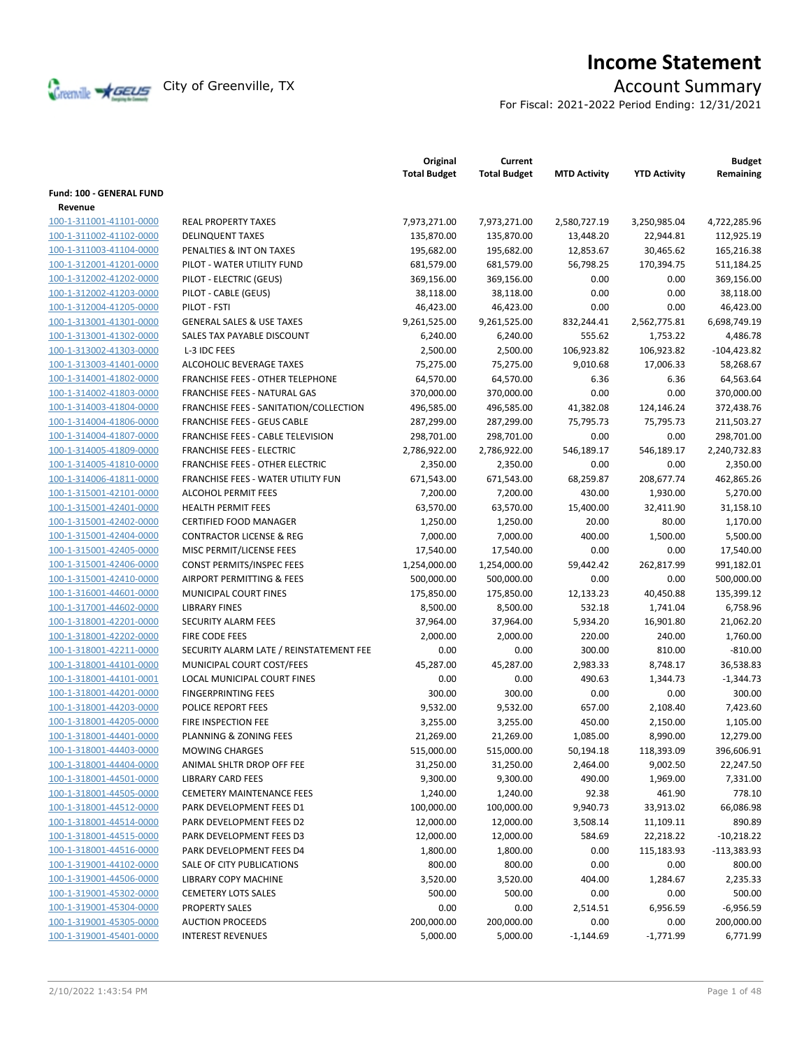# Income Statement

City of Greenville, TX

## Account Summary

For Fiscal: 2021-2022 Period Ending: 12/31/2021

| | | Original Total Budget | Current Total Budget | MTD Activity | YTD Activity | Budget Remaining |
|---|---|---|---|---|---|---|
| **Fund: 100 - GENERAL FUND** | | | | | | |
| **Revenue** | | | | | | |
| 100-1-311001-41101-0000 | REAL PROPERTY TAXES | 7,973,271.00 | 7,973,271.00 | 2,580,727.19 | 3,250,985.04 | 4,722,285.96 |
| 100-1-311002-41102-0000 | DELINQUENT TAXES | 135,870.00 | 135,870.00 | 13,448.20 | 22,944.81 | 112,925.19 |
| 100-1-311003-41104-0000 | PENALTIES & INT ON TAXES | 195,682.00 | 195,682.00 | 12,853.67 | 30,465.62 | 165,216.38 |
| 100-1-312001-41201-0000 | PILOT - WATER UTILITY FUND | 681,579.00 | 681,579.00 | 56,798.25 | 170,394.75 | 511,184.25 |
| 100-1-312002-41202-0000 | PILOT - ELECTRIC (GEUS) | 369,156.00 | 369,156.00 | 0.00 | 0.00 | 369,156.00 |
| 100-1-312002-41203-0000 | PILOT - CABLE (GEUS) | 38,118.00 | 38,118.00 | 0.00 | 0.00 | 38,118.00 |
| 100-1-312004-41205-0000 | PILOT - FSTI | 46,423.00 | 46,423.00 | 0.00 | 0.00 | 46,423.00 |
| 100-1-313001-41301-0000 | GENERAL SALES & USE TAXES | 9,261,525.00 | 9,261,525.00 | 832,244.41 | 2,562,775.81 | 6,698,749.19 |
| 100-1-313001-41302-0000 | SALES TAX PAYABLE DISCOUNT | 6,240.00 | 6,240.00 | 555.62 | 1,753.22 | 4,486.78 |
| 100-1-313002-41303-0000 | L-3 IDC FEES | 2,500.00 | 2,500.00 | 106,923.82 | 106,923.82 | -104,423.82 |
| 100-1-313003-41401-0000 | ALCOHOLIC BEVERAGE TAXES | 75,275.00 | 75,275.00 | 9,010.68 | 17,006.33 | 58,268.67 |
| 100-1-314001-41802-0000 | FRANCHISE FEES - OTHER TELEPHONE | 64,570.00 | 64,570.00 | 6.36 | 6.36 | 64,563.64 |
| 100-1-314002-41803-0000 | FRANCHISE FEES - NATURAL GAS | 370,000.00 | 370,000.00 | 0.00 | 0.00 | 370,000.00 |
| 100-1-314003-41804-0000 | FRANCHISE FEES - SANITATION/COLLECTION | 496,585.00 | 496,585.00 | 41,382.08 | 124,146.24 | 372,438.76 |
| 100-1-314004-41806-0000 | FRANCHISE FEES - GEUS CABLE | 287,299.00 | 287,299.00 | 75,795.73 | 75,795.73 | 211,503.27 |
| 100-1-314004-41807-0000 | FRANCHISE FEES - CABLE TELEVISION | 298,701.00 | 298,701.00 | 0.00 | 0.00 | 298,701.00 |
| 100-1-314005-41809-0000 | FRANCHISE FEES - ELECTRIC | 2,786,922.00 | 2,786,922.00 | 546,189.17 | 546,189.17 | 2,240,732.83 |
| 100-1-314005-41810-0000 | FRANCHISE FEES - OTHER ELECTRIC | 2,350.00 | 2,350.00 | 0.00 | 0.00 | 2,350.00 |
| 100-1-314006-41811-0000 | FRANCHISE FEES - WATER UTILITY FUN | 671,543.00 | 671,543.00 | 68,259.87 | 208,677.74 | 462,865.26 |
| 100-1-315001-42101-0000 | ALCOHOL PERMIT FEES | 7,200.00 | 7,200.00 | 430.00 | 1,930.00 | 5,270.00 |
| 100-1-315001-42401-0000 | HEALTH PERMIT FEES | 63,570.00 | 63,570.00 | 15,400.00 | 32,411.90 | 31,158.10 |
| 100-1-315001-42402-0000 | CERTIFIED FOOD MANAGER | 1,250.00 | 1,250.00 | 20.00 | 80.00 | 1,170.00 |
| 100-1-315001-42404-0000 | CONTRACTOR LICENSE & REG | 7,000.00 | 7,000.00 | 400.00 | 1,500.00 | 5,500.00 |
| 100-1-315001-42405-0000 | MISC PERMIT/LICENSE FEES | 17,540.00 | 17,540.00 | 0.00 | 0.00 | 17,540.00 |
| 100-1-315001-42406-0000 | CONST PERMITS/INSPEC FEES | 1,254,000.00 | 1,254,000.00 | 59,442.42 | 262,817.99 | 991,182.01 |
| 100-1-315001-42410-0000 | AIRPORT PERMITTING & FEES | 500,000.00 | 500,000.00 | 0.00 | 0.00 | 500,000.00 |
| 100-1-316001-44601-0000 | MUNICIPAL COURT FINES | 175,850.00 | 175,850.00 | 12,133.23 | 40,450.88 | 135,399.12 |
| 100-1-317001-44602-0000 | LIBRARY FINES | 8,500.00 | 8,500.00 | 532.18 | 1,741.04 | 6,758.96 |
| 100-1-318001-42201-0000 | SECURITY ALARM FEES | 37,964.00 | 37,964.00 | 5,934.20 | 16,901.80 | 21,062.20 |
| 100-1-318001-42202-0000 | FIRE CODE FEES | 2,000.00 | 2,000.00 | 220.00 | 240.00 | 1,760.00 |
| 100-1-318001-42211-0000 | SECURITY ALARM LATE / REINSTATEMENT FEE | 0.00 | 0.00 | 300.00 | 810.00 | -810.00 |
| 100-1-318001-44101-0000 | MUNICIPAL COURT COST/FEES | 45,287.00 | 45,287.00 | 2,983.33 | 8,748.17 | 36,538.83 |
| 100-1-318001-44101-0001 | LOCAL MUNICIPAL COURT FINES | 0.00 | 0.00 | 490.63 | 1,344.73 | -1,344.73 |
| 100-1-318001-44201-0000 | FINGERPRINTING FEES | 300.00 | 300.00 | 0.00 | 0.00 | 300.00 |
| 100-1-318001-44203-0000 | POLICE REPORT FEES | 9,532.00 | 9,532.00 | 657.00 | 2,108.40 | 7,423.60 |
| 100-1-318001-44205-0000 | FIRE INSPECTION FEE | 3,255.00 | 3,255.00 | 450.00 | 2,150.00 | 1,105.00 |
| 100-1-318001-44401-0000 | PLANNING & ZONING FEES | 21,269.00 | 21,269.00 | 1,085.00 | 8,990.00 | 12,279.00 |
| 100-1-318001-44403-0000 | MOWING CHARGES | 515,000.00 | 515,000.00 | 50,194.18 | 118,393.09 | 396,606.91 |
| 100-1-318001-44404-0000 | ANIMAL SHLTR DROP OFF FEE | 31,250.00 | 31,250.00 | 2,464.00 | 9,002.50 | 22,247.50 |
| 100-1-318001-44501-0000 | LIBRARY CARD FEES | 9,300.00 | 9,300.00 | 490.00 | 1,969.00 | 7,331.00 |
| 100-1-318001-44505-0000 | CEMETERY MAINTENANCE FEES | 1,240.00 | 1,240.00 | 92.38 | 461.90 | 778.10 |
| 100-1-318001-44512-0000 | PARK DEVELOPMENT FEES D1 | 100,000.00 | 100,000.00 | 9,940.73 | 33,913.02 | 66,086.98 |
| 100-1-318001-44514-0000 | PARK DEVELOPMENT FEES D2 | 12,000.00 | 12,000.00 | 3,508.14 | 11,109.11 | 890.89 |
| 100-1-318001-44515-0000 | PARK DEVELOPMENT FEES D3 | 12,000.00 | 12,000.00 | 584.69 | 22,218.22 | -10,218.22 |
| 100-1-318001-44516-0000 | PARK DEVELOPMENT FEES D4 | 1,800.00 | 1,800.00 | 0.00 | 115,183.93 | -113,383.93 |
| 100-1-319001-44102-0000 | SALE OF CITY PUBLICATIONS | 800.00 | 800.00 | 0.00 | 0.00 | 800.00 |
| 100-1-319001-44506-0000 | LIBRARY COPY MACHINE | 3,520.00 | 3,520.00 | 404.00 | 1,284.67 | 2,235.33 |
| 100-1-319001-45302-0000 | CEMETERY LOTS SALES | 500.00 | 500.00 | 0.00 | 0.00 | 500.00 |
| 100-1-319001-45304-0000 | PROPERTY SALES | 0.00 | 0.00 | 2,514.51 | 6,956.59 | -6,956.59 |
| 100-1-319001-45305-0000 | AUCTION PROCEEDS | 200,000.00 | 200,000.00 | 0.00 | 0.00 | 200,000.00 |
| 100-1-319001-45401-0000 | INTEREST REVENUES | 5,000.00 | 5,000.00 | -1,144.69 | -1,771.99 | 6,771.99 |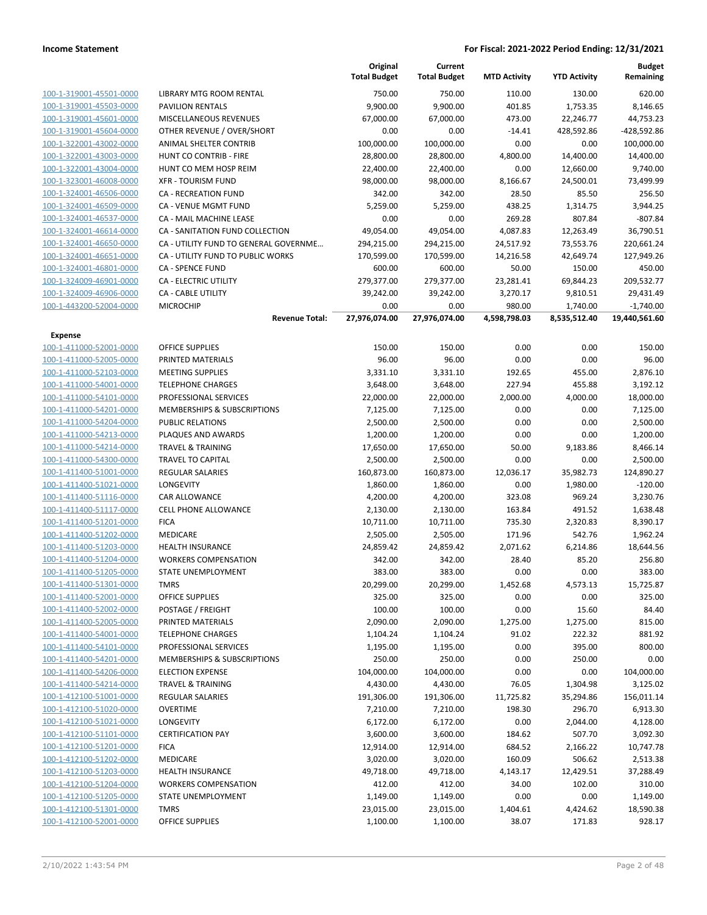**Income Statement** — For Fiscal: 2021-2022 Period Ending: 12/31/2021

| | | Original Total Budget | Current Total Budget | MTD Activity | YTD Activity | Budget Remaining |
|---|---|---|---|---|---|---|
| 100-1-319001-45501-0000 | LIBRARY MTG ROOM RENTAL | 750.00 | 750.00 | 110.00 | 130.00 | 620.00 |
| 100-1-319001-45503-0000 | PAVILION RENTALS | 9,900.00 | 9,900.00 | 401.85 | 1,753.35 | 8,146.65 |
| 100-1-319001-45601-0000 | MISCELLANEOUS REVENUES | 67,000.00 | 67,000.00 | 473.00 | 22,246.77 | 44,753.23 |
| 100-1-319001-45604-0000 | OTHER REVENUE / OVER/SHORT | 0.00 | 0.00 | -14.41 | 428,592.86 | -428,592.86 |
| 100-1-322001-43002-0000 | ANIMAL SHELTER CONTRIB | 100,000.00 | 100,000.00 | 0.00 | 0.00 | 100,000.00 |
| 100-1-322001-43003-0000 | HUNT CO CONTRIB - FIRE | 28,800.00 | 28,800.00 | 4,800.00 | 14,400.00 | 14,400.00 |
| 100-1-322001-43004-0000 | HUNT CO MEM HOSP REIM | 22,400.00 | 22,400.00 | 0.00 | 12,660.00 | 9,740.00 |
| 100-1-323001-46008-0000 | XFR - TOURISM FUND | 98,000.00 | 98,000.00 | 8,166.67 | 24,500.01 | 73,499.99 |
| 100-1-324001-46506-0000 | CA - RECREATION FUND | 342.00 | 342.00 | 28.50 | 85.50 | 256.50 |
| 100-1-324001-46509-0000 | CA - VENUE MGMT FUND | 5,259.00 | 5,259.00 | 438.25 | 1,314.75 | 3,944.25 |
| 100-1-324001-46537-0000 | CA - MAIL MACHINE LEASE | 0.00 | 0.00 | 269.28 | 807.84 | -807.84 |
| 100-1-324001-46614-0000 | CA - SANITATION FUND COLLECTION | 49,054.00 | 49,054.00 | 4,087.83 | 12,263.49 | 36,790.51 |
| 100-1-324001-46650-0000 | CA - UTILITY FUND TO GENERAL GOVERNME… | 294,215.00 | 294,215.00 | 24,517.92 | 73,553.76 | 220,661.24 |
| 100-1-324001-46651-0000 | CA - UTILITY FUND TO PUBLIC WORKS | 170,599.00 | 170,599.00 | 14,216.58 | 42,649.74 | 127,949.26 |
| 100-1-324001-46801-0000 | CA - SPENCE FUND | 600.00 | 600.00 | 50.00 | 150.00 | 450.00 |
| 100-1-324009-46901-0000 | CA - ELECTRIC UTILITY | 279,377.00 | 279,377.00 | 23,281.41 | 69,844.23 | 209,532.77 |
| 100-1-324009-46906-0000 | CA - CABLE UTILITY | 39,242.00 | 39,242.00 | 3,270.17 | 9,810.51 | 29,431.49 |
| 100-1-443200-52004-0000 | MICROCHIP | 0.00 | 0.00 | 980.00 | 1,740.00 | -1,740.00 |
| | **Revenue Total:** | **27,976,074.00** | **27,976,074.00** | **4,598,798.03** | **8,535,512.40** | **19,440,561.60** |
| **Expense** | | | | | | |
| 100-1-411000-52001-0000 | OFFICE SUPPLIES | 150.00 | 150.00 | 0.00 | 0.00 | 150.00 |
| 100-1-411000-52005-0000 | PRINTED MATERIALS | 96.00 | 96.00 | 0.00 | 0.00 | 96.00 |
| 100-1-411000-52103-0000 | MEETING SUPPLIES | 3,331.10 | 3,331.10 | 192.65 | 455.00 | 2,876.10 |
| 100-1-411000-54001-0000 | TELEPHONE CHARGES | 3,648.00 | 3,648.00 | 227.94 | 455.88 | 3,192.12 |
| 100-1-411000-54101-0000 | PROFESSIONAL SERVICES | 22,000.00 | 22,000.00 | 2,000.00 | 4,000.00 | 18,000.00 |
| 100-1-411000-54201-0000 | MEMBERSHIPS & SUBSCRIPTIONS | 7,125.00 | 7,125.00 | 0.00 | 0.00 | 7,125.00 |
| 100-1-411000-54204-0000 | PUBLIC RELATIONS | 2,500.00 | 2,500.00 | 0.00 | 0.00 | 2,500.00 |
| 100-1-411000-54213-0000 | PLAQUES AND AWARDS | 1,200.00 | 1,200.00 | 0.00 | 0.00 | 1,200.00 |
| 100-1-411000-54214-0000 | TRAVEL & TRAINING | 17,650.00 | 17,650.00 | 50.00 | 9,183.86 | 8,466.14 |
| 100-1-411000-54300-0000 | TRAVEL TO CAPITAL | 2,500.00 | 2,500.00 | 0.00 | 0.00 | 2,500.00 |
| 100-1-411400-51001-0000 | REGULAR SALARIES | 160,873.00 | 160,873.00 | 12,036.17 | 35,982.73 | 124,890.27 |
| 100-1-411400-51021-0000 | LONGEVITY | 1,860.00 | 1,860.00 | 0.00 | 1,980.00 | -120.00 |
| 100-1-411400-51116-0000 | CAR ALLOWANCE | 4,200.00 | 4,200.00 | 323.08 | 969.24 | 3,230.76 |
| 100-1-411400-51117-0000 | CELL PHONE ALLOWANCE | 2,130.00 | 2,130.00 | 163.84 | 491.52 | 1,638.48 |
| 100-1-411400-51201-0000 | FICA | 10,711.00 | 10,711.00 | 735.30 | 2,320.83 | 8,390.17 |
| 100-1-411400-51202-0000 | MEDICARE | 2,505.00 | 2,505.00 | 171.96 | 542.76 | 1,962.24 |
| 100-1-411400-51203-0000 | HEALTH INSURANCE | 24,859.42 | 24,859.42 | 2,071.62 | 6,214.86 | 18,644.56 |
| 100-1-411400-51204-0000 | WORKERS COMPENSATION | 342.00 | 342.00 | 28.40 | 85.20 | 256.80 |
| 100-1-411400-51205-0000 | STATE UNEMPLOYMENT | 383.00 | 383.00 | 0.00 | 0.00 | 383.00 |
| 100-1-411400-51301-0000 | TMRS | 20,299.00 | 20,299.00 | 1,452.68 | 4,573.13 | 15,725.87 |
| 100-1-411400-52001-0000 | OFFICE SUPPLIES | 325.00 | 325.00 | 0.00 | 0.00 | 325.00 |
| 100-1-411400-52002-0000 | POSTAGE / FREIGHT | 100.00 | 100.00 | 0.00 | 15.60 | 84.40 |
| 100-1-411400-52005-0000 | PRINTED MATERIALS | 2,090.00 | 2,090.00 | 1,275.00 | 1,275.00 | 815.00 |
| 100-1-411400-54001-0000 | TELEPHONE CHARGES | 1,104.24 | 1,104.24 | 91.02 | 222.32 | 881.92 |
| 100-1-411400-54101-0000 | PROFESSIONAL SERVICES | 1,195.00 | 1,195.00 | 0.00 | 395.00 | 800.00 |
| 100-1-411400-54201-0000 | MEMBERSHIPS & SUBSCRIPTIONS | 250.00 | 250.00 | 0.00 | 250.00 | 0.00 |
| 100-1-411400-54206-0000 | ELECTION EXPENSE | 104,000.00 | 104,000.00 | 0.00 | 0.00 | 104,000.00 |
| 100-1-411400-54214-0000 | TRAVEL & TRAINING | 4,430.00 | 4,430.00 | 76.05 | 1,304.98 | 3,125.02 |
| 100-1-412100-51001-0000 | REGULAR SALARIES | 191,306.00 | 191,306.00 | 11,725.82 | 35,294.86 | 156,011.14 |
| 100-1-412100-51020-0000 | OVERTIME | 7,210.00 | 7,210.00 | 198.30 | 296.70 | 6,913.30 |
| 100-1-412100-51021-0000 | LONGEVITY | 6,172.00 | 6,172.00 | 0.00 | 2,044.00 | 4,128.00 |
| 100-1-412100-51101-0000 | CERTIFICATION PAY | 3,600.00 | 3,600.00 | 184.62 | 507.70 | 3,092.30 |
| 100-1-412100-51201-0000 | FICA | 12,914.00 | 12,914.00 | 684.52 | 2,166.22 | 10,747.78 |
| 100-1-412100-51202-0000 | MEDICARE | 3,020.00 | 3,020.00 | 160.09 | 506.62 | 2,513.38 |
| 100-1-412100-51203-0000 | HEALTH INSURANCE | 49,718.00 | 49,718.00 | 4,143.17 | 12,429.51 | 37,288.49 |
| 100-1-412100-51204-0000 | WORKERS COMPENSATION | 412.00 | 412.00 | 34.00 | 102.00 | 310.00 |
| 100-1-412100-51205-0000 | STATE UNEMPLOYMENT | 1,149.00 | 1,149.00 | 0.00 | 0.00 | 1,149.00 |
| 100-1-412100-51301-0000 | TMRS | 23,015.00 | 23,015.00 | 1,404.61 | 4,424.62 | 18,590.38 |
| 100-1-412100-52001-0000 | OFFICE SUPPLIES | 1,100.00 | 1,100.00 | 38.07 | 171.83 | 928.17 |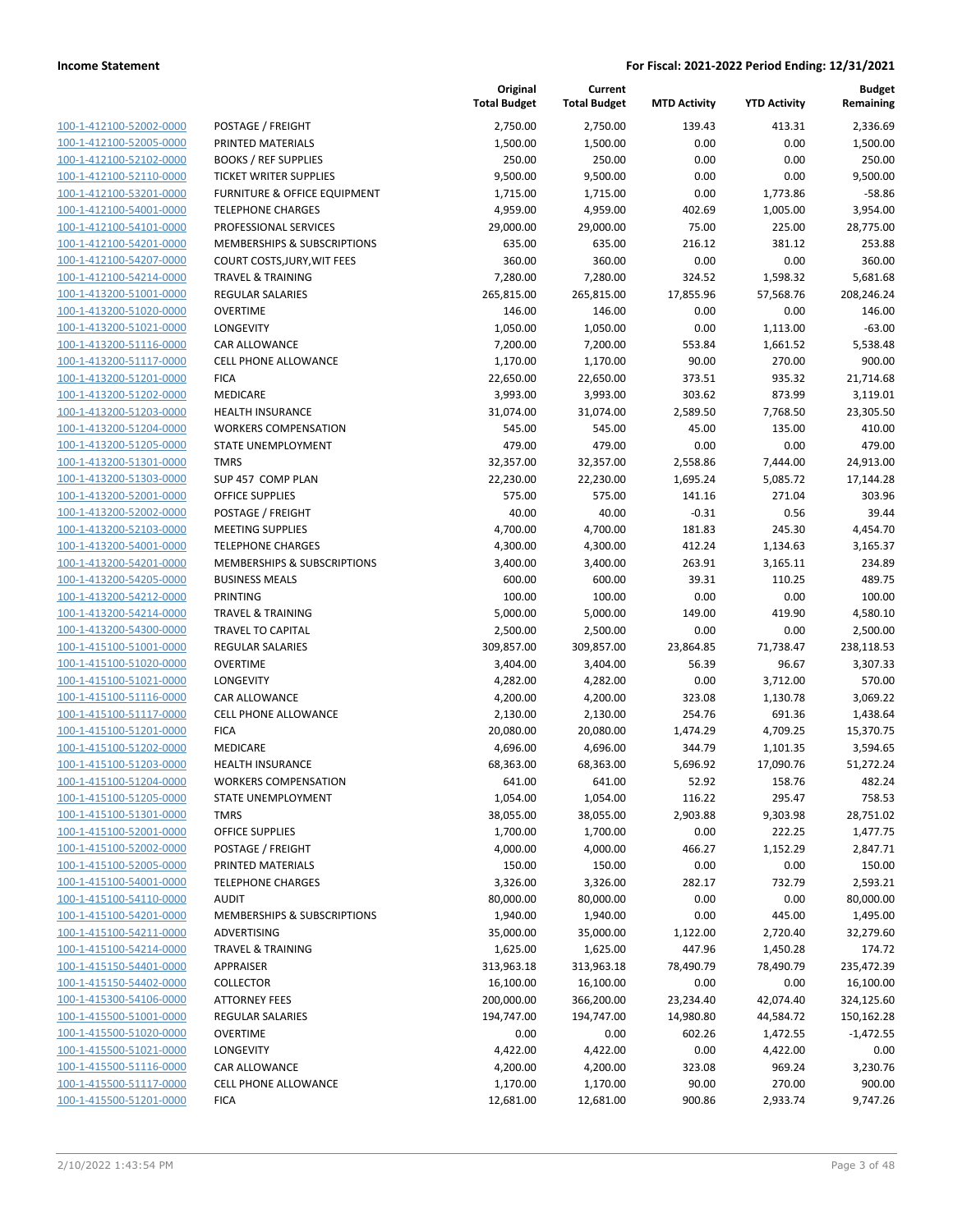**Income Statement** — **For Fiscal: 2021-2022 Period Ending: 12/31/2021**

| | | Original Total Budget | Current Total Budget | MTD Activity | YTD Activity | Budget Remaining |
|---|---|---|---|---|---|---|
| 100-1-412100-52002-0000 | POSTAGE / FREIGHT | 2,750.00 | 2,750.00 | 139.43 | 413.31 | 2,336.69 |
| 100-1-412100-52005-0000 | PRINTED MATERIALS | 1,500.00 | 1,500.00 | 0.00 | 0.00 | 1,500.00 |
| 100-1-412100-52102-0000 | BOOKS / REF SUPPLIES | 250.00 | 250.00 | 0.00 | 0.00 | 250.00 |
| 100-1-412100-52110-0000 | TICKET WRITER SUPPLIES | 9,500.00 | 9,500.00 | 0.00 | 0.00 | 9,500.00 |
| 100-1-412100-53201-0000 | FURNITURE & OFFICE EQUIPMENT | 1,715.00 | 1,715.00 | 0.00 | 1,773.86 | -58.86 |
| 100-1-412100-54001-0000 | TELEPHONE CHARGES | 4,959.00 | 4,959.00 | 402.69 | 1,005.00 | 3,954.00 |
| 100-1-412100-54101-0000 | PROFESSIONAL SERVICES | 29,000.00 | 29,000.00 | 75.00 | 225.00 | 28,775.00 |
| 100-1-412100-54201-0000 | MEMBERSHIPS & SUBSCRIPTIONS | 635.00 | 635.00 | 216.12 | 381.12 | 253.88 |
| 100-1-412100-54207-0000 | COURT COSTS,JURY,WIT FEES | 360.00 | 360.00 | 0.00 | 0.00 | 360.00 |
| 100-1-412100-54214-0000 | TRAVEL & TRAINING | 7,280.00 | 7,280.00 | 324.52 | 1,598.32 | 5,681.68 |
| 100-1-413200-51001-0000 | REGULAR SALARIES | 265,815.00 | 265,815.00 | 17,855.96 | 57,568.76 | 208,246.24 |
| 100-1-413200-51020-0000 | OVERTIME | 146.00 | 146.00 | 0.00 | 0.00 | 146.00 |
| 100-1-413200-51021-0000 | LONGEVITY | 1,050.00 | 1,050.00 | 0.00 | 1,113.00 | -63.00 |
| 100-1-413200-51116-0000 | CAR ALLOWANCE | 7,200.00 | 7,200.00 | 553.84 | 1,661.52 | 5,538.48 |
| 100-1-413200-51117-0000 | CELL PHONE ALLOWANCE | 1,170.00 | 1,170.00 | 90.00 | 270.00 | 900.00 |
| 100-1-413200-51201-0000 | FICA | 22,650.00 | 22,650.00 | 373.51 | 935.32 | 21,714.68 |
| 100-1-413200-51202-0000 | MEDICARE | 3,993.00 | 3,993.00 | 303.62 | 873.99 | 3,119.01 |
| 100-1-413200-51203-0000 | HEALTH INSURANCE | 31,074.00 | 31,074.00 | 2,589.50 | 7,768.50 | 23,305.50 |
| 100-1-413200-51204-0000 | WORKERS COMPENSATION | 545.00 | 545.00 | 45.00 | 135.00 | 410.00 |
| 100-1-413200-51205-0000 | STATE UNEMPLOYMENT | 479.00 | 479.00 | 0.00 | 0.00 | 479.00 |
| 100-1-413200-51301-0000 | TMRS | 32,357.00 | 32,357.00 | 2,558.86 | 7,444.00 | 24,913.00 |
| 100-1-413200-51303-0000 | SUP 457 COMP PLAN | 22,230.00 | 22,230.00 | 1,695.24 | 5,085.72 | 17,144.28 |
| 100-1-413200-52001-0000 | OFFICE SUPPLIES | 575.00 | 575.00 | 141.16 | 271.04 | 303.96 |
| 100-1-413200-52002-0000 | POSTAGE / FREIGHT | 40.00 | 40.00 | -0.31 | 0.56 | 39.44 |
| 100-1-413200-52103-0000 | MEETING SUPPLIES | 4,700.00 | 4,700.00 | 181.83 | 245.30 | 4,454.70 |
| 100-1-413200-54001-0000 | TELEPHONE CHARGES | 4,300.00 | 4,300.00 | 412.24 | 1,134.63 | 3,165.37 |
| 100-1-413200-54201-0000 | MEMBERSHIPS & SUBSCRIPTIONS | 3,400.00 | 3,400.00 | 263.91 | 3,165.11 | 234.89 |
| 100-1-413200-54205-0000 | BUSINESS MEALS | 600.00 | 600.00 | 39.31 | 110.25 | 489.75 |
| 100-1-413200-54212-0000 | PRINTING | 100.00 | 100.00 | 0.00 | 0.00 | 100.00 |
| 100-1-413200-54214-0000 | TRAVEL & TRAINING | 5,000.00 | 5,000.00 | 149.00 | 419.90 | 4,580.10 |
| 100-1-413200-54300-0000 | TRAVEL TO CAPITAL | 2,500.00 | 2,500.00 | 0.00 | 0.00 | 2,500.00 |
| 100-1-415100-51001-0000 | REGULAR SALARIES | 309,857.00 | 309,857.00 | 23,864.85 | 71,738.47 | 238,118.53 |
| 100-1-415100-51020-0000 | OVERTIME | 3,404.00 | 3,404.00 | 56.39 | 96.67 | 3,307.33 |
| 100-1-415100-51021-0000 | LONGEVITY | 4,282.00 | 4,282.00 | 0.00 | 3,712.00 | 570.00 |
| 100-1-415100-51116-0000 | CAR ALLOWANCE | 4,200.00 | 4,200.00 | 323.08 | 1,130.78 | 3,069.22 |
| 100-1-415100-51117-0000 | CELL PHONE ALLOWANCE | 2,130.00 | 2,130.00 | 254.76 | 691.36 | 1,438.64 |
| 100-1-415100-51201-0000 | FICA | 20,080.00 | 20,080.00 | 1,474.29 | 4,709.25 | 15,370.75 |
| 100-1-415100-51202-0000 | MEDICARE | 4,696.00 | 4,696.00 | 344.79 | 1,101.35 | 3,594.65 |
| 100-1-415100-51203-0000 | HEALTH INSURANCE | 68,363.00 | 68,363.00 | 5,696.92 | 17,090.76 | 51,272.24 |
| 100-1-415100-51204-0000 | WORKERS COMPENSATION | 641.00 | 641.00 | 52.92 | 158.76 | 482.24 |
| 100-1-415100-51205-0000 | STATE UNEMPLOYMENT | 1,054.00 | 1,054.00 | 116.22 | 295.47 | 758.53 |
| 100-1-415100-51301-0000 | TMRS | 38,055.00 | 38,055.00 | 2,903.88 | 9,303.98 | 28,751.02 |
| 100-1-415100-52001-0000 | OFFICE SUPPLIES | 1,700.00 | 1,700.00 | 0.00 | 222.25 | 1,477.75 |
| 100-1-415100-52002-0000 | POSTAGE / FREIGHT | 4,000.00 | 4,000.00 | 466.27 | 1,152.29 | 2,847.71 |
| 100-1-415100-52005-0000 | PRINTED MATERIALS | 150.00 | 150.00 | 0.00 | 0.00 | 150.00 |
| 100-1-415100-54001-0000 | TELEPHONE CHARGES | 3,326.00 | 3,326.00 | 282.17 | 732.79 | 2,593.21 |
| 100-1-415100-54110-0000 | AUDIT | 80,000.00 | 80,000.00 | 0.00 | 0.00 | 80,000.00 |
| 100-1-415100-54201-0000 | MEMBERSHIPS & SUBSCRIPTIONS | 1,940.00 | 1,940.00 | 0.00 | 445.00 | 1,495.00 |
| 100-1-415100-54211-0000 | ADVERTISING | 35,000.00 | 35,000.00 | 1,122.00 | 2,720.40 | 32,279.60 |
| 100-1-415100-54214-0000 | TRAVEL & TRAINING | 1,625.00 | 1,625.00 | 447.96 | 1,450.28 | 174.72 |
| 100-1-415150-54401-0000 | APPRAISER | 313,963.18 | 313,963.18 | 78,490.79 | 78,490.79 | 235,472.39 |
| 100-1-415150-54402-0000 | COLLECTOR | 16,100.00 | 16,100.00 | 0.00 | 0.00 | 16,100.00 |
| 100-1-415300-54106-0000 | ATTORNEY FEES | 200,000.00 | 366,200.00 | 23,234.40 | 42,074.40 | 324,125.60 |
| 100-1-415500-51001-0000 | REGULAR SALARIES | 194,747.00 | 194,747.00 | 14,980.80 | 44,584.72 | 150,162.28 |
| 100-1-415500-51020-0000 | OVERTIME | 0.00 | 0.00 | 602.26 | 1,472.55 | -1,472.55 |
| 100-1-415500-51021-0000 | LONGEVITY | 4,422.00 | 4,422.00 | 0.00 | 4,422.00 | 0.00 |
| 100-1-415500-51116-0000 | CAR ALLOWANCE | 4,200.00 | 4,200.00 | 323.08 | 969.24 | 3,230.76 |
| 100-1-415500-51117-0000 | CELL PHONE ALLOWANCE | 1,170.00 | 1,170.00 | 90.00 | 270.00 | 900.00 |
| 100-1-415500-51201-0000 | FICA | 12,681.00 | 12,681.00 | 900.86 | 2,933.74 | 9,747.26 |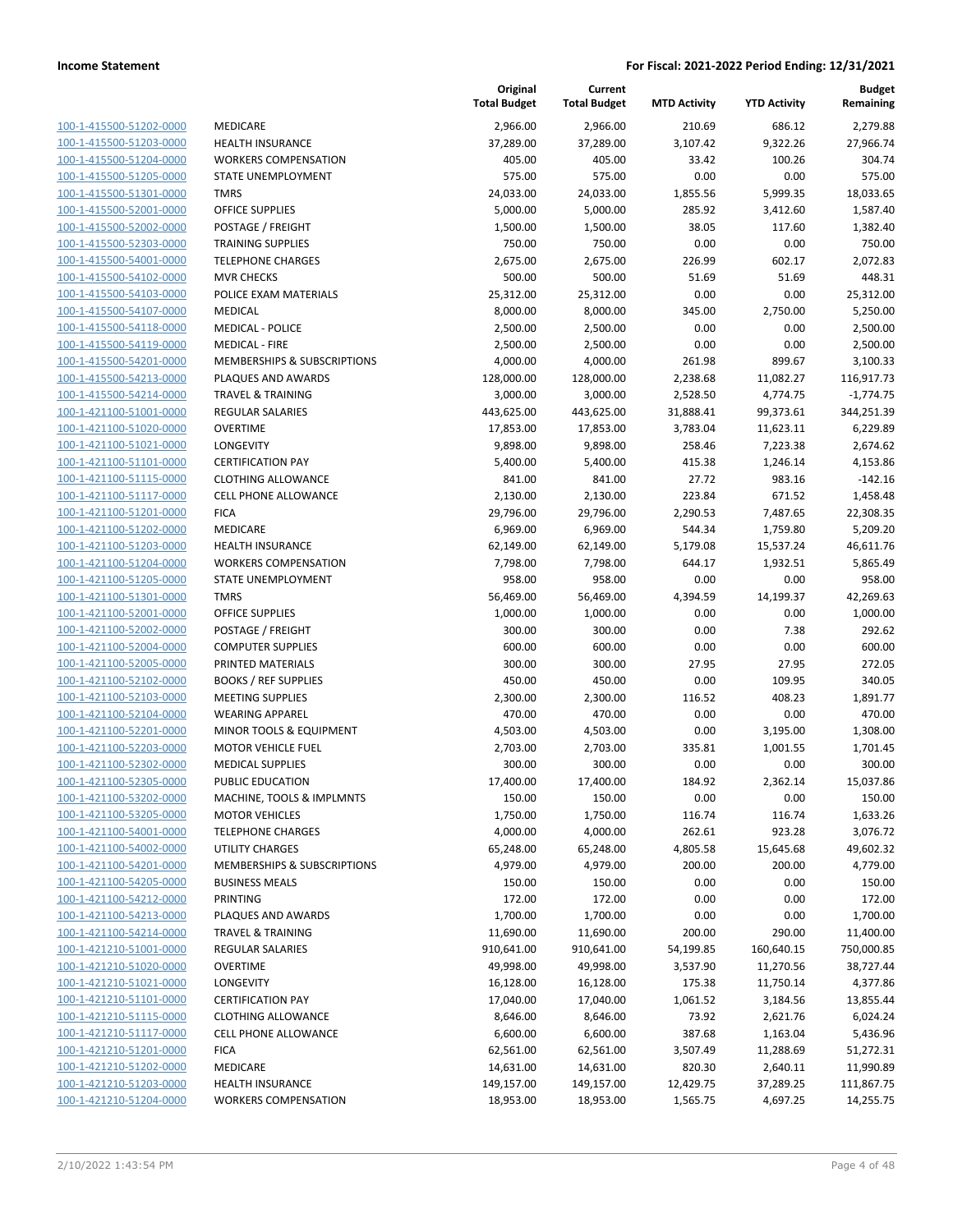| | | Original Total Budget | Current Total Budget | MTD Activity | YTD Activity | Budget Remaining |
|---|---|---|---|---|---|---|
| 100-1-415500-51202-0000 | MEDICARE | 2,966.00 | 2,966.00 | 210.69 | 686.12 | 2,279.88 |
| 100-1-415500-51203-0000 | HEALTH INSURANCE | 37,289.00 | 37,289.00 | 3,107.42 | 9,322.26 | 27,966.74 |
| 100-1-415500-51204-0000 | WORKERS COMPENSATION | 405.00 | 405.00 | 33.42 | 100.26 | 304.74 |
| 100-1-415500-51205-0000 | STATE UNEMPLOYMENT | 575.00 | 575.00 | 0.00 | 0.00 | 575.00 |
| 100-1-415500-51301-0000 | TMRS | 24,033.00 | 24,033.00 | 1,855.56 | 5,999.35 | 18,033.65 |
| 100-1-415500-52001-0000 | OFFICE SUPPLIES | 5,000.00 | 5,000.00 | 285.92 | 3,412.60 | 1,587.40 |
| 100-1-415500-52002-0000 | POSTAGE / FREIGHT | 1,500.00 | 1,500.00 | 38.05 | 117.60 | 1,382.40 |
| 100-1-415500-52303-0000 | TRAINING SUPPLIES | 750.00 | 750.00 | 0.00 | 0.00 | 750.00 |
| 100-1-415500-54001-0000 | TELEPHONE CHARGES | 2,675.00 | 2,675.00 | 226.99 | 602.17 | 2,072.83 |
| 100-1-415500-54102-0000 | MVR CHECKS | 500.00 | 500.00 | 51.69 | 51.69 | 448.31 |
| 100-1-415500-54103-0000 | POLICE EXAM MATERIALS | 25,312.00 | 25,312.00 | 0.00 | 0.00 | 25,312.00 |
| 100-1-415500-54107-0000 | MEDICAL | 8,000.00 | 8,000.00 | 345.00 | 2,750.00 | 5,250.00 |
| 100-1-415500-54118-0000 | MEDICAL - POLICE | 2,500.00 | 2,500.00 | 0.00 | 0.00 | 2,500.00 |
| 100-1-415500-54119-0000 | MEDICAL - FIRE | 2,500.00 | 2,500.00 | 0.00 | 0.00 | 2,500.00 |
| 100-1-415500-54201-0000 | MEMBERSHIPS & SUBSCRIPTIONS | 4,000.00 | 4,000.00 | 261.98 | 899.67 | 3,100.33 |
| 100-1-415500-54213-0000 | PLAQUES AND AWARDS | 128,000.00 | 128,000.00 | 2,238.68 | 11,082.27 | 116,917.73 |
| 100-1-415500-54214-0000 | TRAVEL & TRAINING | 3,000.00 | 3,000.00 | 2,528.50 | 4,774.75 | -1,774.75 |
| 100-1-421100-51001-0000 | REGULAR SALARIES | 443,625.00 | 443,625.00 | 31,888.41 | 99,373.61 | 344,251.39 |
| 100-1-421100-51020-0000 | OVERTIME | 17,853.00 | 17,853.00 | 3,783.04 | 11,623.11 | 6,229.89 |
| 100-1-421100-51021-0000 | LONGEVITY | 9,898.00 | 9,898.00 | 258.46 | 7,223.38 | 2,674.62 |
| 100-1-421100-51101-0000 | CERTIFICATION PAY | 5,400.00 | 5,400.00 | 415.38 | 1,246.14 | 4,153.86 |
| 100-1-421100-51115-0000 | CLOTHING ALLOWANCE | 841.00 | 841.00 | 27.72 | 983.16 | -142.16 |
| 100-1-421100-51117-0000 | CELL PHONE ALLOWANCE | 2,130.00 | 2,130.00 | 223.84 | 671.52 | 1,458.48 |
| 100-1-421100-51201-0000 | FICA | 29,796.00 | 29,796.00 | 2,290.53 | 7,487.65 | 22,308.35 |
| 100-1-421100-51202-0000 | MEDICARE | 6,969.00 | 6,969.00 | 544.34 | 1,759.80 | 5,209.20 |
| 100-1-421100-51203-0000 | HEALTH INSURANCE | 62,149.00 | 62,149.00 | 5,179.08 | 15,537.24 | 46,611.76 |
| 100-1-421100-51204-0000 | WORKERS COMPENSATION | 7,798.00 | 7,798.00 | 644.17 | 1,932.51 | 5,865.49 |
| 100-1-421100-51205-0000 | STATE UNEMPLOYMENT | 958.00 | 958.00 | 0.00 | 0.00 | 958.00 |
| 100-1-421100-51301-0000 | TMRS | 56,469.00 | 56,469.00 | 4,394.59 | 14,199.37 | 42,269.63 |
| 100-1-421100-52001-0000 | OFFICE SUPPLIES | 1,000.00 | 1,000.00 | 0.00 | 0.00 | 1,000.00 |
| 100-1-421100-52002-0000 | POSTAGE / FREIGHT | 300.00 | 300.00 | 0.00 | 7.38 | 292.62 |
| 100-1-421100-52004-0000 | COMPUTER SUPPLIES | 600.00 | 600.00 | 0.00 | 0.00 | 600.00 |
| 100-1-421100-52005-0000 | PRINTED MATERIALS | 300.00 | 300.00 | 27.95 | 27.95 | 272.05 |
| 100-1-421100-52102-0000 | BOOKS / REF SUPPLIES | 450.00 | 450.00 | 0.00 | 109.95 | 340.05 |
| 100-1-421100-52103-0000 | MEETING SUPPLIES | 2,300.00 | 2,300.00 | 116.52 | 408.23 | 1,891.77 |
| 100-1-421100-52104-0000 | WEARING APPAREL | 470.00 | 470.00 | 0.00 | 0.00 | 470.00 |
| 100-1-421100-52201-0000 | MINOR TOOLS & EQUIPMENT | 4,503.00 | 4,503.00 | 0.00 | 3,195.00 | 1,308.00 |
| 100-1-421100-52203-0000 | MOTOR VEHICLE FUEL | 2,703.00 | 2,703.00 | 335.81 | 1,001.55 | 1,701.45 |
| 100-1-421100-52302-0000 | MEDICAL SUPPLIES | 300.00 | 300.00 | 0.00 | 0.00 | 300.00 |
| 100-1-421100-52305-0000 | PUBLIC EDUCATION | 17,400.00 | 17,400.00 | 184.92 | 2,362.14 | 15,037.86 |
| 100-1-421100-53202-0000 | MACHINE, TOOLS & IMPLMNTS | 150.00 | 150.00 | 0.00 | 0.00 | 150.00 |
| 100-1-421100-53205-0000 | MOTOR VEHICLES | 1,750.00 | 1,750.00 | 116.74 | 116.74 | 1,633.26 |
| 100-1-421100-54001-0000 | TELEPHONE CHARGES | 4,000.00 | 4,000.00 | 262.61 | 923.28 | 3,076.72 |
| 100-1-421100-54002-0000 | UTILITY CHARGES | 65,248.00 | 65,248.00 | 4,805.58 | 15,645.68 | 49,602.32 |
| 100-1-421100-54201-0000 | MEMBERSHIPS & SUBSCRIPTIONS | 4,979.00 | 4,979.00 | 200.00 | 200.00 | 4,779.00 |
| 100-1-421100-54205-0000 | BUSINESS MEALS | 150.00 | 150.00 | 0.00 | 0.00 | 150.00 |
| 100-1-421100-54212-0000 | PRINTING | 172.00 | 172.00 | 0.00 | 0.00 | 172.00 |
| 100-1-421100-54213-0000 | PLAQUES AND AWARDS | 1,700.00 | 1,700.00 | 0.00 | 0.00 | 1,700.00 |
| 100-1-421100-54214-0000 | TRAVEL & TRAINING | 11,690.00 | 11,690.00 | 200.00 | 290.00 | 11,400.00 |
| 100-1-421210-51001-0000 | REGULAR SALARIES | 910,641.00 | 910,641.00 | 54,199.85 | 160,640.15 | 750,000.85 |
| 100-1-421210-51020-0000 | OVERTIME | 49,998.00 | 49,998.00 | 3,537.90 | 11,270.56 | 38,727.44 |
| 100-1-421210-51021-0000 | LONGEVITY | 16,128.00 | 16,128.00 | 175.38 | 11,750.14 | 4,377.86 |
| 100-1-421210-51101-0000 | CERTIFICATION PAY | 17,040.00 | 17,040.00 | 1,061.52 | 3,184.56 | 13,855.44 |
| 100-1-421210-51115-0000 | CLOTHING ALLOWANCE | 8,646.00 | 8,646.00 | 73.92 | 2,621.76 | 6,024.24 |
| 100-1-421210-51117-0000 | CELL PHONE ALLOWANCE | 6,600.00 | 6,600.00 | 387.68 | 1,163.04 | 5,436.96 |
| 100-1-421210-51201-0000 | FICA | 62,561.00 | 62,561.00 | 3,507.49 | 11,288.69 | 51,272.31 |
| 100-1-421210-51202-0000 | MEDICARE | 14,631.00 | 14,631.00 | 820.30 | 2,640.11 | 11,990.89 |
| 100-1-421210-51203-0000 | HEALTH INSURANCE | 149,157.00 | 149,157.00 | 12,429.75 | 37,289.25 | 111,867.75 |
| 100-1-421210-51204-0000 | WORKERS COMPENSATION | 18,953.00 | 18,953.00 | 1,565.75 | 4,697.25 | 14,255.75 |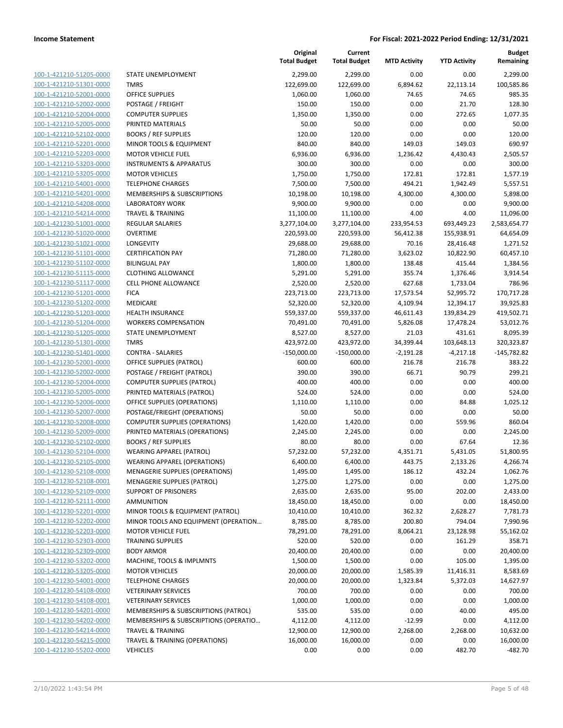**Income Statement** — **For Fiscal: 2021-2022 Period Ending: 12/31/2021**

| | | Original Total Budget | Current Total Budget | MTD Activity | YTD Activity | Budget Remaining |
|---|---|---|---|---|---|---|
| 100-1-421210-51205-0000 | STATE UNEMPLOYMENT | 2,299.00 | 2,299.00 | 0.00 | 0.00 | 2,299.00 |
| 100-1-421210-51301-0000 | TMRS | 122,699.00 | 122,699.00 | 6,894.62 | 22,113.14 | 100,585.86 |
| 100-1-421210-52001-0000 | OFFICE SUPPLIES | 1,060.00 | 1,060.00 | 74.65 | 74.65 | 985.35 |
| 100-1-421210-52002-0000 | POSTAGE / FREIGHT | 150.00 | 150.00 | 0.00 | 21.70 | 128.30 |
| 100-1-421210-52004-0000 | COMPUTER SUPPLIES | 1,350.00 | 1,350.00 | 0.00 | 272.65 | 1,077.35 |
| 100-1-421210-52005-0000 | PRINTED MATERIALS | 50.00 | 50.00 | 0.00 | 0.00 | 50.00 |
| 100-1-421210-52102-0000 | BOOKS / REF SUPPLIES | 120.00 | 120.00 | 0.00 | 0.00 | 120.00 |
| 100-1-421210-52201-0000 | MINOR TOOLS & EQUIPMENT | 840.00 | 840.00 | 149.03 | 149.03 | 690.97 |
| 100-1-421210-52203-0000 | MOTOR VEHICLE FUEL | 6,936.00 | 6,936.00 | 1,236.42 | 4,430.43 | 2,505.57 |
| 100-1-421210-53203-0000 | INSTRUMENTS & APPARATUS | 300.00 | 300.00 | 0.00 | 0.00 | 300.00 |
| 100-1-421210-53205-0000 | MOTOR VEHICLES | 1,750.00 | 1,750.00 | 172.81 | 172.81 | 1,577.19 |
| 100-1-421210-54001-0000 | TELEPHONE CHARGES | 7,500.00 | 7,500.00 | 494.21 | 1,942.49 | 5,557.51 |
| 100-1-421210-54201-0000 | MEMBERSHIPS & SUBSCRIPTIONS | 10,198.00 | 10,198.00 | 4,300.00 | 4,300.00 | 5,898.00 |
| 100-1-421210-54208-0000 | LABORATORY WORK | 9,900.00 | 9,900.00 | 0.00 | 0.00 | 9,900.00 |
| 100-1-421210-54214-0000 | TRAVEL & TRAINING | 11,100.00 | 11,100.00 | 4.00 | 4.00 | 11,096.00 |
| 100-1-421230-51001-0000 | REGULAR SALARIES | 3,277,104.00 | 3,277,104.00 | 233,954.53 | 693,449.23 | 2,583,654.77 |
| 100-1-421230-51020-0000 | OVERTIME | 220,593.00 | 220,593.00 | 56,412.38 | 155,938.91 | 64,654.09 |
| 100-1-421230-51021-0000 | LONGEVITY | 29,688.00 | 29,688.00 | 70.16 | 28,416.48 | 1,271.52 |
| 100-1-421230-51101-0000 | CERTIFICATION PAY | 71,280.00 | 71,280.00 | 3,623.02 | 10,822.90 | 60,457.10 |
| 100-1-421230-51102-0000 | BILINGUAL PAY | 1,800.00 | 1,800.00 | 138.48 | 415.44 | 1,384.56 |
| 100-1-421230-51115-0000 | CLOTHING ALLOWANCE | 5,291.00 | 5,291.00 | 355.74 | 1,376.46 | 3,914.54 |
| 100-1-421230-51117-0000 | CELL PHONE ALLOWANCE | 2,520.00 | 2,520.00 | 627.68 | 1,733.04 | 786.96 |
| 100-1-421230-51201-0000 | FICA | 223,713.00 | 223,713.00 | 17,573.54 | 52,995.72 | 170,717.28 |
| 100-1-421230-51202-0000 | MEDICARE | 52,320.00 | 52,320.00 | 4,109.94 | 12,394.17 | 39,925.83 |
| 100-1-421230-51203-0000 | HEALTH INSURANCE | 559,337.00 | 559,337.00 | 46,611.43 | 139,834.29 | 419,502.71 |
| 100-1-421230-51204-0000 | WORKERS COMPENSATION | 70,491.00 | 70,491.00 | 5,826.08 | 17,478.24 | 53,012.76 |
| 100-1-421230-51205-0000 | STATE UNEMPLOYMENT | 8,527.00 | 8,527.00 | 21.03 | 431.61 | 8,095.39 |
| 100-1-421230-51301-0000 | TMRS | 423,972.00 | 423,972.00 | 34,399.44 | 103,648.13 | 320,323.87 |
| 100-1-421230-51401-0000 | CONTRA - SALARIES | -150,000.00 | -150,000.00 | -2,191.28 | -4,217.18 | -145,782.82 |
| 100-1-421230-52001-0000 | OFFICE SUPPLIES (PATROL) | 600.00 | 600.00 | 216.78 | 216.78 | 383.22 |
| 100-1-421230-52002-0000 | POSTAGE / FREIGHT (PATROL) | 390.00 | 390.00 | 66.71 | 90.79 | 299.21 |
| 100-1-421230-52004-0000 | COMPUTER SUPPLIES (PATROL) | 400.00 | 400.00 | 0.00 | 0.00 | 400.00 |
| 100-1-421230-52005-0000 | PRINTED MATERIALS (PATROL) | 524.00 | 524.00 | 0.00 | 0.00 | 524.00 |
| 100-1-421230-52006-0000 | OFFICE SUPPLIES (OPERATIONS) | 1,110.00 | 1,110.00 | 0.00 | 84.88 | 1,025.12 |
| 100-1-421230-52007-0000 | POSTAGE/FRIEGHT (OPERATIONS) | 50.00 | 50.00 | 0.00 | 0.00 | 50.00 |
| 100-1-421230-52008-0000 | COMPUTER SUPPLIES (OPERATIONS) | 1,420.00 | 1,420.00 | 0.00 | 559.96 | 860.04 |
| 100-1-421230-52009-0000 | PRINTED MATERIALS (OPERATIONS) | 2,245.00 | 2,245.00 | 0.00 | 0.00 | 2,245.00 |
| 100-1-421230-52102-0000 | BOOKS / REF SUPPLIES | 80.00 | 80.00 | 0.00 | 67.64 | 12.36 |
| 100-1-421230-52104-0000 | WEARING APPAREL (PATROL) | 57,232.00 | 57,232.00 | 4,351.71 | 5,431.05 | 51,800.95 |
| 100-1-421230-52105-0000 | WEARING APPAREL (OPERATIONS) | 6,400.00 | 6,400.00 | 443.75 | 2,133.26 | 4,266.74 |
| 100-1-421230-52108-0000 | MENAGERIE SUPPLIES (OPERATIONS) | 1,495.00 | 1,495.00 | 186.12 | 432.24 | 1,062.76 |
| 100-1-421230-52108-0001 | MENAGERIE SUPPLIES (PATROL) | 1,275.00 | 1,275.00 | 0.00 | 0.00 | 1,275.00 |
| 100-1-421230-52109-0000 | SUPPORT OF PRISONERS | 2,635.00 | 2,635.00 | 95.00 | 202.00 | 2,433.00 |
| 100-1-421230-52111-0000 | AMMUNITION | 18,450.00 | 18,450.00 | 0.00 | 0.00 | 18,450.00 |
| 100-1-421230-52201-0000 | MINOR TOOLS & EQUIPMENT (PATROL) | 10,410.00 | 10,410.00 | 362.32 | 2,628.27 | 7,781.73 |
| 100-1-421230-52202-0000 | MINOR TOOLS AND EQUIPMENT (OPERATION… | 8,785.00 | 8,785.00 | 200.80 | 794.04 | 7,990.96 |
| 100-1-421230-52203-0000 | MOTOR VEHICLE FUEL | 78,291.00 | 78,291.00 | 8,064.21 | 23,128.98 | 55,162.02 |
| 100-1-421230-52303-0000 | TRAINING SUPPLIES | 520.00 | 520.00 | 0.00 | 161.29 | 358.71 |
| 100-1-421230-52309-0000 | BODY ARMOR | 20,400.00 | 20,400.00 | 0.00 | 0.00 | 20,400.00 |
| 100-1-421230-53202-0000 | MACHINE, TOOLS & IMPLMNTS | 1,500.00 | 1,500.00 | 0.00 | 105.00 | 1,395.00 |
| 100-1-421230-53205-0000 | MOTOR VEHICLES | 20,000.00 | 20,000.00 | 1,585.39 | 11,416.31 | 8,583.69 |
| 100-1-421230-54001-0000 | TELEPHONE CHARGES | 20,000.00 | 20,000.00 | 1,323.84 | 5,372.03 | 14,627.97 |
| 100-1-421230-54108-0000 | VETERINARY SERVICES | 700.00 | 700.00 | 0.00 | 0.00 | 700.00 |
| 100-1-421230-54108-0001 | VETERINARY SERVICES | 1,000.00 | 1,000.00 | 0.00 | 0.00 | 1,000.00 |
| 100-1-421230-54201-0000 | MEMBERSHIPS & SUBSCRIPTIONS (PATROL) | 535.00 | 535.00 | 0.00 | 40.00 | 495.00 |
| 100-1-421230-54202-0000 | MEMBERSHIPS & SUBSCRIPTIONS (OPERATIO… | 4,112.00 | 4,112.00 | -12.99 | 0.00 | 4,112.00 |
| 100-1-421230-54214-0000 | TRAVEL & TRAINING | 12,900.00 | 12,900.00 | 2,268.00 | 2,268.00 | 10,632.00 |
| 100-1-421230-54215-0000 | TRAVEL & TRAINING (OPERATIONS) | 16,000.00 | 16,000.00 | 0.00 | 0.00 | 16,000.00 |
| 100-1-421230-55202-0000 | VEHICLES | 0.00 | 0.00 | 0.00 | 482.70 | -482.70 |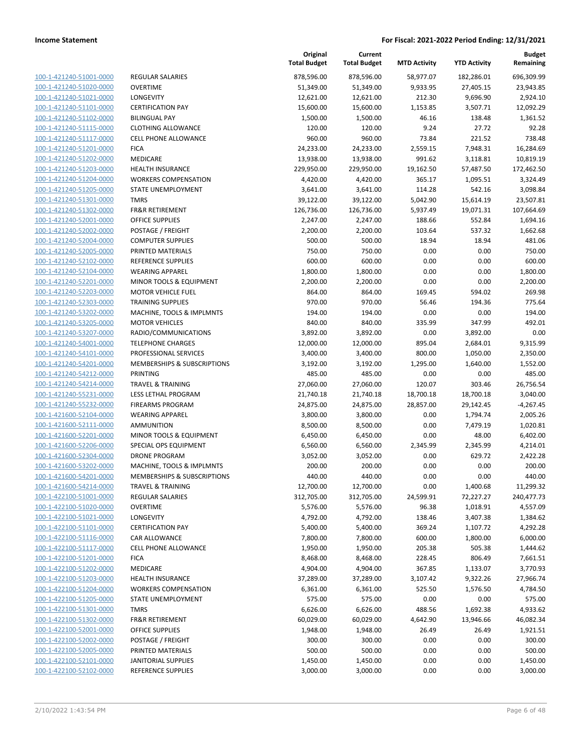**Income Statement** | **For Fiscal: 2021-2022 Period Ending: 12/31/2021**

| | | Original Total Budget | Current Total Budget | MTD Activity | YTD Activity | Budget Remaining |
|---|---|---|---|---|---|---|
| 100-1-421240-51001-0000 | REGULAR SALARIES | 878,596.00 | 878,596.00 | 58,977.07 | 182,286.01 | 696,309.99 |
| 100-1-421240-51020-0000 | OVERTIME | 51,349.00 | 51,349.00 | 9,933.95 | 27,405.15 | 23,943.85 |
| 100-1-421240-51021-0000 | LONGEVITY | 12,621.00 | 12,621.00 | 212.30 | 9,696.90 | 2,924.10 |
| 100-1-421240-51101-0000 | CERTIFICATION PAY | 15,600.00 | 15,600.00 | 1,153.85 | 3,507.71 | 12,092.29 |
| 100-1-421240-51102-0000 | BILINGUAL PAY | 1,500.00 | 1,500.00 | 46.16 | 138.48 | 1,361.52 |
| 100-1-421240-51115-0000 | CLOTHING ALLOWANCE | 120.00 | 120.00 | 9.24 | 27.72 | 92.28 |
| 100-1-421240-51117-0000 | CELL PHONE ALLOWANCE | 960.00 | 960.00 | 73.84 | 221.52 | 738.48 |
| 100-1-421240-51201-0000 | FICA | 24,233.00 | 24,233.00 | 2,559.15 | 7,948.31 | 16,284.69 |
| 100-1-421240-51202-0000 | MEDICARE | 13,938.00 | 13,938.00 | 991.62 | 3,118.81 | 10,819.19 |
| 100-1-421240-51203-0000 | HEALTH INSURANCE | 229,950.00 | 229,950.00 | 19,162.50 | 57,487.50 | 172,462.50 |
| 100-1-421240-51204-0000 | WORKERS COMPENSATION | 4,420.00 | 4,420.00 | 365.17 | 1,095.51 | 3,324.49 |
| 100-1-421240-51205-0000 | STATE UNEMPLOYMENT | 3,641.00 | 3,641.00 | 114.28 | 542.16 | 3,098.84 |
| 100-1-421240-51301-0000 | TMRS | 39,122.00 | 39,122.00 | 5,042.90 | 15,614.19 | 23,507.81 |
| 100-1-421240-51302-0000 | FR&R RETIREMENT | 126,736.00 | 126,736.00 | 5,937.49 | 19,071.31 | 107,664.69 |
| 100-1-421240-52001-0000 | OFFICE SUPPLIES | 2,247.00 | 2,247.00 | 188.66 | 552.84 | 1,694.16 |
| 100-1-421240-52002-0000 | POSTAGE / FREIGHT | 2,200.00 | 2,200.00 | 103.64 | 537.32 | 1,662.68 |
| 100-1-421240-52004-0000 | COMPUTER SUPPLIES | 500.00 | 500.00 | 18.94 | 18.94 | 481.06 |
| 100-1-421240-52005-0000 | PRINTED MATERIALS | 750.00 | 750.00 | 0.00 | 0.00 | 750.00 |
| 100-1-421240-52102-0000 | REFERENCE SUPPLIES | 600.00 | 600.00 | 0.00 | 0.00 | 600.00 |
| 100-1-421240-52104-0000 | WEARING APPAREL | 1,800.00 | 1,800.00 | 0.00 | 0.00 | 1,800.00 |
| 100-1-421240-52201-0000 | MINOR TOOLS & EQUIPMENT | 2,200.00 | 2,200.00 | 0.00 | 0.00 | 2,200.00 |
| 100-1-421240-52203-0000 | MOTOR VEHICLE FUEL | 864.00 | 864.00 | 169.45 | 594.02 | 269.98 |
| 100-1-421240-52303-0000 | TRAINING SUPPLIES | 970.00 | 970.00 | 56.46 | 194.36 | 775.64 |
| 100-1-421240-53202-0000 | MACHINE, TOOLS & IMPLMNTS | 194.00 | 194.00 | 0.00 | 0.00 | 194.00 |
| 100-1-421240-53205-0000 | MOTOR VEHICLES | 840.00 | 840.00 | 335.99 | 347.99 | 492.01 |
| 100-1-421240-53207-0000 | RADIO/COMMUNICATIONS | 3,892.00 | 3,892.00 | 0.00 | 3,892.00 | 0.00 |
| 100-1-421240-54001-0000 | TELEPHONE CHARGES | 12,000.00 | 12,000.00 | 895.04 | 2,684.01 | 9,315.99 |
| 100-1-421240-54101-0000 | PROFESSIONAL SERVICES | 3,400.00 | 3,400.00 | 800.00 | 1,050.00 | 2,350.00 |
| 100-1-421240-54201-0000 | MEMBERSHIPS & SUBSCRIPTIONS | 3,192.00 | 3,192.00 | 1,295.00 | 1,640.00 | 1,552.00 |
| 100-1-421240-54212-0000 | PRINTING | 485.00 | 485.00 | 0.00 | 0.00 | 485.00 |
| 100-1-421240-54214-0000 | TRAVEL & TRAINING | 27,060.00 | 27,060.00 | 120.07 | 303.46 | 26,756.54 |
| 100-1-421240-55231-0000 | LESS LETHAL PROGRAM | 21,740.18 | 21,740.18 | 18,700.18 | 18,700.18 | 3,040.00 |
| 100-1-421240-55232-0000 | FIREARMS PROGRAM | 24,875.00 | 24,875.00 | 28,857.00 | 29,142.45 | -4,267.45 |
| 100-1-421600-52104-0000 | WEARING APPAREL | 3,800.00 | 3,800.00 | 0.00 | 1,794.74 | 2,005.26 |
| 100-1-421600-52111-0000 | AMMUNITION | 8,500.00 | 8,500.00 | 0.00 | 7,479.19 | 1,020.81 |
| 100-1-421600-52201-0000 | MINOR TOOLS & EQUIPMENT | 6,450.00 | 6,450.00 | 0.00 | 48.00 | 6,402.00 |
| 100-1-421600-52206-0000 | SPECIAL OPS EQUIPMENT | 6,560.00 | 6,560.00 | 2,345.99 | 2,345.99 | 4,214.01 |
| 100-1-421600-52304-0000 | DRONE PROGRAM | 3,052.00 | 3,052.00 | 0.00 | 629.72 | 2,422.28 |
| 100-1-421600-53202-0000 | MACHINE, TOOLS & IMPLMNTS | 200.00 | 200.00 | 0.00 | 0.00 | 200.00 |
| 100-1-421600-54201-0000 | MEMBERSHIPS & SUBSCRIPTIONS | 440.00 | 440.00 | 0.00 | 0.00 | 440.00 |
| 100-1-421600-54214-0000 | TRAVEL & TRAINING | 12,700.00 | 12,700.00 | 0.00 | 1,400.68 | 11,299.32 |
| 100-1-422100-51001-0000 | REGULAR SALARIES | 312,705.00 | 312,705.00 | 24,599.91 | 72,227.27 | 240,477.73 |
| 100-1-422100-51020-0000 | OVERTIME | 5,576.00 | 5,576.00 | 96.38 | 1,018.91 | 4,557.09 |
| 100-1-422100-51021-0000 | LONGEVITY | 4,792.00 | 4,792.00 | 138.46 | 3,407.38 | 1,384.62 |
| 100-1-422100-51101-0000 | CERTIFICATION PAY | 5,400.00 | 5,400.00 | 369.24 | 1,107.72 | 4,292.28 |
| 100-1-422100-51116-0000 | CAR ALLOWANCE | 7,800.00 | 7,800.00 | 600.00 | 1,800.00 | 6,000.00 |
| 100-1-422100-51117-0000 | CELL PHONE ALLOWANCE | 1,950.00 | 1,950.00 | 205.38 | 505.38 | 1,444.62 |
| 100-1-422100-51201-0000 | FICA | 8,468.00 | 8,468.00 | 228.45 | 806.49 | 7,661.51 |
| 100-1-422100-51202-0000 | MEDICARE | 4,904.00 | 4,904.00 | 367.85 | 1,133.07 | 3,770.93 |
| 100-1-422100-51203-0000 | HEALTH INSURANCE | 37,289.00 | 37,289.00 | 3,107.42 | 9,322.26 | 27,966.74 |
| 100-1-422100-51204-0000 | WORKERS COMPENSATION | 6,361.00 | 6,361.00 | 525.50 | 1,576.50 | 4,784.50 |
| 100-1-422100-51205-0000 | STATE UNEMPLOYMENT | 575.00 | 575.00 | 0.00 | 0.00 | 575.00 |
| 100-1-422100-51301-0000 | TMRS | 6,626.00 | 6,626.00 | 488.56 | 1,692.38 | 4,933.62 |
| 100-1-422100-51302-0000 | FR&R RETIREMENT | 60,029.00 | 60,029.00 | 4,642.90 | 13,946.66 | 46,082.34 |
| 100-1-422100-52001-0000 | OFFICE SUPPLIES | 1,948.00 | 1,948.00 | 26.49 | 26.49 | 1,921.51 |
| 100-1-422100-52002-0000 | POSTAGE / FREIGHT | 300.00 | 300.00 | 0.00 | 0.00 | 300.00 |
| 100-1-422100-52005-0000 | PRINTED MATERIALS | 500.00 | 500.00 | 0.00 | 0.00 | 500.00 |
| 100-1-422100-52101-0000 | JANITORIAL SUPPLIES | 1,450.00 | 1,450.00 | 0.00 | 0.00 | 1,450.00 |
| 100-1-422100-52102-0000 | REFERENCE SUPPLIES | 3,000.00 | 3,000.00 | 0.00 | 0.00 | 3,000.00 |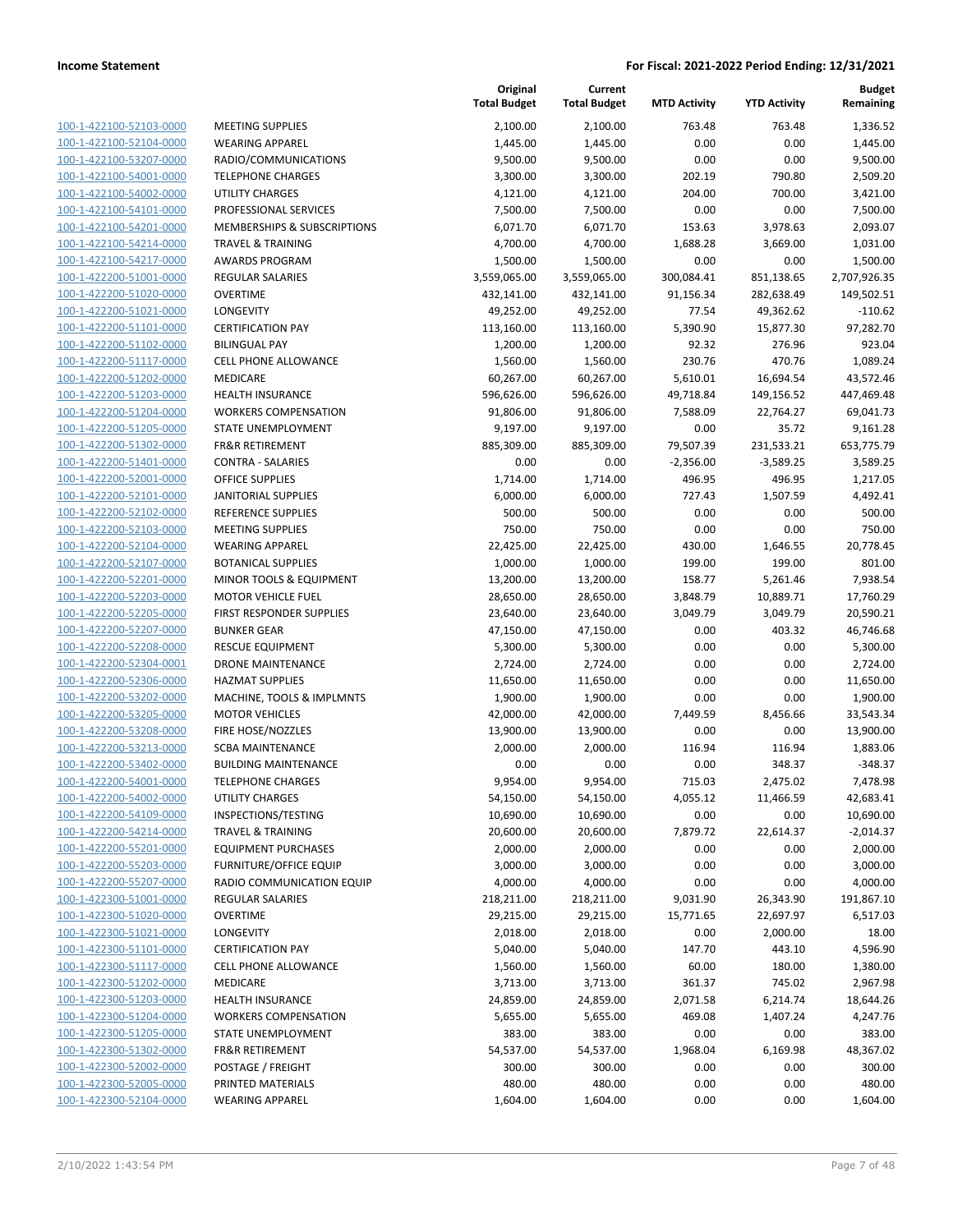**Income Statement** — **For Fiscal: 2021-2022 Period Ending: 12/31/2021**

| | | Original Total Budget | Current Total Budget | MTD Activity | YTD Activity | Budget Remaining |
|---|---|---|---|---|---|---|
| 100-1-422100-52103-0000 | MEETING SUPPLIES | 2,100.00 | 2,100.00 | 763.48 | 763.48 | 1,336.52 |
| 100-1-422100-52104-0000 | WEARING APPAREL | 1,445.00 | 1,445.00 | 0.00 | 0.00 | 1,445.00 |
| 100-1-422100-53207-0000 | RADIO/COMMUNICATIONS | 9,500.00 | 9,500.00 | 0.00 | 0.00 | 9,500.00 |
| 100-1-422100-54001-0000 | TELEPHONE CHARGES | 3,300.00 | 3,300.00 | 202.19 | 790.80 | 2,509.20 |
| 100-1-422100-54002-0000 | UTILITY CHARGES | 4,121.00 | 4,121.00 | 204.00 | 700.00 | 3,421.00 |
| 100-1-422100-54101-0000 | PROFESSIONAL SERVICES | 7,500.00 | 7,500.00 | 0.00 | 0.00 | 7,500.00 |
| 100-1-422100-54201-0000 | MEMBERSHIPS & SUBSCRIPTIONS | 6,071.70 | 6,071.70 | 153.63 | 3,978.63 | 2,093.07 |
| 100-1-422100-54214-0000 | TRAVEL & TRAINING | 4,700.00 | 4,700.00 | 1,688.28 | 3,669.00 | 1,031.00 |
| 100-1-422100-54217-0000 | AWARDS PROGRAM | 1,500.00 | 1,500.00 | 0.00 | 0.00 | 1,500.00 |
| 100-1-422200-51001-0000 | REGULAR SALARIES | 3,559,065.00 | 3,559,065.00 | 300,084.41 | 851,138.65 | 2,707,926.35 |
| 100-1-422200-51020-0000 | OVERTIME | 432,141.00 | 432,141.00 | 91,156.34 | 282,638.49 | 149,502.51 |
| 100-1-422200-51021-0000 | LONGEVITY | 49,252.00 | 49,252.00 | 77.54 | 49,362.62 | -110.62 |
| 100-1-422200-51101-0000 | CERTIFICATION PAY | 113,160.00 | 113,160.00 | 5,390.90 | 15,877.30 | 97,282.70 |
| 100-1-422200-51102-0000 | BILINGUAL PAY | 1,200.00 | 1,200.00 | 92.32 | 276.96 | 923.04 |
| 100-1-422200-51117-0000 | CELL PHONE ALLOWANCE | 1,560.00 | 1,560.00 | 230.76 | 470.76 | 1,089.24 |
| 100-1-422200-51202-0000 | MEDICARE | 60,267.00 | 60,267.00 | 5,610.01 | 16,694.54 | 43,572.46 |
| 100-1-422200-51203-0000 | HEALTH INSURANCE | 596,626.00 | 596,626.00 | 49,718.84 | 149,156.52 | 447,469.48 |
| 100-1-422200-51204-0000 | WORKERS COMPENSATION | 91,806.00 | 91,806.00 | 7,588.09 | 22,764.27 | 69,041.73 |
| 100-1-422200-51205-0000 | STATE UNEMPLOYMENT | 9,197.00 | 9,197.00 | 0.00 | 35.72 | 9,161.28 |
| 100-1-422200-51302-0000 | FR&R RETIREMENT | 885,309.00 | 885,309.00 | 79,507.39 | 231,533.21 | 653,775.79 |
| 100-1-422200-51401-0000 | CONTRA - SALARIES | 0.00 | 0.00 | -2,356.00 | -3,589.25 | 3,589.25 |
| 100-1-422200-52001-0000 | OFFICE SUPPLIES | 1,714.00 | 1,714.00 | 496.95 | 496.95 | 1,217.05 |
| 100-1-422200-52101-0000 | JANITORIAL SUPPLIES | 6,000.00 | 6,000.00 | 727.43 | 1,507.59 | 4,492.41 |
| 100-1-422200-52102-0000 | REFERENCE SUPPLIES | 500.00 | 500.00 | 0.00 | 0.00 | 500.00 |
| 100-1-422200-52103-0000 | MEETING SUPPLIES | 750.00 | 750.00 | 0.00 | 0.00 | 750.00 |
| 100-1-422200-52104-0000 | WEARING APPAREL | 22,425.00 | 22,425.00 | 430.00 | 1,646.55 | 20,778.45 |
| 100-1-422200-52107-0000 | BOTANICAL SUPPLIES | 1,000.00 | 1,000.00 | 199.00 | 199.00 | 801.00 |
| 100-1-422200-52201-0000 | MINOR TOOLS & EQUIPMENT | 13,200.00 | 13,200.00 | 158.77 | 5,261.46 | 7,938.54 |
| 100-1-422200-52203-0000 | MOTOR VEHICLE FUEL | 28,650.00 | 28,650.00 | 3,848.79 | 10,889.71 | 17,760.29 |
| 100-1-422200-52205-0000 | FIRST RESPONDER SUPPLIES | 23,640.00 | 23,640.00 | 3,049.79 | 3,049.79 | 20,590.21 |
| 100-1-422200-52207-0000 | BUNKER GEAR | 47,150.00 | 47,150.00 | 0.00 | 403.32 | 46,746.68 |
| 100-1-422200-52208-0000 | RESCUE EQUIPMENT | 5,300.00 | 5,300.00 | 0.00 | 0.00 | 5,300.00 |
| 100-1-422200-52304-0001 | DRONE MAINTENANCE | 2,724.00 | 2,724.00 | 0.00 | 0.00 | 2,724.00 |
| 100-1-422200-52306-0000 | HAZMAT SUPPLIES | 11,650.00 | 11,650.00 | 0.00 | 0.00 | 11,650.00 |
| 100-1-422200-53202-0000 | MACHINE, TOOLS & IMPLMNTS | 1,900.00 | 1,900.00 | 0.00 | 0.00 | 1,900.00 |
| 100-1-422200-53205-0000 | MOTOR VEHICLES | 42,000.00 | 42,000.00 | 7,449.59 | 8,456.66 | 33,543.34 |
| 100-1-422200-53208-0000 | FIRE HOSE/NOZZLES | 13,900.00 | 13,900.00 | 0.00 | 0.00 | 13,900.00 |
| 100-1-422200-53213-0000 | SCBA MAINTENANCE | 2,000.00 | 2,000.00 | 116.94 | 116.94 | 1,883.06 |
| 100-1-422200-53402-0000 | BUILDING MAINTENANCE | 0.00 | 0.00 | 0.00 | 348.37 | -348.37 |
| 100-1-422200-54001-0000 | TELEPHONE CHARGES | 9,954.00 | 9,954.00 | 715.03 | 2,475.02 | 7,478.98 |
| 100-1-422200-54002-0000 | UTILITY CHARGES | 54,150.00 | 54,150.00 | 4,055.12 | 11,466.59 | 42,683.41 |
| 100-1-422200-54109-0000 | INSPECTIONS/TESTING | 10,690.00 | 10,690.00 | 0.00 | 0.00 | 10,690.00 |
| 100-1-422200-54214-0000 | TRAVEL & TRAINING | 20,600.00 | 20,600.00 | 7,879.72 | 22,614.37 | -2,014.37 |
| 100-1-422200-55201-0000 | EQUIPMENT PURCHASES | 2,000.00 | 2,000.00 | 0.00 | 0.00 | 2,000.00 |
| 100-1-422200-55203-0000 | FURNITURE/OFFICE EQUIP | 3,000.00 | 3,000.00 | 0.00 | 0.00 | 3,000.00 |
| 100-1-422200-55207-0000 | RADIO COMMUNICATION EQUIP | 4,000.00 | 4,000.00 | 0.00 | 0.00 | 4,000.00 |
| 100-1-422300-51001-0000 | REGULAR SALARIES | 218,211.00 | 218,211.00 | 9,031.90 | 26,343.90 | 191,867.10 |
| 100-1-422300-51020-0000 | OVERTIME | 29,215.00 | 29,215.00 | 15,771.65 | 22,697.97 | 6,517.03 |
| 100-1-422300-51021-0000 | LONGEVITY | 2,018.00 | 2,018.00 | 0.00 | 2,000.00 | 18.00 |
| 100-1-422300-51101-0000 | CERTIFICATION PAY | 5,040.00 | 5,040.00 | 147.70 | 443.10 | 4,596.90 |
| 100-1-422300-51117-0000 | CELL PHONE ALLOWANCE | 1,560.00 | 1,560.00 | 60.00 | 180.00 | 1,380.00 |
| 100-1-422300-51202-0000 | MEDICARE | 3,713.00 | 3,713.00 | 361.37 | 745.02 | 2,967.98 |
| 100-1-422300-51203-0000 | HEALTH INSURANCE | 24,859.00 | 24,859.00 | 2,071.58 | 6,214.74 | 18,644.26 |
| 100-1-422300-51204-0000 | WORKERS COMPENSATION | 5,655.00 | 5,655.00 | 469.08 | 1,407.24 | 4,247.76 |
| 100-1-422300-51205-0000 | STATE UNEMPLOYMENT | 383.00 | 383.00 | 0.00 | 0.00 | 383.00 |
| 100-1-422300-51302-0000 | FR&R RETIREMENT | 54,537.00 | 54,537.00 | 1,968.04 | 6,169.98 | 48,367.02 |
| 100-1-422300-52002-0000 | POSTAGE / FREIGHT | 300.00 | 300.00 | 0.00 | 0.00 | 300.00 |
| 100-1-422300-52005-0000 | PRINTED MATERIALS | 480.00 | 480.00 | 0.00 | 0.00 | 480.00 |
| 100-1-422300-52104-0000 | WEARING APPAREL | 1,604.00 | 1,604.00 | 0.00 | 0.00 | 1,604.00 |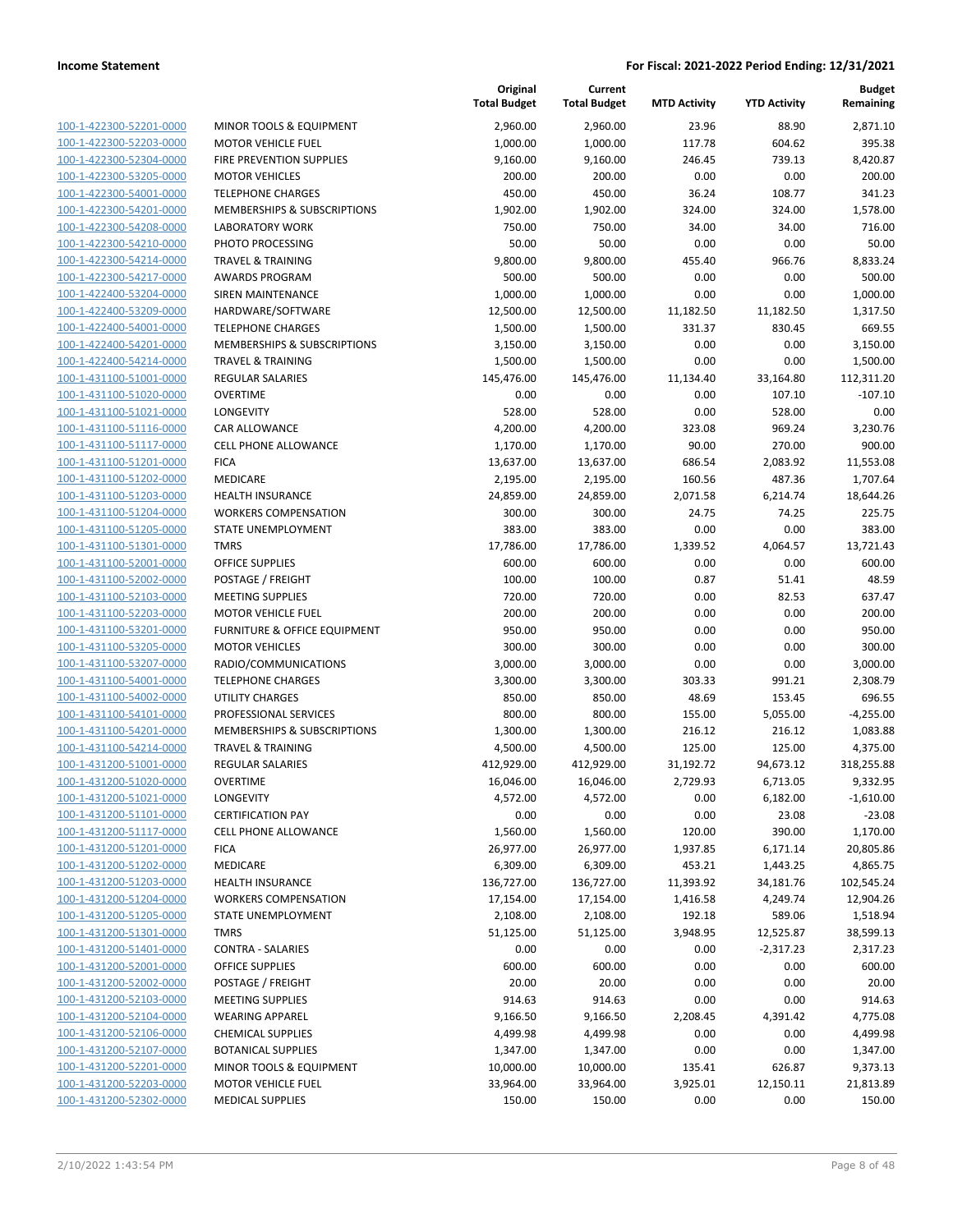| | | Original Total Budget | Current Total Budget | MTD Activity | YTD Activity | Budget Remaining |
|---|---|---|---|---|---|---|
| 100-1-422300-52201-0000 | MINOR TOOLS & EQUIPMENT | 2,960.00 | 2,960.00 | 23.96 | 88.90 | 2,871.10 |
| 100-1-422300-52203-0000 | MOTOR VEHICLE FUEL | 1,000.00 | 1,000.00 | 117.78 | 604.62 | 395.38 |
| 100-1-422300-52304-0000 | FIRE PREVENTION SUPPLIES | 9,160.00 | 9,160.00 | 246.45 | 739.13 | 8,420.87 |
| 100-1-422300-53205-0000 | MOTOR VEHICLES | 200.00 | 200.00 | 0.00 | 0.00 | 200.00 |
| 100-1-422300-54001-0000 | TELEPHONE CHARGES | 450.00 | 450.00 | 36.24 | 108.77 | 341.23 |
| 100-1-422300-54201-0000 | MEMBERSHIPS & SUBSCRIPTIONS | 1,902.00 | 1,902.00 | 324.00 | 324.00 | 1,578.00 |
| 100-1-422300-54208-0000 | LABORATORY WORK | 750.00 | 750.00 | 34.00 | 34.00 | 716.00 |
| 100-1-422300-54210-0000 | PHOTO PROCESSING | 50.00 | 50.00 | 0.00 | 0.00 | 50.00 |
| 100-1-422300-54214-0000 | TRAVEL & TRAINING | 9,800.00 | 9,800.00 | 455.40 | 966.76 | 8,833.24 |
| 100-1-422300-54217-0000 | AWARDS PROGRAM | 500.00 | 500.00 | 0.00 | 0.00 | 500.00 |
| 100-1-422400-53204-0000 | SIREN MAINTENANCE | 1,000.00 | 1,000.00 | 0.00 | 0.00 | 1,000.00 |
| 100-1-422400-53209-0000 | HARDWARE/SOFTWARE | 12,500.00 | 12,500.00 | 11,182.50 | 11,182.50 | 1,317.50 |
| 100-1-422400-54001-0000 | TELEPHONE CHARGES | 1,500.00 | 1,500.00 | 331.37 | 830.45 | 669.55 |
| 100-1-422400-54201-0000 | MEMBERSHIPS & SUBSCRIPTIONS | 3,150.00 | 3,150.00 | 0.00 | 0.00 | 3,150.00 |
| 100-1-422400-54214-0000 | TRAVEL & TRAINING | 1,500.00 | 1,500.00 | 0.00 | 0.00 | 1,500.00 |
| 100-1-431100-51001-0000 | REGULAR SALARIES | 145,476.00 | 145,476.00 | 11,134.40 | 33,164.80 | 112,311.20 |
| 100-1-431100-51020-0000 | OVERTIME | 0.00 | 0.00 | 0.00 | 107.10 | -107.10 |
| 100-1-431100-51021-0000 | LONGEVITY | 528.00 | 528.00 | 0.00 | 528.00 | 0.00 |
| 100-1-431100-51116-0000 | CAR ALLOWANCE | 4,200.00 | 4,200.00 | 323.08 | 969.24 | 3,230.76 |
| 100-1-431100-51117-0000 | CELL PHONE ALLOWANCE | 1,170.00 | 1,170.00 | 90.00 | 270.00 | 900.00 |
| 100-1-431100-51201-0000 | FICA | 13,637.00 | 13,637.00 | 686.54 | 2,083.92 | 11,553.08 |
| 100-1-431100-51202-0000 | MEDICARE | 2,195.00 | 2,195.00 | 160.56 | 487.36 | 1,707.64 |
| 100-1-431100-51203-0000 | HEALTH INSURANCE | 24,859.00 | 24,859.00 | 2,071.58 | 6,214.74 | 18,644.26 |
| 100-1-431100-51204-0000 | WORKERS COMPENSATION | 300.00 | 300.00 | 24.75 | 74.25 | 225.75 |
| 100-1-431100-51205-0000 | STATE UNEMPLOYMENT | 383.00 | 383.00 | 0.00 | 0.00 | 383.00 |
| 100-1-431100-51301-0000 | TMRS | 17,786.00 | 17,786.00 | 1,339.52 | 4,064.57 | 13,721.43 |
| 100-1-431100-52001-0000 | OFFICE SUPPLIES | 600.00 | 600.00 | 0.00 | 0.00 | 600.00 |
| 100-1-431100-52002-0000 | POSTAGE / FREIGHT | 100.00 | 100.00 | 0.87 | 51.41 | 48.59 |
| 100-1-431100-52103-0000 | MEETING SUPPLIES | 720.00 | 720.00 | 0.00 | 82.53 | 637.47 |
| 100-1-431100-52203-0000 | MOTOR VEHICLE FUEL | 200.00 | 200.00 | 0.00 | 0.00 | 200.00 |
| 100-1-431100-53201-0000 | FURNITURE & OFFICE EQUIPMENT | 950.00 | 950.00 | 0.00 | 0.00 | 950.00 |
| 100-1-431100-53205-0000 | MOTOR VEHICLES | 300.00 | 300.00 | 0.00 | 0.00 | 300.00 |
| 100-1-431100-53207-0000 | RADIO/COMMUNICATIONS | 3,000.00 | 3,000.00 | 0.00 | 0.00 | 3,000.00 |
| 100-1-431100-54001-0000 | TELEPHONE CHARGES | 3,300.00 | 3,300.00 | 303.33 | 991.21 | 2,308.79 |
| 100-1-431100-54002-0000 | UTILITY CHARGES | 850.00 | 850.00 | 48.69 | 153.45 | 696.55 |
| 100-1-431100-54101-0000 | PROFESSIONAL SERVICES | 800.00 | 800.00 | 155.00 | 5,055.00 | -4,255.00 |
| 100-1-431100-54201-0000 | MEMBERSHIPS & SUBSCRIPTIONS | 1,300.00 | 1,300.00 | 216.12 | 216.12 | 1,083.88 |
| 100-1-431100-54214-0000 | TRAVEL & TRAINING | 4,500.00 | 4,500.00 | 125.00 | 125.00 | 4,375.00 |
| 100-1-431200-51001-0000 | REGULAR SALARIES | 412,929.00 | 412,929.00 | 31,192.72 | 94,673.12 | 318,255.88 |
| 100-1-431200-51020-0000 | OVERTIME | 16,046.00 | 16,046.00 | 2,729.93 | 6,713.05 | 9,332.95 |
| 100-1-431200-51021-0000 | LONGEVITY | 4,572.00 | 4,572.00 | 0.00 | 6,182.00 | -1,610.00 |
| 100-1-431200-51101-0000 | CERTIFICATION PAY | 0.00 | 0.00 | 0.00 | 23.08 | -23.08 |
| 100-1-431200-51117-0000 | CELL PHONE ALLOWANCE | 1,560.00 | 1,560.00 | 120.00 | 390.00 | 1,170.00 |
| 100-1-431200-51201-0000 | FICA | 26,977.00 | 26,977.00 | 1,937.85 | 6,171.14 | 20,805.86 |
| 100-1-431200-51202-0000 | MEDICARE | 6,309.00 | 6,309.00 | 453.21 | 1,443.25 | 4,865.75 |
| 100-1-431200-51203-0000 | HEALTH INSURANCE | 136,727.00 | 136,727.00 | 11,393.92 | 34,181.76 | 102,545.24 |
| 100-1-431200-51204-0000 | WORKERS COMPENSATION | 17,154.00 | 17,154.00 | 1,416.58 | 4,249.74 | 12,904.26 |
| 100-1-431200-51205-0000 | STATE UNEMPLOYMENT | 2,108.00 | 2,108.00 | 192.18 | 589.06 | 1,518.94 |
| 100-1-431200-51301-0000 | TMRS | 51,125.00 | 51,125.00 | 3,948.95 | 12,525.87 | 38,599.13 |
| 100-1-431200-51401-0000 | CONTRA - SALARIES | 0.00 | 0.00 | 0.00 | -2,317.23 | 2,317.23 |
| 100-1-431200-52001-0000 | OFFICE SUPPLIES | 600.00 | 600.00 | 0.00 | 0.00 | 600.00 |
| 100-1-431200-52002-0000 | POSTAGE / FREIGHT | 20.00 | 20.00 | 0.00 | 0.00 | 20.00 |
| 100-1-431200-52103-0000 | MEETING SUPPLIES | 914.63 | 914.63 | 0.00 | 0.00 | 914.63 |
| 100-1-431200-52104-0000 | WEARING APPAREL | 9,166.50 | 9,166.50 | 2,208.45 | 4,391.42 | 4,775.08 |
| 100-1-431200-52106-0000 | CHEMICAL SUPPLIES | 4,499.98 | 4,499.98 | 0.00 | 0.00 | 4,499.98 |
| 100-1-431200-52107-0000 | BOTANICAL SUPPLIES | 1,347.00 | 1,347.00 | 0.00 | 0.00 | 1,347.00 |
| 100-1-431200-52201-0000 | MINOR TOOLS & EQUIPMENT | 10,000.00 | 10,000.00 | 135.41 | 626.87 | 9,373.13 |
| 100-1-431200-52203-0000 | MOTOR VEHICLE FUEL | 33,964.00 | 33,964.00 | 3,925.01 | 12,150.11 | 21,813.89 |
| 100-1-431200-52302-0000 | MEDICAL SUPPLIES | 150.00 | 150.00 | 0.00 | 0.00 | 150.00 |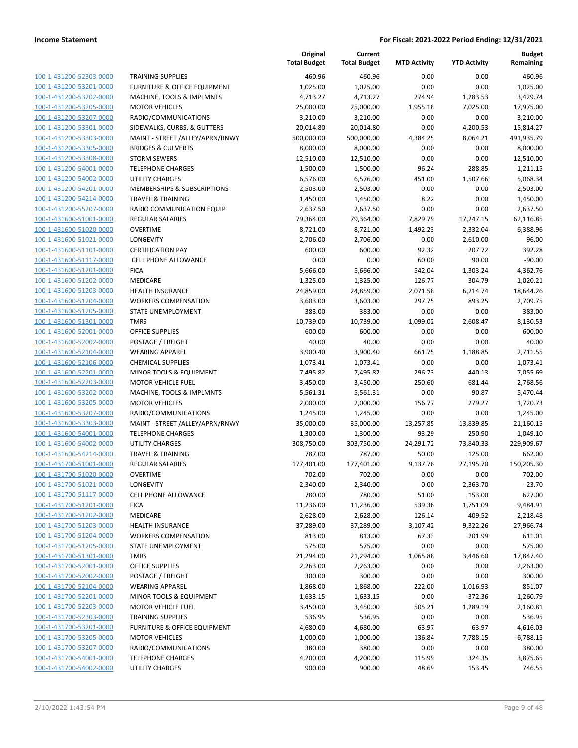| | | Original Total Budget | Current Total Budget | MTD Activity | YTD Activity | Budget Remaining |
|---|---|---|---|---|---|---|
| 100-1-431200-52303-0000 | TRAINING SUPPLIES | 460.96 | 460.96 | 0.00 | 0.00 | 460.96 |
| 100-1-431200-53201-0000 | FURNITURE & OFFICE EQUIPMENT | 1,025.00 | 1,025.00 | 0.00 | 0.00 | 1,025.00 |
| 100-1-431200-53202-0000 | MACHINE, TOOLS & IMPLMNTS | 4,713.27 | 4,713.27 | 274.94 | 1,283.53 | 3,429.74 |
| 100-1-431200-53205-0000 | MOTOR VEHICLES | 25,000.00 | 25,000.00 | 1,955.18 | 7,025.00 | 17,975.00 |
| 100-1-431200-53207-0000 | RADIO/COMMUNICATIONS | 3,210.00 | 3,210.00 | 0.00 | 0.00 | 3,210.00 |
| 100-1-431200-53301-0000 | SIDEWALKS, CURBS, & GUTTERS | 20,014.80 | 20,014.80 | 0.00 | 4,200.53 | 15,814.27 |
| 100-1-431200-53303-0000 | MAINT - STREET /ALLEY/APRN/RNWY | 500,000.00 | 500,000.00 | 4,384.25 | 8,064.21 | 491,935.79 |
| 100-1-431200-53305-0000 | BRIDGES & CULVERTS | 8,000.00 | 8,000.00 | 0.00 | 0.00 | 8,000.00 |
| 100-1-431200-53308-0000 | STORM SEWERS | 12,510.00 | 12,510.00 | 0.00 | 0.00 | 12,510.00 |
| 100-1-431200-54001-0000 | TELEPHONE CHARGES | 1,500.00 | 1,500.00 | 96.24 | 288.85 | 1,211.15 |
| 100-1-431200-54002-0000 | UTILITY CHARGES | 6,576.00 | 6,576.00 | 451.00 | 1,507.66 | 5,068.34 |
| 100-1-431200-54201-0000 | MEMBERSHIPS & SUBSCRIPTIONS | 2,503.00 | 2,503.00 | 0.00 | 0.00 | 2,503.00 |
| 100-1-431200-54214-0000 | TRAVEL & TRAINING | 1,450.00 | 1,450.00 | 8.22 | 0.00 | 1,450.00 |
| 100-1-431200-55207-0000 | RADIO COMMUNICATION EQUIP | 2,637.50 | 2,637.50 | 0.00 | 0.00 | 2,637.50 |
| 100-1-431600-51001-0000 | REGULAR SALARIES | 79,364.00 | 79,364.00 | 7,829.79 | 17,247.15 | 62,116.85 |
| 100-1-431600-51020-0000 | OVERTIME | 8,721.00 | 8,721.00 | 1,492.23 | 2,332.04 | 6,388.96 |
| 100-1-431600-51021-0000 | LONGEVITY | 2,706.00 | 2,706.00 | 0.00 | 2,610.00 | 96.00 |
| 100-1-431600-51101-0000 | CERTIFICATION PAY | 600.00 | 600.00 | 92.32 | 207.72 | 392.28 |
| 100-1-431600-51117-0000 | CELL PHONE ALLOWANCE | 0.00 | 0.00 | 60.00 | 90.00 | -90.00 |
| 100-1-431600-51201-0000 | FICA | 5,666.00 | 5,666.00 | 542.04 | 1,303.24 | 4,362.76 |
| 100-1-431600-51202-0000 | MEDICARE | 1,325.00 | 1,325.00 | 126.77 | 304.79 | 1,020.21 |
| 100-1-431600-51203-0000 | HEALTH INSURANCE | 24,859.00 | 24,859.00 | 2,071.58 | 6,214.74 | 18,644.26 |
| 100-1-431600-51204-0000 | WORKERS COMPENSATION | 3,603.00 | 3,603.00 | 297.75 | 893.25 | 2,709.75 |
| 100-1-431600-51205-0000 | STATE UNEMPLOYMENT | 383.00 | 383.00 | 0.00 | 0.00 | 383.00 |
| 100-1-431600-51301-0000 | TMRS | 10,739.00 | 10,739.00 | 1,099.02 | 2,608.47 | 8,130.53 |
| 100-1-431600-52001-0000 | OFFICE SUPPLIES | 600.00 | 600.00 | 0.00 | 0.00 | 600.00 |
| 100-1-431600-52002-0000 | POSTAGE / FREIGHT | 40.00 | 40.00 | 0.00 | 0.00 | 40.00 |
| 100-1-431600-52104-0000 | WEARING APPAREL | 3,900.40 | 3,900.40 | 661.75 | 1,188.85 | 2,711.55 |
| 100-1-431600-52106-0000 | CHEMICAL SUPPLIES | 1,073.41 | 1,073.41 | 0.00 | 0.00 | 1,073.41 |
| 100-1-431600-52201-0000 | MINOR TOOLS & EQUIPMENT | 7,495.82 | 7,495.82 | 296.73 | 440.13 | 7,055.69 |
| 100-1-431600-52203-0000 | MOTOR VEHICLE FUEL | 3,450.00 | 3,450.00 | 250.60 | 681.44 | 2,768.56 |
| 100-1-431600-53202-0000 | MACHINE, TOOLS & IMPLMNTS | 5,561.31 | 5,561.31 | 0.00 | 90.87 | 5,470.44 |
| 100-1-431600-53205-0000 | MOTOR VEHICLES | 2,000.00 | 2,000.00 | 156.77 | 279.27 | 1,720.73 |
| 100-1-431600-53207-0000 | RADIO/COMMUNICATIONS | 1,245.00 | 1,245.00 | 0.00 | 0.00 | 1,245.00 |
| 100-1-431600-53303-0000 | MAINT - STREET /ALLEY/APRN/RNWY | 35,000.00 | 35,000.00 | 13,257.85 | 13,839.85 | 21,160.15 |
| 100-1-431600-54001-0000 | TELEPHONE CHARGES | 1,300.00 | 1,300.00 | 93.29 | 250.90 | 1,049.10 |
| 100-1-431600-54002-0000 | UTILITY CHARGES | 308,750.00 | 303,750.00 | 24,291.72 | 73,840.33 | 229,909.67 |
| 100-1-431600-54214-0000 | TRAVEL & TRAINING | 787.00 | 787.00 | 50.00 | 125.00 | 662.00 |
| 100-1-431700-51001-0000 | REGULAR SALARIES | 177,401.00 | 177,401.00 | 9,137.76 | 27,195.70 | 150,205.30 |
| 100-1-431700-51020-0000 | OVERTIME | 702.00 | 702.00 | 0.00 | 0.00 | 702.00 |
| 100-1-431700-51021-0000 | LONGEVITY | 2,340.00 | 2,340.00 | 0.00 | 2,363.70 | -23.70 |
| 100-1-431700-51117-0000 | CELL PHONE ALLOWANCE | 780.00 | 780.00 | 51.00 | 153.00 | 627.00 |
| 100-1-431700-51201-0000 | FICA | 11,236.00 | 11,236.00 | 539.36 | 1,751.09 | 9,484.91 |
| 100-1-431700-51202-0000 | MEDICARE | 2,628.00 | 2,628.00 | 126.14 | 409.52 | 2,218.48 |
| 100-1-431700-51203-0000 | HEALTH INSURANCE | 37,289.00 | 37,289.00 | 3,107.42 | 9,322.26 | 27,966.74 |
| 100-1-431700-51204-0000 | WORKERS COMPENSATION | 813.00 | 813.00 | 67.33 | 201.99 | 611.01 |
| 100-1-431700-51205-0000 | STATE UNEMPLOYMENT | 575.00 | 575.00 | 0.00 | 0.00 | 575.00 |
| 100-1-431700-51301-0000 | TMRS | 21,294.00 | 21,294.00 | 1,065.88 | 3,446.60 | 17,847.40 |
| 100-1-431700-52001-0000 | OFFICE SUPPLIES | 2,263.00 | 2,263.00 | 0.00 | 0.00 | 2,263.00 |
| 100-1-431700-52002-0000 | POSTAGE / FREIGHT | 300.00 | 300.00 | 0.00 | 0.00 | 300.00 |
| 100-1-431700-52104-0000 | WEARING APPAREL | 1,868.00 | 1,868.00 | 222.00 | 1,016.93 | 851.07 |
| 100-1-431700-52201-0000 | MINOR TOOLS & EQUIPMENT | 1,633.15 | 1,633.15 | 0.00 | 372.36 | 1,260.79 |
| 100-1-431700-52203-0000 | MOTOR VEHICLE FUEL | 3,450.00 | 3,450.00 | 505.21 | 1,289.19 | 2,160.81 |
| 100-1-431700-52303-0000 | TRAINING SUPPLIES | 536.95 | 536.95 | 0.00 | 0.00 | 536.95 |
| 100-1-431700-53201-0000 | FURNITURE & OFFICE EQUIPMENT | 4,680.00 | 4,680.00 | 63.97 | 63.97 | 4,616.03 |
| 100-1-431700-53205-0000 | MOTOR VEHICLES | 1,000.00 | 1,000.00 | 136.84 | 7,788.15 | -6,788.15 |
| 100-1-431700-53207-0000 | RADIO/COMMUNICATIONS | 380.00 | 380.00 | 0.00 | 0.00 | 380.00 |
| 100-1-431700-54001-0000 | TELEPHONE CHARGES | 4,200.00 | 4,200.00 | 115.99 | 324.35 | 3,875.65 |
| 100-1-431700-54002-0000 | UTILITY CHARGES | 900.00 | 900.00 | 48.69 | 153.45 | 746.55 |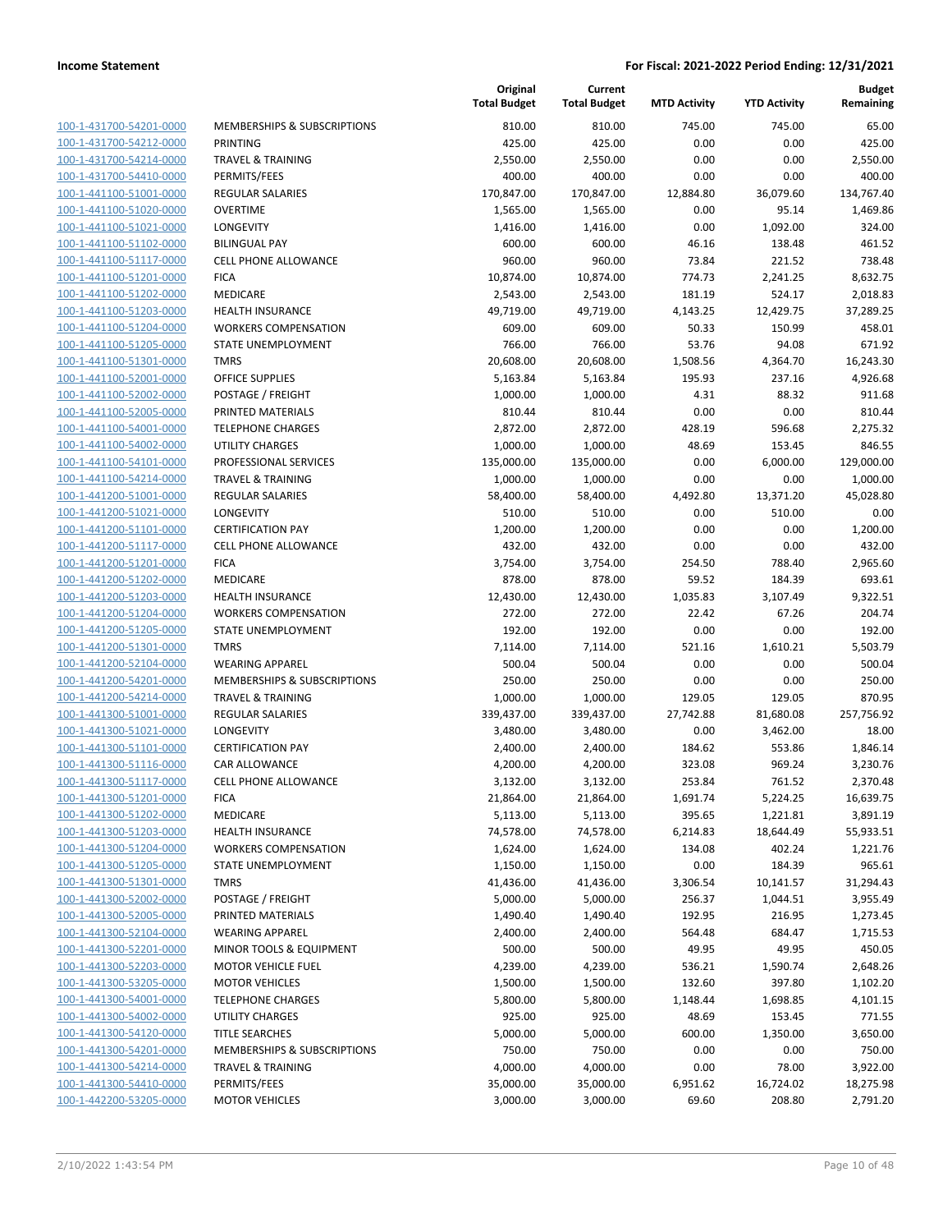**Income Statement** | **For Fiscal: 2021-2022 Period Ending: 12/31/2021**

| | | Original Total Budget | Current Total Budget | MTD Activity | YTD Activity | Budget Remaining |
|---|---|---|---|---|---|---|
| 100-1-431700-54201-0000 | MEMBERSHIPS & SUBSCRIPTIONS | 810.00 | 810.00 | 745.00 | 745.00 | 65.00 |
| 100-1-431700-54212-0000 | PRINTING | 425.00 | 425.00 | 0.00 | 0.00 | 425.00 |
| 100-1-431700-54214-0000 | TRAVEL & TRAINING | 2,550.00 | 2,550.00 | 0.00 | 0.00 | 2,550.00 |
| 100-1-431700-54410-0000 | PERMITS/FEES | 400.00 | 400.00 | 0.00 | 0.00 | 400.00 |
| 100-1-441100-51001-0000 | REGULAR SALARIES | 170,847.00 | 170,847.00 | 12,884.80 | 36,079.60 | 134,767.40 |
| 100-1-441100-51020-0000 | OVERTIME | 1,565.00 | 1,565.00 | 0.00 | 95.14 | 1,469.86 |
| 100-1-441100-51021-0000 | LONGEVITY | 1,416.00 | 1,416.00 | 0.00 | 1,092.00 | 324.00 |
| 100-1-441100-51102-0000 | BILINGUAL PAY | 600.00 | 600.00 | 46.16 | 138.48 | 461.52 |
| 100-1-441100-51117-0000 | CELL PHONE ALLOWANCE | 960.00 | 960.00 | 73.84 | 221.52 | 738.48 |
| 100-1-441100-51201-0000 | FICA | 10,874.00 | 10,874.00 | 774.73 | 2,241.25 | 8,632.75 |
| 100-1-441100-51202-0000 | MEDICARE | 2,543.00 | 2,543.00 | 181.19 | 524.17 | 2,018.83 |
| 100-1-441100-51203-0000 | HEALTH INSURANCE | 49,719.00 | 49,719.00 | 4,143.25 | 12,429.75 | 37,289.25 |
| 100-1-441100-51204-0000 | WORKERS COMPENSATION | 609.00 | 609.00 | 50.33 | 150.99 | 458.01 |
| 100-1-441100-51205-0000 | STATE UNEMPLOYMENT | 766.00 | 766.00 | 53.76 | 94.08 | 671.92 |
| 100-1-441100-51301-0000 | TMRS | 20,608.00 | 20,608.00 | 1,508.56 | 4,364.70 | 16,243.30 |
| 100-1-441100-52001-0000 | OFFICE SUPPLIES | 5,163.84 | 5,163.84 | 195.93 | 237.16 | 4,926.68 |
| 100-1-441100-52002-0000 | POSTAGE / FREIGHT | 1,000.00 | 1,000.00 | 4.31 | 88.32 | 911.68 |
| 100-1-441100-52005-0000 | PRINTED MATERIALS | 810.44 | 810.44 | 0.00 | 0.00 | 810.44 |
| 100-1-441100-54001-0000 | TELEPHONE CHARGES | 2,872.00 | 2,872.00 | 428.19 | 596.68 | 2,275.32 |
| 100-1-441100-54002-0000 | UTILITY CHARGES | 1,000.00 | 1,000.00 | 48.69 | 153.45 | 846.55 |
| 100-1-441100-54101-0000 | PROFESSIONAL SERVICES | 135,000.00 | 135,000.00 | 0.00 | 6,000.00 | 129,000.00 |
| 100-1-441100-54214-0000 | TRAVEL & TRAINING | 1,000.00 | 1,000.00 | 0.00 | 0.00 | 1,000.00 |
| 100-1-441200-51001-0000 | REGULAR SALARIES | 58,400.00 | 58,400.00 | 4,492.80 | 13,371.20 | 45,028.80 |
| 100-1-441200-51021-0000 | LONGEVITY | 510.00 | 510.00 | 0.00 | 510.00 | 0.00 |
| 100-1-441200-51101-0000 | CERTIFICATION PAY | 1,200.00 | 1,200.00 | 0.00 | 0.00 | 1,200.00 |
| 100-1-441200-51117-0000 | CELL PHONE ALLOWANCE | 432.00 | 432.00 | 0.00 | 0.00 | 432.00 |
| 100-1-441200-51201-0000 | FICA | 3,754.00 | 3,754.00 | 254.50 | 788.40 | 2,965.60 |
| 100-1-441200-51202-0000 | MEDICARE | 878.00 | 878.00 | 59.52 | 184.39 | 693.61 |
| 100-1-441200-51203-0000 | HEALTH INSURANCE | 12,430.00 | 12,430.00 | 1,035.83 | 3,107.49 | 9,322.51 |
| 100-1-441200-51204-0000 | WORKERS COMPENSATION | 272.00 | 272.00 | 22.42 | 67.26 | 204.74 |
| 100-1-441200-51205-0000 | STATE UNEMPLOYMENT | 192.00 | 192.00 | 0.00 | 0.00 | 192.00 |
| 100-1-441200-51301-0000 | TMRS | 7,114.00 | 7,114.00 | 521.16 | 1,610.21 | 5,503.79 |
| 100-1-441200-52104-0000 | WEARING APPAREL | 500.04 | 500.04 | 0.00 | 0.00 | 500.04 |
| 100-1-441200-54201-0000 | MEMBERSHIPS & SUBSCRIPTIONS | 250.00 | 250.00 | 0.00 | 0.00 | 250.00 |
| 100-1-441200-54214-0000 | TRAVEL & TRAINING | 1,000.00 | 1,000.00 | 129.05 | 129.05 | 870.95 |
| 100-1-441300-51001-0000 | REGULAR SALARIES | 339,437.00 | 339,437.00 | 27,742.88 | 81,680.08 | 257,756.92 |
| 100-1-441300-51021-0000 | LONGEVITY | 3,480.00 | 3,480.00 | 0.00 | 3,462.00 | 18.00 |
| 100-1-441300-51101-0000 | CERTIFICATION PAY | 2,400.00 | 2,400.00 | 184.62 | 553.86 | 1,846.14 |
| 100-1-441300-51116-0000 | CAR ALLOWANCE | 4,200.00 | 4,200.00 | 323.08 | 969.24 | 3,230.76 |
| 100-1-441300-51117-0000 | CELL PHONE ALLOWANCE | 3,132.00 | 3,132.00 | 253.84 | 761.52 | 2,370.48 |
| 100-1-441300-51201-0000 | FICA | 21,864.00 | 21,864.00 | 1,691.74 | 5,224.25 | 16,639.75 |
| 100-1-441300-51202-0000 | MEDICARE | 5,113.00 | 5,113.00 | 395.65 | 1,221.81 | 3,891.19 |
| 100-1-441300-51203-0000 | HEALTH INSURANCE | 74,578.00 | 74,578.00 | 6,214.83 | 18,644.49 | 55,933.51 |
| 100-1-441300-51204-0000 | WORKERS COMPENSATION | 1,624.00 | 1,624.00 | 134.08 | 402.24 | 1,221.76 |
| 100-1-441300-51205-0000 | STATE UNEMPLOYMENT | 1,150.00 | 1,150.00 | 0.00 | 184.39 | 965.61 |
| 100-1-441300-51301-0000 | TMRS | 41,436.00 | 41,436.00 | 3,306.54 | 10,141.57 | 31,294.43 |
| 100-1-441300-52002-0000 | POSTAGE / FREIGHT | 5,000.00 | 5,000.00 | 256.37 | 1,044.51 | 3,955.49 |
| 100-1-441300-52005-0000 | PRINTED MATERIALS | 1,490.40 | 1,490.40 | 192.95 | 216.95 | 1,273.45 |
| 100-1-441300-52104-0000 | WEARING APPAREL | 2,400.00 | 2,400.00 | 564.48 | 684.47 | 1,715.53 |
| 100-1-441300-52201-0000 | MINOR TOOLS & EQUIPMENT | 500.00 | 500.00 | 49.95 | 49.95 | 450.05 |
| 100-1-441300-52203-0000 | MOTOR VEHICLE FUEL | 4,239.00 | 4,239.00 | 536.21 | 1,590.74 | 2,648.26 |
| 100-1-441300-53205-0000 | MOTOR VEHICLES | 1,500.00 | 1,500.00 | 132.60 | 397.80 | 1,102.20 |
| 100-1-441300-54001-0000 | TELEPHONE CHARGES | 5,800.00 | 5,800.00 | 1,148.44 | 1,698.85 | 4,101.15 |
| 100-1-441300-54002-0000 | UTILITY CHARGES | 925.00 | 925.00 | 48.69 | 153.45 | 771.55 |
| 100-1-441300-54120-0000 | TITLE SEARCHES | 5,000.00 | 5,000.00 | 600.00 | 1,350.00 | 3,650.00 |
| 100-1-441300-54201-0000 | MEMBERSHIPS & SUBSCRIPTIONS | 750.00 | 750.00 | 0.00 | 0.00 | 750.00 |
| 100-1-441300-54214-0000 | TRAVEL & TRAINING | 4,000.00 | 4,000.00 | 0.00 | 78.00 | 3,922.00 |
| 100-1-441300-54410-0000 | PERMITS/FEES | 35,000.00 | 35,000.00 | 6,951.62 | 16,724.02 | 18,275.98 |
| 100-1-442200-53205-0000 | MOTOR VEHICLES | 3,000.00 | 3,000.00 | 69.60 | 208.80 | 2,791.20 |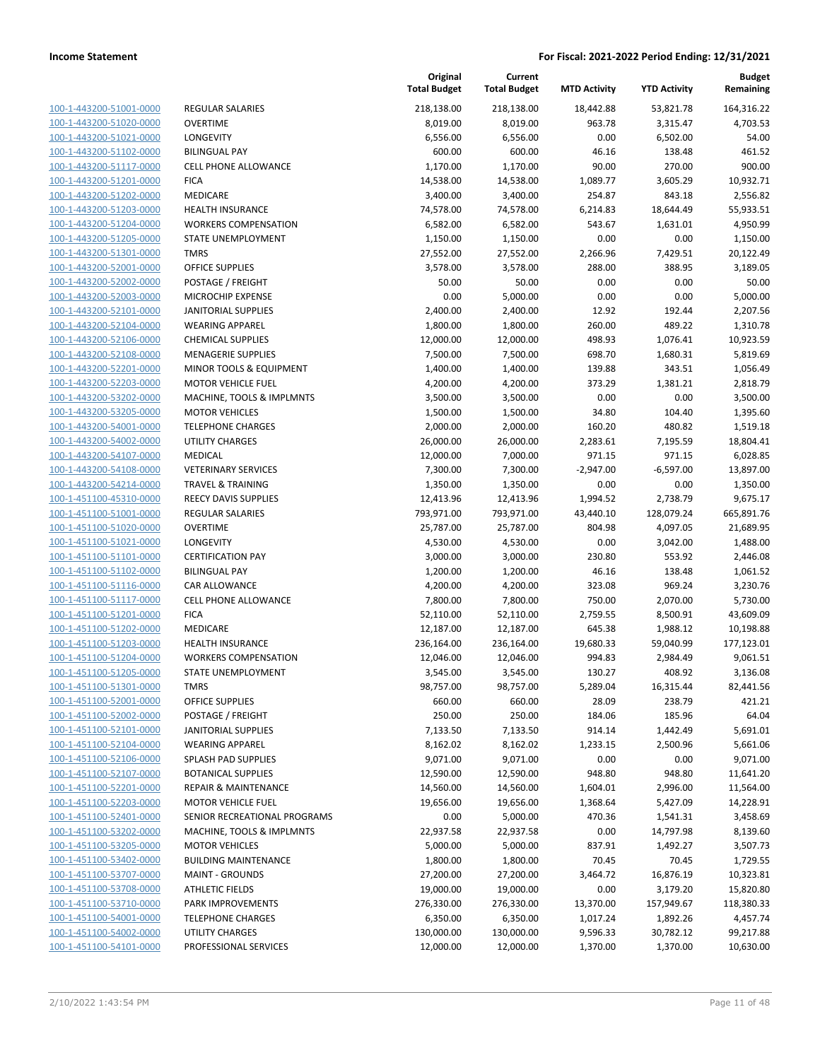| | | Original Total Budget | Current Total Budget | MTD Activity | YTD Activity | Budget Remaining |
|---|---|---|---|---|---|---|
| 100-1-443200-51001-0000 | REGULAR SALARIES | 218,138.00 | 218,138.00 | 18,442.88 | 53,821.78 | 164,316.22 |
| 100-1-443200-51020-0000 | OVERTIME | 8,019.00 | 8,019.00 | 963.78 | 3,315.47 | 4,703.53 |
| 100-1-443200-51021-0000 | LONGEVITY | 6,556.00 | 6,556.00 | 0.00 | 6,502.00 | 54.00 |
| 100-1-443200-51102-0000 | BILINGUAL PAY | 600.00 | 600.00 | 46.16 | 138.48 | 461.52 |
| 100-1-443200-51117-0000 | CELL PHONE ALLOWANCE | 1,170.00 | 1,170.00 | 90.00 | 270.00 | 900.00 |
| 100-1-443200-51201-0000 | FICA | 14,538.00 | 14,538.00 | 1,089.77 | 3,605.29 | 10,932.71 |
| 100-1-443200-51202-0000 | MEDICARE | 3,400.00 | 3,400.00 | 254.87 | 843.18 | 2,556.82 |
| 100-1-443200-51203-0000 | HEALTH INSURANCE | 74,578.00 | 74,578.00 | 6,214.83 | 18,644.49 | 55,933.51 |
| 100-1-443200-51204-0000 | WORKERS COMPENSATION | 6,582.00 | 6,582.00 | 543.67 | 1,631.01 | 4,950.99 |
| 100-1-443200-51205-0000 | STATE UNEMPLOYMENT | 1,150.00 | 1,150.00 | 0.00 | 0.00 | 1,150.00 |
| 100-1-443200-51301-0000 | TMRS | 27,552.00 | 27,552.00 | 2,266.96 | 7,429.51 | 20,122.49 |
| 100-1-443200-52001-0000 | OFFICE SUPPLIES | 3,578.00 | 3,578.00 | 288.00 | 388.95 | 3,189.05 |
| 100-1-443200-52002-0000 | POSTAGE / FREIGHT | 50.00 | 50.00 | 0.00 | 0.00 | 50.00 |
| 100-1-443200-52003-0000 | MICROCHIP EXPENSE | 0.00 | 5,000.00 | 0.00 | 0.00 | 5,000.00 |
| 100-1-443200-52101-0000 | JANITORIAL SUPPLIES | 2,400.00 | 2,400.00 | 12.92 | 192.44 | 2,207.56 |
| 100-1-443200-52104-0000 | WEARING APPAREL | 1,800.00 | 1,800.00 | 260.00 | 489.22 | 1,310.78 |
| 100-1-443200-52106-0000 | CHEMICAL SUPPLIES | 12,000.00 | 12,000.00 | 498.93 | 1,076.41 | 10,923.59 |
| 100-1-443200-52108-0000 | MENAGERIE SUPPLIES | 7,500.00 | 7,500.00 | 698.70 | 1,680.31 | 5,819.69 |
| 100-1-443200-52201-0000 | MINOR TOOLS & EQUIPMENT | 1,400.00 | 1,400.00 | 139.88 | 343.51 | 1,056.49 |
| 100-1-443200-52203-0000 | MOTOR VEHICLE FUEL | 4,200.00 | 4,200.00 | 373.29 | 1,381.21 | 2,818.79 |
| 100-1-443200-53202-0000 | MACHINE, TOOLS & IMPLMNTS | 3,500.00 | 3,500.00 | 0.00 | 0.00 | 3,500.00 |
| 100-1-443200-53205-0000 | MOTOR VEHICLES | 1,500.00 | 1,500.00 | 34.80 | 104.40 | 1,395.60 |
| 100-1-443200-54001-0000 | TELEPHONE CHARGES | 2,000.00 | 2,000.00 | 160.20 | 480.82 | 1,519.18 |
| 100-1-443200-54002-0000 | UTILITY CHARGES | 26,000.00 | 26,000.00 | 2,283.61 | 7,195.59 | 18,804.41 |
| 100-1-443200-54107-0000 | MEDICAL | 12,000.00 | 7,000.00 | 971.15 | 971.15 | 6,028.85 |
| 100-1-443200-54108-0000 | VETERINARY SERVICES | 7,300.00 | 7,300.00 | -2,947.00 | -6,597.00 | 13,897.00 |
| 100-1-443200-54214-0000 | TRAVEL & TRAINING | 1,350.00 | 1,350.00 | 0.00 | 0.00 | 1,350.00 |
| 100-1-451100-45310-0000 | REECY DAVIS SUPPLIES | 12,413.96 | 12,413.96 | 1,994.52 | 2,738.79 | 9,675.17 |
| 100-1-451100-51001-0000 | REGULAR SALARIES | 793,971.00 | 793,971.00 | 43,440.10 | 128,079.24 | 665,891.76 |
| 100-1-451100-51020-0000 | OVERTIME | 25,787.00 | 25,787.00 | 804.98 | 4,097.05 | 21,689.95 |
| 100-1-451100-51021-0000 | LONGEVITY | 4,530.00 | 4,530.00 | 0.00 | 3,042.00 | 1,488.00 |
| 100-1-451100-51101-0000 | CERTIFICATION PAY | 3,000.00 | 3,000.00 | 230.80 | 553.92 | 2,446.08 |
| 100-1-451100-51102-0000 | BILINGUAL PAY | 1,200.00 | 1,200.00 | 46.16 | 138.48 | 1,061.52 |
| 100-1-451100-51116-0000 | CAR ALLOWANCE | 4,200.00 | 4,200.00 | 323.08 | 969.24 | 3,230.76 |
| 100-1-451100-51117-0000 | CELL PHONE ALLOWANCE | 7,800.00 | 7,800.00 | 750.00 | 2,070.00 | 5,730.00 |
| 100-1-451100-51201-0000 | FICA | 52,110.00 | 52,110.00 | 2,759.55 | 8,500.91 | 43,609.09 |
| 100-1-451100-51202-0000 | MEDICARE | 12,187.00 | 12,187.00 | 645.38 | 1,988.12 | 10,198.88 |
| 100-1-451100-51203-0000 | HEALTH INSURANCE | 236,164.00 | 236,164.00 | 19,680.33 | 59,040.99 | 177,123.01 |
| 100-1-451100-51204-0000 | WORKERS COMPENSATION | 12,046.00 | 12,046.00 | 994.83 | 2,984.49 | 9,061.51 |
| 100-1-451100-51205-0000 | STATE UNEMPLOYMENT | 3,545.00 | 3,545.00 | 130.27 | 408.92 | 3,136.08 |
| 100-1-451100-51301-0000 | TMRS | 98,757.00 | 98,757.00 | 5,289.04 | 16,315.44 | 82,441.56 |
| 100-1-451100-52001-0000 | OFFICE SUPPLIES | 660.00 | 660.00 | 28.09 | 238.79 | 421.21 |
| 100-1-451100-52002-0000 | POSTAGE / FREIGHT | 250.00 | 250.00 | 184.06 | 185.96 | 64.04 |
| 100-1-451100-52101-0000 | JANITORIAL SUPPLIES | 7,133.50 | 7,133.50 | 914.14 | 1,442.49 | 5,691.01 |
| 100-1-451100-52104-0000 | WEARING APPAREL | 8,162.02 | 8,162.02 | 1,233.15 | 2,500.96 | 5,661.06 |
| 100-1-451100-52106-0000 | SPLASH PAD SUPPLIES | 9,071.00 | 9,071.00 | 0.00 | 0.00 | 9,071.00 |
| 100-1-451100-52107-0000 | BOTANICAL SUPPLIES | 12,590.00 | 12,590.00 | 948.80 | 948.80 | 11,641.20 |
| 100-1-451100-52201-0000 | REPAIR & MAINTENANCE | 14,560.00 | 14,560.00 | 1,604.01 | 2,996.00 | 11,564.00 |
| 100-1-451100-52203-0000 | MOTOR VEHICLE FUEL | 19,656.00 | 19,656.00 | 1,368.64 | 5,427.09 | 14,228.91 |
| 100-1-451100-52401-0000 | SENIOR RECREATIONAL PROGRAMS | 0.00 | 5,000.00 | 470.36 | 1,541.31 | 3,458.69 |
| 100-1-451100-53202-0000 | MACHINE, TOOLS & IMPLMNTS | 22,937.58 | 22,937.58 | 0.00 | 14,797.98 | 8,139.60 |
| 100-1-451100-53205-0000 | MOTOR VEHICLES | 5,000.00 | 5,000.00 | 837.91 | 1,492.27 | 3,507.73 |
| 100-1-451100-53402-0000 | BUILDING MAINTENANCE | 1,800.00 | 1,800.00 | 70.45 | 70.45 | 1,729.55 |
| 100-1-451100-53707-0000 | MAINT - GROUNDS | 27,200.00 | 27,200.00 | 3,464.72 | 16,876.19 | 10,323.81 |
| 100-1-451100-53708-0000 | ATHLETIC FIELDS | 19,000.00 | 19,000.00 | 0.00 | 3,179.20 | 15,820.80 |
| 100-1-451100-53710-0000 | PARK IMPROVEMENTS | 276,330.00 | 276,330.00 | 13,370.00 | 157,949.67 | 118,380.33 |
| 100-1-451100-54001-0000 | TELEPHONE CHARGES | 6,350.00 | 6,350.00 | 1,017.24 | 1,892.26 | 4,457.74 |
| 100-1-451100-54002-0000 | UTILITY CHARGES | 130,000.00 | 130,000.00 | 9,596.33 | 30,782.12 | 99,217.88 |
| 100-1-451100-54101-0000 | PROFESSIONAL SERVICES | 12,000.00 | 12,000.00 | 1,370.00 | 1,370.00 | 10,630.00 |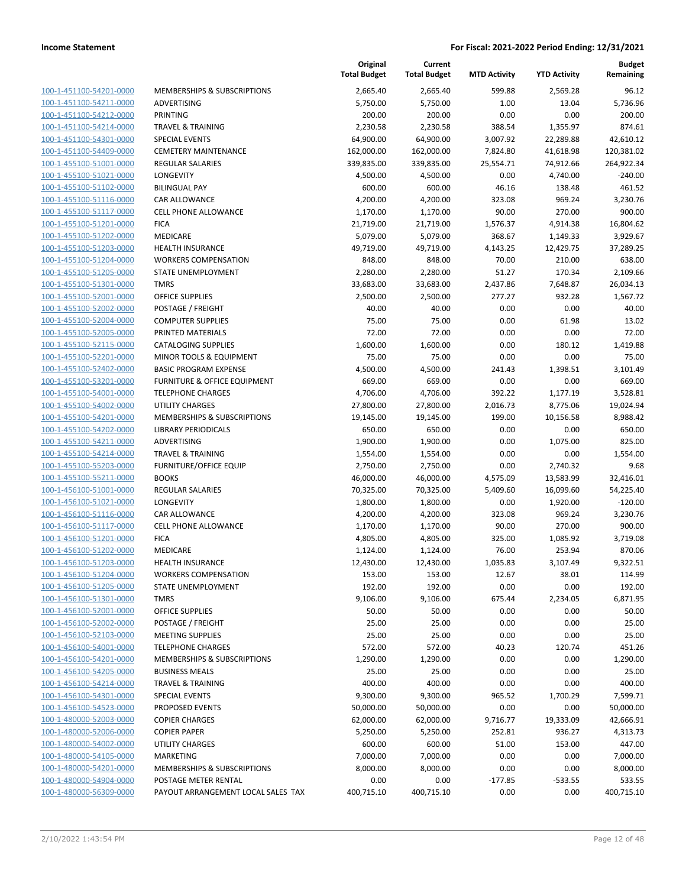**Income Statement** | **For Fiscal: 2021-2022 Period Ending: 12/31/2021**

| | | Original Total Budget | Current Total Budget | MTD Activity | YTD Activity | Budget Remaining |
|---|---|---|---|---|---|---|
| 100-1-451100-54201-0000 | MEMBERSHIPS & SUBSCRIPTIONS | 2,665.40 | 2,665.40 | 599.88 | 2,569.28 | 96.12 |
| 100-1-451100-54211-0000 | ADVERTISING | 5,750.00 | 5,750.00 | 1.00 | 13.04 | 5,736.96 |
| 100-1-451100-54212-0000 | PRINTING | 200.00 | 200.00 | 0.00 | 0.00 | 200.00 |
| 100-1-451100-54214-0000 | TRAVEL & TRAINING | 2,230.58 | 2,230.58 | 388.54 | 1,355.97 | 874.61 |
| 100-1-451100-54301-0000 | SPECIAL EVENTS | 64,900.00 | 64,900.00 | 3,007.92 | 22,289.88 | 42,610.12 |
| 100-1-451100-54409-0000 | CEMETERY MAINTENANCE | 162,000.00 | 162,000.00 | 7,824.80 | 41,618.98 | 120,381.02 |
| 100-1-455100-51001-0000 | REGULAR SALARIES | 339,835.00 | 339,835.00 | 25,554.71 | 74,912.66 | 264,922.34 |
| 100-1-455100-51021-0000 | LONGEVITY | 4,500.00 | 4,500.00 | 0.00 | 4,740.00 | -240.00 |
| 100-1-455100-51102-0000 | BILINGUAL PAY | 600.00 | 600.00 | 46.16 | 138.48 | 461.52 |
| 100-1-455100-51116-0000 | CAR ALLOWANCE | 4,200.00 | 4,200.00 | 323.08 | 969.24 | 3,230.76 |
| 100-1-455100-51117-0000 | CELL PHONE ALLOWANCE | 1,170.00 | 1,170.00 | 90.00 | 270.00 | 900.00 |
| 100-1-455100-51201-0000 | FICA | 21,719.00 | 21,719.00 | 1,576.37 | 4,914.38 | 16,804.62 |
| 100-1-455100-51202-0000 | MEDICARE | 5,079.00 | 5,079.00 | 368.67 | 1,149.33 | 3,929.67 |
| 100-1-455100-51203-0000 | HEALTH INSURANCE | 49,719.00 | 49,719.00 | 4,143.25 | 12,429.75 | 37,289.25 |
| 100-1-455100-51204-0000 | WORKERS COMPENSATION | 848.00 | 848.00 | 70.00 | 210.00 | 638.00 |
| 100-1-455100-51205-0000 | STATE UNEMPLOYMENT | 2,280.00 | 2,280.00 | 51.27 | 170.34 | 2,109.66 |
| 100-1-455100-51301-0000 | TMRS | 33,683.00 | 33,683.00 | 2,437.86 | 7,648.87 | 26,034.13 |
| 100-1-455100-52001-0000 | OFFICE SUPPLIES | 2,500.00 | 2,500.00 | 277.27 | 932.28 | 1,567.72 |
| 100-1-455100-52002-0000 | POSTAGE / FREIGHT | 40.00 | 40.00 | 0.00 | 0.00 | 40.00 |
| 100-1-455100-52004-0000 | COMPUTER SUPPLIES | 75.00 | 75.00 | 0.00 | 61.98 | 13.02 |
| 100-1-455100-52005-0000 | PRINTED MATERIALS | 72.00 | 72.00 | 0.00 | 0.00 | 72.00 |
| 100-1-455100-52115-0000 | CATALOGING SUPPLIES | 1,600.00 | 1,600.00 | 0.00 | 180.12 | 1,419.88 |
| 100-1-455100-52201-0000 | MINOR TOOLS & EQUIPMENT | 75.00 | 75.00 | 0.00 | 0.00 | 75.00 |
| 100-1-455100-52402-0000 | BASIC PROGRAM EXPENSE | 4,500.00 | 4,500.00 | 241.43 | 1,398.51 | 3,101.49 |
| 100-1-455100-53201-0000 | FURNITURE & OFFICE EQUIPMENT | 669.00 | 669.00 | 0.00 | 0.00 | 669.00 |
| 100-1-455100-54001-0000 | TELEPHONE CHARGES | 4,706.00 | 4,706.00 | 392.22 | 1,177.19 | 3,528.81 |
| 100-1-455100-54002-0000 | UTILITY CHARGES | 27,800.00 | 27,800.00 | 2,016.73 | 8,775.06 | 19,024.94 |
| 100-1-455100-54201-0000 | MEMBERSHIPS & SUBSCRIPTIONS | 19,145.00 | 19,145.00 | 199.00 | 10,156.58 | 8,988.42 |
| 100-1-455100-54202-0000 | LIBRARY PERIODICALS | 650.00 | 650.00 | 0.00 | 0.00 | 650.00 |
| 100-1-455100-54211-0000 | ADVERTISING | 1,900.00 | 1,900.00 | 0.00 | 1,075.00 | 825.00 |
| 100-1-455100-54214-0000 | TRAVEL & TRAINING | 1,554.00 | 1,554.00 | 0.00 | 0.00 | 1,554.00 |
| 100-1-455100-55203-0000 | FURNITURE/OFFICE EQUIP | 2,750.00 | 2,750.00 | 0.00 | 2,740.32 | 9.68 |
| 100-1-455100-55211-0000 | BOOKS | 46,000.00 | 46,000.00 | 4,575.09 | 13,583.99 | 32,416.01 |
| 100-1-456100-51001-0000 | REGULAR SALARIES | 70,325.00 | 70,325.00 | 5,409.60 | 16,099.60 | 54,225.40 |
| 100-1-456100-51021-0000 | LONGEVITY | 1,800.00 | 1,800.00 | 0.00 | 1,920.00 | -120.00 |
| 100-1-456100-51116-0000 | CAR ALLOWANCE | 4,200.00 | 4,200.00 | 323.08 | 969.24 | 3,230.76 |
| 100-1-456100-51117-0000 | CELL PHONE ALLOWANCE | 1,170.00 | 1,170.00 | 90.00 | 270.00 | 900.00 |
| 100-1-456100-51201-0000 | FICA | 4,805.00 | 4,805.00 | 325.00 | 1,085.92 | 3,719.08 |
| 100-1-456100-51202-0000 | MEDICARE | 1,124.00 | 1,124.00 | 76.00 | 253.94 | 870.06 |
| 100-1-456100-51203-0000 | HEALTH INSURANCE | 12,430.00 | 12,430.00 | 1,035.83 | 3,107.49 | 9,322.51 |
| 100-1-456100-51204-0000 | WORKERS COMPENSATION | 153.00 | 153.00 | 12.67 | 38.01 | 114.99 |
| 100-1-456100-51205-0000 | STATE UNEMPLOYMENT | 192.00 | 192.00 | 0.00 | 0.00 | 192.00 |
| 100-1-456100-51301-0000 | TMRS | 9,106.00 | 9,106.00 | 675.44 | 2,234.05 | 6,871.95 |
| 100-1-456100-52001-0000 | OFFICE SUPPLIES | 50.00 | 50.00 | 0.00 | 0.00 | 50.00 |
| 100-1-456100-52002-0000 | POSTAGE / FREIGHT | 25.00 | 25.00 | 0.00 | 0.00 | 25.00 |
| 100-1-456100-52103-0000 | MEETING SUPPLIES | 25.00 | 25.00 | 0.00 | 0.00 | 25.00 |
| 100-1-456100-54001-0000 | TELEPHONE CHARGES | 572.00 | 572.00 | 40.23 | 120.74 | 451.26 |
| 100-1-456100-54201-0000 | MEMBERSHIPS & SUBSCRIPTIONS | 1,290.00 | 1,290.00 | 0.00 | 0.00 | 1,290.00 |
| 100-1-456100-54205-0000 | BUSINESS MEALS | 25.00 | 25.00 | 0.00 | 0.00 | 25.00 |
| 100-1-456100-54214-0000 | TRAVEL & TRAINING | 400.00 | 400.00 | 0.00 | 0.00 | 400.00 |
| 100-1-456100-54301-0000 | SPECIAL EVENTS | 9,300.00 | 9,300.00 | 965.52 | 1,700.29 | 7,599.71 |
| 100-1-456100-54523-0000 | PROPOSED EVENTS | 50,000.00 | 50,000.00 | 0.00 | 0.00 | 50,000.00 |
| 100-1-480000-52003-0000 | COPIER CHARGES | 62,000.00 | 62,000.00 | 9,716.77 | 19,333.09 | 42,666.91 |
| 100-1-480000-52006-0000 | COPIER PAPER | 5,250.00 | 5,250.00 | 252.81 | 936.27 | 4,313.73 |
| 100-1-480000-54002-0000 | UTILITY CHARGES | 600.00 | 600.00 | 51.00 | 153.00 | 447.00 |
| 100-1-480000-54105-0000 | MARKETING | 7,000.00 | 7,000.00 | 0.00 | 0.00 | 7,000.00 |
| 100-1-480000-54201-0000 | MEMBERSHIPS & SUBSCRIPTIONS | 8,000.00 | 8,000.00 | 0.00 | 0.00 | 8,000.00 |
| 100-1-480000-54904-0000 | POSTAGE METER RENTAL | 0.00 | 0.00 | -177.85 | -533.55 | 533.55 |
| 100-1-480000-56309-0000 | PAYOUT ARRANGEMENT LOCAL SALES TAX | 400,715.10 | 400,715.10 | 0.00 | 0.00 | 400,715.10 |

2/10/2022 1:43:54 PM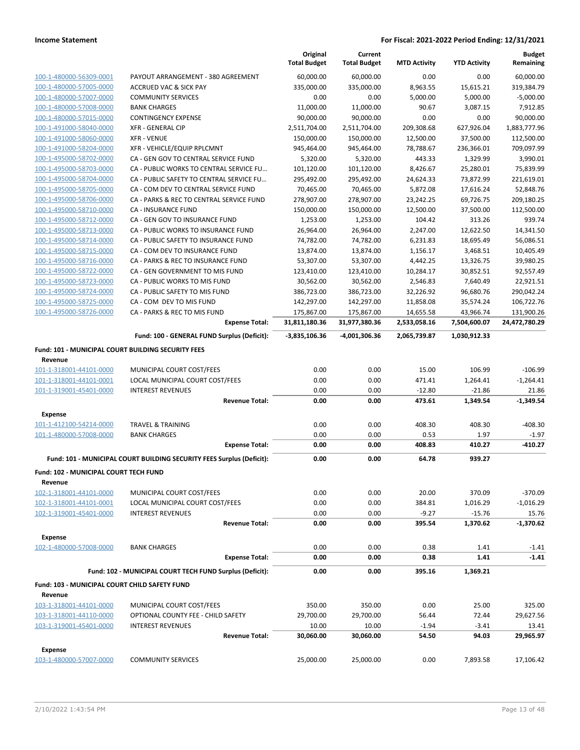| | | Original Total Budget | Current Total Budget | MTD Activity | YTD Activity | Budget Remaining |
|---|---|---|---|---|---|---|
| 100-1-480000-56309-0001 | PAYOUT ARRANGEMENT - 380 AGREEMENT | 60,000.00 | 60,000.00 | 0.00 | 0.00 | 60,000.00 |
| 100-1-480000-57005-0000 | ACCRUED VAC & SICK PAY | 335,000.00 | 335,000.00 | 8,963.55 | 15,615.21 | 319,384.79 |
| 100-1-480000-57007-0000 | COMMUNITY SERVICES | 0.00 | 0.00 | 5,000.00 | 5,000.00 | -5,000.00 |
| 100-1-480000-57008-0000 | BANK CHARGES | 11,000.00 | 11,000.00 | 90.67 | 3,087.15 | 7,912.85 |
| 100-1-480000-57015-0000 | CONTINGENCY EXPENSE | 90,000.00 | 90,000.00 | 0.00 | 0.00 | 90,000.00 |
| 100-1-491000-58040-0000 | XFR - GENERAL CIP | 2,511,704.00 | 2,511,704.00 | 209,308.68 | 627,926.04 | 1,883,777.96 |
| 100-1-491000-58060-0000 | XFR - VENUE | 150,000.00 | 150,000.00 | 12,500.00 | 37,500.00 | 112,500.00 |
| 100-1-491000-58204-0000 | XFR - VEHICLE/EQUIP RPLCMNT | 945,464.00 | 945,464.00 | 78,788.67 | 236,366.01 | 709,097.99 |
| 100-1-495000-58702-0000 | CA - GEN GOV TO CENTRAL SERVICE FUND | 5,320.00 | 5,320.00 | 443.33 | 1,329.99 | 3,990.01 |
| 100-1-495000-58703-0000 | CA - PUBLIC WORKS TO CENTRAL SERVICE FU... | 101,120.00 | 101,120.00 | 8,426.67 | 25,280.01 | 75,839.99 |
| 100-1-495000-58704-0000 | CA - PUBLIC SAFETY TO CENTRAL SERVICE FU... | 295,492.00 | 295,492.00 | 24,624.33 | 73,872.99 | 221,619.01 |
| 100-1-495000-58705-0000 | CA - COM DEV TO CENTRAL SERVICE FUND | 70,465.00 | 70,465.00 | 5,872.08 | 17,616.24 | 52,848.76 |
| 100-1-495000-58706-0000 | CA - PARKS & REC TO CENTRAL SERVICE FUND | 278,907.00 | 278,907.00 | 23,242.25 | 69,726.75 | 209,180.25 |
| 100-1-495000-58710-0000 | CA - INSURANCE FUND | 150,000.00 | 150,000.00 | 12,500.00 | 37,500.00 | 112,500.00 |
| 100-1-495000-58712-0000 | CA - GEN GOV TO INSURANCE FUND | 1,253.00 | 1,253.00 | 104.42 | 313.26 | 939.74 |
| 100-1-495000-58713-0000 | CA - PUBLIC WORKS TO INSURANCE FUND | 26,964.00 | 26,964.00 | 2,247.00 | 12,622.50 | 14,341.50 |
| 100-1-495000-58714-0000 | CA - PUBLIC SAFETY TO INSURANCE FUND | 74,782.00 | 74,782.00 | 6,231.83 | 18,695.49 | 56,086.51 |
| 100-1-495000-58715-0000 | CA - COM DEV TO INSURANCE FUND | 13,874.00 | 13,874.00 | 1,156.17 | 3,468.51 | 10,405.49 |
| 100-1-495000-58716-0000 | CA - PARKS & REC TO INSURANCE FUND | 53,307.00 | 53,307.00 | 4,442.25 | 13,326.75 | 39,980.25 |
| 100-1-495000-58722-0000 | CA - GEN GOVERNMENT TO MIS FUND | 123,410.00 | 123,410.00 | 10,284.17 | 30,852.51 | 92,557.49 |
| 100-1-495000-58723-0000 | CA - PUBLIC WORKS TO MIS FUND | 30,562.00 | 30,562.00 | 2,546.83 | 7,640.49 | 22,921.51 |
| 100-1-495000-58724-0000 | CA - PUBLIC SAFETY TO MIS FUND | 386,723.00 | 386,723.00 | 32,226.92 | 96,680.76 | 290,042.24 |
| 100-1-495000-58725-0000 | CA - COM DEV TO MIS FUND | 142,297.00 | 142,297.00 | 11,858.08 | 35,574.24 | 106,722.76 |
| 100-1-495000-58726-0000 | CA - PARKS & REC TO MIS FUND | 175,867.00 | 175,867.00 | 14,655.58 | 43,966.74 | 131,900.26 |
| | **Expense Total:** | **31,811,180.36** | **31,977,380.36** | **2,533,058.16** | **7,504,600.07** | **24,472,780.29** |
| | **Fund: 100 - GENERAL FUND Surplus (Deficit):** | **-3,835,106.36** | **-4,001,306.36** | **2,065,739.87** | **1,030,912.33** | |

**Fund: 101 - MUNICIPAL COURT BUILDING SECURITY FEES**

| | | Original Total Budget | Current Total Budget | MTD Activity | YTD Activity | Budget Remaining |
|---|---|---|---|---|---|---|
| **Revenue** | | | | | | |
| 101-1-318001-44101-0000 | MUNICIPAL COURT COST/FEES | 0.00 | 0.00 | 15.00 | 106.99 | -106.99 |
| 101-1-318001-44101-0001 | LOCAL MUNICIPAL COURT COST/FEES | 0.00 | 0.00 | 471.41 | 1,264.41 | -1,264.41 |
| 101-1-319001-45401-0000 | INTEREST REVENUES | 0.00 | 0.00 | -12.80 | -21.86 | 21.86 |
| | **Revenue Total:** | **0.00** | **0.00** | **473.61** | **1,349.54** | **-1,349.54** |
| **Expense** | | | | | | |
| 101-1-412100-54214-0000 | TRAVEL & TRAINING | 0.00 | 0.00 | 408.30 | 408.30 | -408.30 |
| 101-1-480000-57008-0000 | BANK CHARGES | 0.00 | 0.00 | 0.53 | 1.97 | -1.97 |
| | **Expense Total:** | **0.00** | **0.00** | **408.83** | **410.27** | **-410.27** |
| | **Fund: 101 - MUNICIPAL COURT BUILDING SECURITY FEES Surplus (Deficit):** | **0.00** | **0.00** | **64.78** | **939.27** | |

**Fund: 102 - MUNICIPAL COURT TECH FUND**

| | | Original Total Budget | Current Total Budget | MTD Activity | YTD Activity | Budget Remaining |
|---|---|---|---|---|---|---|
| **Revenue** | | | | | | |
| 102-1-318001-44101-0000 | MUNICIPAL COURT COST/FEES | 0.00 | 0.00 | 20.00 | 370.09 | -370.09 |
| 102-1-318001-44101-0001 | LOCAL MUNICIPAL COURT COST/FEES | 0.00 | 0.00 | 384.81 | 1,016.29 | -1,016.29 |
| 102-1-319001-45401-0000 | INTEREST REVENUES | 0.00 | 0.00 | -9.27 | -15.76 | 15.76 |
| | **Revenue Total:** | **0.00** | **0.00** | **395.54** | **1,370.62** | **-1,370.62** |
| **Expense** | | | | | | |
| 102-1-480000-57008-0000 | BANK CHARGES | 0.00 | 0.00 | 0.38 | 1.41 | -1.41 |
| | **Expense Total:** | **0.00** | **0.00** | **0.38** | **1.41** | **-1.41** |
| | **Fund: 102 - MUNICIPAL COURT TECH FUND Surplus (Deficit):** | **0.00** | **0.00** | **395.16** | **1,369.21** | |

**Fund: 103 - MUNICIPAL COURT CHILD SAFETY FUND**

| | | Original Total Budget | Current Total Budget | MTD Activity | YTD Activity | Budget Remaining |
|---|---|---|---|---|---|---|
| **Revenue** | | | | | | |
| 103-1-318001-44101-0000 | MUNICIPAL COURT COST/FEES | 350.00 | 350.00 | 0.00 | 25.00 | 325.00 |
| 103-1-318001-44110-0000 | OPTIONAL COUNTY FEE - CHILD SAFETY | 29,700.00 | 29,700.00 | 56.44 | 72.44 | 29,627.56 |
| 103-1-319001-45401-0000 | INTEREST REVENUES | 10.00 | 10.00 | -1.94 | -3.41 | 13.41 |
| | **Revenue Total:** | **30,060.00** | **30,060.00** | **54.50** | **94.03** | **29,965.97** |
| **Expense** | | | | | | |
| 103-1-480000-57007-0000 | COMMUNITY SERVICES | 25,000.00 | 25,000.00 | 0.00 | 7,893.58 | 17,106.42 |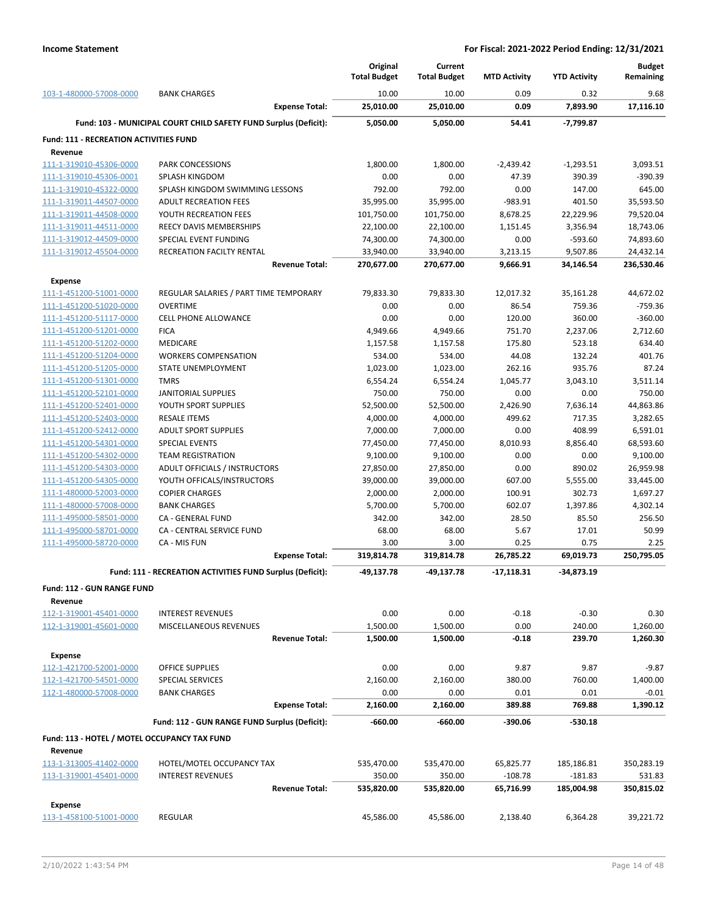| | | Original Total Budget | Current Total Budget | MTD Activity | YTD Activity | Budget Remaining |
|---|---|---|---|---|---|---|
| 103-1-480000-57008-0000 | BANK CHARGES | 10.00 | 10.00 | 0.09 | 0.32 | 9.68 |
| | **Expense Total:** | **25,010.00** | **25,010.00** | **0.09** | **7,893.90** | **17,116.10** |
| | **Fund: 103 - MUNICIPAL COURT CHILD SAFETY FUND Surplus (Deficit):** | **5,050.00** | **5,050.00** | **54.41** | **-7,799.87** | |
| **Fund: 111 - RECREATION ACTIVITIES FUND** | | | | | | |
| **Revenue** | | | | | | |
| 111-1-319010-45306-0000 | PARK CONCESSIONS | 1,800.00 | 1,800.00 | -2,439.42 | -1,293.51 | 3,093.51 |
| 111-1-319010-45306-0001 | SPLASH KINGDOM | 0.00 | 0.00 | 47.39 | 390.39 | -390.39 |
| 111-1-319010-45322-0000 | SPLASH KINGDOM SWIMMING LESSONS | 792.00 | 792.00 | 0.00 | 147.00 | 645.00 |
| 111-1-319011-44507-0000 | ADULT RECREATION FEES | 35,995.00 | 35,995.00 | -983.91 | 401.50 | 35,593.50 |
| 111-1-319011-44508-0000 | YOUTH RECREATION FEES | 101,750.00 | 101,750.00 | 8,678.25 | 22,229.96 | 79,520.04 |
| 111-1-319011-44511-0000 | REECY DAVIS MEMBERSHIPS | 22,100.00 | 22,100.00 | 1,151.45 | 3,356.94 | 18,743.06 |
| 111-1-319012-44509-0000 | SPECIAL EVENT FUNDING | 74,300.00 | 74,300.00 | 0.00 | -593.60 | 74,893.60 |
| 111-1-319012-45504-0000 | RECREATION FACILTY RENTAL | 33,940.00 | 33,940.00 | 3,213.15 | 9,507.86 | 24,432.14 |
| | **Revenue Total:** | **270,677.00** | **270,677.00** | **9,666.91** | **34,146.54** | **236,530.46** |
| **Expense** | | | | | | |
| 111-1-451200-51001-0000 | REGULAR SALARIES / PART TIME TEMPORARY | 79,833.30 | 79,833.30 | 12,017.32 | 35,161.28 | 44,672.02 |
| 111-1-451200-51020-0000 | OVERTIME | 0.00 | 0.00 | 86.54 | 759.36 | -759.36 |
| 111-1-451200-51117-0000 | CELL PHONE ALLOWANCE | 0.00 | 0.00 | 120.00 | 360.00 | -360.00 |
| 111-1-451200-51201-0000 | FICA | 4,949.66 | 4,949.66 | 751.70 | 2,237.06 | 2,712.60 |
| 111-1-451200-51202-0000 | MEDICARE | 1,157.58 | 1,157.58 | 175.80 | 523.18 | 634.40 |
| 111-1-451200-51204-0000 | WORKERS COMPENSATION | 534.00 | 534.00 | 44.08 | 132.24 | 401.76 |
| 111-1-451200-51205-0000 | STATE UNEMPLOYMENT | 1,023.00 | 1,023.00 | 262.16 | 935.76 | 87.24 |
| 111-1-451200-51301-0000 | TMRS | 6,554.24 | 6,554.24 | 1,045.77 | 3,043.10 | 3,511.14 |
| 111-1-451200-52101-0000 | JANITORIAL SUPPLIES | 750.00 | 750.00 | 0.00 | 0.00 | 750.00 |
| 111-1-451200-52401-0000 | YOUTH SPORT SUPPLIES | 52,500.00 | 52,500.00 | 2,426.90 | 7,636.14 | 44,863.86 |
| 111-1-451200-52403-0000 | RESALE ITEMS | 4,000.00 | 4,000.00 | 499.62 | 717.35 | 3,282.65 |
| 111-1-451200-52412-0000 | ADULT SPORT SUPPLIES | 7,000.00 | 7,000.00 | 0.00 | 408.99 | 6,591.01 |
| 111-1-451200-54301-0000 | SPECIAL EVENTS | 77,450.00 | 77,450.00 | 8,010.93 | 8,856.40 | 68,593.60 |
| 111-1-451200-54302-0000 | TEAM REGISTRATION | 9,100.00 | 9,100.00 | 0.00 | 0.00 | 9,100.00 |
| 111-1-451200-54303-0000 | ADULT OFFICIALS / INSTRUCTORS | 27,850.00 | 27,850.00 | 0.00 | 890.02 | 26,959.98 |
| 111-1-451200-54305-0000 | YOUTH OFFICALS/INSTRUCTORS | 39,000.00 | 39,000.00 | 607.00 | 5,555.00 | 33,445.00 |
| 111-1-480000-52003-0000 | COPIER CHARGES | 2,000.00 | 2,000.00 | 100.91 | 302.73 | 1,697.27 |
| 111-1-480000-57008-0000 | BANK CHARGES | 5,700.00 | 5,700.00 | 602.07 | 1,397.86 | 4,302.14 |
| 111-1-495000-58501-0000 | CA - GENERAL FUND | 342.00 | 342.00 | 28.50 | 85.50 | 256.50 |
| 111-1-495000-58701-0000 | CA - CENTRAL SERVICE FUND | 68.00 | 68.00 | 5.67 | 17.01 | 50.99 |
| 111-1-495000-58720-0000 | CA - MIS FUN | 3.00 | 3.00 | 0.25 | 0.75 | 2.25 |
| | **Expense Total:** | **319,814.78** | **319,814.78** | **26,785.22** | **69,019.73** | **250,795.05** |
| | **Fund: 111 - RECREATION ACTIVITIES FUND Surplus (Deficit):** | **-49,137.78** | **-49,137.78** | **-17,118.31** | **-34,873.19** | |
| **Fund: 112 - GUN RANGE FUND** | | | | | | |
| **Revenue** | | | | | | |
| 112-1-319001-45401-0000 | INTEREST REVENUES | 0.00 | 0.00 | -0.18 | -0.30 | 0.30 |
| 112-1-319001-45601-0000 | MISCELLANEOUS REVENUES | 1,500.00 | 1,500.00 | 0.00 | 240.00 | 1,260.00 |
| | **Revenue Total:** | **1,500.00** | **1,500.00** | **-0.18** | **239.70** | **1,260.30** |
| **Expense** | | | | | | |
| 112-1-421700-52001-0000 | OFFICE SUPPLIES | 0.00 | 0.00 | 9.87 | 9.87 | -9.87 |
| 112-1-421700-54501-0000 | SPECIAL SERVICES | 2,160.00 | 2,160.00 | 380.00 | 760.00 | 1,400.00 |
| 112-1-480000-57008-0000 | BANK CHARGES | 0.00 | 0.00 | 0.01 | 0.01 | -0.01 |
| | **Expense Total:** | **2,160.00** | **2,160.00** | **389.88** | **769.88** | **1,390.12** |
| | **Fund: 112 - GUN RANGE FUND Surplus (Deficit):** | **-660.00** | **-660.00** | **-390.06** | **-530.18** | |
| **Fund: 113 - HOTEL / MOTEL OCCUPANCY TAX FUND** | | | | | | |
| **Revenue** | | | | | | |
| 113-1-313005-41402-0000 | HOTEL/MOTEL OCCUPANCY TAX | 535,470.00 | 535,470.00 | 65,825.77 | 185,186.81 | 350,283.19 |
| 113-1-319001-45401-0000 | INTEREST REVENUES | 350.00 | 350.00 | -108.78 | -181.83 | 531.83 |
| | **Revenue Total:** | **535,820.00** | **535,820.00** | **65,716.99** | **185,004.98** | **350,815.02** |
| **Expense** | | | | | | |
| 113-1-458100-51001-0000 | REGULAR | 45,586.00 | 45,586.00 | 2,138.40 | 6,364.28 | 39,221.72 |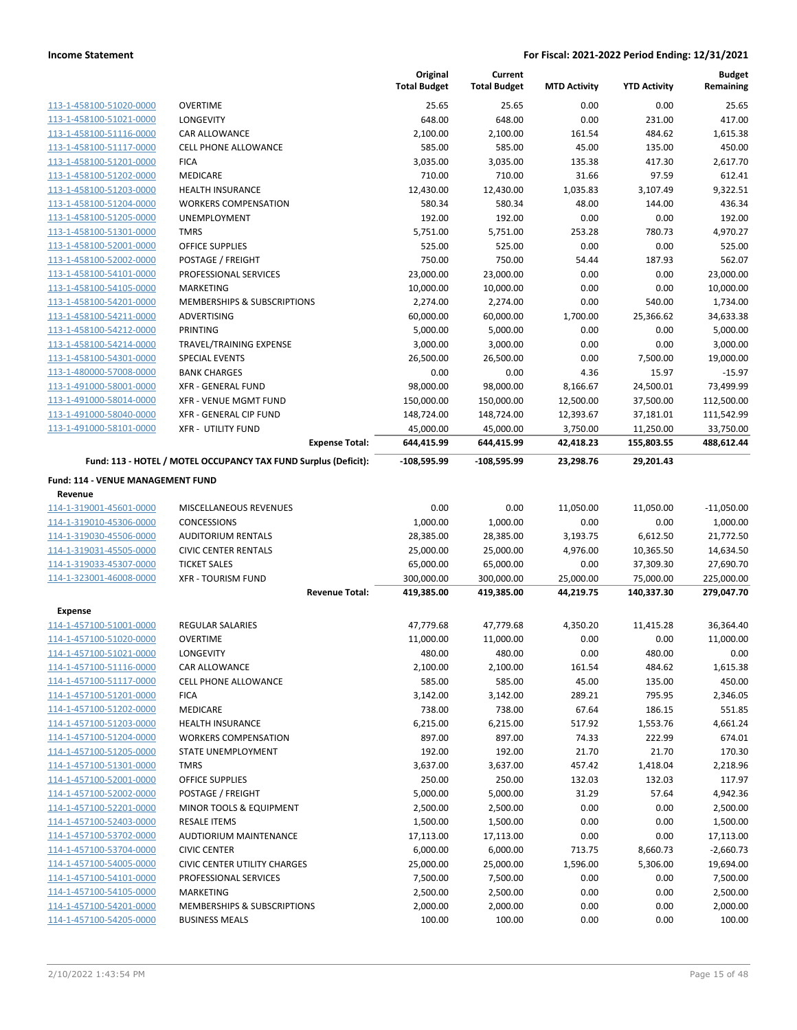**Income Statement** **For Fiscal: 2021-2022 Period Ending: 12/31/2021**

| | | Original Total Budget | Current Total Budget | MTD Activity | YTD Activity | Budget Remaining |
|---|---|---|---|---|---|---|
| 113-1-458100-51020-0000 | OVERTIME | 25.65 | 25.65 | 0.00 | 0.00 | 25.65 |
| 113-1-458100-51021-0000 | LONGEVITY | 648.00 | 648.00 | 0.00 | 231.00 | 417.00 |
| 113-1-458100-51116-0000 | CAR ALLOWANCE | 2,100.00 | 2,100.00 | 161.54 | 484.62 | 1,615.38 |
| 113-1-458100-51117-0000 | CELL PHONE ALLOWANCE | 585.00 | 585.00 | 45.00 | 135.00 | 450.00 |
| 113-1-458100-51201-0000 | FICA | 3,035.00 | 3,035.00 | 135.38 | 417.30 | 2,617.70 |
| 113-1-458100-51202-0000 | MEDICARE | 710.00 | 710.00 | 31.66 | 97.59 | 612.41 |
| 113-1-458100-51203-0000 | HEALTH INSURANCE | 12,430.00 | 12,430.00 | 1,035.83 | 3,107.49 | 9,322.51 |
| 113-1-458100-51204-0000 | WORKERS COMPENSATION | 580.34 | 580.34 | 48.00 | 144.00 | 436.34 |
| 113-1-458100-51205-0000 | UNEMPLOYMENT | 192.00 | 192.00 | 0.00 | 0.00 | 192.00 |
| 113-1-458100-51301-0000 | TMRS | 5,751.00 | 5,751.00 | 253.28 | 780.73 | 4,970.27 |
| 113-1-458100-52001-0000 | OFFICE SUPPLIES | 525.00 | 525.00 | 0.00 | 0.00 | 525.00 |
| 113-1-458100-52002-0000 | POSTAGE / FREIGHT | 750.00 | 750.00 | 54.44 | 187.93 | 562.07 |
| 113-1-458100-54101-0000 | PROFESSIONAL SERVICES | 23,000.00 | 23,000.00 | 0.00 | 0.00 | 23,000.00 |
| 113-1-458100-54105-0000 | MARKETING | 10,000.00 | 10,000.00 | 0.00 | 0.00 | 10,000.00 |
| 113-1-458100-54201-0000 | MEMBERSHIPS & SUBSCRIPTIONS | 2,274.00 | 2,274.00 | 0.00 | 540.00 | 1,734.00 |
| 113-1-458100-54211-0000 | ADVERTISING | 60,000.00 | 60,000.00 | 1,700.00 | 25,366.62 | 34,633.38 |
| 113-1-458100-54212-0000 | PRINTING | 5,000.00 | 5,000.00 | 0.00 | 0.00 | 5,000.00 |
| 113-1-458100-54214-0000 | TRAVEL/TRAINING EXPENSE | 3,000.00 | 3,000.00 | 0.00 | 0.00 | 3,000.00 |
| 113-1-458100-54301-0000 | SPECIAL EVENTS | 26,500.00 | 26,500.00 | 0.00 | 7,500.00 | 19,000.00 |
| 113-1-480000-57008-0000 | BANK CHARGES | 0.00 | 0.00 | 4.36 | 15.97 | -15.97 |
| 113-1-491000-58001-0000 | XFR - GENERAL FUND | 98,000.00 | 98,000.00 | 8,166.67 | 24,500.01 | 73,499.99 |
| 113-1-491000-58014-0000 | XFR - VENUE MGMT FUND | 150,000.00 | 150,000.00 | 12,500.00 | 37,500.00 | 112,500.00 |
| 113-1-491000-58040-0000 | XFR - GENERAL CIP FUND | 148,724.00 | 148,724.00 | 12,393.67 | 37,181.01 | 111,542.99 |
| 113-1-491000-58101-0000 | XFR - UTILITY FUND | 45,000.00 | 45,000.00 | 3,750.00 | 11,250.00 | 33,750.00 |
| | **Expense Total:** | **644,415.99** | **644,415.99** | **42,418.23** | **155,803.55** | **488,612.44** |
| | **Fund: 113 - HOTEL / MOTEL OCCUPANCY TAX FUND Surplus (Deficit):** | **-108,595.99** | **-108,595.99** | **23,298.76** | **29,201.43** | |
| **Fund: 114 - VENUE MANAGEMENT FUND** | | | | | | |
| **Revenue** | | | | | | |
| 114-1-319001-45601-0000 | MISCELLANEOUS REVENUES | 0.00 | 0.00 | 11,050.00 | 11,050.00 | -11,050.00 |
| 114-1-319010-45306-0000 | CONCESSIONS | 1,000.00 | 1,000.00 | 0.00 | 0.00 | 1,000.00 |
| 114-1-319030-45506-0000 | AUDITORIUM RENTALS | 28,385.00 | 28,385.00 | 3,193.75 | 6,612.50 | 21,772.50 |
| 114-1-319031-45505-0000 | CIVIC CENTER RENTALS | 25,000.00 | 25,000.00 | 4,976.00 | 10,365.50 | 14,634.50 |
| 114-1-319033-45307-0000 | TICKET SALES | 65,000.00 | 65,000.00 | 0.00 | 37,309.30 | 27,690.70 |
| 114-1-323001-46008-0000 | XFR - TOURISM FUND | 300,000.00 | 300,000.00 | 25,000.00 | 75,000.00 | 225,000.00 |
| | **Revenue Total:** | **419,385.00** | **419,385.00** | **44,219.75** | **140,337.30** | **279,047.70** |
| **Expense** | | | | | | |
| 114-1-457100-51001-0000 | REGULAR SALARIES | 47,779.68 | 47,779.68 | 4,350.20 | 11,415.28 | 36,364.40 |
| 114-1-457100-51020-0000 | OVERTIME | 11,000.00 | 11,000.00 | 0.00 | 0.00 | 11,000.00 |
| 114-1-457100-51021-0000 | LONGEVITY | 480.00 | 480.00 | 0.00 | 480.00 | 0.00 |
| 114-1-457100-51116-0000 | CAR ALLOWANCE | 2,100.00 | 2,100.00 | 161.54 | 484.62 | 1,615.38 |
| 114-1-457100-51117-0000 | CELL PHONE ALLOWANCE | 585.00 | 585.00 | 45.00 | 135.00 | 450.00 |
| 114-1-457100-51201-0000 | FICA | 3,142.00 | 3,142.00 | 289.21 | 795.95 | 2,346.05 |
| 114-1-457100-51202-0000 | MEDICARE | 738.00 | 738.00 | 67.64 | 186.15 | 551.85 |
| 114-1-457100-51203-0000 | HEALTH INSURANCE | 6,215.00 | 6,215.00 | 517.92 | 1,553.76 | 4,661.24 |
| 114-1-457100-51204-0000 | WORKERS COMPENSATION | 897.00 | 897.00 | 74.33 | 222.99 | 674.01 |
| 114-1-457100-51205-0000 | STATE UNEMPLOYMENT | 192.00 | 192.00 | 21.70 | 21.70 | 170.30 |
| 114-1-457100-51301-0000 | TMRS | 3,637.00 | 3,637.00 | 457.42 | 1,418.04 | 2,218.96 |
| 114-1-457100-52001-0000 | OFFICE SUPPLIES | 250.00 | 250.00 | 132.03 | 132.03 | 117.97 |
| 114-1-457100-52002-0000 | POSTAGE / FREIGHT | 5,000.00 | 5,000.00 | 31.29 | 57.64 | 4,942.36 |
| 114-1-457100-52201-0000 | MINOR TOOLS & EQUIPMENT | 2,500.00 | 2,500.00 | 0.00 | 0.00 | 2,500.00 |
| 114-1-457100-52403-0000 | RESALE ITEMS | 1,500.00 | 1,500.00 | 0.00 | 0.00 | 1,500.00 |
| 114-1-457100-53702-0000 | AUDTIORIUM MAINTENANCE | 17,113.00 | 17,113.00 | 0.00 | 0.00 | 17,113.00 |
| 114-1-457100-53704-0000 | CIVIC CENTER | 6,000.00 | 6,000.00 | 713.75 | 8,660.73 | -2,660.73 |
| 114-1-457100-54005-0000 | CIVIC CENTER UTILITY CHARGES | 25,000.00 | 25,000.00 | 1,596.00 | 5,306.00 | 19,694.00 |
| 114-1-457100-54101-0000 | PROFESSIONAL SERVICES | 7,500.00 | 7,500.00 | 0.00 | 0.00 | 7,500.00 |
| 114-1-457100-54105-0000 | MARKETING | 2,500.00 | 2,500.00 | 0.00 | 0.00 | 2,500.00 |
| 114-1-457100-54201-0000 | MEMBERSHIPS & SUBSCRIPTIONS | 2,000.00 | 2,000.00 | 0.00 | 0.00 | 2,000.00 |
| 114-1-457100-54205-0000 | BUSINESS MEALS | 100.00 | 100.00 | 0.00 | 0.00 | 100.00 |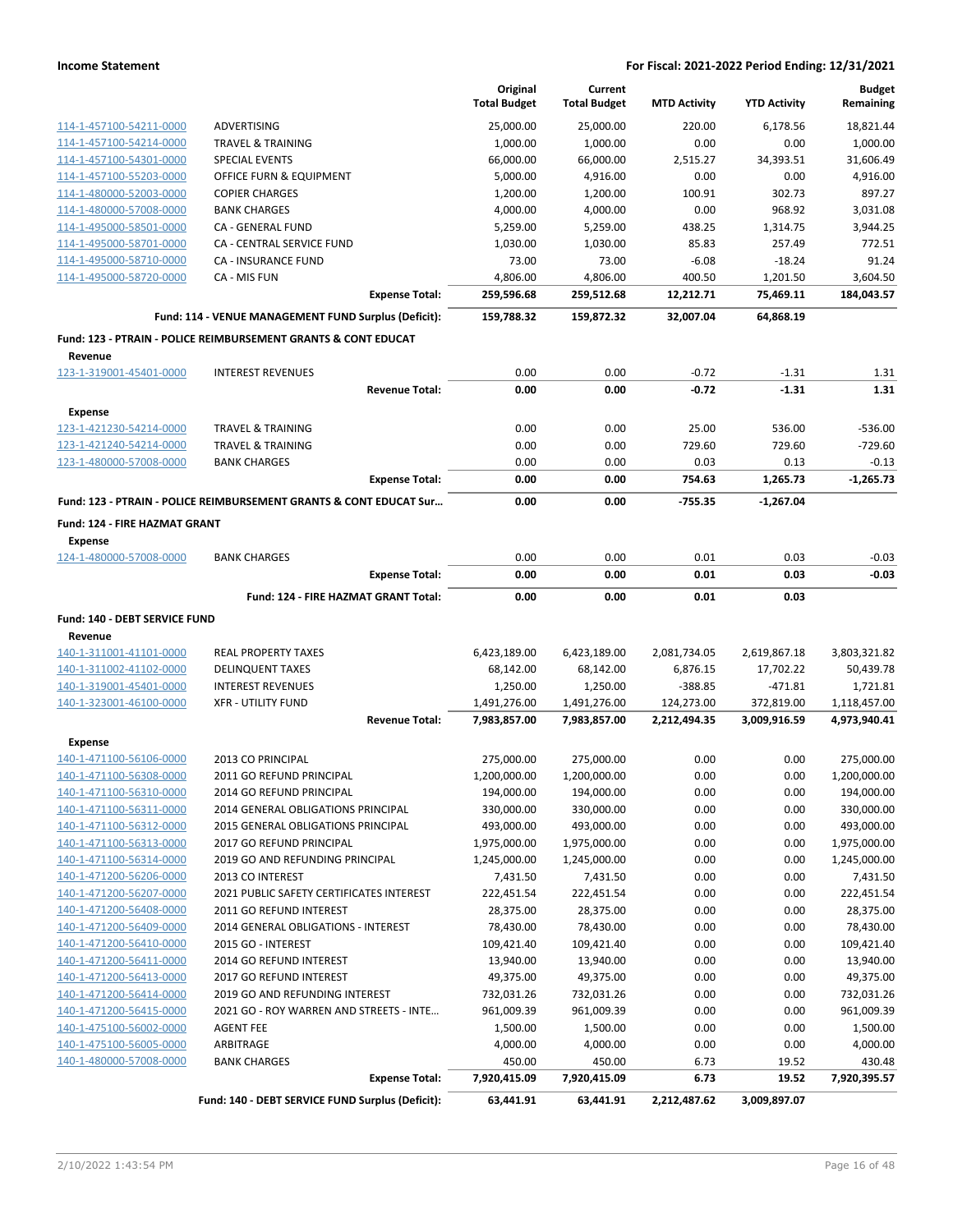**Income Statement** — **For Fiscal: 2021-2022 Period Ending: 12/31/2021**

| | | Original Total Budget | Current Total Budget | MTD Activity | YTD Activity | Budget Remaining |
|---|---|---|---|---|---|---|
| 114-1-457100-54211-0000 | ADVERTISING | 25,000.00 | 25,000.00 | 220.00 | 6,178.56 | 18,821.44 |
| 114-1-457100-54214-0000 | TRAVEL & TRAINING | 1,000.00 | 1,000.00 | 0.00 | 0.00 | 1,000.00 |
| 114-1-457100-54301-0000 | SPECIAL EVENTS | 66,000.00 | 66,000.00 | 2,515.27 | 34,393.51 | 31,606.49 |
| 114-1-457100-55203-0000 | OFFICE FURN & EQUIPMENT | 5,000.00 | 4,916.00 | 0.00 | 0.00 | 4,916.00 |
| 114-1-480000-52003-0000 | COPIER CHARGES | 1,200.00 | 1,200.00 | 100.91 | 302.73 | 897.27 |
| 114-1-480000-57008-0000 | BANK CHARGES | 4,000.00 | 4,000.00 | 0.00 | 968.92 | 3,031.08 |
| 114-1-495000-58501-0000 | CA - GENERAL FUND | 5,259.00 | 5,259.00 | 438.25 | 1,314.75 | 3,944.25 |
| 114-1-495000-58701-0000 | CA - CENTRAL SERVICE FUND | 1,030.00 | 1,030.00 | 85.83 | 257.49 | 772.51 |
| 114-1-495000-58710-0000 | CA - INSURANCE FUND | 73.00 | 73.00 | -6.08 | -18.24 | 91.24 |
| 114-1-495000-58720-0000 | CA - MIS FUN | 4,806.00 | 4,806.00 | 400.50 | 1,201.50 | 3,604.50 |
| | **Expense Total:** | **259,596.68** | **259,512.68** | **12,212.71** | **75,469.11** | **184,043.57** |
| | **Fund: 114 - VENUE MANAGEMENT FUND Surplus (Deficit):** | **159,788.32** | **159,872.32** | **32,007.04** | **64,868.19** | |

**Fund: 123 - PTRAIN - POLICE REIMBURSEMENT GRANTS & CONT EDUCAT**

**Revenue**

| | | Original Total Budget | Current Total Budget | MTD Activity | YTD Activity | Budget Remaining |
|---|---|---|---|---|---|---|
| 123-1-319001-45401-0000 | INTEREST REVENUES | 0.00 | 0.00 | -0.72 | -1.31 | 1.31 |
| | **Revenue Total:** | **0.00** | **0.00** | **-0.72** | **-1.31** | **1.31** |

**Expense**

| | | Original Total Budget | Current Total Budget | MTD Activity | YTD Activity | Budget Remaining |
|---|---|---|---|---|---|---|
| 123-1-421230-54214-0000 | TRAVEL & TRAINING | 0.00 | 0.00 | 25.00 | 536.00 | -536.00 |
| 123-1-421240-54214-0000 | TRAVEL & TRAINING | 0.00 | 0.00 | 729.60 | 729.60 | -729.60 |
| 123-1-480000-57008-0000 | BANK CHARGES | 0.00 | 0.00 | 0.03 | 0.13 | -0.13 |
| | **Expense Total:** | **0.00** | **0.00** | **754.63** | **1,265.73** | **-1,265.73** |
| | **Fund: 123 - PTRAIN - POLICE REIMBURSEMENT GRANTS & CONT EDUCAT Sur...** | **0.00** | **0.00** | **-755.35** | **-1,267.04** | |

**Fund: 124 - FIRE HAZMAT GRANT**

**Expense**

| | | Original Total Budget | Current Total Budget | MTD Activity | YTD Activity | Budget Remaining |
|---|---|---|---|---|---|---|
| 124-1-480000-57008-0000 | BANK CHARGES | 0.00 | 0.00 | 0.01 | 0.03 | -0.03 |
| | **Expense Total:** | **0.00** | **0.00** | **0.01** | **0.03** | **-0.03** |
| | **Fund: 124 - FIRE HAZMAT GRANT Total:** | **0.00** | **0.00** | **0.01** | **0.03** | |

**Fund: 140 - DEBT SERVICE FUND**

**Revenue**

| | | Original Total Budget | Current Total Budget | MTD Activity | YTD Activity | Budget Remaining |
|---|---|---|---|---|---|---|
| 140-1-311001-41101-0000 | REAL PROPERTY TAXES | 6,423,189.00 | 6,423,189.00 | 2,081,734.05 | 2,619,867.18 | 3,803,321.82 |
| 140-1-311002-41102-0000 | DELINQUENT TAXES | 68,142.00 | 68,142.00 | 6,876.15 | 17,702.22 | 50,439.78 |
| 140-1-319001-45401-0000 | INTEREST REVENUES | 1,250.00 | 1,250.00 | -388.85 | -471.81 | 1,721.81 |
| 140-1-323001-46100-0000 | XFR - UTILITY FUND | 1,491,276.00 | 1,491,276.00 | 124,273.00 | 372,819.00 | 1,118,457.00 |
| | **Revenue Total:** | **7,983,857.00** | **7,983,857.00** | **2,212,494.35** | **3,009,916.59** | **4,973,940.41** |

**Expense**

| | | Original Total Budget | Current Total Budget | MTD Activity | YTD Activity | Budget Remaining |
|---|---|---|---|---|---|---|
| 140-1-471100-56106-0000 | 2013 CO PRINCIPAL | 275,000.00 | 275,000.00 | 0.00 | 0.00 | 275,000.00 |
| 140-1-471100-56308-0000 | 2011 GO REFUND PRINCIPAL | 1,200,000.00 | 1,200,000.00 | 0.00 | 0.00 | 1,200,000.00 |
| 140-1-471100-56310-0000 | 2014 GO REFUND PRINCIPAL | 194,000.00 | 194,000.00 | 0.00 | 0.00 | 194,000.00 |
| 140-1-471100-56311-0000 | 2014 GENERAL OBLIGATIONS PRINCIPAL | 330,000.00 | 330,000.00 | 0.00 | 0.00 | 330,000.00 |
| 140-1-471100-56312-0000 | 2015 GENERAL OBLIGATIONS PRINCIPAL | 493,000.00 | 493,000.00 | 0.00 | 0.00 | 493,000.00 |
| 140-1-471100-56313-0000 | 2017 GO REFUND PRINCIPAL | 1,975,000.00 | 1,975,000.00 | 0.00 | 0.00 | 1,975,000.00 |
| 140-1-471100-56314-0000 | 2019 GO AND REFUNDING PRINCIPAL | 1,245,000.00 | 1,245,000.00 | 0.00 | 0.00 | 1,245,000.00 |
| 140-1-471200-56206-0000 | 2013 CO INTEREST | 7,431.50 | 7,431.50 | 0.00 | 0.00 | 7,431.50 |
| 140-1-471200-56207-0000 | 2021 PUBLIC SAFETY CERTIFICATES INTEREST | 222,451.54 | 222,451.54 | 0.00 | 0.00 | 222,451.54 |
| 140-1-471200-56408-0000 | 2011 GO REFUND INTEREST | 28,375.00 | 28,375.00 | 0.00 | 0.00 | 28,375.00 |
| 140-1-471200-56409-0000 | 2014 GENERAL OBLIGATIONS - INTEREST | 78,430.00 | 78,430.00 | 0.00 | 0.00 | 78,430.00 |
| 140-1-471200-56410-0000 | 2015 GO - INTEREST | 109,421.40 | 109,421.40 | 0.00 | 0.00 | 109,421.40 |
| 140-1-471200-56411-0000 | 2014 GO REFUND INTEREST | 13,940.00 | 13,940.00 | 0.00 | 0.00 | 13,940.00 |
| 140-1-471200-56413-0000 | 2017 GO REFUND INTEREST | 49,375.00 | 49,375.00 | 0.00 | 0.00 | 49,375.00 |
| 140-1-471200-56414-0000 | 2019 GO AND REFUNDING INTEREST | 732,031.26 | 732,031.26 | 0.00 | 0.00 | 732,031.26 |
| 140-1-471200-56415-0000 | 2021 GO - ROY WARREN AND STREETS - INTE... | 961,009.39 | 961,009.39 | 0.00 | 0.00 | 961,009.39 |
| 140-1-475100-56002-0000 | AGENT FEE | 1,500.00 | 1,500.00 | 0.00 | 0.00 | 1,500.00 |
| 140-1-475100-56005-0000 | ARBITRAGE | 4,000.00 | 4,000.00 | 0.00 | 0.00 | 4,000.00 |
| 140-1-480000-57008-0000 | BANK CHARGES | 450.00 | 450.00 | 6.73 | 19.52 | 430.48 |
| | **Expense Total:** | **7,920,415.09** | **7,920,415.09** | **6.73** | **19.52** | **7,920,395.57** |
| | **Fund: 140 - DEBT SERVICE FUND Surplus (Deficit):** | **63,441.91** | **63,441.91** | **2,212,487.62** | **3,009,897.07** | |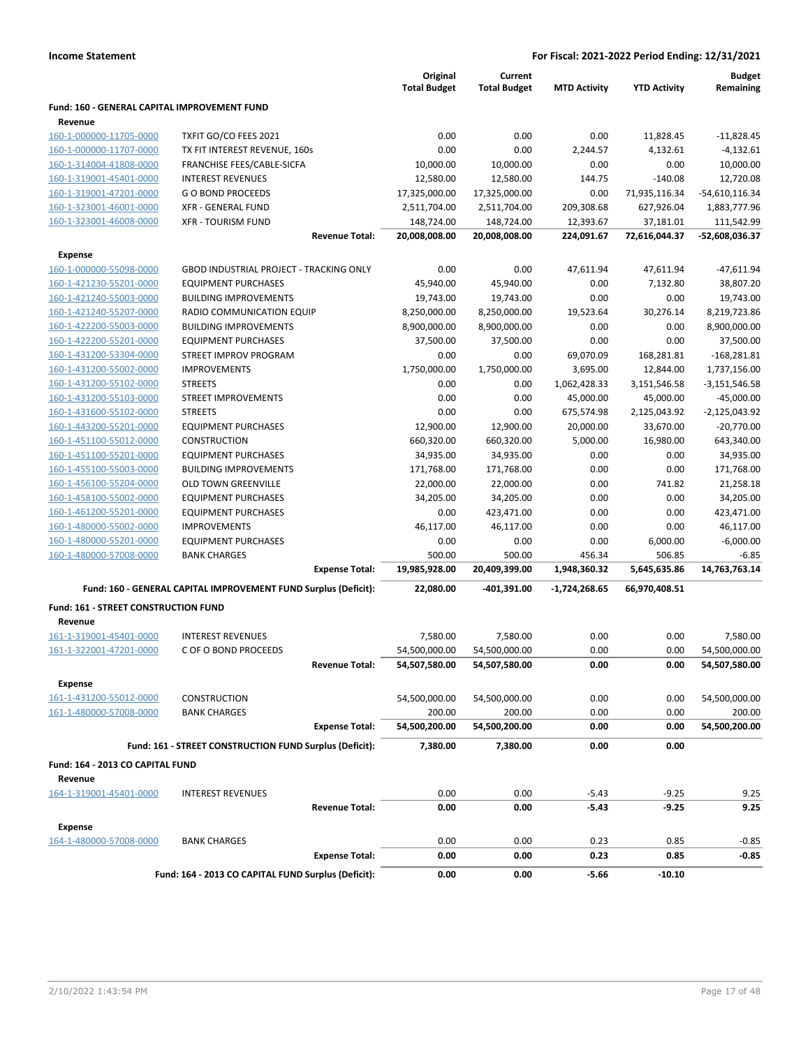**Income Statement** — **For Fiscal: 2021-2022 Period Ending: 12/31/2021**

| | | Original Total Budget | Current Total Budget | MTD Activity | YTD Activity | Budget Remaining |
|---|---|---|---|---|---|---|
| **Fund: 160 - GENERAL CAPITAL IMPROVEMENT FUND** | | | | | | |
| **Revenue** | | | | | | |
| 160-1-000000-11705-0000 | TXFIT GO/CO FEES 2021 | 0.00 | 0.00 | 0.00 | 11,828.45 | -11,828.45 |
| 160-1-000000-11707-0000 | TX FIT INTEREST REVENUE, 160s | 0.00 | 0.00 | 2,244.57 | 4,132.61 | -4,132.61 |
| 160-1-314004-41808-0000 | FRANCHISE FEES/CABLE-SICFA | 10,000.00 | 10,000.00 | 0.00 | 0.00 | 10,000.00 |
| 160-1-319001-45401-0000 | INTEREST REVENUES | 12,580.00 | 12,580.00 | 144.75 | -140.08 | 12,720.08 |
| 160-1-319001-47201-0000 | G O BOND PROCEEDS | 17,325,000.00 | 17,325,000.00 | 0.00 | 71,935,116.34 | -54,610,116.34 |
| 160-1-323001-46001-0000 | XFR - GENERAL FUND | 2,511,704.00 | 2,511,704.00 | 209,308.68 | 627,926.04 | 1,883,777.96 |
| 160-1-323001-46008-0000 | XFR - TOURISM FUND | 148,724.00 | 148,724.00 | 12,393.67 | 37,181.01 | 111,542.99 |
| | **Revenue Total:** | **20,008,008.00** | **20,008,008.00** | **224,091.67** | **72,616,044.37** | **-52,608,036.37** |
| **Expense** | | | | | | |
| 160-1-000000-55098-0000 | GBOD INDUSTRIAL PROJECT - TRACKING ONLY | 0.00 | 0.00 | 47,611.94 | 47,611.94 | -47,611.94 |
| 160-1-421230-55201-0000 | EQUIPMENT PURCHASES | 45,940.00 | 45,940.00 | 0.00 | 7,132.80 | 38,807.20 |
| 160-1-421240-55003-0000 | BUILDING IMPROVEMENTS | 19,743.00 | 19,743.00 | 0.00 | 0.00 | 19,743.00 |
| 160-1-421240-55207-0000 | RADIO COMMUNICATION EQUIP | 8,250,000.00 | 8,250,000.00 | 19,523.64 | 30,276.14 | 8,219,723.86 |
| 160-1-422200-55003-0000 | BUILDING IMPROVEMENTS | 8,900,000.00 | 8,900,000.00 | 0.00 | 0.00 | 8,900,000.00 |
| 160-1-422200-55201-0000 | EQUIPMENT PURCHASES | 37,500.00 | 37,500.00 | 0.00 | 0.00 | 37,500.00 |
| 160-1-431200-53304-0000 | STREET IMPROV PROGRAM | 0.00 | 0.00 | 69,070.09 | 168,281.81 | -168,281.81 |
| 160-1-431200-55002-0000 | IMPROVEMENTS | 1,750,000.00 | 1,750,000.00 | 3,695.00 | 12,844.00 | 1,737,156.00 |
| 160-1-431200-55102-0000 | STREETS | 0.00 | 0.00 | 1,062,428.33 | 3,151,546.58 | -3,151,546.58 |
| 160-1-431200-55103-0000 | STREET IMPROVEMENTS | 0.00 | 0.00 | 45,000.00 | 45,000.00 | -45,000.00 |
| 160-1-431600-55102-0000 | STREETS | 0.00 | 0.00 | 675,574.98 | 2,125,043.92 | -2,125,043.92 |
| 160-1-443200-55201-0000 | EQUIPMENT PURCHASES | 12,900.00 | 12,900.00 | 20,000.00 | 33,670.00 | -20,770.00 |
| 160-1-451100-55012-0000 | CONSTRUCTION | 660,320.00 | 660,320.00 | 5,000.00 | 16,980.00 | 643,340.00 |
| 160-1-451100-55201-0000 | EQUIPMENT PURCHASES | 34,935.00 | 34,935.00 | 0.00 | 0.00 | 34,935.00 |
| 160-1-455100-55003-0000 | BUILDING IMPROVEMENTS | 171,768.00 | 171,768.00 | 0.00 | 0.00 | 171,768.00 |
| 160-1-456100-55204-0000 | OLD TOWN GREENVILLE | 22,000.00 | 22,000.00 | 0.00 | 741.82 | 21,258.18 |
| 160-1-458100-55002-0000 | EQUIPMENT PURCHASES | 34,205.00 | 34,205.00 | 0.00 | 0.00 | 34,205.00 |
| 160-1-461200-55201-0000 | EQUIPMENT PURCHASES | 0.00 | 423,471.00 | 0.00 | 0.00 | 423,471.00 |
| 160-1-480000-55002-0000 | IMPROVEMENTS | 46,117.00 | 46,117.00 | 0.00 | 0.00 | 46,117.00 |
| 160-1-480000-55201-0000 | EQUIPMENT PURCHASES | 0.00 | 0.00 | 0.00 | 6,000.00 | -6,000.00 |
| 160-1-480000-57008-0000 | BANK CHARGES | 500.00 | 500.00 | 456.34 | 506.85 | -6.85 |
| | **Expense Total:** | **19,985,928.00** | **20,409,399.00** | **1,948,360.32** | **5,645,635.86** | **14,763,763.14** |
| | **Fund: 160 - GENERAL CAPITAL IMPROVEMENT FUND Surplus (Deficit):** | **22,080.00** | **-401,391.00** | **-1,724,268.65** | **66,970,408.51** | |
| **Fund: 161 - STREET CONSTRUCTION FUND** | | | | | | |
| **Revenue** | | | | | | |
| 161-1-319001-45401-0000 | INTEREST REVENUES | 7,580.00 | 7,580.00 | 0.00 | 0.00 | 7,580.00 |
| 161-1-322001-47201-0000 | C OF O BOND PROCEEDS | 54,500,000.00 | 54,500,000.00 | 0.00 | 0.00 | 54,500,000.00 |
| | **Revenue Total:** | **54,507,580.00** | **54,507,580.00** | **0.00** | **0.00** | **54,507,580.00** |
| **Expense** | | | | | | |
| 161-1-431200-55012-0000 | CONSTRUCTION | 54,500,000.00 | 54,500,000.00 | 0.00 | 0.00 | 54,500,000.00 |
| 161-1-480000-57008-0000 | BANK CHARGES | 200.00 | 200.00 | 0.00 | 0.00 | 200.00 |
| | **Expense Total:** | **54,500,200.00** | **54,500,200.00** | **0.00** | **0.00** | **54,500,200.00** |
| | **Fund: 161 - STREET CONSTRUCTION FUND Surplus (Deficit):** | **7,380.00** | **7,380.00** | **0.00** | **0.00** | |
| **Fund: 164 - 2013 CO CAPITAL FUND** | | | | | | |
| **Revenue** | | | | | | |
| 164-1-319001-45401-0000 | INTEREST REVENUES | 0.00 | 0.00 | -5.43 | -9.25 | 9.25 |
| | **Revenue Total:** | **0.00** | **0.00** | **-5.43** | **-9.25** | **9.25** |
| **Expense** | | | | | | |
| 164-1-480000-57008-0000 | BANK CHARGES | 0.00 | 0.00 | 0.23 | 0.85 | -0.85 |
| | **Expense Total:** | **0.00** | **0.00** | **0.23** | **0.85** | **-0.85** |
| | **Fund: 164 - 2013 CO CAPITAL FUND Surplus (Deficit):** | **0.00** | **0.00** | **-5.66** | **-10.10** | |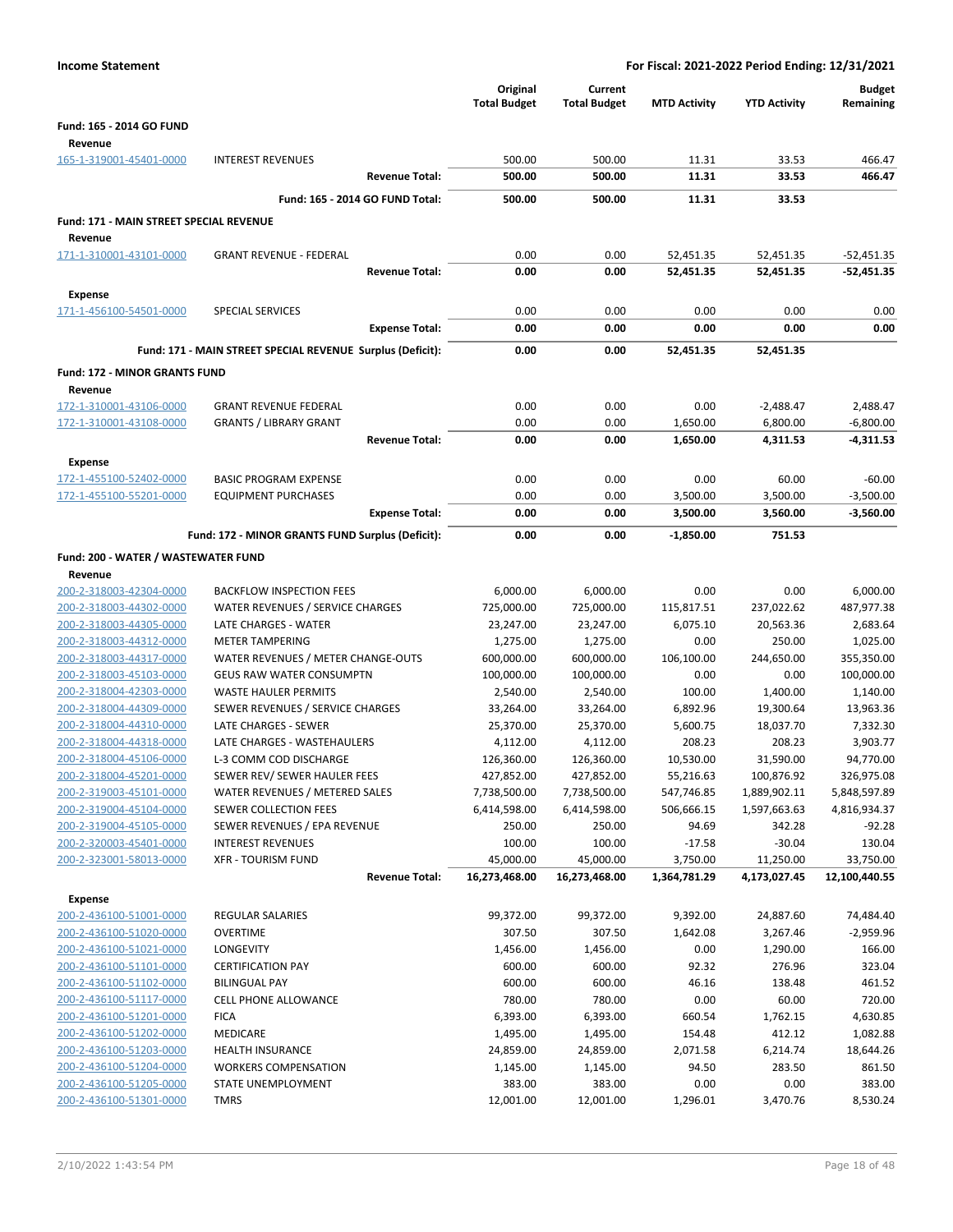**Income Statement** | **For Fiscal: 2021-2022 Period Ending: 12/31/2021**

| | | Original Total Budget | Current Total Budget | MTD Activity | YTD Activity | Budget Remaining |
|---|---|---|---|---|---|---|
| **Fund: 165 - 2014 GO FUND** | | | | | | |
| **Revenue** | | | | | | |
| 165-1-319001-45401-0000 | INTEREST REVENUES | 500.00 | 500.00 | 11.31 | 33.53 | 466.47 |
| | **Revenue Total:** | **500.00** | **500.00** | **11.31** | **33.53** | **466.47** |
| | **Fund: 165 - 2014 GO FUND Total:** | **500.00** | **500.00** | **11.31** | **33.53** | |
| **Fund: 171 - MAIN STREET SPECIAL REVENUE** | | | | | | |
| **Revenue** | | | | | | |
| 171-1-310001-43101-0000 | GRANT REVENUE - FEDERAL | 0.00 | 0.00 | 52,451.35 | 52,451.35 | -52,451.35 |
| | **Revenue Total:** | **0.00** | **0.00** | **52,451.35** | **52,451.35** | **-52,451.35** |
| **Expense** | | | | | | |
| 171-1-456100-54501-0000 | SPECIAL SERVICES | 0.00 | 0.00 | 0.00 | 0.00 | 0.00 |
| | **Expense Total:** | **0.00** | **0.00** | **0.00** | **0.00** | **0.00** |
| | **Fund: 171 - MAIN STREET SPECIAL REVENUE Surplus (Deficit):** | **0.00** | **0.00** | **52,451.35** | **52,451.35** | |
| **Fund: 172 - MINOR GRANTS FUND** | | | | | | |
| **Revenue** | | | | | | |
| 172-1-310001-43106-0000 | GRANT REVENUE FEDERAL | 0.00 | 0.00 | 0.00 | -2,488.47 | 2,488.47 |
| 172-1-310001-43108-0000 | GRANTS / LIBRARY GRANT | 0.00 | 0.00 | 1,650.00 | 6,800.00 | -6,800.00 |
| | **Revenue Total:** | **0.00** | **0.00** | **1,650.00** | **4,311.53** | **-4,311.53** |
| **Expense** | | | | | | |
| 172-1-455100-52402-0000 | BASIC PROGRAM EXPENSE | 0.00 | 0.00 | 0.00 | 60.00 | -60.00 |
| 172-1-455100-55201-0000 | EQUIPMENT PURCHASES | 0.00 | 0.00 | 3,500.00 | 3,500.00 | -3,500.00 |
| | **Expense Total:** | **0.00** | **0.00** | **3,500.00** | **3,560.00** | **-3,560.00** |
| | **Fund: 172 - MINOR GRANTS FUND Surplus (Deficit):** | **0.00** | **0.00** | **-1,850.00** | **751.53** | |
| **Fund: 200 - WATER / WASTEWATER FUND** | | | | | | |
| **Revenue** | | | | | | |
| 200-2-318003-42304-0000 | BACKFLOW INSPECTION FEES | 6,000.00 | 6,000.00 | 0.00 | 0.00 | 6,000.00 |
| 200-2-318003-44302-0000 | WATER REVENUES / SERVICE CHARGES | 725,000.00 | 725,000.00 | 115,817.51 | 237,022.62 | 487,977.38 |
| 200-2-318003-44305-0000 | LATE CHARGES - WATER | 23,247.00 | 23,247.00 | 6,075.10 | 20,563.36 | 2,683.64 |
| 200-2-318003-44312-0000 | METER TAMPERING | 1,275.00 | 1,275.00 | 0.00 | 250.00 | 1,025.00 |
| 200-2-318003-44317-0000 | WATER REVENUES / METER CHANGE-OUTS | 600,000.00 | 600,000.00 | 106,100.00 | 244,650.00 | 355,350.00 |
| 200-2-318003-45103-0000 | GEUS RAW WATER CONSUMPTN | 100,000.00 | 100,000.00 | 0.00 | 0.00 | 100,000.00 |
| 200-2-318004-42303-0000 | WASTE HAULER PERMITS | 2,540.00 | 2,540.00 | 100.00 | 1,400.00 | 1,140.00 |
| 200-2-318004-44309-0000 | SEWER REVENUES / SERVICE CHARGES | 33,264.00 | 33,264.00 | 6,892.96 | 19,300.64 | 13,963.36 |
| 200-2-318004-44310-0000 | LATE CHARGES - SEWER | 25,370.00 | 25,370.00 | 5,600.75 | 18,037.70 | 7,332.30 |
| 200-2-318004-44318-0000 | LATE CHARGES - WASTEHAULERS | 4,112.00 | 4,112.00 | 208.23 | 208.23 | 3,903.77 |
| 200-2-318004-45106-0000 | L-3 COMM COD DISCHARGE | 126,360.00 | 126,360.00 | 10,530.00 | 31,590.00 | 94,770.00 |
| 200-2-318004-45201-0000 | SEWER REV/ SEWER HAULER FEES | 427,852.00 | 427,852.00 | 55,216.63 | 100,876.92 | 326,975.08 |
| 200-2-319003-45101-0000 | WATER REVENUES / METERED SALES | 7,738,500.00 | 7,738,500.00 | 547,746.85 | 1,889,902.11 | 5,848,597.89 |
| 200-2-319004-45104-0000 | SEWER COLLECTION FEES | 6,414,598.00 | 6,414,598.00 | 506,666.15 | 1,597,663.63 | 4,816,934.37 |
| 200-2-319004-45105-0000 | SEWER REVENUES / EPA REVENUE | 250.00 | 250.00 | 94.69 | 342.28 | -92.28 |
| 200-2-320003-45401-0000 | INTEREST REVENUES | 100.00 | 100.00 | -17.58 | -30.04 | 130.04 |
| 200-2-323001-58013-0000 | XFR - TOURISM FUND | 45,000.00 | 45,000.00 | 3,750.00 | 11,250.00 | 33,750.00 |
| | **Revenue Total:** | **16,273,468.00** | **16,273,468.00** | **1,364,781.29** | **4,173,027.45** | **12,100,440.55** |
| **Expense** | | | | | | |
| 200-2-436100-51001-0000 | REGULAR SALARIES | 99,372.00 | 99,372.00 | 9,392.00 | 24,887.60 | 74,484.40 |
| 200-2-436100-51020-0000 | OVERTIME | 307.50 | 307.50 | 1,642.08 | 3,267.46 | -2,959.96 |
| 200-2-436100-51021-0000 | LONGEVITY | 1,456.00 | 1,456.00 | 0.00 | 1,290.00 | 166.00 |
| 200-2-436100-51101-0000 | CERTIFICATION PAY | 600.00 | 600.00 | 92.32 | 276.96 | 323.04 |
| 200-2-436100-51102-0000 | BILINGUAL PAY | 600.00 | 600.00 | 46.16 | 138.48 | 461.52 |
| 200-2-436100-51117-0000 | CELL PHONE ALLOWANCE | 780.00 | 780.00 | 0.00 | 60.00 | 720.00 |
| 200-2-436100-51201-0000 | FICA | 6,393.00 | 6,393.00 | 660.54 | 1,762.15 | 4,630.85 |
| 200-2-436100-51202-0000 | MEDICARE | 1,495.00 | 1,495.00 | 154.48 | 412.12 | 1,082.88 |
| 200-2-436100-51203-0000 | HEALTH INSURANCE | 24,859.00 | 24,859.00 | 2,071.58 | 6,214.74 | 18,644.26 |
| 200-2-436100-51204-0000 | WORKERS COMPENSATION | 1,145.00 | 1,145.00 | 94.50 | 283.50 | 861.50 |
| 200-2-436100-51205-0000 | STATE UNEMPLOYMENT | 383.00 | 383.00 | 0.00 | 0.00 | 383.00 |
| 200-2-436100-51301-0000 | TMRS | 12,001.00 | 12,001.00 | 1,296.01 | 3,470.76 | 8,530.24 |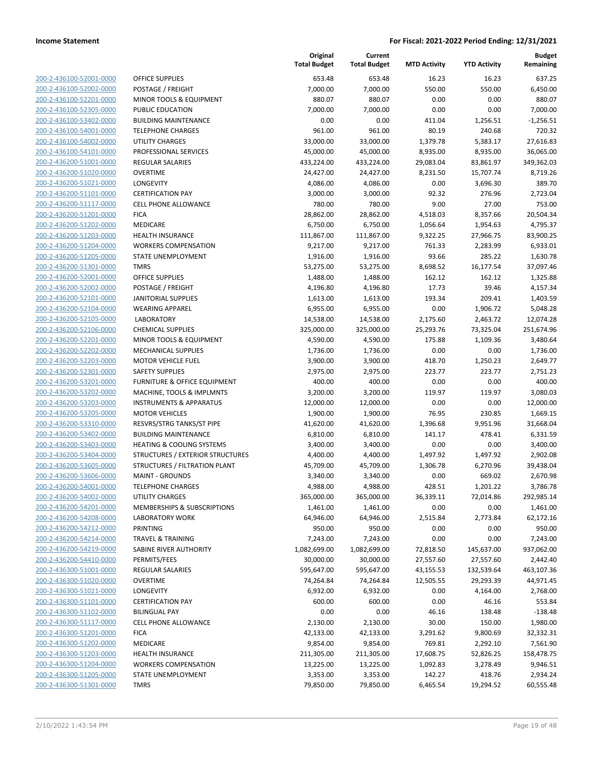**Income Statement** **For Fiscal: 2021-2022 Period Ending: 12/31/2021**

| | | Original Total Budget | Current Total Budget | MTD Activity | YTD Activity | Budget Remaining |
|---|---|---|---|---|---|---|
| 200-2-436100-52001-0000 | OFFICE SUPPLIES | 653.48 | 653.48 | 16.23 | 16.23 | 637.25 |
| 200-2-436100-52002-0000 | POSTAGE / FREIGHT | 7,000.00 | 7,000.00 | 550.00 | 550.00 | 6,450.00 |
| 200-2-436100-52201-0000 | MINOR TOOLS & EQUIPMENT | 880.07 | 880.07 | 0.00 | 0.00 | 880.07 |
| 200-2-436100-52305-0000 | PUBLIC EDUCATION | 7,000.00 | 7,000.00 | 0.00 | 0.00 | 7,000.00 |
| 200-2-436100-53402-0000 | BUILDING MAINTENANCE | 0.00 | 0.00 | 411.04 | 1,256.51 | -1,256.51 |
| 200-2-436100-54001-0000 | TELEPHONE CHARGES | 961.00 | 961.00 | 80.19 | 240.68 | 720.32 |
| 200-2-436100-54002-0000 | UTILITY CHARGES | 33,000.00 | 33,000.00 | 1,379.78 | 5,383.17 | 27,616.83 |
| 200-2-436100-54101-0000 | PROFESSIONAL SERVICES | 45,000.00 | 45,000.00 | 8,935.00 | 8,935.00 | 36,065.00 |
| 200-2-436200-51001-0000 | REGULAR SALARIES | 433,224.00 | 433,224.00 | 29,083.04 | 83,861.97 | 349,362.03 |
| 200-2-436200-51020-0000 | OVERTIME | 24,427.00 | 24,427.00 | 8,231.50 | 15,707.74 | 8,719.26 |
| 200-2-436200-51021-0000 | LONGEVITY | 4,086.00 | 4,086.00 | 0.00 | 3,696.30 | 389.70 |
| 200-2-436200-51101-0000 | CERTIFICATION PAY | 3,000.00 | 3,000.00 | 92.32 | 276.96 | 2,723.04 |
| 200-2-436200-51117-0000 | CELL PHONE ALLOWANCE | 780.00 | 780.00 | 9.00 | 27.00 | 753.00 |
| 200-2-436200-51201-0000 | FICA | 28,862.00 | 28,862.00 | 4,518.03 | 8,357.66 | 20,504.34 |
| 200-2-436200-51202-0000 | MEDICARE | 6,750.00 | 6,750.00 | 1,056.64 | 1,954.63 | 4,795.37 |
| 200-2-436200-51203-0000 | HEALTH INSURANCE | 111,867.00 | 111,867.00 | 9,322.25 | 27,966.75 | 83,900.25 |
| 200-2-436200-51204-0000 | WORKERS COMPENSATION | 9,217.00 | 9,217.00 | 761.33 | 2,283.99 | 6,933.01 |
| 200-2-436200-51205-0000 | STATE UNEMPLOYMENT | 1,916.00 | 1,916.00 | 93.66 | 285.22 | 1,630.78 |
| 200-2-436200-51301-0000 | TMRS | 53,275.00 | 53,275.00 | 8,698.52 | 16,177.54 | 37,097.46 |
| 200-2-436200-52001-0000 | OFFICE SUPPLIES | 1,488.00 | 1,488.00 | 162.12 | 162.12 | 1,325.88 |
| 200-2-436200-52002-0000 | POSTAGE / FREIGHT | 4,196.80 | 4,196.80 | 17.73 | 39.46 | 4,157.34 |
| 200-2-436200-52101-0000 | JANITORIAL SUPPLIES | 1,613.00 | 1,613.00 | 193.34 | 209.41 | 1,403.59 |
| 200-2-436200-52104-0000 | WEARING APPAREL | 6,955.00 | 6,955.00 | 0.00 | 1,906.72 | 5,048.28 |
| 200-2-436200-52105-0000 | LABORATORY | 14,538.00 | 14,538.00 | 2,175.60 | 2,463.72 | 12,074.28 |
| 200-2-436200-52106-0000 | CHEMICAL SUPPLIES | 325,000.00 | 325,000.00 | 25,293.76 | 73,325.04 | 251,674.96 |
| 200-2-436200-52201-0000 | MINOR TOOLS & EQUIPMENT | 4,590.00 | 4,590.00 | 175.88 | 1,109.36 | 3,480.64 |
| 200-2-436200-52202-0000 | MECHANICAL SUPPLIES | 1,736.00 | 1,736.00 | 0.00 | 0.00 | 1,736.00 |
| 200-2-436200-52203-0000 | MOTOR VEHICLE FUEL | 3,900.00 | 3,900.00 | 418.70 | 1,250.23 | 2,649.77 |
| 200-2-436200-52301-0000 | SAFETY SUPPLIES | 2,975.00 | 2,975.00 | 223.77 | 223.77 | 2,751.23 |
| 200-2-436200-53201-0000 | FURNITURE & OFFICE EQUIPMENT | 400.00 | 400.00 | 0.00 | 0.00 | 400.00 |
| 200-2-436200-53202-0000 | MACHINE, TOOLS & IMPLMNTS | 3,200.00 | 3,200.00 | 119.97 | 119.97 | 3,080.03 |
| 200-2-436200-53203-0000 | INSTRUMENTS & APPARATUS | 12,000.00 | 12,000.00 | 0.00 | 0.00 | 12,000.00 |
| 200-2-436200-53205-0000 | MOTOR VEHICLES | 1,900.00 | 1,900.00 | 76.95 | 230.85 | 1,669.15 |
| 200-2-436200-53310-0000 | RESVRS/STRG TANKS/ST PIPE | 41,620.00 | 41,620.00 | 1,396.68 | 9,951.96 | 31,668.04 |
| 200-2-436200-53402-0000 | BUILDING MAINTENANCE | 6,810.00 | 6,810.00 | 141.17 | 478.41 | 6,331.59 |
| 200-2-436200-53403-0000 | HEATING & COOLING SYSTEMS | 3,400.00 | 3,400.00 | 0.00 | 0.00 | 3,400.00 |
| 200-2-436200-53404-0000 | STRUCTURES / EXTERIOR STRUCTURES | 4,400.00 | 4,400.00 | 1,497.92 | 1,497.92 | 2,902.08 |
| 200-2-436200-53605-0000 | STRUCTURES / FILTRATION PLANT | 45,709.00 | 45,709.00 | 1,306.78 | 6,270.96 | 39,438.04 |
| 200-2-436200-53606-0000 | MAINT - GROUNDS | 3,340.00 | 3,340.00 | 0.00 | 669.02 | 2,670.98 |
| 200-2-436200-54001-0000 | TELEPHONE CHARGES | 4,988.00 | 4,988.00 | 428.51 | 1,201.22 | 3,786.78 |
| 200-2-436200-54002-0000 | UTILITY CHARGES | 365,000.00 | 365,000.00 | 36,339.11 | 72,014.86 | 292,985.14 |
| 200-2-436200-54201-0000 | MEMBERSHIPS & SUBSCRIPTIONS | 1,461.00 | 1,461.00 | 0.00 | 0.00 | 1,461.00 |
| 200-2-436200-54208-0000 | LABORATORY WORK | 64,946.00 | 64,946.00 | 2,515.84 | 2,773.84 | 62,172.16 |
| 200-2-436200-54212-0000 | PRINTING | 950.00 | 950.00 | 0.00 | 0.00 | 950.00 |
| 200-2-436200-54214-0000 | TRAVEL & TRAINING | 7,243.00 | 7,243.00 | 0.00 | 0.00 | 7,243.00 |
| 200-2-436200-54219-0000 | SABINE RIVER AUTHORITY | 1,082,699.00 | 1,082,699.00 | 72,818.50 | 145,637.00 | 937,062.00 |
| 200-2-436200-54410-0000 | PERMITS/FEES | 30,000.00 | 30,000.00 | 27,557.60 | 27,557.60 | 2,442.40 |
| 200-2-436300-51001-0000 | REGULAR SALARIES | 595,647.00 | 595,647.00 | 43,155.53 | 132,539.64 | 463,107.36 |
| 200-2-436300-51020-0000 | OVERTIME | 74,264.84 | 74,264.84 | 12,505.55 | 29,293.39 | 44,971.45 |
| 200-2-436300-51021-0000 | LONGEVITY | 6,932.00 | 6,932.00 | 0.00 | 4,164.00 | 2,768.00 |
| 200-2-436300-51101-0000 | CERTIFICATION PAY | 600.00 | 600.00 | 0.00 | 46.16 | 553.84 |
| 200-2-436300-51102-0000 | BILINGUAL PAY | 0.00 | 0.00 | 46.16 | 138.48 | -138.48 |
| 200-2-436300-51117-0000 | CELL PHONE ALLOWANCE | 2,130.00 | 2,130.00 | 30.00 | 150.00 | 1,980.00 |
| 200-2-436300-51201-0000 | FICA | 42,133.00 | 42,133.00 | 3,291.62 | 9,800.69 | 32,332.31 |
| 200-2-436300-51202-0000 | MEDICARE | 9,854.00 | 9,854.00 | 769.81 | 2,292.10 | 7,561.90 |
| 200-2-436300-51203-0000 | HEALTH INSURANCE | 211,305.00 | 211,305.00 | 17,608.75 | 52,826.25 | 158,478.75 |
| 200-2-436300-51204-0000 | WORKERS COMPENSATION | 13,225.00 | 13,225.00 | 1,092.83 | 3,278.49 | 9,946.51 |
| 200-2-436300-51205-0000 | STATE UNEMPLOYMENT | 3,353.00 | 3,353.00 | 142.27 | 418.76 | 2,934.24 |
| 200-2-436300-51301-0000 | TMRS | 79,850.00 | 79,850.00 | 6,465.54 | 19,294.52 | 60,555.48 |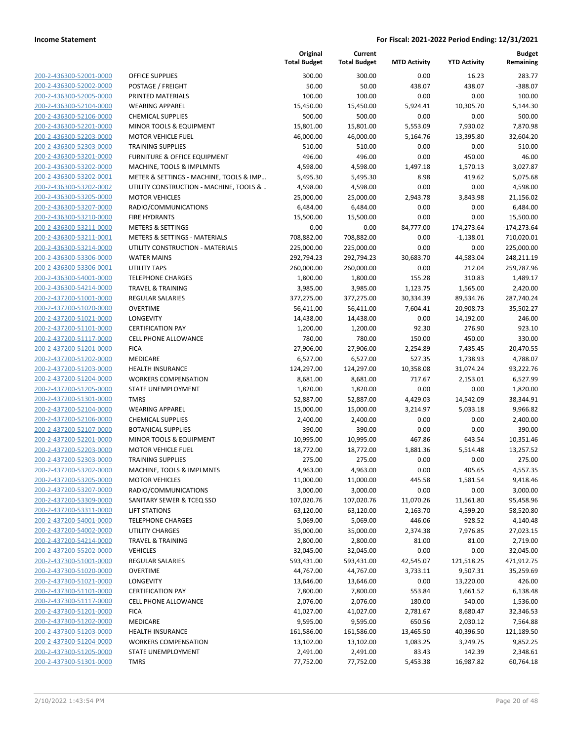| | | Original Total Budget | Current Total Budget | MTD Activity | YTD Activity | Budget Remaining |
|---|---|---|---|---|---|---|
| 200-2-436300-52001-0000 | OFFICE SUPPLIES | 300.00 | 300.00 | 0.00 | 16.23 | 283.77 |
| 200-2-436300-52002-0000 | POSTAGE / FREIGHT | 50.00 | 50.00 | 438.07 | 438.07 | -388.07 |
| 200-2-436300-52005-0000 | PRINTED MATERIALS | 100.00 | 100.00 | 0.00 | 0.00 | 100.00 |
| 200-2-436300-52104-0000 | WEARING APPAREL | 15,450.00 | 15,450.00 | 5,924.41 | 10,305.70 | 5,144.30 |
| 200-2-436300-52106-0000 | CHEMICAL SUPPLIES | 500.00 | 500.00 | 0.00 | 0.00 | 500.00 |
| 200-2-436300-52201-0000 | MINOR TOOLS & EQUIPMENT | 15,801.00 | 15,801.00 | 5,553.09 | 7,930.02 | 7,870.98 |
| 200-2-436300-52203-0000 | MOTOR VEHICLE FUEL | 46,000.00 | 46,000.00 | 5,164.76 | 13,395.80 | 32,604.20 |
| 200-2-436300-52303-0000 | TRAINING SUPPLIES | 510.00 | 510.00 | 0.00 | 0.00 | 510.00 |
| 200-2-436300-53201-0000 | FURNITURE & OFFICE EQUIPMENT | 496.00 | 496.00 | 0.00 | 450.00 | 46.00 |
| 200-2-436300-53202-0000 | MACHINE, TOOLS & IMPLMNTS | 4,598.00 | 4,598.00 | 1,497.18 | 1,570.13 | 3,027.87 |
| 200-2-436300-53202-0001 | METER & SETTINGS - MACHINE, TOOLS & IMP... | 5,495.30 | 5,495.30 | 8.98 | 419.62 | 5,075.68 |
| 200-2-436300-53202-0002 | UTILITY CONSTRUCTION - MACHINE, TOOLS & .. | 4,598.00 | 4,598.00 | 0.00 | 0.00 | 4,598.00 |
| 200-2-436300-53205-0000 | MOTOR VEHICLES | 25,000.00 | 25,000.00 | 2,943.78 | 3,843.98 | 21,156.02 |
| 200-2-436300-53207-0000 | RADIO/COMMUNICATIONS | 6,484.00 | 6,484.00 | 0.00 | 0.00 | 6,484.00 |
| 200-2-436300-53210-0000 | FIRE HYDRANTS | 15,500.00 | 15,500.00 | 0.00 | 0.00 | 15,500.00 |
| 200-2-436300-53211-0000 | METERS & SETTINGS | 0.00 | 0.00 | 84,777.00 | 174,273.64 | -174,273.64 |
| 200-2-436300-53211-0001 | METERS & SETTINGS - MATERIALS | 708,882.00 | 708,882.00 | 0.00 | -1,138.01 | 710,020.01 |
| 200-2-436300-53214-0000 | UTILITY CONSTRUCTION - MATERIALS | 225,000.00 | 225,000.00 | 0.00 | 0.00 | 225,000.00 |
| 200-2-436300-53306-0000 | WATER MAINS | 292,794.23 | 292,794.23 | 30,683.70 | 44,583.04 | 248,211.19 |
| 200-2-436300-53306-0001 | UTILITY TAPS | 260,000.00 | 260,000.00 | 0.00 | 212.04 | 259,787.96 |
| 200-2-436300-54001-0000 | TELEPHONE CHARGES | 1,800.00 | 1,800.00 | 155.28 | 310.83 | 1,489.17 |
| 200-2-436300-54214-0000 | TRAVEL & TRAINING | 3,985.00 | 3,985.00 | 1,123.75 | 1,565.00 | 2,420.00 |
| 200-2-437200-51001-0000 | REGULAR SALARIES | 377,275.00 | 377,275.00 | 30,334.39 | 89,534.76 | 287,740.24 |
| 200-2-437200-51020-0000 | OVERTIME | 56,411.00 | 56,411.00 | 7,604.41 | 20,908.73 | 35,502.27 |
| 200-2-437200-51021-0000 | LONGEVITY | 14,438.00 | 14,438.00 | 0.00 | 14,192.00 | 246.00 |
| 200-2-437200-51101-0000 | CERTIFICATION PAY | 1,200.00 | 1,200.00 | 92.30 | 276.90 | 923.10 |
| 200-2-437200-51117-0000 | CELL PHONE ALLOWANCE | 780.00 | 780.00 | 150.00 | 450.00 | 330.00 |
| 200-2-437200-51201-0000 | FICA | 27,906.00 | 27,906.00 | 2,254.89 | 7,435.45 | 20,470.55 |
| 200-2-437200-51202-0000 | MEDICARE | 6,527.00 | 6,527.00 | 527.35 | 1,738.93 | 4,788.07 |
| 200-2-437200-51203-0000 | HEALTH INSURANCE | 124,297.00 | 124,297.00 | 10,358.08 | 31,074.24 | 93,222.76 |
| 200-2-437200-51204-0000 | WORKERS COMPENSATION | 8,681.00 | 8,681.00 | 717.67 | 2,153.01 | 6,527.99 |
| 200-2-437200-51205-0000 | STATE UNEMPLOYMENT | 1,820.00 | 1,820.00 | 0.00 | 0.00 | 1,820.00 |
| 200-2-437200-51301-0000 | TMRS | 52,887.00 | 52,887.00 | 4,429.03 | 14,542.09 | 38,344.91 |
| 200-2-437200-52104-0000 | WEARING APPAREL | 15,000.00 | 15,000.00 | 3,214.97 | 5,033.18 | 9,966.82 |
| 200-2-437200-52106-0000 | CHEMICAL SUPPLIES | 2,400.00 | 2,400.00 | 0.00 | 0.00 | 2,400.00 |
| 200-2-437200-52107-0000 | BOTANICAL SUPPLIES | 390.00 | 390.00 | 0.00 | 0.00 | 390.00 |
| 200-2-437200-52201-0000 | MINOR TOOLS & EQUIPMENT | 10,995.00 | 10,995.00 | 467.86 | 643.54 | 10,351.46 |
| 200-2-437200-52203-0000 | MOTOR VEHICLE FUEL | 18,772.00 | 18,772.00 | 1,881.36 | 5,514.48 | 13,257.52 |
| 200-2-437200-52303-0000 | TRAINING SUPPLIES | 275.00 | 275.00 | 0.00 | 0.00 | 275.00 |
| 200-2-437200-53202-0000 | MACHINE, TOOLS & IMPLMNTS | 4,963.00 | 4,963.00 | 0.00 | 405.65 | 4,557.35 |
| 200-2-437200-53205-0000 | MOTOR VEHICLES | 11,000.00 | 11,000.00 | 445.58 | 1,581.54 | 9,418.46 |
| 200-2-437200-53207-0000 | RADIO/COMMUNICATIONS | 3,000.00 | 3,000.00 | 0.00 | 0.00 | 3,000.00 |
| 200-2-437200-53309-0000 | SANITARY SEWER & TCEQ SSO | 107,020.76 | 107,020.76 | 11,070.26 | 11,561.80 | 95,458.96 |
| 200-2-437200-53311-0000 | LIFT STATIONS | 63,120.00 | 63,120.00 | 2,163.70 | 4,599.20 | 58,520.80 |
| 200-2-437200-54001-0000 | TELEPHONE CHARGES | 5,069.00 | 5,069.00 | 446.06 | 928.52 | 4,140.48 |
| 200-2-437200-54002-0000 | UTILITY CHARGES | 35,000.00 | 35,000.00 | 2,374.38 | 7,976.85 | 27,023.15 |
| 200-2-437200-54214-0000 | TRAVEL & TRAINING | 2,800.00 | 2,800.00 | 81.00 | 81.00 | 2,719.00 |
| 200-2-437200-55202-0000 | VEHICLES | 32,045.00 | 32,045.00 | 0.00 | 0.00 | 32,045.00 |
| 200-2-437300-51001-0000 | REGULAR SALARIES | 593,431.00 | 593,431.00 | 42,545.07 | 121,518.25 | 471,912.75 |
| 200-2-437300-51020-0000 | OVERTIME | 44,767.00 | 44,767.00 | 3,733.11 | 9,507.31 | 35,259.69 |
| 200-2-437300-51021-0000 | LONGEVITY | 13,646.00 | 13,646.00 | 0.00 | 13,220.00 | 426.00 |
| 200-2-437300-51101-0000 | CERTIFICATION PAY | 7,800.00 | 7,800.00 | 553.84 | 1,661.52 | 6,138.48 |
| 200-2-437300-51117-0000 | CELL PHONE ALLOWANCE | 2,076.00 | 2,076.00 | 180.00 | 540.00 | 1,536.00 |
| 200-2-437300-51201-0000 | FICA | 41,027.00 | 41,027.00 | 2,781.67 | 8,680.47 | 32,346.53 |
| 200-2-437300-51202-0000 | MEDICARE | 9,595.00 | 9,595.00 | 650.56 | 2,030.12 | 7,564.88 |
| 200-2-437300-51203-0000 | HEALTH INSURANCE | 161,586.00 | 161,586.00 | 13,465.50 | 40,396.50 | 121,189.50 |
| 200-2-437300-51204-0000 | WORKERS COMPENSATION | 13,102.00 | 13,102.00 | 1,083.25 | 3,249.75 | 9,852.25 |
| 200-2-437300-51205-0000 | STATE UNEMPLOYMENT | 2,491.00 | 2,491.00 | 83.43 | 142.39 | 2,348.61 |
| 200-2-437300-51301-0000 | TMRS | 77,752.00 | 77,752.00 | 5,453.38 | 16,987.82 | 60,764.18 |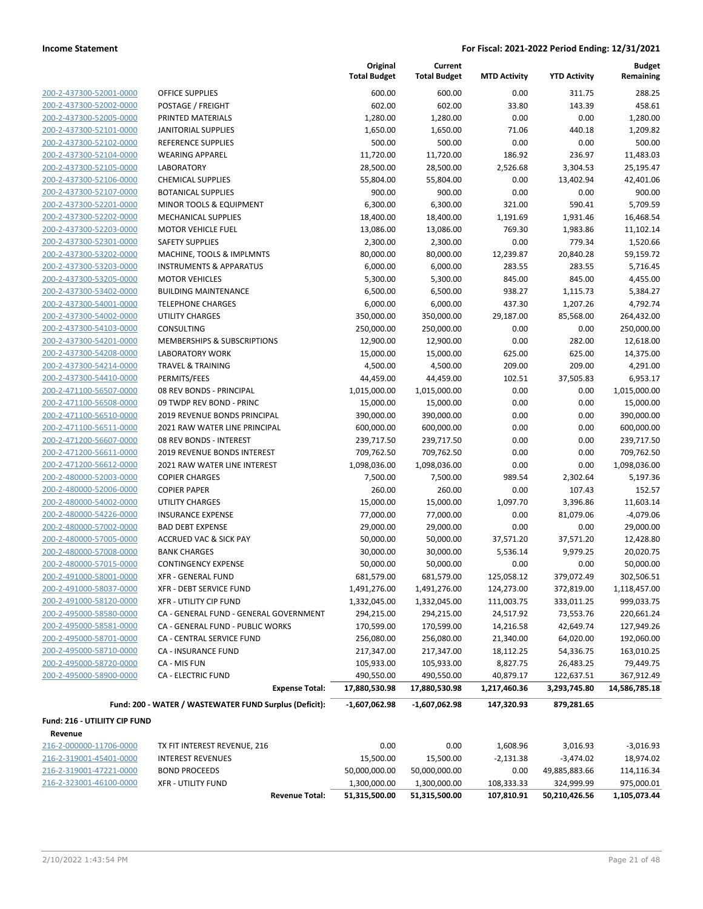| | | Original Total Budget | Current Total Budget | MTD Activity | YTD Activity | Budget Remaining |
|---|---|---|---|---|---|---|
| 200-2-437300-52001-0000 | OFFICE SUPPLIES | 600.00 | 600.00 | 0.00 | 311.75 | 288.25 |
| 200-2-437300-52002-0000 | POSTAGE / FREIGHT | 602.00 | 602.00 | 33.80 | 143.39 | 458.61 |
| 200-2-437300-52005-0000 | PRINTED MATERIALS | 1,280.00 | 1,280.00 | 0.00 | 0.00 | 1,280.00 |
| 200-2-437300-52101-0000 | JANITORIAL SUPPLIES | 1,650.00 | 1,650.00 | 71.06 | 440.18 | 1,209.82 |
| 200-2-437300-52102-0000 | REFERENCE SUPPLIES | 500.00 | 500.00 | 0.00 | 0.00 | 500.00 |
| 200-2-437300-52104-0000 | WEARING APPAREL | 11,720.00 | 11,720.00 | 186.92 | 236.97 | 11,483.03 |
| 200-2-437300-52105-0000 | LABORATORY | 28,500.00 | 28,500.00 | 2,526.68 | 3,304.53 | 25,195.47 |
| 200-2-437300-52106-0000 | CHEMICAL SUPPLIES | 55,804.00 | 55,804.00 | 0.00 | 13,402.94 | 42,401.06 |
| 200-2-437300-52107-0000 | BOTANICAL SUPPLIES | 900.00 | 900.00 | 0.00 | 0.00 | 900.00 |
| 200-2-437300-52201-0000 | MINOR TOOLS & EQUIPMENT | 6,300.00 | 6,300.00 | 321.00 | 590.41 | 5,709.59 |
| 200-2-437300-52202-0000 | MECHANICAL SUPPLIES | 18,400.00 | 18,400.00 | 1,191.69 | 1,931.46 | 16,468.54 |
| 200-2-437300-52203-0000 | MOTOR VEHICLE FUEL | 13,086.00 | 13,086.00 | 769.30 | 1,983.86 | 11,102.14 |
| 200-2-437300-52301-0000 | SAFETY SUPPLIES | 2,300.00 | 2,300.00 | 0.00 | 779.34 | 1,520.66 |
| 200-2-437300-53202-0000 | MACHINE, TOOLS & IMPLMNTS | 80,000.00 | 80,000.00 | 12,239.87 | 20,840.28 | 59,159.72 |
| 200-2-437300-53203-0000 | INSTRUMENTS & APPARATUS | 6,000.00 | 6,000.00 | 283.55 | 283.55 | 5,716.45 |
| 200-2-437300-53205-0000 | MOTOR VEHICLES | 5,300.00 | 5,300.00 | 845.00 | 845.00 | 4,455.00 |
| 200-2-437300-53402-0000 | BUILDING MAINTENANCE | 6,500.00 | 6,500.00 | 938.27 | 1,115.73 | 5,384.27 |
| 200-2-437300-54001-0000 | TELEPHONE CHARGES | 6,000.00 | 6,000.00 | 437.30 | 1,207.26 | 4,792.74 |
| 200-2-437300-54002-0000 | UTILITY CHARGES | 350,000.00 | 350,000.00 | 29,187.00 | 85,568.00 | 264,432.00 |
| 200-2-437300-54103-0000 | CONSULTING | 250,000.00 | 250,000.00 | 0.00 | 0.00 | 250,000.00 |
| 200-2-437300-54201-0000 | MEMBERSHIPS & SUBSCRIPTIONS | 12,900.00 | 12,900.00 | 0.00 | 282.00 | 12,618.00 |
| 200-2-437300-54208-0000 | LABORATORY WORK | 15,000.00 | 15,000.00 | 625.00 | 625.00 | 14,375.00 |
| 200-2-437300-54214-0000 | TRAVEL & TRAINING | 4,500.00 | 4,500.00 | 209.00 | 209.00 | 4,291.00 |
| 200-2-437300-54410-0000 | PERMITS/FEES | 44,459.00 | 44,459.00 | 102.51 | 37,505.83 | 6,953.17 |
| 200-2-471100-56507-0000 | 08 REV BONDS - PRINCIPAL | 1,015,000.00 | 1,015,000.00 | 0.00 | 0.00 | 1,015,000.00 |
| 200-2-471100-56508-0000 | 09 TWDP REV BOND - PRINC | 15,000.00 | 15,000.00 | 0.00 | 0.00 | 15,000.00 |
| 200-2-471100-56510-0000 | 2019 REVENUE BONDS PRINCIPAL | 390,000.00 | 390,000.00 | 0.00 | 0.00 | 390,000.00 |
| 200-2-471100-56511-0000 | 2021 RAW WATER LINE PRINCIPAL | 600,000.00 | 600,000.00 | 0.00 | 0.00 | 600,000.00 |
| 200-2-471200-56607-0000 | 08 REV BONDS - INTEREST | 239,717.50 | 239,717.50 | 0.00 | 0.00 | 239,717.50 |
| 200-2-471200-56611-0000 | 2019 REVENUE BONDS INTEREST | 709,762.50 | 709,762.50 | 0.00 | 0.00 | 709,762.50 |
| 200-2-471200-56612-0000 | 2021 RAW WATER LINE INTEREST | 1,098,036.00 | 1,098,036.00 | 0.00 | 0.00 | 1,098,036.00 |
| 200-2-480000-52003-0000 | COPIER CHARGES | 7,500.00 | 7,500.00 | 989.54 | 2,302.64 | 5,197.36 |
| 200-2-480000-52006-0000 | COPIER PAPER | 260.00 | 260.00 | 0.00 | 107.43 | 152.57 |
| 200-2-480000-54002-0000 | UTILITY CHARGES | 15,000.00 | 15,000.00 | 1,097.70 | 3,396.86 | 11,603.14 |
| 200-2-480000-54226-0000 | INSURANCE EXPENSE | 77,000.00 | 77,000.00 | 0.00 | 81,079.06 | -4,079.06 |
| 200-2-480000-57002-0000 | BAD DEBT EXPENSE | 29,000.00 | 29,000.00 | 0.00 | 0.00 | 29,000.00 |
| 200-2-480000-57005-0000 | ACCRUED VAC & SICK PAY | 50,000.00 | 50,000.00 | 37,571.20 | 37,571.20 | 12,428.80 |
| 200-2-480000-57008-0000 | BANK CHARGES | 30,000.00 | 30,000.00 | 5,536.14 | 9,979.25 | 20,020.75 |
| 200-2-480000-57015-0000 | CONTINGENCY EXPENSE | 50,000.00 | 50,000.00 | 0.00 | 0.00 | 50,000.00 |
| 200-2-491000-58001-0000 | XFR - GENERAL FUND | 681,579.00 | 681,579.00 | 125,058.12 | 379,072.49 | 302,506.51 |
| 200-2-491000-58037-0000 | XFR - DEBT SERVICE FUND | 1,491,276.00 | 1,491,276.00 | 124,273.00 | 372,819.00 | 1,118,457.00 |
| 200-2-491000-58120-0000 | XFR - UTILITY CIP FUND | 1,332,045.00 | 1,332,045.00 | 111,003.75 | 333,011.25 | 999,033.75 |
| 200-2-495000-58580-0000 | CA - GENERAL FUND - GENERAL GOVERNMENT | 294,215.00 | 294,215.00 | 24,517.92 | 73,553.76 | 220,661.24 |
| 200-2-495000-58581-0000 | CA - GENERAL FUND - PUBLIC WORKS | 170,599.00 | 170,599.00 | 14,216.58 | 42,649.74 | 127,949.26 |
| 200-2-495000-58701-0000 | CA - CENTRAL SERVICE FUND | 256,080.00 | 256,080.00 | 21,340.00 | 64,020.00 | 192,060.00 |
| 200-2-495000-58710-0000 | CA - INSURANCE FUND | 217,347.00 | 217,347.00 | 18,112.25 | 54,336.75 | 163,010.25 |
| 200-2-495000-58720-0000 | CA - MIS FUN | 105,933.00 | 105,933.00 | 8,827.75 | 26,483.25 | 79,449.75 |
| 200-2-495000-58900-0000 | CA - ELECTRIC FUND | 490,550.00 | 490,550.00 | 40,879.17 | 122,637.51 | 367,912.49 |
| | **Expense Total:** | **17,880,530.98** | **17,880,530.98** | **1,217,460.36** | **3,293,745.80** | **14,586,785.18** |
| | **Fund: 200 - WATER / WASTEWATER FUND Surplus (Deficit):** | **-1,607,062.98** | **-1,607,062.98** | **147,320.93** | **879,281.65** | |

**Fund: 216 - UTILIITY CIP FUND**

**Revenue**

| | | Original Total Budget | Current Total Budget | MTD Activity | YTD Activity | Budget Remaining |
|---|---|---|---|---|---|---|
| 216-2-000000-11706-0000 | TX FIT INTEREST REVENUE, 216 | 0.00 | 0.00 | 1,608.96 | 3,016.93 | -3,016.93 |
| 216-2-319001-45401-0000 | INTEREST REVENUES | 15,500.00 | 15,500.00 | -2,131.38 | -3,474.02 | 18,974.02 |
| 216-2-319001-47221-0000 | BOND PROCEEDS | 50,000,000.00 | 50,000,000.00 | 0.00 | 49,885,883.66 | 114,116.34 |
| 216-2-323001-46100-0000 | XFR - UTILITY FUND | 1,300,000.00 | 1,300,000.00 | 108,333.33 | 324,999.99 | 975,000.01 |
| | **Revenue Total:** | **51,315,500.00** | **51,315,500.00** | **107,810.91** | **50,210,426.56** | **1,105,073.44** |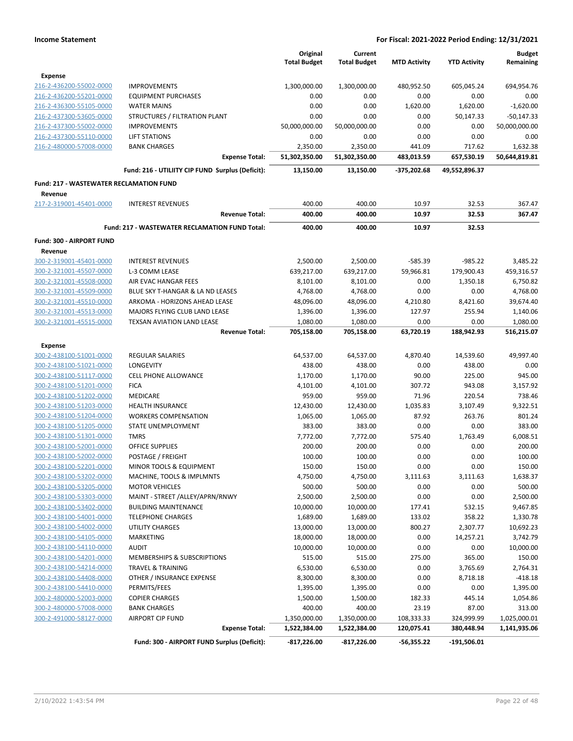**Income Statement** | **For Fiscal: 2021-2022 Period Ending: 12/31/2021**

| | | Original Total Budget | Current Total Budget | MTD Activity | YTD Activity | Budget Remaining |
|---|---|---|---|---|---|---|
| **Expense** | | | | | | |
| 216-2-436200-55002-0000 | IMPROVEMENTS | 1,300,000.00 | 1,300,000.00 | 480,952.50 | 605,045.24 | 694,954.76 |
| 216-2-436200-55201-0000 | EQUIPMENT PURCHASES | 0.00 | 0.00 | 0.00 | 0.00 | 0.00 |
| 216-2-436300-55105-0000 | WATER MAINS | 0.00 | 0.00 | 1,620.00 | 1,620.00 | -1,620.00 |
| 216-2-437300-53605-0000 | STRUCTURES / FILTRATION PLANT | 0.00 | 0.00 | 0.00 | 50,147.33 | -50,147.33 |
| 216-2-437300-55002-0000 | IMPROVEMENTS | 50,000,000.00 | 50,000,000.00 | 0.00 | 0.00 | 50,000,000.00 |
| 216-2-437300-55110-0000 | LIFT STATIONS | 0.00 | 0.00 | 0.00 | 0.00 | 0.00 |
| 216-2-480000-57008-0000 | BANK CHARGES | 2,350.00 | 2,350.00 | 441.09 | 717.62 | 1,632.38 |
| | **Expense Total:** | **51,302,350.00** | **51,302,350.00** | **483,013.59** | **657,530.19** | **50,644,819.81** |
| | **Fund: 216 - UTILIITY CIP FUND Surplus (Deficit):** | **13,150.00** | **13,150.00** | **-375,202.68** | **49,552,896.37** | |
| **Fund: 217 - WASTEWATER RECLAMATION FUND** | | | | | | |
| **Revenue** | | | | | | |
| 217-2-319001-45401-0000 | INTEREST REVENUES | 400.00 | 400.00 | 10.97 | 32.53 | 367.47 |
| | **Revenue Total:** | **400.00** | **400.00** | **10.97** | **32.53** | **367.47** |
| | **Fund: 217 - WASTEWATER RECLAMATION FUND Total:** | **400.00** | **400.00** | **10.97** | **32.53** | |
| **Fund: 300 - AIRPORT FUND** | | | | | | |
| **Revenue** | | | | | | |
| 300-2-319001-45401-0000 | INTEREST REVENUES | 2,500.00 | 2,500.00 | -585.39 | -985.22 | 3,485.22 |
| 300-2-321001-45507-0000 | L-3 COMM LEASE | 639,217.00 | 639,217.00 | 59,966.81 | 179,900.43 | 459,316.57 |
| 300-2-321001-45508-0000 | AIR EVAC HANGAR FEES | 8,101.00 | 8,101.00 | 0.00 | 1,350.18 | 6,750.82 |
| 300-2-321001-45509-0000 | BLUE SKY T-HANGAR & LA ND LEASES | 4,768.00 | 4,768.00 | 0.00 | 0.00 | 4,768.00 |
| 300-2-321001-45510-0000 | ARKOMA - HORIZONS AHEAD LEASE | 48,096.00 | 48,096.00 | 4,210.80 | 8,421.60 | 39,674.40 |
| 300-2-321001-45513-0000 | MAJORS FLYING CLUB LAND LEASE | 1,396.00 | 1,396.00 | 127.97 | 255.94 | 1,140.06 |
| 300-2-321001-45515-0000 | TEXSAN AVIATION LAND LEASE | 1,080.00 | 1,080.00 | 0.00 | 0.00 | 1,080.00 |
| | **Revenue Total:** | **705,158.00** | **705,158.00** | **63,720.19** | **188,942.93** | **516,215.07** |
| **Expense** | | | | | | |
| 300-2-438100-51001-0000 | REGULAR SALARIES | 64,537.00 | 64,537.00 | 4,870.40 | 14,539.60 | 49,997.40 |
| 300-2-438100-51021-0000 | LONGEVITY | 438.00 | 438.00 | 0.00 | 438.00 | 0.00 |
| 300-2-438100-51117-0000 | CELL PHONE ALLOWANCE | 1,170.00 | 1,170.00 | 90.00 | 225.00 | 945.00 |
| 300-2-438100-51201-0000 | FICA | 4,101.00 | 4,101.00 | 307.72 | 943.08 | 3,157.92 |
| 300-2-438100-51202-0000 | MEDICARE | 959.00 | 959.00 | 71.96 | 220.54 | 738.46 |
| 300-2-438100-51203-0000 | HEALTH INSURANCE | 12,430.00 | 12,430.00 | 1,035.83 | 3,107.49 | 9,322.51 |
| 300-2-438100-51204-0000 | WORKERS COMPENSATION | 1,065.00 | 1,065.00 | 87.92 | 263.76 | 801.24 |
| 300-2-438100-51205-0000 | STATE UNEMPLOYMENT | 383.00 | 383.00 | 0.00 | 0.00 | 383.00 |
| 300-2-438100-51301-0000 | TMRS | 7,772.00 | 7,772.00 | 575.40 | 1,763.49 | 6,008.51 |
| 300-2-438100-52001-0000 | OFFICE SUPPLIES | 200.00 | 200.00 | 0.00 | 0.00 | 200.00 |
| 300-2-438100-52002-0000 | POSTAGE / FREIGHT | 100.00 | 100.00 | 0.00 | 0.00 | 100.00 |
| 300-2-438100-52201-0000 | MINOR TOOLS & EQUIPMENT | 150.00 | 150.00 | 0.00 | 0.00 | 150.00 |
| 300-2-438100-53202-0000 | MACHINE, TOOLS & IMPLMNTS | 4,750.00 | 4,750.00 | 3,111.63 | 3,111.63 | 1,638.37 |
| 300-2-438100-53205-0000 | MOTOR VEHICLES | 500.00 | 500.00 | 0.00 | 0.00 | 500.00 |
| 300-2-438100-53303-0000 | MAINT - STREET /ALLEY/APRN/RNWY | 2,500.00 | 2,500.00 | 0.00 | 0.00 | 2,500.00 |
| 300-2-438100-53402-0000 | BUILDING MAINTENANCE | 10,000.00 | 10,000.00 | 177.41 | 532.15 | 9,467.85 |
| 300-2-438100-54001-0000 | TELEPHONE CHARGES | 1,689.00 | 1,689.00 | 133.02 | 358.22 | 1,330.78 |
| 300-2-438100-54002-0000 | UTILITY CHARGES | 13,000.00 | 13,000.00 | 800.27 | 2,307.77 | 10,692.23 |
| 300-2-438100-54105-0000 | MARKETING | 18,000.00 | 18,000.00 | 0.00 | 14,257.21 | 3,742.79 |
| 300-2-438100-54110-0000 | AUDIT | 10,000.00 | 10,000.00 | 0.00 | 0.00 | 10,000.00 |
| 300-2-438100-54201-0000 | MEMBERSHIPS & SUBSCRIPTIONS | 515.00 | 515.00 | 275.00 | 365.00 | 150.00 |
| 300-2-438100-54214-0000 | TRAVEL & TRAINING | 6,530.00 | 6,530.00 | 0.00 | 3,765.69 | 2,764.31 |
| 300-2-438100-54408-0000 | OTHER / INSURANCE EXPENSE | 8,300.00 | 8,300.00 | 0.00 | 8,718.18 | -418.18 |
| 300-2-438100-54410-0000 | PERMITS/FEES | 1,395.00 | 1,395.00 | 0.00 | 0.00 | 1,395.00 |
| 300-2-480000-52003-0000 | COPIER CHARGES | 1,500.00 | 1,500.00 | 182.33 | 445.14 | 1,054.86 |
| 300-2-480000-57008-0000 | BANK CHARGES | 400.00 | 400.00 | 23.19 | 87.00 | 313.00 |
| 300-2-491000-58127-0000 | AIRPORT CIP FUND | 1,350,000.00 | 1,350,000.00 | 108,333.33 | 324,999.99 | 1,025,000.01 |
| | **Expense Total:** | **1,522,384.00** | **1,522,384.00** | **120,075.41** | **380,448.94** | **1,141,935.06** |
| | **Fund: 300 - AIRPORT FUND Surplus (Deficit):** | **-817,226.00** | **-817,226.00** | **-56,355.22** | **-191,506.01** | |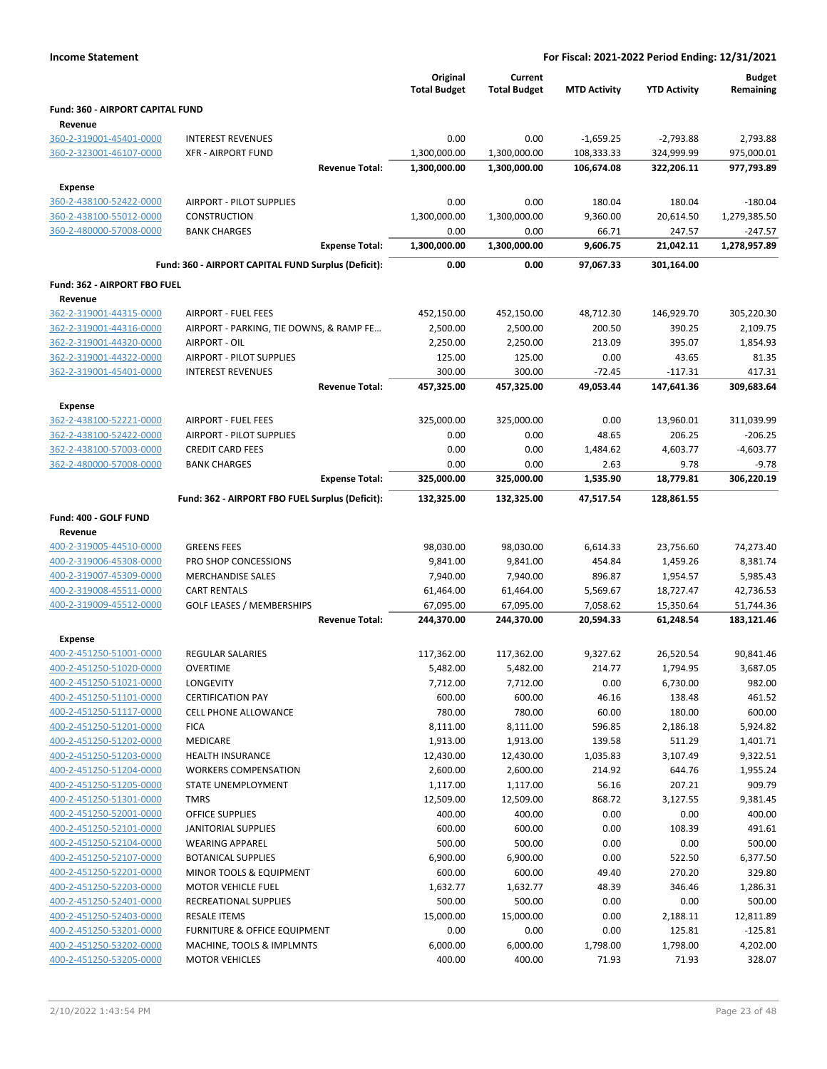**Income Statement** — For Fiscal: 2021-2022 Period Ending: 12/31/2021

| | | Original Total Budget | Current Total Budget | MTD Activity | YTD Activity | Budget Remaining |
|---|---|---|---|---|---|---|
| **Fund: 360 - AIRPORT CAPITAL FUND** | | | | | | |
| **Revenue** | | | | | | |
| 360-2-319001-45401-0000 | INTEREST REVENUES | 0.00 | 0.00 | -1,659.25 | -2,793.88 | 2,793.88 |
| 360-2-323001-46107-0000 | XFR - AIRPORT FUND | 1,300,000.00 | 1,300,000.00 | 108,333.33 | 324,999.99 | 975,000.01 |
| | **Revenue Total:** | **1,300,000.00** | **1,300,000.00** | **106,674.08** | **322,206.11** | **977,793.89** |
| **Expense** | | | | | | |
| 360-2-438100-52422-0000 | AIRPORT - PILOT SUPPLIES | 0.00 | 0.00 | 180.04 | 180.04 | -180.04 |
| 360-2-438100-55012-0000 | CONSTRUCTION | 1,300,000.00 | 1,300,000.00 | 9,360.00 | 20,614.50 | 1,279,385.50 |
| 360-2-480000-57008-0000 | BANK CHARGES | 0.00 | 0.00 | 66.71 | 247.57 | -247.57 |
| | **Expense Total:** | **1,300,000.00** | **1,300,000.00** | **9,606.75** | **21,042.11** | **1,278,957.89** |
| | **Fund: 360 - AIRPORT CAPITAL FUND Surplus (Deficit):** | **0.00** | **0.00** | **97,067.33** | **301,164.00** | |
| **Fund: 362 - AIRPORT FBO FUEL** | | | | | | |
| **Revenue** | | | | | | |
| 362-2-319001-44315-0000 | AIRPORT - FUEL FEES | 452,150.00 | 452,150.00 | 48,712.30 | 146,929.70 | 305,220.30 |
| 362-2-319001-44316-0000 | AIRPORT - PARKING, TIE DOWNS, & RAMP FE... | 2,500.00 | 2,500.00 | 200.50 | 390.25 | 2,109.75 |
| 362-2-319001-44320-0000 | AIRPORT - OIL | 2,250.00 | 2,250.00 | 213.09 | 395.07 | 1,854.93 |
| 362-2-319001-44322-0000 | AIRPORT - PILOT SUPPLIES | 125.00 | 125.00 | 0.00 | 43.65 | 81.35 |
| 362-2-319001-45401-0000 | INTEREST REVENUES | 300.00 | 300.00 | -72.45 | -117.31 | 417.31 |
| | **Revenue Total:** | **457,325.00** | **457,325.00** | **49,053.44** | **147,641.36** | **309,683.64** |
| **Expense** | | | | | | |
| 362-2-438100-52221-0000 | AIRPORT - FUEL FEES | 325,000.00 | 325,000.00 | 0.00 | 13,960.01 | 311,039.99 |
| 362-2-438100-52422-0000 | AIRPORT - PILOT SUPPLIES | 0.00 | 0.00 | 48.65 | 206.25 | -206.25 |
| 362-2-438100-57003-0000 | CREDIT CARD FEES | 0.00 | 0.00 | 1,484.62 | 4,603.77 | -4,603.77 |
| 362-2-480000-57008-0000 | BANK CHARGES | 0.00 | 0.00 | 2.63 | 9.78 | -9.78 |
| | **Expense Total:** | **325,000.00** | **325,000.00** | **1,535.90** | **18,779.81** | **306,220.19** |
| | **Fund: 362 - AIRPORT FBO FUEL Surplus (Deficit):** | **132,325.00** | **132,325.00** | **47,517.54** | **128,861.55** | |
| **Fund: 400 - GOLF FUND** | | | | | | |
| **Revenue** | | | | | | |
| 400-2-319005-44510-0000 | GREENS FEES | 98,030.00 | 98,030.00 | 6,614.33 | 23,756.60 | 74,273.40 |
| 400-2-319006-45308-0000 | PRO SHOP CONCESSIONS | 9,841.00 | 9,841.00 | 454.84 | 1,459.26 | 8,381.74 |
| 400-2-319007-45309-0000 | MERCHANDISE SALES | 7,940.00 | 7,940.00 | 896.87 | 1,954.57 | 5,985.43 |
| 400-2-319008-45511-0000 | CART RENTALS | 61,464.00 | 61,464.00 | 5,569.67 | 18,727.47 | 42,736.53 |
| 400-2-319009-45512-0000 | GOLF LEASES / MEMBERSHIPS | 67,095.00 | 67,095.00 | 7,058.62 | 15,350.64 | 51,744.36 |
| | **Revenue Total:** | **244,370.00** | **244,370.00** | **20,594.33** | **61,248.54** | **183,121.46** |
| **Expense** | | | | | | |
| 400-2-451250-51001-0000 | REGULAR SALARIES | 117,362.00 | 117,362.00 | 9,327.62 | 26,520.54 | 90,841.46 |
| 400-2-451250-51020-0000 | OVERTIME | 5,482.00 | 5,482.00 | 214.77 | 1,794.95 | 3,687.05 |
| 400-2-451250-51021-0000 | LONGEVITY | 7,712.00 | 7,712.00 | 0.00 | 6,730.00 | 982.00 |
| 400-2-451250-51101-0000 | CERTIFICATION PAY | 600.00 | 600.00 | 46.16 | 138.48 | 461.52 |
| 400-2-451250-51117-0000 | CELL PHONE ALLOWANCE | 780.00 | 780.00 | 60.00 | 180.00 | 600.00 |
| 400-2-451250-51201-0000 | FICA | 8,111.00 | 8,111.00 | 596.85 | 2,186.18 | 5,924.82 |
| 400-2-451250-51202-0000 | MEDICARE | 1,913.00 | 1,913.00 | 139.58 | 511.29 | 1,401.71 |
| 400-2-451250-51203-0000 | HEALTH INSURANCE | 12,430.00 | 12,430.00 | 1,035.83 | 3,107.49 | 9,322.51 |
| 400-2-451250-51204-0000 | WORKERS COMPENSATION | 2,600.00 | 2,600.00 | 214.92 | 644.76 | 1,955.24 |
| 400-2-451250-51205-0000 | STATE UNEMPLOYMENT | 1,117.00 | 1,117.00 | 56.16 | 207.21 | 909.79 |
| 400-2-451250-51301-0000 | TMRS | 12,509.00 | 12,509.00 | 868.72 | 3,127.55 | 9,381.45 |
| 400-2-451250-52001-0000 | OFFICE SUPPLIES | 400.00 | 400.00 | 0.00 | 0.00 | 400.00 |
| 400-2-451250-52101-0000 | JANITORIAL SUPPLIES | 600.00 | 600.00 | 0.00 | 108.39 | 491.61 |
| 400-2-451250-52104-0000 | WEARING APPAREL | 500.00 | 500.00 | 0.00 | 0.00 | 500.00 |
| 400-2-451250-52107-0000 | BOTANICAL SUPPLIES | 6,900.00 | 6,900.00 | 0.00 | 522.50 | 6,377.50 |
| 400-2-451250-52201-0000 | MINOR TOOLS & EQUIPMENT | 600.00 | 600.00 | 49.40 | 270.20 | 329.80 |
| 400-2-451250-52203-0000 | MOTOR VEHICLE FUEL | 1,632.77 | 1,632.77 | 48.39 | 346.46 | 1,286.31 |
| 400-2-451250-52401-0000 | RECREATIONAL SUPPLIES | 500.00 | 500.00 | 0.00 | 0.00 | 500.00 |
| 400-2-451250-52403-0000 | RESALE ITEMS | 15,000.00 | 15,000.00 | 0.00 | 2,188.11 | 12,811.89 |
| 400-2-451250-53201-0000 | FURNITURE & OFFICE EQUIPMENT | 0.00 | 0.00 | 0.00 | 125.81 | -125.81 |
| 400-2-451250-53202-0000 | MACHINE, TOOLS & IMPLMNTS | 6,000.00 | 6,000.00 | 1,798.00 | 1,798.00 | 4,202.00 |
| 400-2-451250-53205-0000 | MOTOR VEHICLES | 400.00 | 400.00 | 71.93 | 71.93 | 328.07 |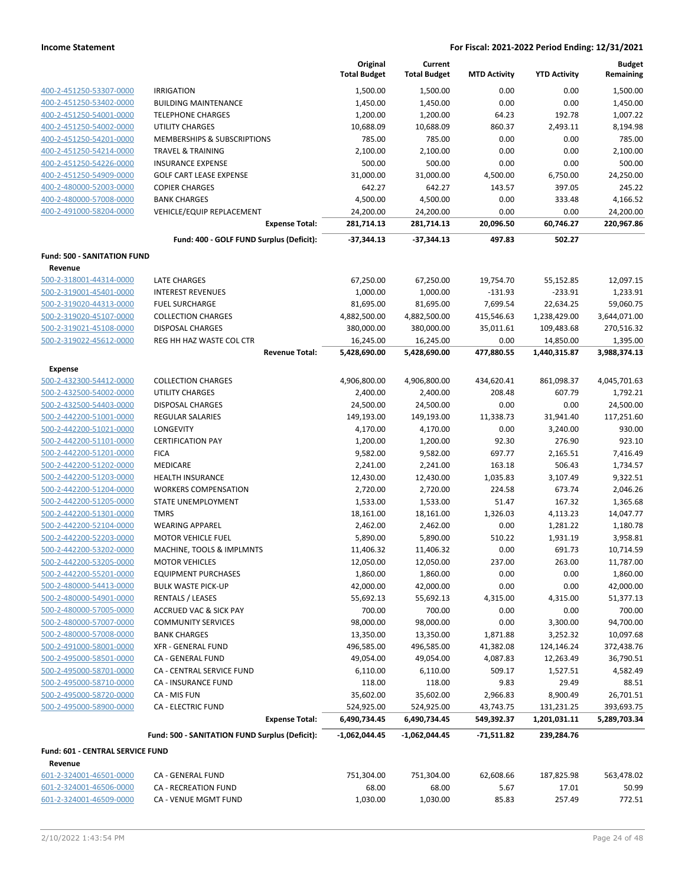| | | Original Total Budget | Current Total Budget | MTD Activity | YTD Activity | Budget Remaining |
|---|---|---|---|---|---|---|
| 400-2-451250-53307-0000 | IRRIGATION | 1,500.00 | 1,500.00 | 0.00 | 0.00 | 1,500.00 |
| 400-2-451250-53402-0000 | BUILDING MAINTENANCE | 1,450.00 | 1,450.00 | 0.00 | 0.00 | 1,450.00 |
| 400-2-451250-54001-0000 | TELEPHONE CHARGES | 1,200.00 | 1,200.00 | 64.23 | 192.78 | 1,007.22 |
| 400-2-451250-54002-0000 | UTILITY CHARGES | 10,688.09 | 10,688.09 | 860.37 | 2,493.11 | 8,194.98 |
| 400-2-451250-54201-0000 | MEMBERSHIPS & SUBSCRIPTIONS | 785.00 | 785.00 | 0.00 | 0.00 | 785.00 |
| 400-2-451250-54214-0000 | TRAVEL & TRAINING | 2,100.00 | 2,100.00 | 0.00 | 0.00 | 2,100.00 |
| 400-2-451250-54226-0000 | INSURANCE EXPENSE | 500.00 | 500.00 | 0.00 | 0.00 | 500.00 |
| 400-2-451250-54909-0000 | GOLF CART LEASE EXPENSE | 31,000.00 | 31,000.00 | 4,500.00 | 6,750.00 | 24,250.00 |
| 400-2-480000-52003-0000 | COPIER CHARGES | 642.27 | 642.27 | 143.57 | 397.05 | 245.22 |
| 400-2-480000-57008-0000 | BANK CHARGES | 4,500.00 | 4,500.00 | 0.00 | 333.48 | 4,166.52 |
| 400-2-491000-58204-0000 | VEHICLE/EQUIP REPLACEMENT | 24,200.00 | 24,200.00 | 0.00 | 0.00 | 24,200.00 |
| | **Expense Total:** | **281,714.13** | **281,714.13** | **20,096.50** | **60,746.27** | **220,967.86** |
| | **Fund: 400 - GOLF FUND Surplus (Deficit):** | **-37,344.13** | **-37,344.13** | **497.83** | **502.27** | |
| **Fund: 500 - SANITATION FUND** | | | | | | |
| **Revenue** | | | | | | |
| 500-2-318001-44314-0000 | LATE CHARGES | 67,250.00 | 67,250.00 | 19,754.70 | 55,152.85 | 12,097.15 |
| 500-2-319001-45401-0000 | INTEREST REVENUES | 1,000.00 | 1,000.00 | -131.93 | -233.91 | 1,233.91 |
| 500-2-319020-44313-0000 | FUEL SURCHARGE | 81,695.00 | 81,695.00 | 7,699.54 | 22,634.25 | 59,060.75 |
| 500-2-319020-45107-0000 | COLLECTION CHARGES | 4,882,500.00 | 4,882,500.00 | 415,546.63 | 1,238,429.00 | 3,644,071.00 |
| 500-2-319021-45108-0000 | DISPOSAL CHARGES | 380,000.00 | 380,000.00 | 35,011.61 | 109,483.68 | 270,516.32 |
| 500-2-319022-45612-0000 | REG HH HAZ WASTE COL CTR | 16,245.00 | 16,245.00 | 0.00 | 14,850.00 | 1,395.00 |
| | **Revenue Total:** | **5,428,690.00** | **5,428,690.00** | **477,880.55** | **1,440,315.87** | **3,988,374.13** |
| **Expense** | | | | | | |
| 500-2-432300-54412-0000 | COLLECTION CHARGES | 4,906,800.00 | 4,906,800.00 | 434,620.41 | 861,098.37 | 4,045,701.63 |
| 500-2-432500-54002-0000 | UTILITY CHARGES | 2,400.00 | 2,400.00 | 208.48 | 607.79 | 1,792.21 |
| 500-2-432500-54403-0000 | DISPOSAL CHARGES | 24,500.00 | 24,500.00 | 0.00 | 0.00 | 24,500.00 |
| 500-2-442200-51001-0000 | REGULAR SALARIES | 149,193.00 | 149,193.00 | 11,338.73 | 31,941.40 | 117,251.60 |
| 500-2-442200-51021-0000 | LONGEVITY | 4,170.00 | 4,170.00 | 0.00 | 3,240.00 | 930.00 |
| 500-2-442200-51101-0000 | CERTIFICATION PAY | 1,200.00 | 1,200.00 | 92.30 | 276.90 | 923.10 |
| 500-2-442200-51201-0000 | FICA | 9,582.00 | 9,582.00 | 697.77 | 2,165.51 | 7,416.49 |
| 500-2-442200-51202-0000 | MEDICARE | 2,241.00 | 2,241.00 | 163.18 | 506.43 | 1,734.57 |
| 500-2-442200-51203-0000 | HEALTH INSURANCE | 12,430.00 | 12,430.00 | 1,035.83 | 3,107.49 | 9,322.51 |
| 500-2-442200-51204-0000 | WORKERS COMPENSATION | 2,720.00 | 2,720.00 | 224.58 | 673.74 | 2,046.26 |
| 500-2-442200-51205-0000 | STATE UNEMPLOYMENT | 1,533.00 | 1,533.00 | 51.47 | 167.32 | 1,365.68 |
| 500-2-442200-51301-0000 | TMRS | 18,161.00 | 18,161.00 | 1,326.03 | 4,113.23 | 14,047.77 |
| 500-2-442200-52104-0000 | WEARING APPAREL | 2,462.00 | 2,462.00 | 0.00 | 1,281.22 | 1,180.78 |
| 500-2-442200-52203-0000 | MOTOR VEHICLE FUEL | 5,890.00 | 5,890.00 | 510.22 | 1,931.19 | 3,958.81 |
| 500-2-442200-53202-0000 | MACHINE, TOOLS & IMPLMNTS | 11,406.32 | 11,406.32 | 0.00 | 691.73 | 10,714.59 |
| 500-2-442200-53205-0000 | MOTOR VEHICLES | 12,050.00 | 12,050.00 | 237.00 | 263.00 | 11,787.00 |
| 500-2-442200-55201-0000 | EQUIPMENT PURCHASES | 1,860.00 | 1,860.00 | 0.00 | 0.00 | 1,860.00 |
| 500-2-480000-54413-0000 | BULK WASTE PICK-UP | 42,000.00 | 42,000.00 | 0.00 | 0.00 | 42,000.00 |
| 500-2-480000-54901-0000 | RENTALS / LEASES | 55,692.13 | 55,692.13 | 4,315.00 | 4,315.00 | 51,377.13 |
| 500-2-480000-57005-0000 | ACCRUED VAC & SICK PAY | 700.00 | 700.00 | 0.00 | 0.00 | 700.00 |
| 500-2-480000-57007-0000 | COMMUNITY SERVICES | 98,000.00 | 98,000.00 | 0.00 | 3,300.00 | 94,700.00 |
| 500-2-480000-57008-0000 | BANK CHARGES | 13,350.00 | 13,350.00 | 1,871.88 | 3,252.32 | 10,097.68 |
| 500-2-491000-58001-0000 | XFR - GENERAL FUND | 496,585.00 | 496,585.00 | 41,382.08 | 124,146.24 | 372,438.76 |
| 500-2-495000-58501-0000 | CA - GENERAL FUND | 49,054.00 | 49,054.00 | 4,087.83 | 12,263.49 | 36,790.51 |
| 500-2-495000-58701-0000 | CA - CENTRAL SERVICE FUND | 6,110.00 | 6,110.00 | 509.17 | 1,527.51 | 4,582.49 |
| 500-2-495000-58710-0000 | CA - INSURANCE FUND | 118.00 | 118.00 | 9.83 | 29.49 | 88.51 |
| 500-2-495000-58720-0000 | CA - MIS FUN | 35,602.00 | 35,602.00 | 2,966.83 | 8,900.49 | 26,701.51 |
| 500-2-495000-58900-0000 | CA - ELECTRIC FUND | 524,925.00 | 524,925.00 | 43,743.75 | 131,231.25 | 393,693.75 |
| | **Expense Total:** | **6,490,734.45** | **6,490,734.45** | **549,392.37** | **1,201,031.11** | **5,289,703.34** |
| | **Fund: 500 - SANITATION FUND Surplus (Deficit):** | **-1,062,044.45** | **-1,062,044.45** | **-71,511.82** | **239,284.76** | |
| **Fund: 601 - CENTRAL SERVICE FUND** | | | | | | |
| **Revenue** | | | | | | |
| 601-2-324001-46501-0000 | CA - GENERAL FUND | 751,304.00 | 751,304.00 | 62,608.66 | 187,825.98 | 563,478.02 |
| 601-2-324001-46506-0000 | CA - RECREATION FUND | 68.00 | 68.00 | 5.67 | 17.01 | 50.99 |
| 601-2-324001-46509-0000 | CA - VENUE MGMT FUND | 1,030.00 | 1,030.00 | 85.83 | 257.49 | 772.51 |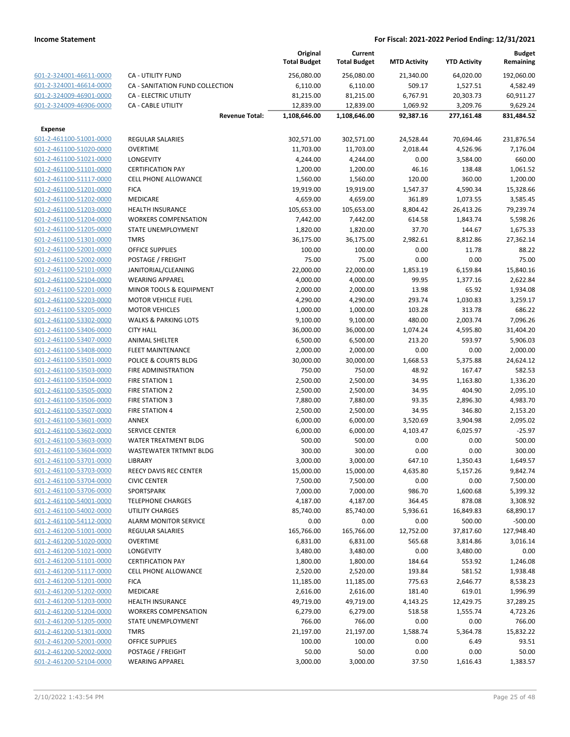| | | Original Total Budget | Current Total Budget | MTD Activity | YTD Activity | Budget Remaining |
|---|---|---|---|---|---|---|
| 601-2-324001-46611-0000 | CA - UTILITY FUND | 256,080.00 | 256,080.00 | 21,340.00 | 64,020.00 | 192,060.00 |
| 601-2-324001-46614-0000 | CA - SANITATION FUND COLLECTION | 6,110.00 | 6,110.00 | 509.17 | 1,527.51 | 4,582.49 |
| 601-2-324009-46901-0000 | CA - ELECTRIC UTILITY | 81,215.00 | 81,215.00 | 6,767.91 | 20,303.73 | 60,911.27 |
| 601-2-324009-46906-0000 | CA - CABLE UTILITY | 12,839.00 | 12,839.00 | 1,069.92 | 3,209.76 | 9,629.24 |
| | **Revenue Total:** | **1,108,646.00** | **1,108,646.00** | **92,387.16** | **277,161.48** | **831,484.52** |
| **Expense** | | | | | | |
| 601-2-461100-51001-0000 | REGULAR SALARIES | 302,571.00 | 302,571.00 | 24,528.44 | 70,694.46 | 231,876.54 |
| 601-2-461100-51020-0000 | OVERTIME | 11,703.00 | 11,703.00 | 2,018.44 | 4,526.96 | 7,176.04 |
| 601-2-461100-51021-0000 | LONGEVITY | 4,244.00 | 4,244.00 | 0.00 | 3,584.00 | 660.00 |
| 601-2-461100-51101-0000 | CERTIFICATION PAY | 1,200.00 | 1,200.00 | 46.16 | 138.48 | 1,061.52 |
| 601-2-461100-51117-0000 | CELL PHONE ALLOWANCE | 1,560.00 | 1,560.00 | 120.00 | 360.00 | 1,200.00 |
| 601-2-461100-51201-0000 | FICA | 19,919.00 | 19,919.00 | 1,547.37 | 4,590.34 | 15,328.66 |
| 601-2-461100-51202-0000 | MEDICARE | 4,659.00 | 4,659.00 | 361.89 | 1,073.55 | 3,585.45 |
| 601-2-461100-51203-0000 | HEALTH INSURANCE | 105,653.00 | 105,653.00 | 8,804.42 | 26,413.26 | 79,239.74 |
| 601-2-461100-51204-0000 | WORKERS COMPENSATION | 7,442.00 | 7,442.00 | 614.58 | 1,843.74 | 5,598.26 |
| 601-2-461100-51205-0000 | STATE UNEMPLOYMENT | 1,820.00 | 1,820.00 | 37.70 | 144.67 | 1,675.33 |
| 601-2-461100-51301-0000 | TMRS | 36,175.00 | 36,175.00 | 2,982.61 | 8,812.86 | 27,362.14 |
| 601-2-461100-52001-0000 | OFFICE SUPPLIES | 100.00 | 100.00 | 0.00 | 11.78 | 88.22 |
| 601-2-461100-52002-0000 | POSTAGE / FREIGHT | 75.00 | 75.00 | 0.00 | 0.00 | 75.00 |
| 601-2-461100-52101-0000 | JANITORIAL/CLEANING | 22,000.00 | 22,000.00 | 1,853.19 | 6,159.84 | 15,840.16 |
| 601-2-461100-52104-0000 | WEARING APPAREL | 4,000.00 | 4,000.00 | 99.95 | 1,377.16 | 2,622.84 |
| 601-2-461100-52201-0000 | MINOR TOOLS & EQUIPMENT | 2,000.00 | 2,000.00 | 13.98 | 65.92 | 1,934.08 |
| 601-2-461100-52203-0000 | MOTOR VEHICLE FUEL | 4,290.00 | 4,290.00 | 293.74 | 1,030.83 | 3,259.17 |
| 601-2-461100-53205-0000 | MOTOR VEHICLES | 1,000.00 | 1,000.00 | 103.28 | 313.78 | 686.22 |
| 601-2-461100-53302-0000 | WALKS & PARKING LOTS | 9,100.00 | 9,100.00 | 480.00 | 2,003.74 | 7,096.26 |
| 601-2-461100-53406-0000 | CITY HALL | 36,000.00 | 36,000.00 | 1,074.24 | 4,595.80 | 31,404.20 |
| 601-2-461100-53407-0000 | ANIMAL SHELTER | 6,500.00 | 6,500.00 | 213.20 | 593.97 | 5,906.03 |
| 601-2-461100-53408-0000 | FLEET MAINTENANCE | 2,000.00 | 2,000.00 | 0.00 | 0.00 | 2,000.00 |
| 601-2-461100-53501-0000 | POLICE & COURTS BLDG | 30,000.00 | 30,000.00 | 1,668.53 | 5,375.88 | 24,624.12 |
| 601-2-461100-53503-0000 | FIRE ADMINISTRATION | 750.00 | 750.00 | 48.92 | 167.47 | 582.53 |
| 601-2-461100-53504-0000 | FIRE STATION 1 | 2,500.00 | 2,500.00 | 34.95 | 1,163.80 | 1,336.20 |
| 601-2-461100-53505-0000 | FIRE STATION 2 | 2,500.00 | 2,500.00 | 34.95 | 404.90 | 2,095.10 |
| 601-2-461100-53506-0000 | FIRE STATION 3 | 7,880.00 | 7,880.00 | 93.35 | 2,896.30 | 4,983.70 |
| 601-2-461100-53507-0000 | FIRE STATION 4 | 2,500.00 | 2,500.00 | 34.95 | 346.80 | 2,153.20 |
| 601-2-461100-53601-0000 | ANNEX | 6,000.00 | 6,000.00 | 3,520.69 | 3,904.98 | 2,095.02 |
| 601-2-461100-53602-0000 | SERVICE CENTER | 6,000.00 | 6,000.00 | 4,103.47 | 6,025.97 | -25.97 |
| 601-2-461100-53603-0000 | WATER TREATMENT BLDG | 500.00 | 500.00 | 0.00 | 0.00 | 500.00 |
| 601-2-461100-53604-0000 | WASTEWATER TRTMNT BLDG | 300.00 | 300.00 | 0.00 | 0.00 | 300.00 |
| 601-2-461100-53701-0000 | LIBRARY | 3,000.00 | 3,000.00 | 647.10 | 1,350.43 | 1,649.57 |
| 601-2-461100-53703-0000 | REECY DAVIS REC CENTER | 15,000.00 | 15,000.00 | 4,635.80 | 5,157.26 | 9,842.74 |
| 601-2-461100-53704-0000 | CIVIC CENTER | 7,500.00 | 7,500.00 | 0.00 | 0.00 | 7,500.00 |
| 601-2-461100-53706-0000 | SPORTSPARK | 7,000.00 | 7,000.00 | 986.70 | 1,600.68 | 5,399.32 |
| 601-2-461100-54001-0000 | TELEPHONE CHARGES | 4,187.00 | 4,187.00 | 364.45 | 878.08 | 3,308.92 |
| 601-2-461100-54002-0000 | UTILITY CHARGES | 85,740.00 | 85,740.00 | 5,936.61 | 16,849.83 | 68,890.17 |
| 601-2-461100-54112-0000 | ALARM MONITOR SERVICE | 0.00 | 0.00 | 0.00 | 500.00 | -500.00 |
| 601-2-461200-51001-0000 | REGULAR SALARIES | 165,766.00 | 165,766.00 | 12,752.00 | 37,817.60 | 127,948.40 |
| 601-2-461200-51020-0000 | OVERTIME | 6,831.00 | 6,831.00 | 565.68 | 3,814.86 | 3,016.14 |
| 601-2-461200-51021-0000 | LONGEVITY | 3,480.00 | 3,480.00 | 0.00 | 3,480.00 | 0.00 |
| 601-2-461200-51101-0000 | CERTIFICATION PAY | 1,800.00 | 1,800.00 | 184.64 | 553.92 | 1,246.08 |
| 601-2-461200-51117-0000 | CELL PHONE ALLOWANCE | 2,520.00 | 2,520.00 | 193.84 | 581.52 | 1,938.48 |
| 601-2-461200-51201-0000 | FICA | 11,185.00 | 11,185.00 | 775.63 | 2,646.77 | 8,538.23 |
| 601-2-461200-51202-0000 | MEDICARE | 2,616.00 | 2,616.00 | 181.40 | 619.01 | 1,996.99 |
| 601-2-461200-51203-0000 | HEALTH INSURANCE | 49,719.00 | 49,719.00 | 4,143.25 | 12,429.75 | 37,289.25 |
| 601-2-461200-51204-0000 | WORKERS COMPENSATION | 6,279.00 | 6,279.00 | 518.58 | 1,555.74 | 4,723.26 |
| 601-2-461200-51205-0000 | STATE UNEMPLOYMENT | 766.00 | 766.00 | 0.00 | 0.00 | 766.00 |
| 601-2-461200-51301-0000 | TMRS | 21,197.00 | 21,197.00 | 1,588.74 | 5,364.78 | 15,832.22 |
| 601-2-461200-52001-0000 | OFFICE SUPPLIES | 100.00 | 100.00 | 0.00 | 6.49 | 93.51 |
| 601-2-461200-52002-0000 | POSTAGE / FREIGHT | 50.00 | 50.00 | 0.00 | 0.00 | 50.00 |
| 601-2-461200-52104-0000 | WEARING APPAREL | 3,000.00 | 3,000.00 | 37.50 | 1,616.43 | 1,383.57 |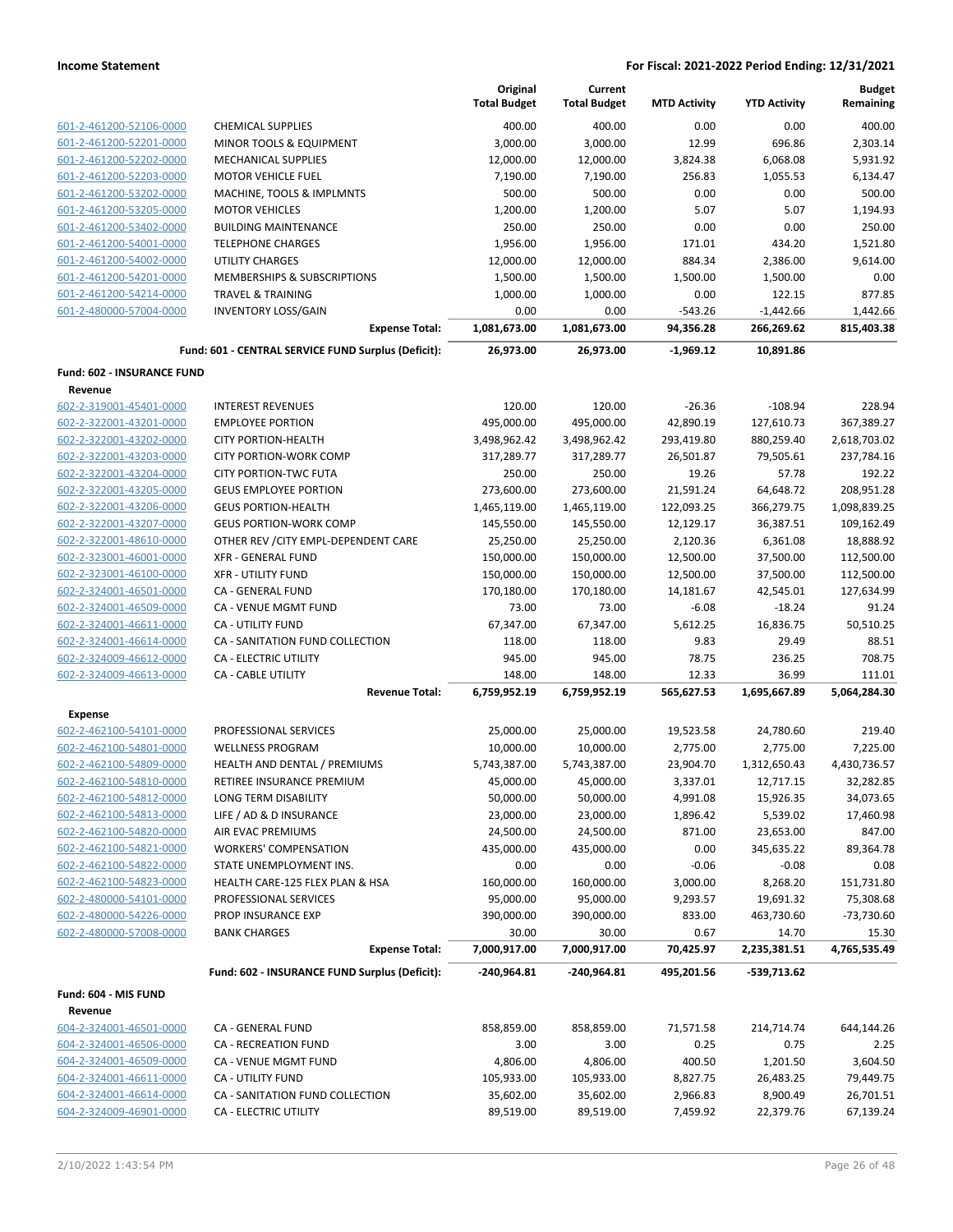| | | Original Total Budget | Current Total Budget | MTD Activity | YTD Activity | Budget Remaining |
|---|---|---|---|---|---|---|
| 601-2-461200-52106-0000 | CHEMICAL SUPPLIES | 400.00 | 400.00 | 0.00 | 0.00 | 400.00 |
| 601-2-461200-52201-0000 | MINOR TOOLS & EQUIPMENT | 3,000.00 | 3,000.00 | 12.99 | 696.86 | 2,303.14 |
| 601-2-461200-52202-0000 | MECHANICAL SUPPLIES | 12,000.00 | 12,000.00 | 3,824.38 | 6,068.08 | 5,931.92 |
| 601-2-461200-52203-0000 | MOTOR VEHICLE FUEL | 7,190.00 | 7,190.00 | 256.83 | 1,055.53 | 6,134.47 |
| 601-2-461200-53202-0000 | MACHINE, TOOLS & IMPLMNTS | 500.00 | 500.00 | 0.00 | 0.00 | 500.00 |
| 601-2-461200-53205-0000 | MOTOR VEHICLES | 1,200.00 | 1,200.00 | 5.07 | 5.07 | 1,194.93 |
| 601-2-461200-53402-0000 | BUILDING MAINTENANCE | 250.00 | 250.00 | 0.00 | 0.00 | 250.00 |
| 601-2-461200-54001-0000 | TELEPHONE CHARGES | 1,956.00 | 1,956.00 | 171.01 | 434.20 | 1,521.80 |
| 601-2-461200-54002-0000 | UTILITY CHARGES | 12,000.00 | 12,000.00 | 884.34 | 2,386.00 | 9,614.00 |
| 601-2-461200-54201-0000 | MEMBERSHIPS & SUBSCRIPTIONS | 1,500.00 | 1,500.00 | 1,500.00 | 1,500.00 | 0.00 |
| 601-2-461200-54214-0000 | TRAVEL & TRAINING | 1,000.00 | 1,000.00 | 0.00 | 122.15 | 877.85 |
| 601-2-480000-57004-0000 | INVENTORY LOSS/GAIN | 0.00 | 0.00 | -543.26 | -1,442.66 | 1,442.66 |
| | **Expense Total:** | **1,081,673.00** | **1,081,673.00** | **94,356.28** | **266,269.62** | **815,403.38** |
| | **Fund: 601 - CENTRAL SERVICE FUND Surplus (Deficit):** | **26,973.00** | **26,973.00** | **-1,969.12** | **10,891.86** | |
| **Fund: 602 - INSURANCE FUND** | | | | | | |
| **Revenue** | | | | | | |
| 602-2-319001-45401-0000 | INTEREST REVENUES | 120.00 | 120.00 | -26.36 | -108.94 | 228.94 |
| 602-2-322001-43201-0000 | EMPLOYEE PORTION | 495,000.00 | 495,000.00 | 42,890.19 | 127,610.73 | 367,389.27 |
| 602-2-322001-43202-0000 | CITY PORTION-HEALTH | 3,498,962.42 | 3,498,962.42 | 293,419.80 | 880,259.40 | 2,618,703.02 |
| 602-2-322001-43203-0000 | CITY PORTION-WORK COMP | 317,289.77 | 317,289.77 | 26,501.87 | 79,505.61 | 237,784.16 |
| 602-2-322001-43204-0000 | CITY PORTION-TWC FUTA | 250.00 | 250.00 | 19.26 | 57.78 | 192.22 |
| 602-2-322001-43205-0000 | GEUS EMPLOYEE PORTION | 273,600.00 | 273,600.00 | 21,591.24 | 64,648.72 | 208,951.28 |
| 602-2-322001-43206-0000 | GEUS PORTION-HEALTH | 1,465,119.00 | 1,465,119.00 | 122,093.25 | 366,279.75 | 1,098,839.25 |
| 602-2-322001-43207-0000 | GEUS PORTION-WORK COMP | 145,550.00 | 145,550.00 | 12,129.17 | 36,387.51 | 109,162.49 |
| 602-2-322001-48610-0000 | OTHER REV /CITY EMPL-DEPENDENT CARE | 25,250.00 | 25,250.00 | 2,120.36 | 6,361.08 | 18,888.92 |
| 602-2-323001-46001-0000 | XFR - GENERAL FUND | 150,000.00 | 150,000.00 | 12,500.00 | 37,500.00 | 112,500.00 |
| 602-2-323001-46100-0000 | XFR - UTILITY FUND | 150,000.00 | 150,000.00 | 12,500.00 | 37,500.00 | 112,500.00 |
| 602-2-324001-46501-0000 | CA - GENERAL FUND | 170,180.00 | 170,180.00 | 14,181.67 | 42,545.01 | 127,634.99 |
| 602-2-324001-46509-0000 | CA - VENUE MGMT FUND | 73.00 | 73.00 | -6.08 | -18.24 | 91.24 |
| 602-2-324001-46611-0000 | CA - UTILITY FUND | 67,347.00 | 67,347.00 | 5,612.25 | 16,836.75 | 50,510.25 |
| 602-2-324001-46614-0000 | CA - SANITATION FUND COLLECTION | 118.00 | 118.00 | 9.83 | 29.49 | 88.51 |
| 602-2-324009-46612-0000 | CA - ELECTRIC UTILITY | 945.00 | 945.00 | 78.75 | 236.25 | 708.75 |
| 602-2-324009-46613-0000 | CA - CABLE UTILITY | 148.00 | 148.00 | 12.33 | 36.99 | 111.01 |
| | **Revenue Total:** | **6,759,952.19** | **6,759,952.19** | **565,627.53** | **1,695,667.89** | **5,064,284.30** |
| **Expense** | | | | | | |
| 602-2-462100-54101-0000 | PROFESSIONAL SERVICES | 25,000.00 | 25,000.00 | 19,523.58 | 24,780.60 | 219.40 |
| 602-2-462100-54801-0000 | WELLNESS PROGRAM | 10,000.00 | 10,000.00 | 2,775.00 | 2,775.00 | 7,225.00 |
| 602-2-462100-54809-0000 | HEALTH AND DENTAL / PREMIUMS | 5,743,387.00 | 5,743,387.00 | 23,904.70 | 1,312,650.43 | 4,430,736.57 |
| 602-2-462100-54810-0000 | RETIREE INSURANCE PREMIUM | 45,000.00 | 45,000.00 | 3,337.01 | 12,717.15 | 32,282.85 |
| 602-2-462100-54812-0000 | LONG TERM DISABILITY | 50,000.00 | 50,000.00 | 4,991.08 | 15,926.35 | 34,073.65 |
| 602-2-462100-54813-0000 | LIFE / AD & D INSURANCE | 23,000.00 | 23,000.00 | 1,896.42 | 5,539.02 | 17,460.98 |
| 602-2-462100-54820-0000 | AIR EVAC PREMIUMS | 24,500.00 | 24,500.00 | 871.00 | 23,653.00 | 847.00 |
| 602-2-462100-54821-0000 | WORKERS' COMPENSATION | 435,000.00 | 435,000.00 | 0.00 | 345,635.22 | 89,364.78 |
| 602-2-462100-54822-0000 | STATE UNEMPLOYMENT INS. | 0.00 | 0.00 | -0.06 | -0.08 | 0.08 |
| 602-2-462100-54823-0000 | HEALTH CARE-125 FLEX PLAN & HSA | 160,000.00 | 160,000.00 | 3,000.00 | 8,268.20 | 151,731.80 |
| 602-2-480000-54101-0000 | PROFESSIONAL SERVICES | 95,000.00 | 95,000.00 | 9,293.57 | 19,691.32 | 75,308.68 |
| 602-2-480000-54226-0000 | PROP INSURANCE EXP | 390,000.00 | 390,000.00 | 833.00 | 463,730.60 | -73,730.60 |
| 602-2-480000-57008-0000 | BANK CHARGES | 30.00 | 30.00 | 0.67 | 14.70 | 15.30 |
| | **Expense Total:** | **7,000,917.00** | **7,000,917.00** | **70,425.97** | **2,235,381.51** | **4,765,535.49** |
| | **Fund: 602 - INSURANCE FUND Surplus (Deficit):** | **-240,964.81** | **-240,964.81** | **495,201.56** | **-539,713.62** | |
| **Fund: 604 - MIS FUND** | | | | | | |
| **Revenue** | | | | | | |
| 604-2-324001-46501-0000 | CA - GENERAL FUND | 858,859.00 | 858,859.00 | 71,571.58 | 214,714.74 | 644,144.26 |
| 604-2-324001-46506-0000 | CA - RECREATION FUND | 3.00 | 3.00 | 0.25 | 0.75 | 2.25 |
| 604-2-324001-46509-0000 | CA - VENUE MGMT FUND | 4,806.00 | 4,806.00 | 400.50 | 1,201.50 | 3,604.50 |
| 604-2-324001-46611-0000 | CA - UTILITY FUND | 105,933.00 | 105,933.00 | 8,827.75 | 26,483.25 | 79,449.75 |
| 604-2-324001-46614-0000 | CA - SANITATION FUND COLLECTION | 35,602.00 | 35,602.00 | 2,966.83 | 8,900.49 | 26,701.51 |
| 604-2-324009-46901-0000 | CA - ELECTRIC UTILITY | 89,519.00 | 89,519.00 | 7,459.92 | 22,379.76 | 67,139.24 |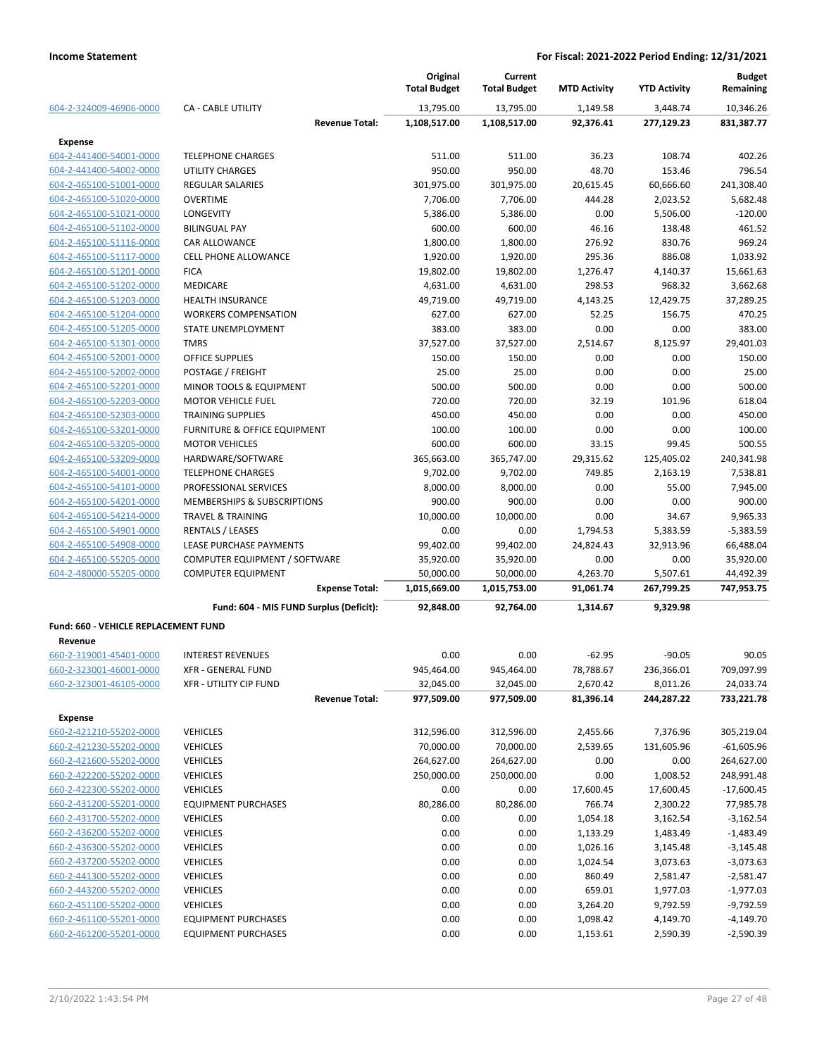| | | Original Total Budget | Current Total Budget | MTD Activity | YTD Activity | Budget Remaining |
|---|---|---|---|---|---|---|
| 604-2-324009-46906-0000 | CA - CABLE UTILITY | 13,795.00 | 13,795.00 | 1,149.58 | 3,448.74 | 10,346.26 |
| | **Revenue Total:** | **1,108,517.00** | **1,108,517.00** | **92,376.41** | **277,129.23** | **831,387.77** |
| **Expense** | | | | | | |
| 604-2-441400-54001-0000 | TELEPHONE CHARGES | 511.00 | 511.00 | 36.23 | 108.74 | 402.26 |
| 604-2-441400-54002-0000 | UTILITY CHARGES | 950.00 | 950.00 | 48.70 | 153.46 | 796.54 |
| 604-2-465100-51001-0000 | REGULAR SALARIES | 301,975.00 | 301,975.00 | 20,615.45 | 60,666.60 | 241,308.40 |
| 604-2-465100-51020-0000 | OVERTIME | 7,706.00 | 7,706.00 | 444.28 | 2,023.52 | 5,682.48 |
| 604-2-465100-51021-0000 | LONGEVITY | 5,386.00 | 5,386.00 | 0.00 | 5,506.00 | -120.00 |
| 604-2-465100-51102-0000 | BILINGUAL PAY | 600.00 | 600.00 | 46.16 | 138.48 | 461.52 |
| 604-2-465100-51116-0000 | CAR ALLOWANCE | 1,800.00 | 1,800.00 | 276.92 | 830.76 | 969.24 |
| 604-2-465100-51117-0000 | CELL PHONE ALLOWANCE | 1,920.00 | 1,920.00 | 295.36 | 886.08 | 1,033.92 |
| 604-2-465100-51201-0000 | FICA | 19,802.00 | 19,802.00 | 1,276.47 | 4,140.37 | 15,661.63 |
| 604-2-465100-51202-0000 | MEDICARE | 4,631.00 | 4,631.00 | 298.53 | 968.32 | 3,662.68 |
| 604-2-465100-51203-0000 | HEALTH INSURANCE | 49,719.00 | 49,719.00 | 4,143.25 | 12,429.75 | 37,289.25 |
| 604-2-465100-51204-0000 | WORKERS COMPENSATION | 627.00 | 627.00 | 52.25 | 156.75 | 470.25 |
| 604-2-465100-51205-0000 | STATE UNEMPLOYMENT | 383.00 | 383.00 | 0.00 | 0.00 | 383.00 |
| 604-2-465100-51301-0000 | TMRS | 37,527.00 | 37,527.00 | 2,514.67 | 8,125.97 | 29,401.03 |
| 604-2-465100-52001-0000 | OFFICE SUPPLIES | 150.00 | 150.00 | 0.00 | 0.00 | 150.00 |
| 604-2-465100-52002-0000 | POSTAGE / FREIGHT | 25.00 | 25.00 | 0.00 | 0.00 | 25.00 |
| 604-2-465100-52201-0000 | MINOR TOOLS & EQUIPMENT | 500.00 | 500.00 | 0.00 | 0.00 | 500.00 |
| 604-2-465100-52203-0000 | MOTOR VEHICLE FUEL | 720.00 | 720.00 | 32.19 | 101.96 | 618.04 |
| 604-2-465100-52303-0000 | TRAINING SUPPLIES | 450.00 | 450.00 | 0.00 | 0.00 | 450.00 |
| 604-2-465100-53201-0000 | FURNITURE & OFFICE EQUIPMENT | 100.00 | 100.00 | 0.00 | 0.00 | 100.00 |
| 604-2-465100-53205-0000 | MOTOR VEHICLES | 600.00 | 600.00 | 33.15 | 99.45 | 500.55 |
| 604-2-465100-53209-0000 | HARDWARE/SOFTWARE | 365,663.00 | 365,747.00 | 29,315.62 | 125,405.02 | 240,341.98 |
| 604-2-465100-54001-0000 | TELEPHONE CHARGES | 9,702.00 | 9,702.00 | 749.85 | 2,163.19 | 7,538.81 |
| 604-2-465100-54101-0000 | PROFESSIONAL SERVICES | 8,000.00 | 8,000.00 | 0.00 | 55.00 | 7,945.00 |
| 604-2-465100-54201-0000 | MEMBERSHIPS & SUBSCRIPTIONS | 900.00 | 900.00 | 0.00 | 0.00 | 900.00 |
| 604-2-465100-54214-0000 | TRAVEL & TRAINING | 10,000.00 | 10,000.00 | 0.00 | 34.67 | 9,965.33 |
| 604-2-465100-54901-0000 | RENTALS / LEASES | 0.00 | 0.00 | 1,794.53 | 5,383.59 | -5,383.59 |
| 604-2-465100-54908-0000 | LEASE PURCHASE PAYMENTS | 99,402.00 | 99,402.00 | 24,824.43 | 32,913.96 | 66,488.04 |
| 604-2-465100-55205-0000 | COMPUTER EQUIPMENT / SOFTWARE | 35,920.00 | 35,920.00 | 0.00 | 0.00 | 35,920.00 |
| 604-2-480000-55205-0000 | COMPUTER EQUIPMENT | 50,000.00 | 50,000.00 | 4,263.70 | 5,507.61 | 44,492.39 |
| | **Expense Total:** | **1,015,669.00** | **1,015,753.00** | **91,061.74** | **267,799.25** | **747,953.75** |
| | **Fund: 604 - MIS FUND Surplus (Deficit):** | **92,848.00** | **92,764.00** | **1,314.67** | **9,329.98** | |
| **Fund: 660 - VEHICLE REPLACEMENT FUND** | | | | | | |
| **Revenue** | | | | | | |
| 660-2-319001-45401-0000 | INTEREST REVENUES | 0.00 | 0.00 | -62.95 | -90.05 | 90.05 |
| 660-2-323001-46001-0000 | XFR - GENERAL FUND | 945,464.00 | 945,464.00 | 78,788.67 | 236,366.01 | 709,097.99 |
| 660-2-323001-46105-0000 | XFR - UTILITY CIP FUND | 32,045.00 | 32,045.00 | 2,670.42 | 8,011.26 | 24,033.74 |
| | **Revenue Total:** | **977,509.00** | **977,509.00** | **81,396.14** | **244,287.22** | **733,221.78** |
| **Expense** | | | | | | |
| 660-2-421210-55202-0000 | VEHICLES | 312,596.00 | 312,596.00 | 2,455.66 | 7,376.96 | 305,219.04 |
| 660-2-421230-55202-0000 | VEHICLES | 70,000.00 | 70,000.00 | 2,539.65 | 131,605.96 | -61,605.96 |
| 660-2-421600-55202-0000 | VEHICLES | 264,627.00 | 264,627.00 | 0.00 | 0.00 | 264,627.00 |
| 660-2-422200-55202-0000 | VEHICLES | 250,000.00 | 250,000.00 | 0.00 | 1,008.52 | 248,991.48 |
| 660-2-422300-55202-0000 | VEHICLES | 0.00 | 0.00 | 17,600.45 | 17,600.45 | -17,600.45 |
| 660-2-431200-55201-0000 | EQUIPMENT PURCHASES | 80,286.00 | 80,286.00 | 766.74 | 2,300.22 | 77,985.78 |
| 660-2-431700-55202-0000 | VEHICLES | 0.00 | 0.00 | 1,054.18 | 3,162.54 | -3,162.54 |
| 660-2-436200-55202-0000 | VEHICLES | 0.00 | 0.00 | 1,133.29 | 1,483.49 | -1,483.49 |
| 660-2-436300-55202-0000 | VEHICLES | 0.00 | 0.00 | 1,026.16 | 3,145.48 | -3,145.48 |
| 660-2-437200-55202-0000 | VEHICLES | 0.00 | 0.00 | 1,024.54 | 3,073.63 | -3,073.63 |
| 660-2-441300-55202-0000 | VEHICLES | 0.00 | 0.00 | 860.49 | 2,581.47 | -2,581.47 |
| 660-2-443200-55202-0000 | VEHICLES | 0.00 | 0.00 | 659.01 | 1,977.03 | -1,977.03 |
| 660-2-451100-55202-0000 | VEHICLES | 0.00 | 0.00 | 3,264.20 | 9,792.59 | -9,792.59 |
| 660-2-461100-55201-0000 | EQUIPMENT PURCHASES | 0.00 | 0.00 | 1,098.42 | 4,149.70 | -4,149.70 |
| 660-2-461200-55201-0000 | EQUIPMENT PURCHASES | 0.00 | 0.00 | 1,153.61 | 2,590.39 | -2,590.39 |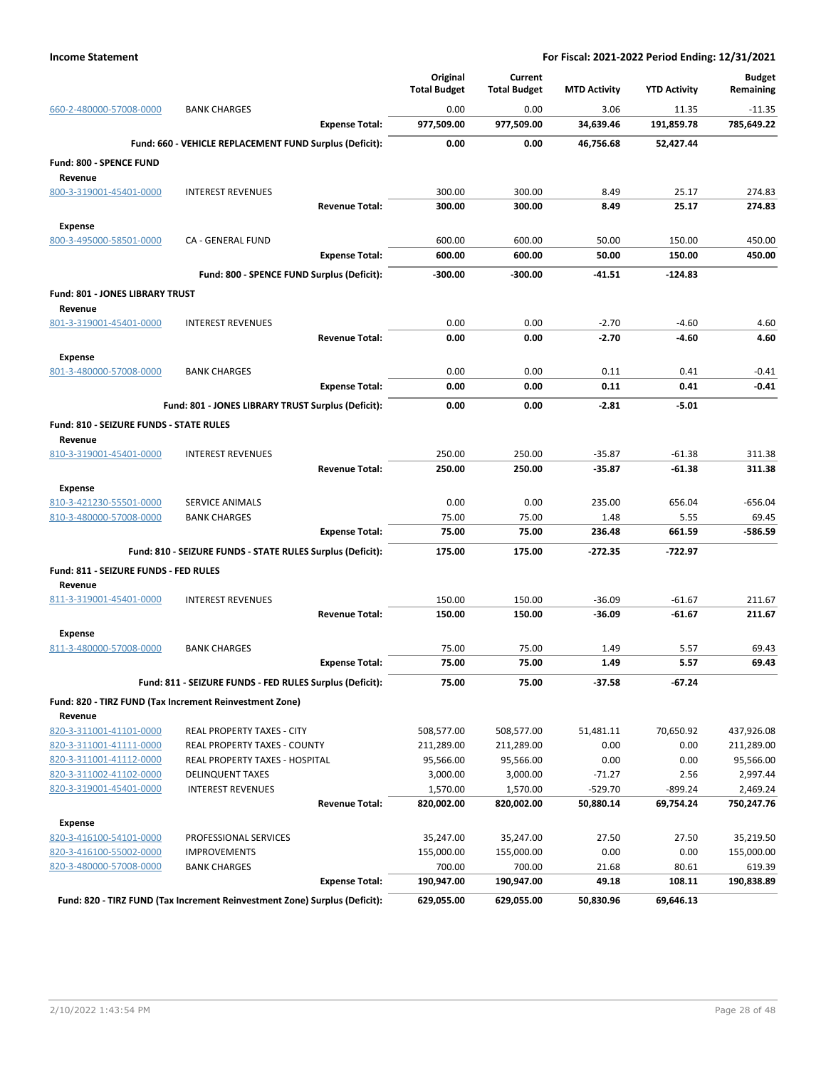**Income Statement** — **For Fiscal: 2021-2022 Period Ending: 12/31/2021**

| | | Original Total Budget | Current Total Budget | MTD Activity | YTD Activity | Budget Remaining |
|---|---|---|---|---|---|---|
| 660-2-480000-57008-0000 | BANK CHARGES | 0.00 | 0.00 | 3.06 | 11.35 | -11.35 |
| | **Expense Total:** | **977,509.00** | **977,509.00** | **34,639.46** | **191,859.78** | **785,649.22** |
| | **Fund: 660 - VEHICLE REPLACEMENT FUND Surplus (Deficit):** | **0.00** | **0.00** | **46,756.68** | **52,427.44** | |
| **Fund: 800 - SPENCE FUND** | | | | | | |
| **Revenue** | | | | | | |
| 800-3-319001-45401-0000 | INTEREST REVENUES | 300.00 | 300.00 | 8.49 | 25.17 | 274.83 |
| | **Revenue Total:** | **300.00** | **300.00** | **8.49** | **25.17** | **274.83** |
| **Expense** | | | | | | |
| 800-3-495000-58501-0000 | CA - GENERAL FUND | 600.00 | 600.00 | 50.00 | 150.00 | 450.00 |
| | **Expense Total:** | **600.00** | **600.00** | **50.00** | **150.00** | **450.00** |
| | **Fund: 800 - SPENCE FUND Surplus (Deficit):** | **-300.00** | **-300.00** | **-41.51** | **-124.83** | |
| **Fund: 801 - JONES LIBRARY TRUST** | | | | | | |
| **Revenue** | | | | | | |
| 801-3-319001-45401-0000 | INTEREST REVENUES | 0.00 | 0.00 | -2.70 | -4.60 | 4.60 |
| | **Revenue Total:** | **0.00** | **0.00** | **-2.70** | **-4.60** | **4.60** |
| **Expense** | | | | | | |
| 801-3-480000-57008-0000 | BANK CHARGES | 0.00 | 0.00 | 0.11 | 0.41 | -0.41 |
| | **Expense Total:** | **0.00** | **0.00** | **0.11** | **0.41** | **-0.41** |
| | **Fund: 801 - JONES LIBRARY TRUST Surplus (Deficit):** | **0.00** | **0.00** | **-2.81** | **-5.01** | |
| **Fund: 810 - SEIZURE FUNDS - STATE RULES** | | | | | | |
| **Revenue** | | | | | | |
| 810-3-319001-45401-0000 | INTEREST REVENUES | 250.00 | 250.00 | -35.87 | -61.38 | 311.38 |
| | **Revenue Total:** | **250.00** | **250.00** | **-35.87** | **-61.38** | **311.38** |
| **Expense** | | | | | | |
| 810-3-421230-55501-0000 | SERVICE ANIMALS | 0.00 | 0.00 | 235.00 | 656.04 | -656.04 |
| 810-3-480000-57008-0000 | BANK CHARGES | 75.00 | 75.00 | 1.48 | 5.55 | 69.45 |
| | **Expense Total:** | **75.00** | **75.00** | **236.48** | **661.59** | **-586.59** |
| | **Fund: 810 - SEIZURE FUNDS - STATE RULES Surplus (Deficit):** | **175.00** | **175.00** | **-272.35** | **-722.97** | |
| **Fund: 811 - SEIZURE FUNDS - FED RULES** | | | | | | |
| **Revenue** | | | | | | |
| 811-3-319001-45401-0000 | INTEREST REVENUES | 150.00 | 150.00 | -36.09 | -61.67 | 211.67 |
| | **Revenue Total:** | **150.00** | **150.00** | **-36.09** | **-61.67** | **211.67** |
| **Expense** | | | | | | |
| 811-3-480000-57008-0000 | BANK CHARGES | 75.00 | 75.00 | 1.49 | 5.57 | 69.43 |
| | **Expense Total:** | **75.00** | **75.00** | **1.49** | **5.57** | **69.43** |
| | **Fund: 811 - SEIZURE FUNDS - FED RULES Surplus (Deficit):** | **75.00** | **75.00** | **-37.58** | **-67.24** | |
| **Fund: 820 - TIRZ FUND (Tax Increment Reinvestment Zone)** | | | | | | |
| **Revenue** | | | | | | |
| 820-3-311001-41101-0000 | REAL PROPERTY TAXES - CITY | 508,577.00 | 508,577.00 | 51,481.11 | 70,650.92 | 437,926.08 |
| 820-3-311001-41111-0000 | REAL PROPERTY TAXES - COUNTY | 211,289.00 | 211,289.00 | 0.00 | 0.00 | 211,289.00 |
| 820-3-311001-41112-0000 | REAL PROPERTY TAXES - HOSPITAL | 95,566.00 | 95,566.00 | 0.00 | 0.00 | 95,566.00 |
| 820-3-311002-41102-0000 | DELINQUENT TAXES | 3,000.00 | 3,000.00 | -71.27 | 2.56 | 2,997.44 |
| 820-3-319001-45401-0000 | INTEREST REVENUES | 1,570.00 | 1,570.00 | -529.70 | -899.24 | 2,469.24 |
| | **Revenue Total:** | **820,002.00** | **820,002.00** | **50,880.14** | **69,754.24** | **750,247.76** |
| **Expense** | | | | | | |
| 820-3-416100-54101-0000 | PROFESSIONAL SERVICES | 35,247.00 | 35,247.00 | 27.50 | 27.50 | 35,219.50 |
| 820-3-416100-55002-0000 | IMPROVEMENTS | 155,000.00 | 155,000.00 | 0.00 | 0.00 | 155,000.00 |
| 820-3-480000-57008-0000 | BANK CHARGES | 700.00 | 700.00 | 21.68 | 80.61 | 619.39 |
| | **Expense Total:** | **190,947.00** | **190,947.00** | **49.18** | **108.11** | **190,838.89** |
| | **Fund: 820 - TIRZ FUND (Tax Increment Reinvestment Zone) Surplus (Deficit):** | **629,055.00** | **629,055.00** | **50,830.96** | **69,646.13** | |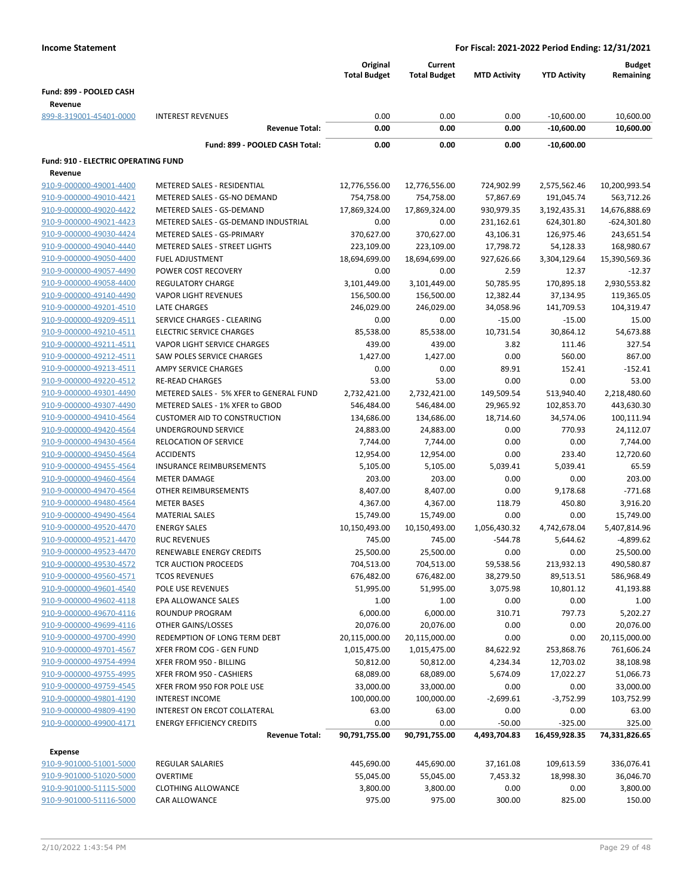**Income Statement** | **For Fiscal: 2021-2022 Period Ending: 12/31/2021**

| | | Original Total Budget | Current Total Budget | MTD Activity | YTD Activity | Budget Remaining |
|---|---|---|---|---|---|---|
| **Fund: 899 - POOLED CASH** | | | | | | |
| **Revenue** | | | | | | |
| 899-8-319001-45401-0000 | INTEREST REVENUES | 0.00 | 0.00 | 0.00 | -10,600.00 | 10,600.00 |
| | **Revenue Total:** | **0.00** | **0.00** | **0.00** | **-10,600.00** | **10,600.00** |
| | **Fund: 899 - POOLED CASH Total:** | **0.00** | **0.00** | **0.00** | **-10,600.00** | |
| **Fund: 910 - ELECTRIC OPERATING FUND** | | | | | | |
| **Revenue** | | | | | | |
| 910-9-000000-49001-4400 | METERED SALES - RESIDENTIAL | 12,776,556.00 | 12,776,556.00 | 724,902.99 | 2,575,562.46 | 10,200,993.54 |
| 910-9-000000-49010-4421 | METERED SALES - GS-NO DEMAND | 754,758.00 | 754,758.00 | 57,867.69 | 191,045.74 | 563,712.26 |
| 910-9-000000-49020-4422 | METERED SALES - GS-DEMAND | 17,869,324.00 | 17,869,324.00 | 930,979.35 | 3,192,435.31 | 14,676,888.69 |
| 910-9-000000-49021-4423 | METERED SALES - GS-DEMAND INDUSTRIAL | 0.00 | 0.00 | 231,162.61 | 624,301.80 | -624,301.80 |
| 910-9-000000-49030-4424 | METERED SALES - GS-PRIMARY | 370,627.00 | 370,627.00 | 43,106.31 | 126,975.46 | 243,651.54 |
| 910-9-000000-49040-4440 | METERED SALES - STREET LIGHTS | 223,109.00 | 223,109.00 | 17,798.72 | 54,128.33 | 168,980.67 |
| 910-9-000000-49050-4400 | FUEL ADJUSTMENT | 18,694,699.00 | 18,694,699.00 | 927,626.66 | 3,304,129.64 | 15,390,569.36 |
| 910-9-000000-49057-4490 | POWER COST RECOVERY | 0.00 | 0.00 | 2.59 | 12.37 | -12.37 |
| 910-9-000000-49058-4400 | REGULATORY CHARGE | 3,101,449.00 | 3,101,449.00 | 50,785.95 | 170,895.18 | 2,930,553.82 |
| 910-9-000000-49140-4490 | VAPOR LIGHT REVENUES | 156,500.00 | 156,500.00 | 12,382.44 | 37,134.95 | 119,365.05 |
| 910-9-000000-49201-4510 | LATE CHARGES | 246,029.00 | 246,029.00 | 34,058.96 | 141,709.53 | 104,319.47 |
| 910-9-000000-49209-4511 | SERVICE CHARGES - CLEARING | 0.00 | 0.00 | -15.00 | -15.00 | 15.00 |
| 910-9-000000-49210-4511 | ELECTRIC SERVICE CHARGES | 85,538.00 | 85,538.00 | 10,731.54 | 30,864.12 | 54,673.88 |
| 910-9-000000-49211-4511 | VAPOR LIGHT SERVICE CHARGES | 439.00 | 439.00 | 3.82 | 111.46 | 327.54 |
| 910-9-000000-49212-4511 | SAW POLES SERVICE CHARGES | 1,427.00 | 1,427.00 | 0.00 | 560.00 | 867.00 |
| 910-9-000000-49213-4511 | AMPY SERVICE CHARGES | 0.00 | 0.00 | 89.91 | 152.41 | -152.41 |
| 910-9-000000-49220-4512 | RE-READ CHARGES | 53.00 | 53.00 | 0.00 | 0.00 | 53.00 |
| 910-9-000000-49301-4490 | METERED SALES - 5% XFER to GENERAL FUND | 2,732,421.00 | 2,732,421.00 | 149,509.54 | 513,940.40 | 2,218,480.60 |
| 910-9-000000-49307-4490 | METERED SALES - 1% XFER to GBOD | 546,484.00 | 546,484.00 | 29,965.92 | 102,853.70 | 443,630.30 |
| 910-9-000000-49410-4564 | CUSTOMER AID TO CONSTRUCTION | 134,686.00 | 134,686.00 | 18,714.60 | 34,574.06 | 100,111.94 |
| 910-9-000000-49420-4564 | UNDERGROUND SERVICE | 24,883.00 | 24,883.00 | 0.00 | 770.93 | 24,112.07 |
| 910-9-000000-49430-4564 | RELOCATION OF SERVICE | 7,744.00 | 7,744.00 | 0.00 | 0.00 | 7,744.00 |
| 910-9-000000-49450-4564 | ACCIDENTS | 12,954.00 | 12,954.00 | 0.00 | 233.40 | 12,720.60 |
| 910-9-000000-49455-4564 | INSURANCE REIMBURSEMENTS | 5,105.00 | 5,105.00 | 5,039.41 | 5,039.41 | 65.59 |
| 910-9-000000-49460-4564 | METER DAMAGE | 203.00 | 203.00 | 0.00 | 0.00 | 203.00 |
| 910-9-000000-49470-4564 | OTHER REIMBURSEMENTS | 8,407.00 | 8,407.00 | 0.00 | 9,178.68 | -771.68 |
| 910-9-000000-49480-4564 | METER BASES | 4,367.00 | 4,367.00 | 118.79 | 450.80 | 3,916.20 |
| 910-9-000000-49490-4564 | MATERIAL SALES | 15,749.00 | 15,749.00 | 0.00 | 0.00 | 15,749.00 |
| 910-9-000000-49520-4470 | ENERGY SALES | 10,150,493.00 | 10,150,493.00 | 1,056,430.32 | 4,742,678.04 | 5,407,814.96 |
| 910-9-000000-49521-4470 | RUC REVENUES | 745.00 | 745.00 | -544.78 | 5,644.62 | -4,899.62 |
| 910-9-000000-49523-4470 | RENEWABLE ENERGY CREDITS | 25,500.00 | 25,500.00 | 0.00 | 0.00 | 25,500.00 |
| 910-9-000000-49530-4572 | TCR AUCTION PROCEEDS | 704,513.00 | 704,513.00 | 59,538.56 | 213,932.13 | 490,580.87 |
| 910-9-000000-49560-4571 | TCOS REVENUES | 676,482.00 | 676,482.00 | 38,279.50 | 89,513.51 | 586,968.49 |
| 910-9-000000-49601-4540 | POLE USE REVENUES | 51,995.00 | 51,995.00 | 3,075.98 | 10,801.12 | 41,193.88 |
| 910-9-000000-49602-4118 | EPA ALLOWANCE SALES | 1.00 | 1.00 | 0.00 | 0.00 | 1.00 |
| 910-9-000000-49670-4116 | ROUNDUP PROGRAM | 6,000.00 | 6,000.00 | 310.71 | 797.73 | 5,202.27 |
| 910-9-000000-49699-4116 | OTHER GAINS/LOSSES | 20,076.00 | 20,076.00 | 0.00 | 0.00 | 20,076.00 |
| 910-9-000000-49700-4990 | REDEMPTION OF LONG TERM DEBT | 20,115,000.00 | 20,115,000.00 | 0.00 | 0.00 | 20,115,000.00 |
| 910-9-000000-49701-4567 | XFER FROM COG - GEN FUND | 1,015,475.00 | 1,015,475.00 | 84,622.92 | 253,868.76 | 761,606.24 |
| 910-9-000000-49754-4994 | XFER FROM 950 - BILLING | 50,812.00 | 50,812.00 | 4,234.34 | 12,703.02 | 38,108.98 |
| 910-9-000000-49755-4995 | XFER FROM 950 - CASHIERS | 68,089.00 | 68,089.00 | 5,674.09 | 17,022.27 | 51,066.73 |
| 910-9-000000-49759-4545 | XFER FROM 950 FOR POLE USE | 33,000.00 | 33,000.00 | 0.00 | 0.00 | 33,000.00 |
| 910-9-000000-49801-4190 | INTEREST INCOME | 100,000.00 | 100,000.00 | -2,699.61 | -3,752.99 | 103,752.99 |
| 910-9-000000-49809-4190 | INTEREST ON ERCOT COLLATERAL | 63.00 | 63.00 | 0.00 | 0.00 | 63.00 |
| 910-9-000000-49900-4171 | ENERGY EFFICIENCY CREDITS | 0.00 | 0.00 | -50.00 | -325.00 | 325.00 |
| | **Revenue Total:** | **90,791,755.00** | **90,791,755.00** | **4,493,704.83** | **16,459,928.35** | **74,331,826.65** |
| **Expense** | | | | | | |
| 910-9-901000-51001-5000 | REGULAR SALARIES | 445,690.00 | 445,690.00 | 37,161.08 | 109,613.59 | 336,076.41 |
| 910-9-901000-51020-5000 | OVERTIME | 55,045.00 | 55,045.00 | 7,453.32 | 18,998.30 | 36,046.70 |
| 910-9-901000-51115-5000 | CLOTHING ALLOWANCE | 3,800.00 | 3,800.00 | 0.00 | 0.00 | 3,800.00 |
| 910-9-901000-51116-5000 | CAR ALLOWANCE | 975.00 | 975.00 | 300.00 | 825.00 | 150.00 |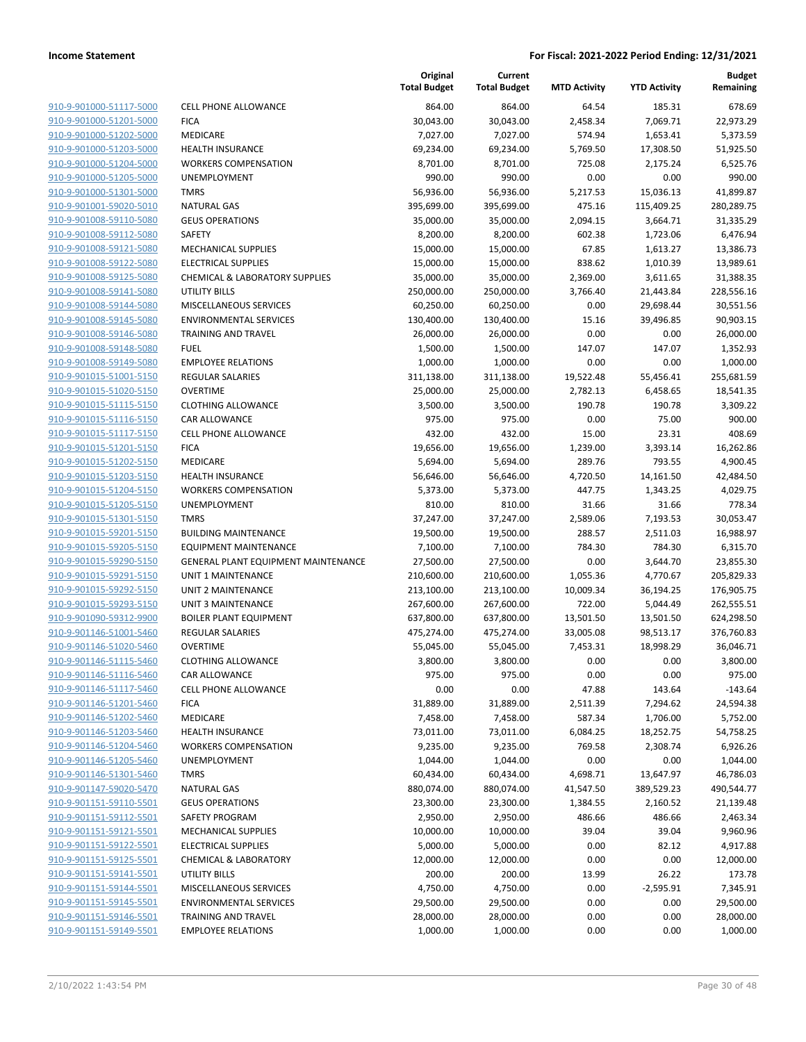**Income Statement** | **For Fiscal: 2021-2022 Period Ending: 12/31/2021**

| | | Original Total Budget | Current Total Budget | MTD Activity | YTD Activity | Budget Remaining |
|---|---|---|---|---|---|---|
| 910-9-901000-51117-5000 | CELL PHONE ALLOWANCE | 864.00 | 864.00 | 64.54 | 185.31 | 678.69 |
| 910-9-901000-51201-5000 | FICA | 30,043.00 | 30,043.00 | 2,458.34 | 7,069.71 | 22,973.29 |
| 910-9-901000-51202-5000 | MEDICARE | 7,027.00 | 7,027.00 | 574.94 | 1,653.41 | 5,373.59 |
| 910-9-901000-51203-5000 | HEALTH INSURANCE | 69,234.00 | 69,234.00 | 5,769.50 | 17,308.50 | 51,925.50 |
| 910-9-901000-51204-5000 | WORKERS COMPENSATION | 8,701.00 | 8,701.00 | 725.08 | 2,175.24 | 6,525.76 |
| 910-9-901000-51205-5000 | UNEMPLOYMENT | 990.00 | 990.00 | 0.00 | 0.00 | 990.00 |
| 910-9-901000-51301-5000 | TMRS | 56,936.00 | 56,936.00 | 5,217.53 | 15,036.13 | 41,899.87 |
| 910-9-901001-59020-5010 | NATURAL GAS | 395,699.00 | 395,699.00 | 475.16 | 115,409.25 | 280,289.75 |
| 910-9-901008-59110-5080 | GEUS OPERATIONS | 35,000.00 | 35,000.00 | 2,094.15 | 3,664.71 | 31,335.29 |
| 910-9-901008-59112-5080 | SAFETY | 8,200.00 | 8,200.00 | 602.38 | 1,723.06 | 6,476.94 |
| 910-9-901008-59121-5080 | MECHANICAL SUPPLIES | 15,000.00 | 15,000.00 | 67.85 | 1,613.27 | 13,386.73 |
| 910-9-901008-59122-5080 | ELECTRICAL SUPPLIES | 15,000.00 | 15,000.00 | 838.62 | 1,010.39 | 13,989.61 |
| 910-9-901008-59125-5080 | CHEMICAL & LABORATORY SUPPLIES | 35,000.00 | 35,000.00 | 2,369.00 | 3,611.65 | 31,388.35 |
| 910-9-901008-59141-5080 | UTILITY BILLS | 250,000.00 | 250,000.00 | 3,766.40 | 21,443.84 | 228,556.16 |
| 910-9-901008-59144-5080 | MISCELLANEOUS SERVICES | 60,250.00 | 60,250.00 | 0.00 | 29,698.44 | 30,551.56 |
| 910-9-901008-59145-5080 | ENVIRONMENTAL SERVICES | 130,400.00 | 130,400.00 | 15.16 | 39,496.85 | 90,903.15 |
| 910-9-901008-59146-5080 | TRAINING AND TRAVEL | 26,000.00 | 26,000.00 | 0.00 | 0.00 | 26,000.00 |
| 910-9-901008-59148-5080 | FUEL | 1,500.00 | 1,500.00 | 147.07 | 147.07 | 1,352.93 |
| 910-9-901008-59149-5080 | EMPLOYEE RELATIONS | 1,000.00 | 1,000.00 | 0.00 | 0.00 | 1,000.00 |
| 910-9-901015-51001-5150 | REGULAR SALARIES | 311,138.00 | 311,138.00 | 19,522.48 | 55,456.41 | 255,681.59 |
| 910-9-901015-51020-5150 | OVERTIME | 25,000.00 | 25,000.00 | 2,782.13 | 6,458.65 | 18,541.35 |
| 910-9-901015-51115-5150 | CLOTHING ALLOWANCE | 3,500.00 | 3,500.00 | 190.78 | 190.78 | 3,309.22 |
| 910-9-901015-51116-5150 | CAR ALLOWANCE | 975.00 | 975.00 | 0.00 | 75.00 | 900.00 |
| 910-9-901015-51117-5150 | CELL PHONE ALLOWANCE | 432.00 | 432.00 | 15.00 | 23.31 | 408.69 |
| 910-9-901015-51201-5150 | FICA | 19,656.00 | 19,656.00 | 1,239.00 | 3,393.14 | 16,262.86 |
| 910-9-901015-51202-5150 | MEDICARE | 5,694.00 | 5,694.00 | 289.76 | 793.55 | 4,900.45 |
| 910-9-901015-51203-5150 | HEALTH INSURANCE | 56,646.00 | 56,646.00 | 4,720.50 | 14,161.50 | 42,484.50 |
| 910-9-901015-51204-5150 | WORKERS COMPENSATION | 5,373.00 | 5,373.00 | 447.75 | 1,343.25 | 4,029.75 |
| 910-9-901015-51205-5150 | UNEMPLOYMENT | 810.00 | 810.00 | 31.66 | 31.66 | 778.34 |
| 910-9-901015-51301-5150 | TMRS | 37,247.00 | 37,247.00 | 2,589.06 | 7,193.53 | 30,053.47 |
| 910-9-901015-59201-5150 | BUILDING MAINTENANCE | 19,500.00 | 19,500.00 | 288.57 | 2,511.03 | 16,988.97 |
| 910-9-901015-59205-5150 | EQUIPMENT MAINTENANCE | 7,100.00 | 7,100.00 | 784.30 | 784.30 | 6,315.70 |
| 910-9-901015-59290-5150 | GENERAL PLANT EQUIPMENT MAINTENANCE | 27,500.00 | 27,500.00 | 0.00 | 3,644.70 | 23,855.30 |
| 910-9-901015-59291-5150 | UNIT 1 MAINTENANCE | 210,600.00 | 210,600.00 | 1,055.36 | 4,770.67 | 205,829.33 |
| 910-9-901015-59292-5150 | UNIT 2 MAINTENANCE | 213,100.00 | 213,100.00 | 10,009.34 | 36,194.25 | 176,905.75 |
| 910-9-901015-59293-5150 | UNIT 3 MAINTENANCE | 267,600.00 | 267,600.00 | 722.00 | 5,044.49 | 262,555.51 |
| 910-9-901090-59312-9900 | BOILER PLANT EQUIPMENT | 637,800.00 | 637,800.00 | 13,501.50 | 13,501.50 | 624,298.50 |
| 910-9-901146-51001-5460 | REGULAR SALARIES | 475,274.00 | 475,274.00 | 33,005.08 | 98,513.17 | 376,760.83 |
| 910-9-901146-51020-5460 | OVERTIME | 55,045.00 | 55,045.00 | 7,453.31 | 18,998.29 | 36,046.71 |
| 910-9-901146-51115-5460 | CLOTHING ALLOWANCE | 3,800.00 | 3,800.00 | 0.00 | 0.00 | 3,800.00 |
| 910-9-901146-51116-5460 | CAR ALLOWANCE | 975.00 | 975.00 | 0.00 | 0.00 | 975.00 |
| 910-9-901146-51117-5460 | CELL PHONE ALLOWANCE | 0.00 | 0.00 | 47.88 | 143.64 | -143.64 |
| 910-9-901146-51201-5460 | FICA | 31,889.00 | 31,889.00 | 2,511.39 | 7,294.62 | 24,594.38 |
| 910-9-901146-51202-5460 | MEDICARE | 7,458.00 | 7,458.00 | 587.34 | 1,706.00 | 5,752.00 |
| 910-9-901146-51203-5460 | HEALTH INSURANCE | 73,011.00 | 73,011.00 | 6,084.25 | 18,252.75 | 54,758.25 |
| 910-9-901146-51204-5460 | WORKERS COMPENSATION | 9,235.00 | 9,235.00 | 769.58 | 2,308.74 | 6,926.26 |
| 910-9-901146-51205-5460 | UNEMPLOYMENT | 1,044.00 | 1,044.00 | 0.00 | 0.00 | 1,044.00 |
| 910-9-901146-51301-5460 | TMRS | 60,434.00 | 60,434.00 | 4,698.71 | 13,647.97 | 46,786.03 |
| 910-9-901147-59020-5470 | NATURAL GAS | 880,074.00 | 880,074.00 | 41,547.50 | 389,529.23 | 490,544.77 |
| 910-9-901151-59110-5501 | GEUS OPERATIONS | 23,300.00 | 23,300.00 | 1,384.55 | 2,160.52 | 21,139.48 |
| 910-9-901151-59112-5501 | SAFETY PROGRAM | 2,950.00 | 2,950.00 | 486.66 | 486.66 | 2,463.34 |
| 910-9-901151-59121-5501 | MECHANICAL SUPPLIES | 10,000.00 | 10,000.00 | 39.04 | 39.04 | 9,960.96 |
| 910-9-901151-59122-5501 | ELECTRICAL SUPPLIES | 5,000.00 | 5,000.00 | 0.00 | 82.12 | 4,917.88 |
| 910-9-901151-59125-5501 | CHEMICAL & LABORATORY | 12,000.00 | 12,000.00 | 0.00 | 0.00 | 12,000.00 |
| 910-9-901151-59141-5501 | UTILITY BILLS | 200.00 | 200.00 | 13.99 | 26.22 | 173.78 |
| 910-9-901151-59144-5501 | MISCELLANEOUS SERVICES | 4,750.00 | 4,750.00 | 0.00 | -2,595.91 | 7,345.91 |
| 910-9-901151-59145-5501 | ENVIRONMENTAL SERVICES | 29,500.00 | 29,500.00 | 0.00 | 0.00 | 29,500.00 |
| 910-9-901151-59146-5501 | TRAINING AND TRAVEL | 28,000.00 | 28,000.00 | 0.00 | 0.00 | 28,000.00 |
| 910-9-901151-59149-5501 | EMPLOYEE RELATIONS | 1,000.00 | 1,000.00 | 0.00 | 0.00 | 1,000.00 |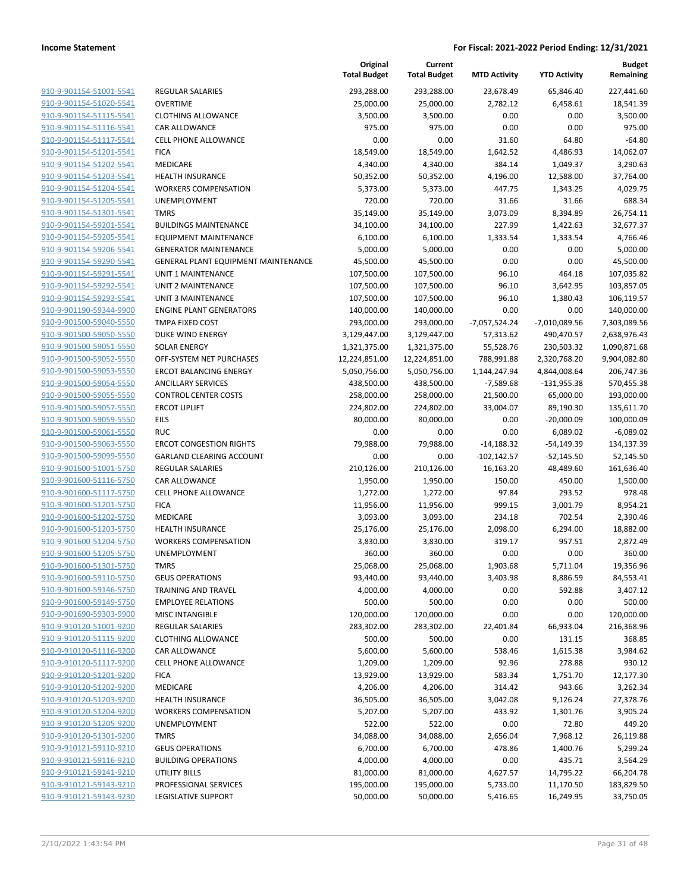**Income Statement** | **For Fiscal: 2021-2022 Period Ending: 12/31/2021**

| | | Original Total Budget | Current Total Budget | MTD Activity | YTD Activity | Budget Remaining |
|---|---|---|---|---|---|---|
| 910-9-901154-51001-5541 | REGULAR SALARIES | 293,288.00 | 293,288.00 | 23,678.49 | 65,846.40 | 227,441.60 |
| 910-9-901154-51020-5541 | OVERTIME | 25,000.00 | 25,000.00 | 2,782.12 | 6,458.61 | 18,541.39 |
| 910-9-901154-51115-5541 | CLOTHING ALLOWANCE | 3,500.00 | 3,500.00 | 0.00 | 0.00 | 3,500.00 |
| 910-9-901154-51116-5541 | CAR ALLOWANCE | 975.00 | 975.00 | 0.00 | 0.00 | 975.00 |
| 910-9-901154-51117-5541 | CELL PHONE ALLOWANCE | 0.00 | 0.00 | 31.60 | 64.80 | -64.80 |
| 910-9-901154-51201-5541 | FICA | 18,549.00 | 18,549.00 | 1,642.52 | 4,486.93 | 14,062.07 |
| 910-9-901154-51202-5541 | MEDICARE | 4,340.00 | 4,340.00 | 384.14 | 1,049.37 | 3,290.63 |
| 910-9-901154-51203-5541 | HEALTH INSURANCE | 50,352.00 | 50,352.00 | 4,196.00 | 12,588.00 | 37,764.00 |
| 910-9-901154-51204-5541 | WORKERS COMPENSATION | 5,373.00 | 5,373.00 | 447.75 | 1,343.25 | 4,029.75 |
| 910-9-901154-51205-5541 | UNEMPLOYMENT | 720.00 | 720.00 | 31.66 | 31.66 | 688.34 |
| 910-9-901154-51301-5541 | TMRS | 35,149.00 | 35,149.00 | 3,073.09 | 8,394.89 | 26,754.11 |
| 910-9-901154-59201-5541 | BUILDINGS MAINTENANCE | 34,100.00 | 34,100.00 | 227.99 | 1,422.63 | 32,677.37 |
| 910-9-901154-59205-5541 | EQUIPMENT MAINTENANCE | 6,100.00 | 6,100.00 | 1,333.54 | 1,333.54 | 4,766.46 |
| 910-9-901154-59206-5541 | GENERATOR MAINTENANCE | 5,000.00 | 5,000.00 | 0.00 | 0.00 | 5,000.00 |
| 910-9-901154-59290-5541 | GENERAL PLANT EQUIPMENT MAINTENANCE | 45,500.00 | 45,500.00 | 0.00 | 0.00 | 45,500.00 |
| 910-9-901154-59291-5541 | UNIT 1 MAINTENANCE | 107,500.00 | 107,500.00 | 96.10 | 464.18 | 107,035.82 |
| 910-9-901154-59292-5541 | UNIT 2 MAINTENANCE | 107,500.00 | 107,500.00 | 96.10 | 3,642.95 | 103,857.05 |
| 910-9-901154-59293-5541 | UNIT 3 MAINTENANCE | 107,500.00 | 107,500.00 | 96.10 | 1,380.43 | 106,119.57 |
| 910-9-901190-59344-9900 | ENGINE PLANT GENERATORS | 140,000.00 | 140,000.00 | 0.00 | 0.00 | 140,000.00 |
| 910-9-901500-59040-5550 | TMPA FIXED COST | 293,000.00 | 293,000.00 | -7,057,524.24 | -7,010,089.56 | 7,303,089.56 |
| 910-9-901500-59050-5550 | DUKE WIND ENERGY | 3,129,447.00 | 3,129,447.00 | 57,313.62 | 490,470.57 | 2,638,976.43 |
| 910-9-901500-59051-5550 | SOLAR ENERGY | 1,321,375.00 | 1,321,375.00 | 55,528.76 | 230,503.32 | 1,090,871.68 |
| 910-9-901500-59052-5550 | OFF-SYSTEM NET PURCHASES | 12,224,851.00 | 12,224,851.00 | 788,991.88 | 2,320,768.20 | 9,904,082.80 |
| 910-9-901500-59053-5550 | ERCOT BALANCING ENERGY | 5,050,756.00 | 5,050,756.00 | 1,144,247.94 | 4,844,008.64 | 206,747.36 |
| 910-9-901500-59054-5550 | ANCILLARY SERVICES | 438,500.00 | 438,500.00 | -7,589.68 | -131,955.38 | 570,455.38 |
| 910-9-901500-59055-5550 | CONTROL CENTER COSTS | 258,000.00 | 258,000.00 | 21,500.00 | 65,000.00 | 193,000.00 |
| 910-9-901500-59057-5550 | ERCOT UPLIFT | 224,802.00 | 224,802.00 | 33,004.07 | 89,190.30 | 135,611.70 |
| 910-9-901500-59059-5550 | EILS | 80,000.00 | 80,000.00 | 0.00 | -20,000.09 | 100,000.09 |
| 910-9-901500-59061-5550 | RUC | 0.00 | 0.00 | 0.00 | 6,089.02 | -6,089.02 |
| 910-9-901500-59063-5550 | ERCOT CONGESTION RIGHTS | 79,988.00 | 79,988.00 | -14,188.32 | -54,149.39 | 134,137.39 |
| 910-9-901500-59099-5550 | GARLAND CLEARING ACCOUNT | 0.00 | 0.00 | -102,142.57 | -52,145.50 | 52,145.50 |
| 910-9-901600-51001-5750 | REGULAR SALARIES | 210,126.00 | 210,126.00 | 16,163.20 | 48,489.60 | 161,636.40 |
| 910-9-901600-51116-5750 | CAR ALLOWANCE | 1,950.00 | 1,950.00 | 150.00 | 450.00 | 1,500.00 |
| 910-9-901600-51117-5750 | CELL PHONE ALLOWANCE | 1,272.00 | 1,272.00 | 97.84 | 293.52 | 978.48 |
| 910-9-901600-51201-5750 | FICA | 11,956.00 | 11,956.00 | 999.15 | 3,001.79 | 8,954.21 |
| 910-9-901600-51202-5750 | MEDICARE | 3,093.00 | 3,093.00 | 234.18 | 702.54 | 2,390.46 |
| 910-9-901600-51203-5750 | HEALTH INSURANCE | 25,176.00 | 25,176.00 | 2,098.00 | 6,294.00 | 18,882.00 |
| 910-9-901600-51204-5750 | WORKERS COMPENSATION | 3,830.00 | 3,830.00 | 319.17 | 957.51 | 2,872.49 |
| 910-9-901600-51205-5750 | UNEMPLOYMENT | 360.00 | 360.00 | 0.00 | 0.00 | 360.00 |
| 910-9-901600-51301-5750 | TMRS | 25,068.00 | 25,068.00 | 1,903.68 | 5,711.04 | 19,356.96 |
| 910-9-901600-59110-5750 | GEUS OPERATIONS | 93,440.00 | 93,440.00 | 3,403.98 | 8,886.59 | 84,553.41 |
| 910-9-901600-59146-5750 | TRAINING AND TRAVEL | 4,000.00 | 4,000.00 | 0.00 | 592.88 | 3,407.12 |
| 910-9-901600-59149-5750 | EMPLOYEE RELATIONS | 500.00 | 500.00 | 0.00 | 0.00 | 500.00 |
| 910-9-901690-59303-9900 | MISC INTANGIBLE | 120,000.00 | 120,000.00 | 0.00 | 0.00 | 120,000.00 |
| 910-9-910120-51001-9200 | REGULAR SALARIES | 283,302.00 | 283,302.00 | 22,401.84 | 66,933.04 | 216,368.96 |
| 910-9-910120-51115-9200 | CLOTHING ALLOWANCE | 500.00 | 500.00 | 0.00 | 131.15 | 368.85 |
| 910-9-910120-51116-9200 | CAR ALLOWANCE | 5,600.00 | 5,600.00 | 538.46 | 1,615.38 | 3,984.62 |
| 910-9-910120-51117-9200 | CELL PHONE ALLOWANCE | 1,209.00 | 1,209.00 | 92.96 | 278.88 | 930.12 |
| 910-9-910120-51201-9200 | FICA | 13,929.00 | 13,929.00 | 583.34 | 1,751.70 | 12,177.30 |
| 910-9-910120-51202-9200 | MEDICARE | 4,206.00 | 4,206.00 | 314.42 | 943.66 | 3,262.34 |
| 910-9-910120-51203-9200 | HEALTH INSURANCE | 36,505.00 | 36,505.00 | 3,042.08 | 9,126.24 | 27,378.76 |
| 910-9-910120-51204-9200 | WORKERS COMPENSATION | 5,207.00 | 5,207.00 | 433.92 | 1,301.76 | 3,905.24 |
| 910-9-910120-51205-9200 | UNEMPLOYMENT | 522.00 | 522.00 | 0.00 | 72.80 | 449.20 |
| 910-9-910120-51301-9200 | TMRS | 34,088.00 | 34,088.00 | 2,656.04 | 7,968.12 | 26,119.88 |
| 910-9-910121-59110-9210 | GEUS OPERATIONS | 6,700.00 | 6,700.00 | 478.86 | 1,400.76 | 5,299.24 |
| 910-9-910121-59116-9210 | BUILDING OPERATIONS | 4,000.00 | 4,000.00 | 0.00 | 435.71 | 3,564.29 |
| 910-9-910121-59141-9210 | UTILITY BILLS | 81,000.00 | 81,000.00 | 4,627.57 | 14,795.22 | 66,204.78 |
| 910-9-910121-59143-9210 | PROFESSIONAL SERVICES | 195,000.00 | 195,000.00 | 5,733.00 | 11,170.50 | 183,829.50 |
| 910-9-910121-59143-9230 | LEGISLATIVE SUPPORT | 50,000.00 | 50,000.00 | 5,416.65 | 16,249.95 | 33,750.05 |

2/10/2022 1:43:54 PM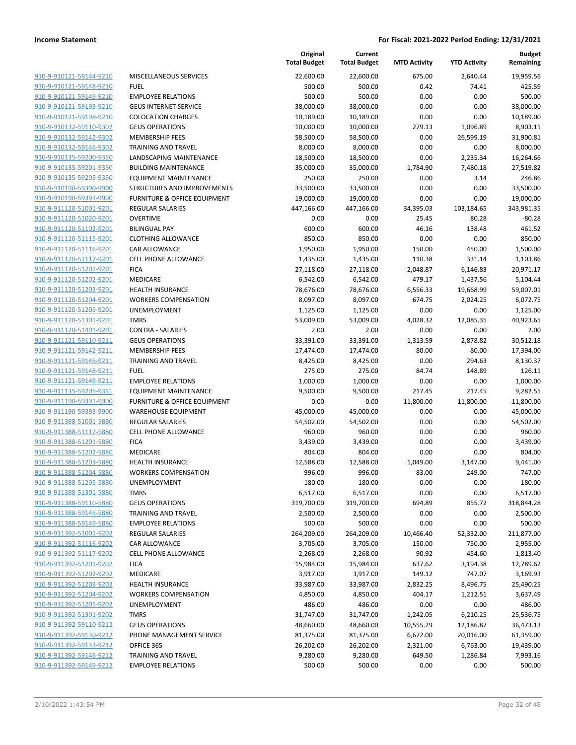**Income Statement** — **For Fiscal: 2021-2022 Period Ending: 12/31/2021**

| | | Original Total Budget | Current Total Budget | MTD Activity | YTD Activity | Budget Remaining |
|---|---|---|---|---|---|---|
| 910-9-910121-59144-9210 | MISCELLANEOUS SERVICES | 22,600.00 | 22,600.00 | 675.00 | 2,640.44 | 19,959.56 |
| 910-9-910121-59148-9210 | FUEL | 500.00 | 500.00 | 0.42 | 74.41 | 425.59 |
| 910-9-910121-59149-9210 | EMPLOYEE RELATIONS | 500.00 | 500.00 | 0.00 | 0.00 | 500.00 |
| 910-9-910121-59193-9210 | GEUS INTERNET SERVICE | 38,000.00 | 38,000.00 | 0.00 | 0.00 | 38,000.00 |
| 910-9-910121-59198-9210 | COLOCATION CHARGES | 10,189.00 | 10,189.00 | 0.00 | 0.00 | 10,189.00 |
| 910-9-910132-59110-9302 | GEUS OPERATIONS | 10,000.00 | 10,000.00 | 279.13 | 1,096.89 | 8,903.11 |
| 910-9-910132-59142-9302 | MEMBERSHIP FEES | 58,500.00 | 58,500.00 | 0.00 | 26,599.19 | 31,900.81 |
| 910-9-910132-59146-9302 | TRAINING AND TRAVEL | 8,000.00 | 8,000.00 | 0.00 | 0.00 | 8,000.00 |
| 910-9-910135-59200-9350 | LANDSCAPING MAINTENANCE | 18,500.00 | 18,500.00 | 0.00 | 2,235.34 | 16,264.66 |
| 910-9-910135-59201-9350 | BUILDING MAINTENANCE | 35,000.00 | 35,000.00 | 1,784.90 | 7,480.18 | 27,519.82 |
| 910-9-910135-59205-9350 | EQUIPMENT MAINTENANCE | 250.00 | 250.00 | 0.00 | 3.14 | 246.86 |
| 910-9-910190-59390-9900 | STRUCTURES AND IMPROVEMENTS | 33,500.00 | 33,500.00 | 0.00 | 0.00 | 33,500.00 |
| 910-9-910190-59391-9900 | FURNITURE & OFFICE EQUIPMENT | 19,000.00 | 19,000.00 | 0.00 | 0.00 | 19,000.00 |
| 910-9-911120-51001-9201 | REGULAR SALARIES | 447,166.00 | 447,166.00 | 34,395.03 | 103,184.65 | 343,981.35 |
| 910-9-911120-51020-9201 | OVERTIME | 0.00 | 0.00 | 25.45 | 80.28 | -80.28 |
| 910-9-911120-51102-9201 | BILINGUAL PAY | 600.00 | 600.00 | 46.16 | 138.48 | 461.52 |
| 910-9-911120-51115-9201 | CLOTHING ALLOWANCE | 850.00 | 850.00 | 0.00 | 0.00 | 850.00 |
| 910-9-911120-51116-9201 | CAR ALLOWANCE | 1,950.00 | 1,950.00 | 150.00 | 450.00 | 1,500.00 |
| 910-9-911120-51117-9201 | CELL PHONE ALLOWANCE | 1,435.00 | 1,435.00 | 110.38 | 331.14 | 1,103.86 |
| 910-9-911120-51201-9201 | FICA | 27,118.00 | 27,118.00 | 2,048.87 | 6,146.83 | 20,971.17 |
| 910-9-911120-51202-9201 | MEDICARE | 6,542.00 | 6,542.00 | 479.17 | 1,437.56 | 5,104.44 |
| 910-9-911120-51203-9201 | HEALTH INSURANCE | 78,676.00 | 78,676.00 | 6,556.33 | 19,668.99 | 59,007.01 |
| 910-9-911120-51204-9201 | WORKERS COMPENSATION | 8,097.00 | 8,097.00 | 674.75 | 2,024.25 | 6,072.75 |
| 910-9-911120-51205-9201 | UNEMPLOYMENT | 1,125.00 | 1,125.00 | 0.00 | 0.00 | 1,125.00 |
| 910-9-911120-51301-9201 | TMRS | 53,009.00 | 53,009.00 | 4,028.32 | 12,085.35 | 40,923.65 |
| 910-9-911120-51401-9201 | CONTRA - SALARIES | 2.00 | 2.00 | 0.00 | 0.00 | 2.00 |
| 910-9-911121-59110-9211 | GEUS OPERATIONS | 33,391.00 | 33,391.00 | 1,313.59 | 2,878.82 | 30,512.18 |
| 910-9-911121-59142-9211 | MEMBERSHIP FEES | 17,474.00 | 17,474.00 | 80.00 | 80.00 | 17,394.00 |
| 910-9-911121-59146-9211 | TRAINING AND TRAVEL | 8,425.00 | 8,425.00 | 0.00 | 294.63 | 8,130.37 |
| 910-9-911121-59148-9211 | FUEL | 275.00 | 275.00 | 84.74 | 148.89 | 126.11 |
| 910-9-911121-59149-9211 | EMPLOYEE RELATIONS | 1,000.00 | 1,000.00 | 0.00 | 0.00 | 1,000.00 |
| 910-9-911135-59205-9351 | EQUIPMENT MAINTENANCE | 9,500.00 | 9,500.00 | 217.45 | 217.45 | 9,282.55 |
| 910-9-911190-59391-9900 | FURNITURE & OFFICE EQUIPMENT | 0.00 | 0.00 | 11,800.00 | 11,800.00 | -11,800.00 |
| 910-9-911190-59393-9900 | WAREHOUSE EQUIPMENT | 45,000.00 | 45,000.00 | 0.00 | 0.00 | 45,000.00 |
| 910-9-911388-51001-5880 | REGULAR SALARIES | 54,502.00 | 54,502.00 | 0.00 | 0.00 | 54,502.00 |
| 910-9-911388-51117-5880 | CELL PHONE ALLOWANCE | 960.00 | 960.00 | 0.00 | 0.00 | 960.00 |
| 910-9-911388-51201-5880 | FICA | 3,439.00 | 3,439.00 | 0.00 | 0.00 | 3,439.00 |
| 910-9-911388-51202-5880 | MEDICARE | 804.00 | 804.00 | 0.00 | 0.00 | 804.00 |
| 910-9-911388-51203-5880 | HEALTH INSURANCE | 12,588.00 | 12,588.00 | 1,049.00 | 3,147.00 | 9,441.00 |
| 910-9-911388-51204-5880 | WORKERS COMPENSATION | 996.00 | 996.00 | 83.00 | 249.00 | 747.00 |
| 910-9-911388-51205-5880 | UNEMPLOYMENT | 180.00 | 180.00 | 0.00 | 0.00 | 180.00 |
| 910-9-911388-51301-5880 | TMRS | 6,517.00 | 6,517.00 | 0.00 | 0.00 | 6,517.00 |
| 910-9-911388-59110-5880 | GEUS OPERATIONS | 319,700.00 | 319,700.00 | 694.89 | 855.72 | 318,844.28 |
| 910-9-911388-59146-5880 | TRAINING AND TRAVEL | 2,500.00 | 2,500.00 | 0.00 | 0.00 | 2,500.00 |
| 910-9-911388-59149-5880 | EMPLOYEE RELATIONS | 500.00 | 500.00 | 0.00 | 0.00 | 500.00 |
| 910-9-911392-51001-9202 | REGULAR SALARIES | 264,209.00 | 264,209.00 | 10,466.40 | 52,332.00 | 211,877.00 |
| 910-9-911392-51116-9202 | CAR ALLOWANCE | 3,705.00 | 3,705.00 | 150.00 | 750.00 | 2,955.00 |
| 910-9-911392-51117-9202 | CELL PHONE ALLOWANCE | 2,268.00 | 2,268.00 | 90.92 | 454.60 | 1,813.40 |
| 910-9-911392-51201-9202 | FICA | 15,984.00 | 15,984.00 | 637.62 | 3,194.38 | 12,789.62 |
| 910-9-911392-51202-9202 | MEDICARE | 3,917.00 | 3,917.00 | 149.12 | 747.07 | 3,169.93 |
| 910-9-911392-51203-9202 | HEALTH INSURANCE | 33,987.00 | 33,987.00 | 2,832.25 | 8,496.75 | 25,490.25 |
| 910-9-911392-51204-9202 | WORKERS COMPENSATION | 4,850.00 | 4,850.00 | 404.17 | 1,212.51 | 3,637.49 |
| 910-9-911392-51205-9202 | UNEMPLOYMENT | 486.00 | 486.00 | 0.00 | 0.00 | 486.00 |
| 910-9-911392-51301-9202 | TMRS | 31,747.00 | 31,747.00 | 1,242.05 | 6,210.25 | 25,536.75 |
| 910-9-911392-59110-9212 | GEUS OPERATIONS | 48,660.00 | 48,660.00 | 10,555.29 | 12,186.87 | 36,473.13 |
| 910-9-911392-59130-9212 | PHONE MANAGEMENT SERVICE | 81,375.00 | 81,375.00 | 6,672.00 | 20,016.00 | 61,359.00 |
| 910-9-911392-59133-9212 | OFFICE 365 | 26,202.00 | 26,202.00 | 2,321.00 | 6,763.00 | 19,439.00 |
| 910-9-911392-59146-9212 | TRAINING AND TRAVEL | 9,280.00 | 9,280.00 | 649.50 | 1,286.84 | 7,993.16 |
| 910-9-911392-59149-9212 | EMPLOYEE RELATIONS | 500.00 | 500.00 | 0.00 | 0.00 | 500.00 |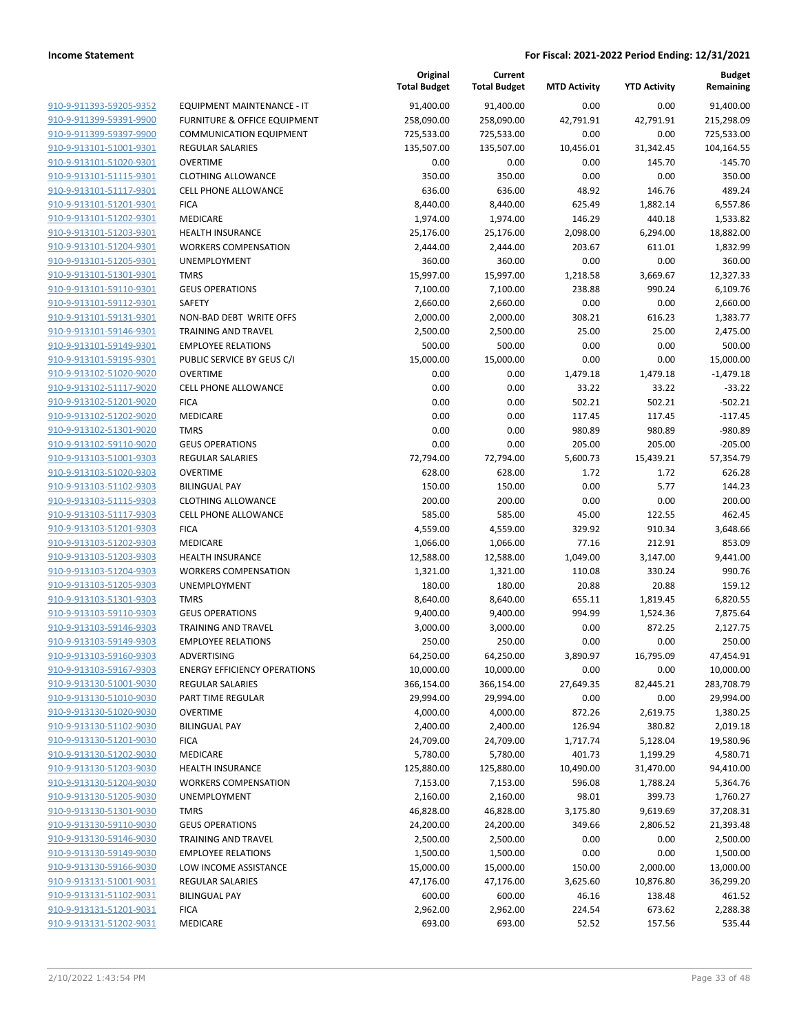| | | Original Total Budget | Current Total Budget | MTD Activity | YTD Activity | Budget Remaining |
|---|---|---|---|---|---|---|
| 910-9-911393-59205-9352 | EQUIPMENT MAINTENANCE - IT | 91,400.00 | 91,400.00 | 0.00 | 0.00 | 91,400.00 |
| 910-9-911399-59391-9900 | FURNITURE & OFFICE EQUIPMENT | 258,090.00 | 258,090.00 | 42,791.91 | 42,791.91 | 215,298.09 |
| 910-9-911399-59397-9900 | COMMUNICATION EQUIPMENT | 725,533.00 | 725,533.00 | 0.00 | 0.00 | 725,533.00 |
| 910-9-913101-51001-9301 | REGULAR SALARIES | 135,507.00 | 135,507.00 | 10,456.01 | 31,342.45 | 104,164.55 |
| 910-9-913101-51020-9301 | OVERTIME | 0.00 | 0.00 | 0.00 | 145.70 | -145.70 |
| 910-9-913101-51115-9301 | CLOTHING ALLOWANCE | 350.00 | 350.00 | 0.00 | 0.00 | 350.00 |
| 910-9-913101-51117-9301 | CELL PHONE ALLOWANCE | 636.00 | 636.00 | 48.92 | 146.76 | 489.24 |
| 910-9-913101-51201-9301 | FICA | 8,440.00 | 8,440.00 | 625.49 | 1,882.14 | 6,557.86 |
| 910-9-913101-51202-9301 | MEDICARE | 1,974.00 | 1,974.00 | 146.29 | 440.18 | 1,533.82 |
| 910-9-913101-51203-9301 | HEALTH INSURANCE | 25,176.00 | 25,176.00 | 2,098.00 | 6,294.00 | 18,882.00 |
| 910-9-913101-51204-9301 | WORKERS COMPENSATION | 2,444.00 | 2,444.00 | 203.67 | 611.01 | 1,832.99 |
| 910-9-913101-51205-9301 | UNEMPLOYMENT | 360.00 | 360.00 | 0.00 | 0.00 | 360.00 |
| 910-9-913101-51301-9301 | TMRS | 15,997.00 | 15,997.00 | 1,218.58 | 3,669.67 | 12,327.33 |
| 910-9-913101-59110-9301 | GEUS OPERATIONS | 7,100.00 | 7,100.00 | 238.88 | 990.24 | 6,109.76 |
| 910-9-913101-59112-9301 | SAFETY | 2,660.00 | 2,660.00 | 0.00 | 0.00 | 2,660.00 |
| 910-9-913101-59131-9301 | NON-BAD DEBT WRITE OFFS | 2,000.00 | 2,000.00 | 308.21 | 616.23 | 1,383.77 |
| 910-9-913101-59146-9301 | TRAINING AND TRAVEL | 2,500.00 | 2,500.00 | 25.00 | 25.00 | 2,475.00 |
| 910-9-913101-59149-9301 | EMPLOYEE RELATIONS | 500.00 | 500.00 | 0.00 | 0.00 | 500.00 |
| 910-9-913101-59195-9301 | PUBLIC SERVICE BY GEUS C/I | 15,000.00 | 15,000.00 | 0.00 | 0.00 | 15,000.00 |
| 910-9-913102-51020-9020 | OVERTIME | 0.00 | 0.00 | 1,479.18 | 1,479.18 | -1,479.18 |
| 910-9-913102-51117-9020 | CELL PHONE ALLOWANCE | 0.00 | 0.00 | 33.22 | 33.22 | -33.22 |
| 910-9-913102-51201-9020 | FICA | 0.00 | 0.00 | 502.21 | 502.21 | -502.21 |
| 910-9-913102-51202-9020 | MEDICARE | 0.00 | 0.00 | 117.45 | 117.45 | -117.45 |
| 910-9-913102-51301-9020 | TMRS | 0.00 | 0.00 | 980.89 | 980.89 | -980.89 |
| 910-9-913102-59110-9020 | GEUS OPERATIONS | 0.00 | 0.00 | 205.00 | 205.00 | -205.00 |
| 910-9-913103-51001-9303 | REGULAR SALARIES | 72,794.00 | 72,794.00 | 5,600.73 | 15,439.21 | 57,354.79 |
| 910-9-913103-51020-9303 | OVERTIME | 628.00 | 628.00 | 1.72 | 1.72 | 626.28 |
| 910-9-913103-51102-9303 | BILINGUAL PAY | 150.00 | 150.00 | 0.00 | 5.77 | 144.23 |
| 910-9-913103-51115-9303 | CLOTHING ALLOWANCE | 200.00 | 200.00 | 0.00 | 0.00 | 200.00 |
| 910-9-913103-51117-9303 | CELL PHONE ALLOWANCE | 585.00 | 585.00 | 45.00 | 122.55 | 462.45 |
| 910-9-913103-51201-9303 | FICA | 4,559.00 | 4,559.00 | 329.92 | 910.34 | 3,648.66 |
| 910-9-913103-51202-9303 | MEDICARE | 1,066.00 | 1,066.00 | 77.16 | 212.91 | 853.09 |
| 910-9-913103-51203-9303 | HEALTH INSURANCE | 12,588.00 | 12,588.00 | 1,049.00 | 3,147.00 | 9,441.00 |
| 910-9-913103-51204-9303 | WORKERS COMPENSATION | 1,321.00 | 1,321.00 | 110.08 | 330.24 | 990.76 |
| 910-9-913103-51205-9303 | UNEMPLOYMENT | 180.00 | 180.00 | 20.88 | 20.88 | 159.12 |
| 910-9-913103-51301-9303 | TMRS | 8,640.00 | 8,640.00 | 655.11 | 1,819.45 | 6,820.55 |
| 910-9-913103-59110-9303 | GEUS OPERATIONS | 9,400.00 | 9,400.00 | 994.99 | 1,524.36 | 7,875.64 |
| 910-9-913103-59146-9303 | TRAINING AND TRAVEL | 3,000.00 | 3,000.00 | 0.00 | 872.25 | 2,127.75 |
| 910-9-913103-59149-9303 | EMPLOYEE RELATIONS | 250.00 | 250.00 | 0.00 | 0.00 | 250.00 |
| 910-9-913103-59160-9303 | ADVERTISING | 64,250.00 | 64,250.00 | 3,890.97 | 16,795.09 | 47,454.91 |
| 910-9-913103-59167-9303 | ENERGY EFFICIENCY OPERATIONS | 10,000.00 | 10,000.00 | 0.00 | 0.00 | 10,000.00 |
| 910-9-913130-51001-9030 | REGULAR SALARIES | 366,154.00 | 366,154.00 | 27,649.35 | 82,445.21 | 283,708.79 |
| 910-9-913130-51010-9030 | PART TIME REGULAR | 29,994.00 | 29,994.00 | 0.00 | 0.00 | 29,994.00 |
| 910-9-913130-51020-9030 | OVERTIME | 4,000.00 | 4,000.00 | 872.26 | 2,619.75 | 1,380.25 |
| 910-9-913130-51102-9030 | BILINGUAL PAY | 2,400.00 | 2,400.00 | 126.94 | 380.82 | 2,019.18 |
| 910-9-913130-51201-9030 | FICA | 24,709.00 | 24,709.00 | 1,717.74 | 5,128.04 | 19,580.96 |
| 910-9-913130-51202-9030 | MEDICARE | 5,780.00 | 5,780.00 | 401.73 | 1,199.29 | 4,580.71 |
| 910-9-913130-51203-9030 | HEALTH INSURANCE | 125,880.00 | 125,880.00 | 10,490.00 | 31,470.00 | 94,410.00 |
| 910-9-913130-51204-9030 | WORKERS COMPENSATION | 7,153.00 | 7,153.00 | 596.08 | 1,788.24 | 5,364.76 |
| 910-9-913130-51205-9030 | UNEMPLOYMENT | 2,160.00 | 2,160.00 | 98.01 | 399.73 | 1,760.27 |
| 910-9-913130-51301-9030 | TMRS | 46,828.00 | 46,828.00 | 3,175.80 | 9,619.69 | 37,208.31 |
| 910-9-913130-59110-9030 | GEUS OPERATIONS | 24,200.00 | 24,200.00 | 349.66 | 2,806.52 | 21,393.48 |
| 910-9-913130-59146-9030 | TRAINING AND TRAVEL | 2,500.00 | 2,500.00 | 0.00 | 0.00 | 2,500.00 |
| 910-9-913130-59149-9030 | EMPLOYEE RELATIONS | 1,500.00 | 1,500.00 | 0.00 | 0.00 | 1,500.00 |
| 910-9-913130-59166-9030 | LOW INCOME ASSISTANCE | 15,000.00 | 15,000.00 | 150.00 | 2,000.00 | 13,000.00 |
| 910-9-913131-51001-9031 | REGULAR SALARIES | 47,176.00 | 47,176.00 | 3,625.60 | 10,876.80 | 36,299.20 |
| 910-9-913131-51102-9031 | BILINGUAL PAY | 600.00 | 600.00 | 46.16 | 138.48 | 461.52 |
| 910-9-913131-51201-9031 | FICA | 2,962.00 | 2,962.00 | 224.54 | 673.62 | 2,288.38 |
| 910-9-913131-51202-9031 | MEDICARE | 693.00 | 693.00 | 52.52 | 157.56 | 535.44 |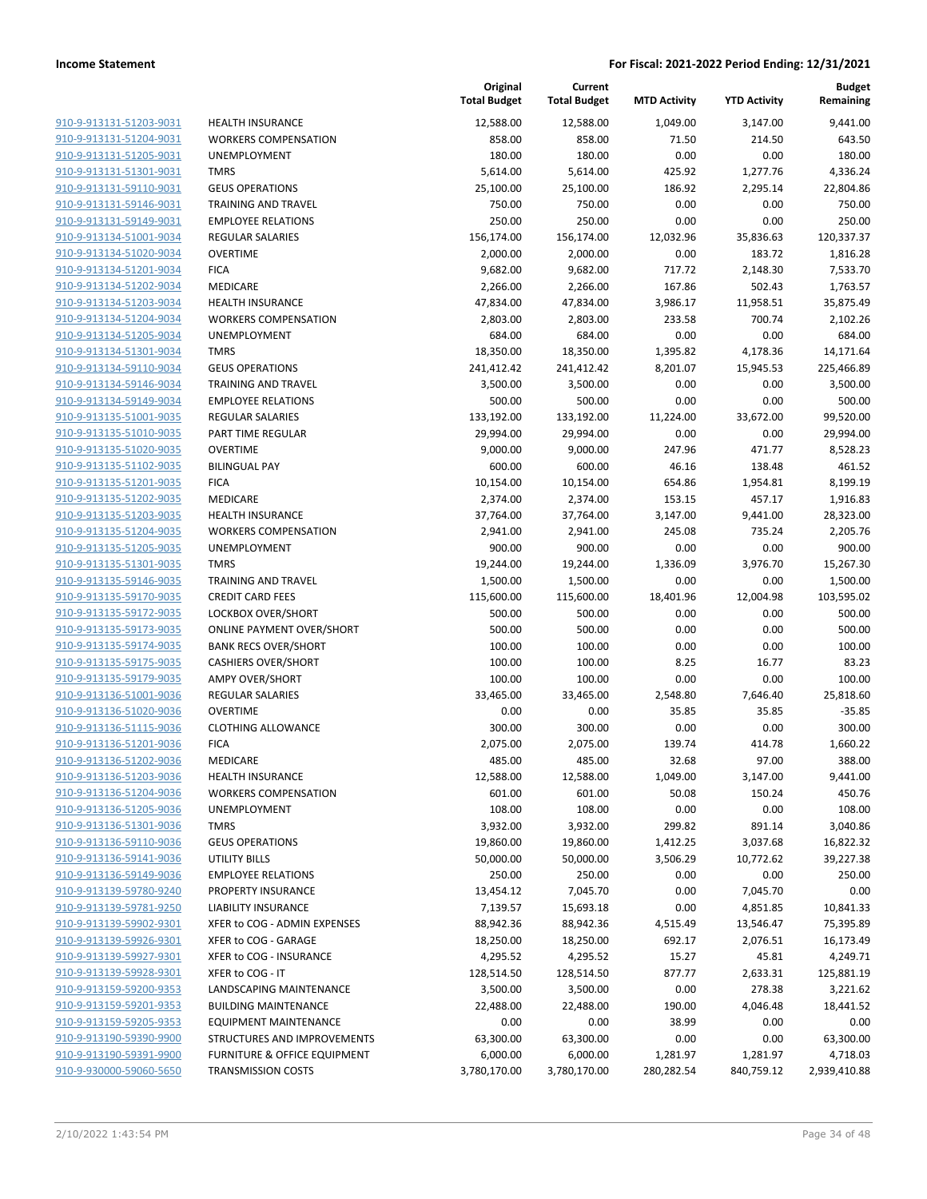**Income Statement** | **For Fiscal: 2021-2022 Period Ending: 12/31/2021**

| | | Original Total Budget | Current Total Budget | MTD Activity | YTD Activity | Budget Remaining |
|---|---|---|---|---|---|---|
| 910-9-913131-51203-9031 | HEALTH INSURANCE | 12,588.00 | 12,588.00 | 1,049.00 | 3,147.00 | 9,441.00 |
| 910-9-913131-51204-9031 | WORKERS COMPENSATION | 858.00 | 858.00 | 71.50 | 214.50 | 643.50 |
| 910-9-913131-51205-9031 | UNEMPLOYMENT | 180.00 | 180.00 | 0.00 | 0.00 | 180.00 |
| 910-9-913131-51301-9031 | TMRS | 5,614.00 | 5,614.00 | 425.92 | 1,277.76 | 4,336.24 |
| 910-9-913131-59110-9031 | GEUS OPERATIONS | 25,100.00 | 25,100.00 | 186.92 | 2,295.14 | 22,804.86 |
| 910-9-913131-59146-9031 | TRAINING AND TRAVEL | 750.00 | 750.00 | 0.00 | 0.00 | 750.00 |
| 910-9-913131-59149-9031 | EMPLOYEE RELATIONS | 250.00 | 250.00 | 0.00 | 0.00 | 250.00 |
| 910-9-913134-51001-9034 | REGULAR SALARIES | 156,174.00 | 156,174.00 | 12,032.96 | 35,836.63 | 120,337.37 |
| 910-9-913134-51020-9034 | OVERTIME | 2,000.00 | 2,000.00 | 0.00 | 183.72 | 1,816.28 |
| 910-9-913134-51201-9034 | FICA | 9,682.00 | 9,682.00 | 717.72 | 2,148.30 | 7,533.70 |
| 910-9-913134-51202-9034 | MEDICARE | 2,266.00 | 2,266.00 | 167.86 | 502.43 | 1,763.57 |
| 910-9-913134-51203-9034 | HEALTH INSURANCE | 47,834.00 | 47,834.00 | 3,986.17 | 11,958.51 | 35,875.49 |
| 910-9-913134-51204-9034 | WORKERS COMPENSATION | 2,803.00 | 2,803.00 | 233.58 | 700.74 | 2,102.26 |
| 910-9-913134-51205-9034 | UNEMPLOYMENT | 684.00 | 684.00 | 0.00 | 0.00 | 684.00 |
| 910-9-913134-51301-9034 | TMRS | 18,350.00 | 18,350.00 | 1,395.82 | 4,178.36 | 14,171.64 |
| 910-9-913134-59110-9034 | GEUS OPERATIONS | 241,412.42 | 241,412.42 | 8,201.07 | 15,945.53 | 225,466.89 |
| 910-9-913134-59146-9034 | TRAINING AND TRAVEL | 3,500.00 | 3,500.00 | 0.00 | 0.00 | 3,500.00 |
| 910-9-913134-59149-9034 | EMPLOYEE RELATIONS | 500.00 | 500.00 | 0.00 | 0.00 | 500.00 |
| 910-9-913135-51001-9035 | REGULAR SALARIES | 133,192.00 | 133,192.00 | 11,224.00 | 33,672.00 | 99,520.00 |
| 910-9-913135-51010-9035 | PART TIME REGULAR | 29,994.00 | 29,994.00 | 0.00 | 0.00 | 29,994.00 |
| 910-9-913135-51020-9035 | OVERTIME | 9,000.00 | 9,000.00 | 247.96 | 471.77 | 8,528.23 |
| 910-9-913135-51102-9035 | BILINGUAL PAY | 600.00 | 600.00 | 46.16 | 138.48 | 461.52 |
| 910-9-913135-51201-9035 | FICA | 10,154.00 | 10,154.00 | 654.86 | 1,954.81 | 8,199.19 |
| 910-9-913135-51202-9035 | MEDICARE | 2,374.00 | 2,374.00 | 153.15 | 457.17 | 1,916.83 |
| 910-9-913135-51203-9035 | HEALTH INSURANCE | 37,764.00 | 37,764.00 | 3,147.00 | 9,441.00 | 28,323.00 |
| 910-9-913135-51204-9035 | WORKERS COMPENSATION | 2,941.00 | 2,941.00 | 245.08 | 735.24 | 2,205.76 |
| 910-9-913135-51205-9035 | UNEMPLOYMENT | 900.00 | 900.00 | 0.00 | 0.00 | 900.00 |
| 910-9-913135-51301-9035 | TMRS | 19,244.00 | 19,244.00 | 1,336.09 | 3,976.70 | 15,267.30 |
| 910-9-913135-59146-9035 | TRAINING AND TRAVEL | 1,500.00 | 1,500.00 | 0.00 | 0.00 | 1,500.00 |
| 910-9-913135-59170-9035 | CREDIT CARD FEES | 115,600.00 | 115,600.00 | 18,401.96 | 12,004.98 | 103,595.02 |
| 910-9-913135-59172-9035 | LOCKBOX OVER/SHORT | 500.00 | 500.00 | 0.00 | 0.00 | 500.00 |
| 910-9-913135-59173-9035 | ONLINE PAYMENT OVER/SHORT | 500.00 | 500.00 | 0.00 | 0.00 | 500.00 |
| 910-9-913135-59174-9035 | BANK RECS OVER/SHORT | 100.00 | 100.00 | 0.00 | 0.00 | 100.00 |
| 910-9-913135-59175-9035 | CASHIERS OVER/SHORT | 100.00 | 100.00 | 8.25 | 16.77 | 83.23 |
| 910-9-913135-59179-9035 | AMPY OVER/SHORT | 100.00 | 100.00 | 0.00 | 0.00 | 100.00 |
| 910-9-913136-51001-9036 | REGULAR SALARIES | 33,465.00 | 33,465.00 | 2,548.80 | 7,646.40 | 25,818.60 |
| 910-9-913136-51020-9036 | OVERTIME | 0.00 | 0.00 | 35.85 | 35.85 | -35.85 |
| 910-9-913136-51115-9036 | CLOTHING ALLOWANCE | 300.00 | 300.00 | 0.00 | 0.00 | 300.00 |
| 910-9-913136-51201-9036 | FICA | 2,075.00 | 2,075.00 | 139.74 | 414.78 | 1,660.22 |
| 910-9-913136-51202-9036 | MEDICARE | 485.00 | 485.00 | 32.68 | 97.00 | 388.00 |
| 910-9-913136-51203-9036 | HEALTH INSURANCE | 12,588.00 | 12,588.00 | 1,049.00 | 3,147.00 | 9,441.00 |
| 910-9-913136-51204-9036 | WORKERS COMPENSATION | 601.00 | 601.00 | 50.08 | 150.24 | 450.76 |
| 910-9-913136-51205-9036 | UNEMPLOYMENT | 108.00 | 108.00 | 0.00 | 0.00 | 108.00 |
| 910-9-913136-51301-9036 | TMRS | 3,932.00 | 3,932.00 | 299.82 | 891.14 | 3,040.86 |
| 910-9-913136-59110-9036 | GEUS OPERATIONS | 19,860.00 | 19,860.00 | 1,412.25 | 3,037.68 | 16,822.32 |
| 910-9-913136-59141-9036 | UTILITY BILLS | 50,000.00 | 50,000.00 | 3,506.29 | 10,772.62 | 39,227.38 |
| 910-9-913136-59149-9036 | EMPLOYEE RELATIONS | 250.00 | 250.00 | 0.00 | 0.00 | 250.00 |
| 910-9-913139-59780-9240 | PROPERTY INSURANCE | 13,454.12 | 7,045.70 | 0.00 | 7,045.70 | 0.00 |
| 910-9-913139-59781-9250 | LIABILITY INSURANCE | 7,139.57 | 15,693.18 | 0.00 | 4,851.85 | 10,841.33 |
| 910-9-913139-59902-9301 | XFER to COG - ADMIN EXPENSES | 88,942.36 | 88,942.36 | 4,515.49 | 13,546.47 | 75,395.89 |
| 910-9-913139-59926-9301 | XFER to COG - GARAGE | 18,250.00 | 18,250.00 | 692.17 | 2,076.51 | 16,173.49 |
| 910-9-913139-59927-9301 | XFER to COG - INSURANCE | 4,295.52 | 4,295.52 | 15.27 | 45.81 | 4,249.71 |
| 910-9-913139-59928-9301 | XFER to COG - IT | 128,514.50 | 128,514.50 | 877.77 | 2,633.31 | 125,881.19 |
| 910-9-913159-59200-9353 | LANDSCAPING MAINTENANCE | 3,500.00 | 3,500.00 | 0.00 | 278.38 | 3,221.62 |
| 910-9-913159-59201-9353 | BUILDING MAINTENANCE | 22,488.00 | 22,488.00 | 190.00 | 4,046.48 | 18,441.52 |
| 910-9-913159-59205-9353 | EQUIPMENT MAINTENANCE | 0.00 | 0.00 | 38.99 | 0.00 | 0.00 |
| 910-9-913190-59390-9900 | STRUCTURES AND IMPROVEMENTS | 63,300.00 | 63,300.00 | 0.00 | 0.00 | 63,300.00 |
| 910-9-913190-59391-9900 | FURNITURE & OFFICE EQUIPMENT | 6,000.00 | 6,000.00 | 1,281.97 | 1,281.97 | 4,718.03 |
| 910-9-930000-59060-5650 | TRANSMISSION COSTS | 3,780,170.00 | 3,780,170.00 | 280,282.54 | 840,759.12 | 2,939,410.88 |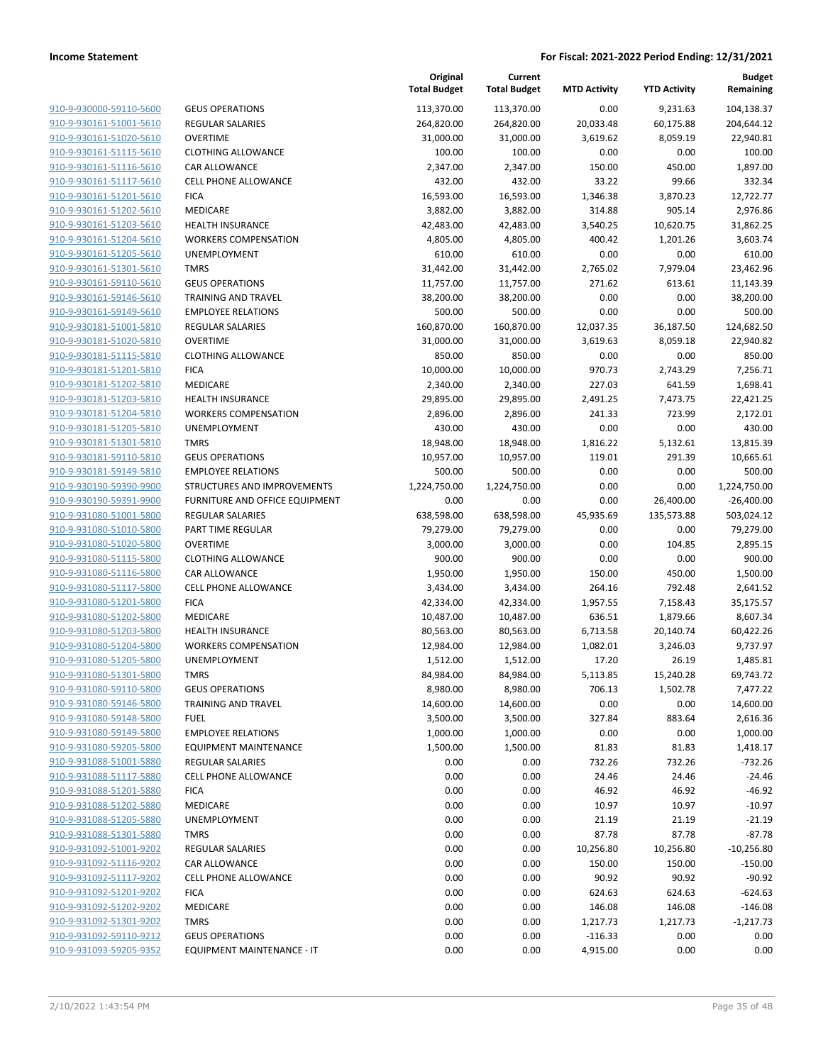| | | Original Total Budget | Current Total Budget | MTD Activity | YTD Activity | Budget Remaining |
|---|---|---|---|---|---|---|
| 910-9-930000-59110-5600 | GEUS OPERATIONS | 113,370.00 | 113,370.00 | 0.00 | 9,231.63 | 104,138.37 |
| 910-9-930161-51001-5610 | REGULAR SALARIES | 264,820.00 | 264,820.00 | 20,033.48 | 60,175.88 | 204,644.12 |
| 910-9-930161-51020-5610 | OVERTIME | 31,000.00 | 31,000.00 | 3,619.62 | 8,059.19 | 22,940.81 |
| 910-9-930161-51115-5610 | CLOTHING ALLOWANCE | 100.00 | 100.00 | 0.00 | 0.00 | 100.00 |
| 910-9-930161-51116-5610 | CAR ALLOWANCE | 2,347.00 | 2,347.00 | 150.00 | 450.00 | 1,897.00 |
| 910-9-930161-51117-5610 | CELL PHONE ALLOWANCE | 432.00 | 432.00 | 33.22 | 99.66 | 332.34 |
| 910-9-930161-51201-5610 | FICA | 16,593.00 | 16,593.00 | 1,346.38 | 3,870.23 | 12,722.77 |
| 910-9-930161-51202-5610 | MEDICARE | 3,882.00 | 3,882.00 | 314.88 | 905.14 | 2,976.86 |
| 910-9-930161-51203-5610 | HEALTH INSURANCE | 42,483.00 | 42,483.00 | 3,540.25 | 10,620.75 | 31,862.25 |
| 910-9-930161-51204-5610 | WORKERS COMPENSATION | 4,805.00 | 4,805.00 | 400.42 | 1,201.26 | 3,603.74 |
| 910-9-930161-51205-5610 | UNEMPLOYMENT | 610.00 | 610.00 | 0.00 | 0.00 | 610.00 |
| 910-9-930161-51301-5610 | TMRS | 31,442.00 | 31,442.00 | 2,765.02 | 7,979.04 | 23,462.96 |
| 910-9-930161-59110-5610 | GEUS OPERATIONS | 11,757.00 | 11,757.00 | 271.62 | 613.61 | 11,143.39 |
| 910-9-930161-59146-5610 | TRAINING AND TRAVEL | 38,200.00 | 38,200.00 | 0.00 | 0.00 | 38,200.00 |
| 910-9-930161-59149-5610 | EMPLOYEE RELATIONS | 500.00 | 500.00 | 0.00 | 0.00 | 500.00 |
| 910-9-930181-51001-5810 | REGULAR SALARIES | 160,870.00 | 160,870.00 | 12,037.35 | 36,187.50 | 124,682.50 |
| 910-9-930181-51020-5810 | OVERTIME | 31,000.00 | 31,000.00 | 3,619.63 | 8,059.18 | 22,940.82 |
| 910-9-930181-51115-5810 | CLOTHING ALLOWANCE | 850.00 | 850.00 | 0.00 | 0.00 | 850.00 |
| 910-9-930181-51201-5810 | FICA | 10,000.00 | 10,000.00 | 970.73 | 2,743.29 | 7,256.71 |
| 910-9-930181-51202-5810 | MEDICARE | 2,340.00 | 2,340.00 | 227.03 | 641.59 | 1,698.41 |
| 910-9-930181-51203-5810 | HEALTH INSURANCE | 29,895.00 | 29,895.00 | 2,491.25 | 7,473.75 | 22,421.25 |
| 910-9-930181-51204-5810 | WORKERS COMPENSATION | 2,896.00 | 2,896.00 | 241.33 | 723.99 | 2,172.01 |
| 910-9-930181-51205-5810 | UNEMPLOYMENT | 430.00 | 430.00 | 0.00 | 0.00 | 430.00 |
| 910-9-930181-51301-5810 | TMRS | 18,948.00 | 18,948.00 | 1,816.22 | 5,132.61 | 13,815.39 |
| 910-9-930181-59110-5810 | GEUS OPERATIONS | 10,957.00 | 10,957.00 | 119.01 | 291.39 | 10,665.61 |
| 910-9-930181-59149-5810 | EMPLOYEE RELATIONS | 500.00 | 500.00 | 0.00 | 0.00 | 500.00 |
| 910-9-930190-59390-9900 | STRUCTURES AND IMPROVEMENTS | 1,224,750.00 | 1,224,750.00 | 0.00 | 0.00 | 1,224,750.00 |
| 910-9-930190-59391-9900 | FURNITURE AND OFFICE EQUIPMENT | 0.00 | 0.00 | 0.00 | 26,400.00 | -26,400.00 |
| 910-9-931080-51001-5800 | REGULAR SALARIES | 638,598.00 | 638,598.00 | 45,935.69 | 135,573.88 | 503,024.12 |
| 910-9-931080-51010-5800 | PART TIME REGULAR | 79,279.00 | 79,279.00 | 0.00 | 0.00 | 79,279.00 |
| 910-9-931080-51020-5800 | OVERTIME | 3,000.00 | 3,000.00 | 0.00 | 104.85 | 2,895.15 |
| 910-9-931080-51115-5800 | CLOTHING ALLOWANCE | 900.00 | 900.00 | 0.00 | 0.00 | 900.00 |
| 910-9-931080-51116-5800 | CAR ALLOWANCE | 1,950.00 | 1,950.00 | 150.00 | 450.00 | 1,500.00 |
| 910-9-931080-51117-5800 | CELL PHONE ALLOWANCE | 3,434.00 | 3,434.00 | 264.16 | 792.48 | 2,641.52 |
| 910-9-931080-51201-5800 | FICA | 42,334.00 | 42,334.00 | 1,957.55 | 7,158.43 | 35,175.57 |
| 910-9-931080-51202-5800 | MEDICARE | 10,487.00 | 10,487.00 | 636.51 | 1,879.66 | 8,607.34 |
| 910-9-931080-51203-5800 | HEALTH INSURANCE | 80,563.00 | 80,563.00 | 6,713.58 | 20,140.74 | 60,422.26 |
| 910-9-931080-51204-5800 | WORKERS COMPENSATION | 12,984.00 | 12,984.00 | 1,082.01 | 3,246.03 | 9,737.97 |
| 910-9-931080-51205-5800 | UNEMPLOYMENT | 1,512.00 | 1,512.00 | 17.20 | 26.19 | 1,485.81 |
| 910-9-931080-51301-5800 | TMRS | 84,984.00 | 84,984.00 | 5,113.85 | 15,240.28 | 69,743.72 |
| 910-9-931080-59110-5800 | GEUS OPERATIONS | 8,980.00 | 8,980.00 | 706.13 | 1,502.78 | 7,477.22 |
| 910-9-931080-59146-5800 | TRAINING AND TRAVEL | 14,600.00 | 14,600.00 | 0.00 | 0.00 | 14,600.00 |
| 910-9-931080-59148-5800 | FUEL | 3,500.00 | 3,500.00 | 327.84 | 883.64 | 2,616.36 |
| 910-9-931080-59149-5800 | EMPLOYEE RELATIONS | 1,000.00 | 1,000.00 | 0.00 | 0.00 | 1,000.00 |
| 910-9-931080-59205-5800 | EQUIPMENT MAINTENANCE | 1,500.00 | 1,500.00 | 81.83 | 81.83 | 1,418.17 |
| 910-9-931088-51001-5880 | REGULAR SALARIES | 0.00 | 0.00 | 732.26 | 732.26 | -732.26 |
| 910-9-931088-51117-5880 | CELL PHONE ALLOWANCE | 0.00 | 0.00 | 24.46 | 24.46 | -24.46 |
| 910-9-931088-51201-5880 | FICA | 0.00 | 0.00 | 46.92 | 46.92 | -46.92 |
| 910-9-931088-51202-5880 | MEDICARE | 0.00 | 0.00 | 10.97 | 10.97 | -10.97 |
| 910-9-931088-51205-5880 | UNEMPLOYMENT | 0.00 | 0.00 | 21.19 | 21.19 | -21.19 |
| 910-9-931088-51301-5880 | TMRS | 0.00 | 0.00 | 87.78 | 87.78 | -87.78 |
| 910-9-931092-51001-9202 | REGULAR SALARIES | 0.00 | 0.00 | 10,256.80 | 10,256.80 | -10,256.80 |
| 910-9-931092-51116-9202 | CAR ALLOWANCE | 0.00 | 0.00 | 150.00 | 150.00 | -150.00 |
| 910-9-931092-51117-9202 | CELL PHONE ALLOWANCE | 0.00 | 0.00 | 90.92 | 90.92 | -90.92 |
| 910-9-931092-51201-9202 | FICA | 0.00 | 0.00 | 624.63 | 624.63 | -624.63 |
| 910-9-931092-51202-9202 | MEDICARE | 0.00 | 0.00 | 146.08 | 146.08 | -146.08 |
| 910-9-931092-51301-9202 | TMRS | 0.00 | 0.00 | 1,217.73 | 1,217.73 | -1,217.73 |
| 910-9-931092-59110-9212 | GEUS OPERATIONS | 0.00 | 0.00 | -116.33 | 0.00 | 0.00 |
| 910-9-931093-59205-9352 | EQUIPMENT MAINTENANCE - IT | 0.00 | 0.00 | 4,915.00 | 0.00 | 0.00 |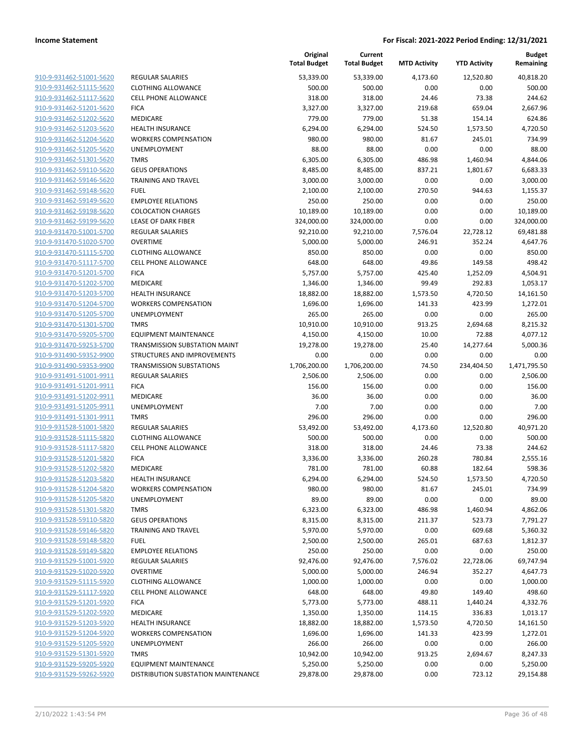**Income Statement** **For Fiscal: 2021-2022 Period Ending: 12/31/2021**

| | | Original Total Budget | Current Total Budget | MTD Activity | YTD Activity | Budget Remaining |
|---|---|---|---|---|---|---|
| 910-9-931462-51001-5620 | REGULAR SALARIES | 53,339.00 | 53,339.00 | 4,173.60 | 12,520.80 | 40,818.20 |
| 910-9-931462-51115-5620 | CLOTHING ALLOWANCE | 500.00 | 500.00 | 0.00 | 0.00 | 500.00 |
| 910-9-931462-51117-5620 | CELL PHONE ALLOWANCE | 318.00 | 318.00 | 24.46 | 73.38 | 244.62 |
| 910-9-931462-51201-5620 | FICA | 3,327.00 | 3,327.00 | 219.68 | 659.04 | 2,667.96 |
| 910-9-931462-51202-5620 | MEDICARE | 779.00 | 779.00 | 51.38 | 154.14 | 624.86 |
| 910-9-931462-51203-5620 | HEALTH INSURANCE | 6,294.00 | 6,294.00 | 524.50 | 1,573.50 | 4,720.50 |
| 910-9-931462-51204-5620 | WORKERS COMPENSATION | 980.00 | 980.00 | 81.67 | 245.01 | 734.99 |
| 910-9-931462-51205-5620 | UNEMPLOYMENT | 88.00 | 88.00 | 0.00 | 0.00 | 88.00 |
| 910-9-931462-51301-5620 | TMRS | 6,305.00 | 6,305.00 | 486.98 | 1,460.94 | 4,844.06 |
| 910-9-931462-59110-5620 | GEUS OPERATIONS | 8,485.00 | 8,485.00 | 837.21 | 1,801.67 | 6,683.33 |
| 910-9-931462-59146-5620 | TRAINING AND TRAVEL | 3,000.00 | 3,000.00 | 0.00 | 0.00 | 3,000.00 |
| 910-9-931462-59148-5620 | FUEL | 2,100.00 | 2,100.00 | 270.50 | 944.63 | 1,155.37 |
| 910-9-931462-59149-5620 | EMPLOYEE RELATIONS | 250.00 | 250.00 | 0.00 | 0.00 | 250.00 |
| 910-9-931462-59198-5620 | COLOCATION CHARGES | 10,189.00 | 10,189.00 | 0.00 | 0.00 | 10,189.00 |
| 910-9-931462-59199-5620 | LEASE OF DARK FIBER | 324,000.00 | 324,000.00 | 0.00 | 0.00 | 324,000.00 |
| 910-9-931470-51001-5700 | REGULAR SALARIES | 92,210.00 | 92,210.00 | 7,576.04 | 22,728.12 | 69,481.88 |
| 910-9-931470-51020-5700 | OVERTIME | 5,000.00 | 5,000.00 | 246.91 | 352.24 | 4,647.76 |
| 910-9-931470-51115-5700 | CLOTHING ALLOWANCE | 850.00 | 850.00 | 0.00 | 0.00 | 850.00 |
| 910-9-931470-51117-5700 | CELL PHONE ALLOWANCE | 648.00 | 648.00 | 49.86 | 149.58 | 498.42 |
| 910-9-931470-51201-5700 | FICA | 5,757.00 | 5,757.00 | 425.40 | 1,252.09 | 4,504.91 |
| 910-9-931470-51202-5700 | MEDICARE | 1,346.00 | 1,346.00 | 99.49 | 292.83 | 1,053.17 |
| 910-9-931470-51203-5700 | HEALTH INSURANCE | 18,882.00 | 18,882.00 | 1,573.50 | 4,720.50 | 14,161.50 |
| 910-9-931470-51204-5700 | WORKERS COMPENSATION | 1,696.00 | 1,696.00 | 141.33 | 423.99 | 1,272.01 |
| 910-9-931470-51205-5700 | UNEMPLOYMENT | 265.00 | 265.00 | 0.00 | 0.00 | 265.00 |
| 910-9-931470-51301-5700 | TMRS | 10,910.00 | 10,910.00 | 913.25 | 2,694.68 | 8,215.32 |
| 910-9-931470-59205-5700 | EQUIPMENT MAINTENANCE | 4,150.00 | 4,150.00 | 10.00 | 72.88 | 4,077.12 |
| 910-9-931470-59253-5700 | TRANSMISSION SUBSTATION MAINT | 19,278.00 | 19,278.00 | 25.40 | 14,277.64 | 5,000.36 |
| 910-9-931490-59352-9900 | STRUCTURES AND IMPROVEMENTS | 0.00 | 0.00 | 0.00 | 0.00 | 0.00 |
| 910-9-931490-59353-9900 | TRANSMISSION SUBSTATIONS | 1,706,200.00 | 1,706,200.00 | 74.50 | 234,404.50 | 1,471,795.50 |
| 910-9-931491-51001-9911 | REGULAR SALARIES | 2,506.00 | 2,506.00 | 0.00 | 0.00 | 2,506.00 |
| 910-9-931491-51201-9911 | FICA | 156.00 | 156.00 | 0.00 | 0.00 | 156.00 |
| 910-9-931491-51202-9911 | MEDICARE | 36.00 | 36.00 | 0.00 | 0.00 | 36.00 |
| 910-9-931491-51205-9911 | UNEMPLOYMENT | 7.00 | 7.00 | 0.00 | 0.00 | 7.00 |
| 910-9-931491-51301-9911 | TMRS | 296.00 | 296.00 | 0.00 | 0.00 | 296.00 |
| 910-9-931528-51001-5820 | REGULAR SALARIES | 53,492.00 | 53,492.00 | 4,173.60 | 12,520.80 | 40,971.20 |
| 910-9-931528-51115-5820 | CLOTHING ALLOWANCE | 500.00 | 500.00 | 0.00 | 0.00 | 500.00 |
| 910-9-931528-51117-5820 | CELL PHONE ALLOWANCE | 318.00 | 318.00 | 24.46 | 73.38 | 244.62 |
| 910-9-931528-51201-5820 | FICA | 3,336.00 | 3,336.00 | 260.28 | 780.84 | 2,555.16 |
| 910-9-931528-51202-5820 | MEDICARE | 781.00 | 781.00 | 60.88 | 182.64 | 598.36 |
| 910-9-931528-51203-5820 | HEALTH INSURANCE | 6,294.00 | 6,294.00 | 524.50 | 1,573.50 | 4,720.50 |
| 910-9-931528-51204-5820 | WORKERS COMPENSATION | 980.00 | 980.00 | 81.67 | 245.01 | 734.99 |
| 910-9-931528-51205-5820 | UNEMPLOYMENT | 89.00 | 89.00 | 0.00 | 0.00 | 89.00 |
| 910-9-931528-51301-5820 | TMRS | 6,323.00 | 6,323.00 | 486.98 | 1,460.94 | 4,862.06 |
| 910-9-931528-59110-5820 | GEUS OPERATIONS | 8,315.00 | 8,315.00 | 211.37 | 523.73 | 7,791.27 |
| 910-9-931528-59146-5820 | TRAINING AND TRAVEL | 5,970.00 | 5,970.00 | 0.00 | 609.68 | 5,360.32 |
| 910-9-931528-59148-5820 | FUEL | 2,500.00 | 2,500.00 | 265.01 | 687.63 | 1,812.37 |
| 910-9-931528-59149-5820 | EMPLOYEE RELATIONS | 250.00 | 250.00 | 0.00 | 0.00 | 250.00 |
| 910-9-931529-51001-5920 | REGULAR SALARIES | 92,476.00 | 92,476.00 | 7,576.02 | 22,728.06 | 69,747.94 |
| 910-9-931529-51020-5920 | OVERTIME | 5,000.00 | 5,000.00 | 246.94 | 352.27 | 4,647.73 |
| 910-9-931529-51115-5920 | CLOTHING ALLOWANCE | 1,000.00 | 1,000.00 | 0.00 | 0.00 | 1,000.00 |
| 910-9-931529-51117-5920 | CELL PHONE ALLOWANCE | 648.00 | 648.00 | 49.80 | 149.40 | 498.60 |
| 910-9-931529-51201-5920 | FICA | 5,773.00 | 5,773.00 | 488.11 | 1,440.24 | 4,332.76 |
| 910-9-931529-51202-5920 | MEDICARE | 1,350.00 | 1,350.00 | 114.15 | 336.83 | 1,013.17 |
| 910-9-931529-51203-5920 | HEALTH INSURANCE | 18,882.00 | 18,882.00 | 1,573.50 | 4,720.50 | 14,161.50 |
| 910-9-931529-51204-5920 | WORKERS COMPENSATION | 1,696.00 | 1,696.00 | 141.33 | 423.99 | 1,272.01 |
| 910-9-931529-51205-5920 | UNEMPLOYMENT | 266.00 | 266.00 | 0.00 | 0.00 | 266.00 |
| 910-9-931529-51301-5920 | TMRS | 10,942.00 | 10,942.00 | 913.25 | 2,694.67 | 8,247.33 |
| 910-9-931529-59205-5920 | EQUIPMENT MAINTENANCE | 5,250.00 | 5,250.00 | 0.00 | 0.00 | 5,250.00 |
| 910-9-931529-59262-5920 | DISTRIBUTION SUBSTATION MAINTENANCE | 29,878.00 | 29,878.00 | 0.00 | 723.12 | 29,154.88 |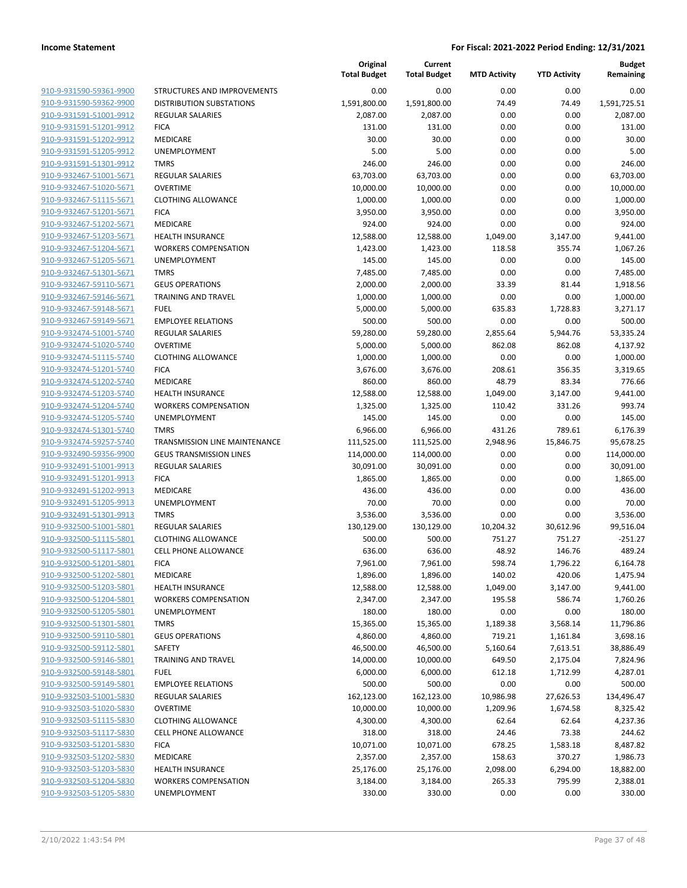**Income Statement** | **For Fiscal: 2021-2022 Period Ending: 12/31/2021**

| | | Original Total Budget | Current Total Budget | MTD Activity | YTD Activity | Budget Remaining |
|---|---|---|---|---|---|---|
| 910-9-931590-59361-9900 | STRUCTURES AND IMPROVEMENTS | 0.00 | 0.00 | 0.00 | 0.00 | 0.00 |
| 910-9-931590-59362-9900 | DISTRIBUTION SUBSTATIONS | 1,591,800.00 | 1,591,800.00 | 74.49 | 74.49 | 1,591,725.51 |
| 910-9-931591-51001-9912 | REGULAR SALARIES | 2,087.00 | 2,087.00 | 0.00 | 0.00 | 2,087.00 |
| 910-9-931591-51201-9912 | FICA | 131.00 | 131.00 | 0.00 | 0.00 | 131.00 |
| 910-9-931591-51202-9912 | MEDICARE | 30.00 | 30.00 | 0.00 | 0.00 | 30.00 |
| 910-9-931591-51205-9912 | UNEMPLOYMENT | 5.00 | 5.00 | 0.00 | 0.00 | 5.00 |
| 910-9-931591-51301-9912 | TMRS | 246.00 | 246.00 | 0.00 | 0.00 | 246.00 |
| 910-9-932467-51001-5671 | REGULAR SALARIES | 63,703.00 | 63,703.00 | 0.00 | 0.00 | 63,703.00 |
| 910-9-932467-51020-5671 | OVERTIME | 10,000.00 | 10,000.00 | 0.00 | 0.00 | 10,000.00 |
| 910-9-932467-51115-5671 | CLOTHING ALLOWANCE | 1,000.00 | 1,000.00 | 0.00 | 0.00 | 1,000.00 |
| 910-9-932467-51201-5671 | FICA | 3,950.00 | 3,950.00 | 0.00 | 0.00 | 3,950.00 |
| 910-9-932467-51202-5671 | MEDICARE | 924.00 | 924.00 | 0.00 | 0.00 | 924.00 |
| 910-9-932467-51203-5671 | HEALTH INSURANCE | 12,588.00 | 12,588.00 | 1,049.00 | 3,147.00 | 9,441.00 |
| 910-9-932467-51204-5671 | WORKERS COMPENSATION | 1,423.00 | 1,423.00 | 118.58 | 355.74 | 1,067.26 |
| 910-9-932467-51205-5671 | UNEMPLOYMENT | 145.00 | 145.00 | 0.00 | 0.00 | 145.00 |
| 910-9-932467-51301-5671 | TMRS | 7,485.00 | 7,485.00 | 0.00 | 0.00 | 7,485.00 |
| 910-9-932467-59110-5671 | GEUS OPERATIONS | 2,000.00 | 2,000.00 | 33.39 | 81.44 | 1,918.56 |
| 910-9-932467-59146-5671 | TRAINING AND TRAVEL | 1,000.00 | 1,000.00 | 0.00 | 0.00 | 1,000.00 |
| 910-9-932467-59148-5671 | FUEL | 5,000.00 | 5,000.00 | 635.83 | 1,728.83 | 3,271.17 |
| 910-9-932467-59149-5671 | EMPLOYEE RELATIONS | 500.00 | 500.00 | 0.00 | 0.00 | 500.00 |
| 910-9-932474-51001-5740 | REGULAR SALARIES | 59,280.00 | 59,280.00 | 2,855.64 | 5,944.76 | 53,335.24 |
| 910-9-932474-51020-5740 | OVERTIME | 5,000.00 | 5,000.00 | 862.08 | 862.08 | 4,137.92 |
| 910-9-932474-51115-5740 | CLOTHING ALLOWANCE | 1,000.00 | 1,000.00 | 0.00 | 0.00 | 1,000.00 |
| 910-9-932474-51201-5740 | FICA | 3,676.00 | 3,676.00 | 208.61 | 356.35 | 3,319.65 |
| 910-9-932474-51202-5740 | MEDICARE | 860.00 | 860.00 | 48.79 | 83.34 | 776.66 |
| 910-9-932474-51203-5740 | HEALTH INSURANCE | 12,588.00 | 12,588.00 | 1,049.00 | 3,147.00 | 9,441.00 |
| 910-9-932474-51204-5740 | WORKERS COMPENSATION | 1,325.00 | 1,325.00 | 110.42 | 331.26 | 993.74 |
| 910-9-932474-51205-5740 | UNEMPLOYMENT | 145.00 | 145.00 | 0.00 | 0.00 | 145.00 |
| 910-9-932474-51301-5740 | TMRS | 6,966.00 | 6,966.00 | 431.26 | 789.61 | 6,176.39 |
| 910-9-932474-59257-5740 | TRANSMISSION LINE MAINTENANCE | 111,525.00 | 111,525.00 | 2,948.96 | 15,846.75 | 95,678.25 |
| 910-9-932490-59356-9900 | GEUS TRANSMISSION LINES | 114,000.00 | 114,000.00 | 0.00 | 0.00 | 114,000.00 |
| 910-9-932491-51001-9913 | REGULAR SALARIES | 30,091.00 | 30,091.00 | 0.00 | 0.00 | 30,091.00 |
| 910-9-932491-51201-9913 | FICA | 1,865.00 | 1,865.00 | 0.00 | 0.00 | 1,865.00 |
| 910-9-932491-51202-9913 | MEDICARE | 436.00 | 436.00 | 0.00 | 0.00 | 436.00 |
| 910-9-932491-51205-9913 | UNEMPLOYMENT | 70.00 | 70.00 | 0.00 | 0.00 | 70.00 |
| 910-9-932491-51301-9913 | TMRS | 3,536.00 | 3,536.00 | 0.00 | 0.00 | 3,536.00 |
| 910-9-932500-51001-5801 | REGULAR SALARIES | 130,129.00 | 130,129.00 | 10,204.32 | 30,612.96 | 99,516.04 |
| 910-9-932500-51115-5801 | CLOTHING ALLOWANCE | 500.00 | 500.00 | 751.27 | 751.27 | -251.27 |
| 910-9-932500-51117-5801 | CELL PHONE ALLOWANCE | 636.00 | 636.00 | 48.92 | 146.76 | 489.24 |
| 910-9-932500-51201-5801 | FICA | 7,961.00 | 7,961.00 | 598.74 | 1,796.22 | 6,164.78 |
| 910-9-932500-51202-5801 | MEDICARE | 1,896.00 | 1,896.00 | 140.02 | 420.06 | 1,475.94 |
| 910-9-932500-51203-5801 | HEALTH INSURANCE | 12,588.00 | 12,588.00 | 1,049.00 | 3,147.00 | 9,441.00 |
| 910-9-932500-51204-5801 | WORKERS COMPENSATION | 2,347.00 | 2,347.00 | 195.58 | 586.74 | 1,760.26 |
| 910-9-932500-51205-5801 | UNEMPLOYMENT | 180.00 | 180.00 | 0.00 | 0.00 | 180.00 |
| 910-9-932500-51301-5801 | TMRS | 15,365.00 | 15,365.00 | 1,189.38 | 3,568.14 | 11,796.86 |
| 910-9-932500-59110-5801 | GEUS OPERATIONS | 4,860.00 | 4,860.00 | 719.21 | 1,161.84 | 3,698.16 |
| 910-9-932500-59112-5801 | SAFETY | 46,500.00 | 46,500.00 | 5,160.64 | 7,613.51 | 38,886.49 |
| 910-9-932500-59146-5801 | TRAINING AND TRAVEL | 14,000.00 | 10,000.00 | 649.50 | 2,175.04 | 7,824.96 |
| 910-9-932500-59148-5801 | FUEL | 6,000.00 | 6,000.00 | 612.18 | 1,712.99 | 4,287.01 |
| 910-9-932500-59149-5801 | EMPLOYEE RELATIONS | 500.00 | 500.00 | 0.00 | 0.00 | 500.00 |
| 910-9-932503-51001-5830 | REGULAR SALARIES | 162,123.00 | 162,123.00 | 10,986.98 | 27,626.53 | 134,496.47 |
| 910-9-932503-51020-5830 | OVERTIME | 10,000.00 | 10,000.00 | 1,209.96 | 1,674.58 | 8,325.42 |
| 910-9-932503-51115-5830 | CLOTHING ALLOWANCE | 4,300.00 | 4,300.00 | 62.64 | 62.64 | 4,237.36 |
| 910-9-932503-51117-5830 | CELL PHONE ALLOWANCE | 318.00 | 318.00 | 24.46 | 73.38 | 244.62 |
| 910-9-932503-51201-5830 | FICA | 10,071.00 | 10,071.00 | 678.25 | 1,583.18 | 8,487.82 |
| 910-9-932503-51202-5830 | MEDICARE | 2,357.00 | 2,357.00 | 158.63 | 370.27 | 1,986.73 |
| 910-9-932503-51203-5830 | HEALTH INSURANCE | 25,176.00 | 25,176.00 | 2,098.00 | 6,294.00 | 18,882.00 |
| 910-9-932503-51204-5830 | WORKERS COMPENSATION | 3,184.00 | 3,184.00 | 265.33 | 795.99 | 2,388.01 |
| 910-9-932503-51205-5830 | UNEMPLOYMENT | 330.00 | 330.00 | 0.00 | 0.00 | 330.00 |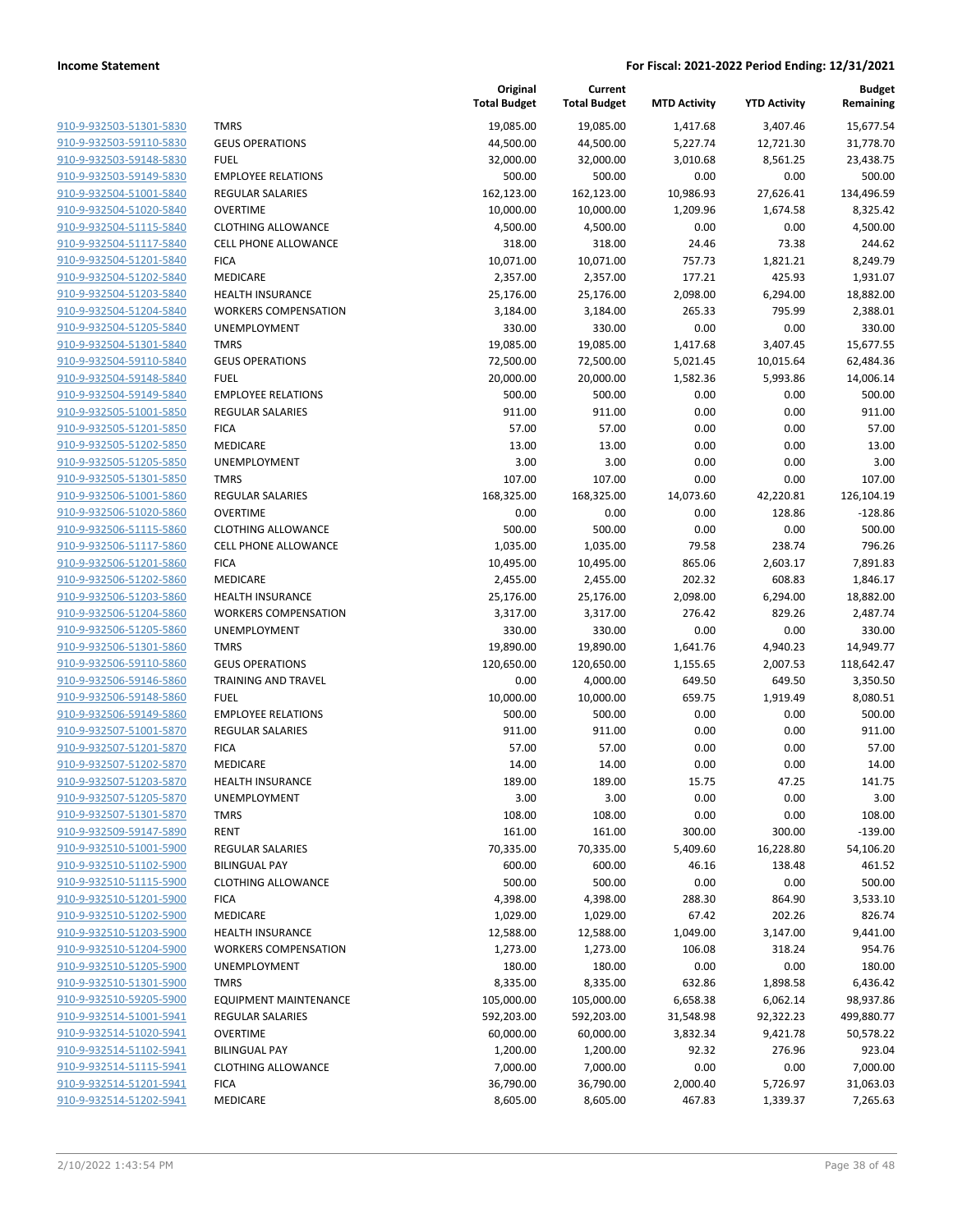| | | Original Total Budget | Current Total Budget | MTD Activity | YTD Activity | Budget Remaining |
|---|---|---|---|---|---|---|
| 910-9-932503-51301-5830 | TMRS | 19,085.00 | 19,085.00 | 1,417.68 | 3,407.46 | 15,677.54 |
| 910-9-932503-59110-5830 | GEUS OPERATIONS | 44,500.00 | 44,500.00 | 5,227.74 | 12,721.30 | 31,778.70 |
| 910-9-932503-59148-5830 | FUEL | 32,000.00 | 32,000.00 | 3,010.68 | 8,561.25 | 23,438.75 |
| 910-9-932503-59149-5830 | EMPLOYEE RELATIONS | 500.00 | 500.00 | 0.00 | 0.00 | 500.00 |
| 910-9-932504-51001-5840 | REGULAR SALARIES | 162,123.00 | 162,123.00 | 10,986.93 | 27,626.41 | 134,496.59 |
| 910-9-932504-51020-5840 | OVERTIME | 10,000.00 | 10,000.00 | 1,209.96 | 1,674.58 | 8,325.42 |
| 910-9-932504-51115-5840 | CLOTHING ALLOWANCE | 4,500.00 | 4,500.00 | 0.00 | 0.00 | 4,500.00 |
| 910-9-932504-51117-5840 | CELL PHONE ALLOWANCE | 318.00 | 318.00 | 24.46 | 73.38 | 244.62 |
| 910-9-932504-51201-5840 | FICA | 10,071.00 | 10,071.00 | 757.73 | 1,821.21 | 8,249.79 |
| 910-9-932504-51202-5840 | MEDICARE | 2,357.00 | 2,357.00 | 177.21 | 425.93 | 1,931.07 |
| 910-9-932504-51203-5840 | HEALTH INSURANCE | 25,176.00 | 25,176.00 | 2,098.00 | 6,294.00 | 18,882.00 |
| 910-9-932504-51204-5840 | WORKERS COMPENSATION | 3,184.00 | 3,184.00 | 265.33 | 795.99 | 2,388.01 |
| 910-9-932504-51205-5840 | UNEMPLOYMENT | 330.00 | 330.00 | 0.00 | 0.00 | 330.00 |
| 910-9-932504-51301-5840 | TMRS | 19,085.00 | 19,085.00 | 1,417.68 | 3,407.45 | 15,677.55 |
| 910-9-932504-59110-5840 | GEUS OPERATIONS | 72,500.00 | 72,500.00 | 5,021.45 | 10,015.64 | 62,484.36 |
| 910-9-932504-59148-5840 | FUEL | 20,000.00 | 20,000.00 | 1,582.36 | 5,993.86 | 14,006.14 |
| 910-9-932504-59149-5840 | EMPLOYEE RELATIONS | 500.00 | 500.00 | 0.00 | 0.00 | 500.00 |
| 910-9-932505-51001-5850 | REGULAR SALARIES | 911.00 | 911.00 | 0.00 | 0.00 | 911.00 |
| 910-9-932505-51201-5850 | FICA | 57.00 | 57.00 | 0.00 | 0.00 | 57.00 |
| 910-9-932505-51202-5850 | MEDICARE | 13.00 | 13.00 | 0.00 | 0.00 | 13.00 |
| 910-9-932505-51205-5850 | UNEMPLOYMENT | 3.00 | 3.00 | 0.00 | 0.00 | 3.00 |
| 910-9-932505-51301-5850 | TMRS | 107.00 | 107.00 | 0.00 | 0.00 | 107.00 |
| 910-9-932506-51001-5860 | REGULAR SALARIES | 168,325.00 | 168,325.00 | 14,073.60 | 42,220.81 | 126,104.19 |
| 910-9-932506-51020-5860 | OVERTIME | 0.00 | 0.00 | 0.00 | 128.86 | -128.86 |
| 910-9-932506-51115-5860 | CLOTHING ALLOWANCE | 500.00 | 500.00 | 0.00 | 0.00 | 500.00 |
| 910-9-932506-51117-5860 | CELL PHONE ALLOWANCE | 1,035.00 | 1,035.00 | 79.58 | 238.74 | 796.26 |
| 910-9-932506-51201-5860 | FICA | 10,495.00 | 10,495.00 | 865.06 | 2,603.17 | 7,891.83 |
| 910-9-932506-51202-5860 | MEDICARE | 2,455.00 | 2,455.00 | 202.32 | 608.83 | 1,846.17 |
| 910-9-932506-51203-5860 | HEALTH INSURANCE | 25,176.00 | 25,176.00 | 2,098.00 | 6,294.00 | 18,882.00 |
| 910-9-932506-51204-5860 | WORKERS COMPENSATION | 3,317.00 | 3,317.00 | 276.42 | 829.26 | 2,487.74 |
| 910-9-932506-51205-5860 | UNEMPLOYMENT | 330.00 | 330.00 | 0.00 | 0.00 | 330.00 |
| 910-9-932506-51301-5860 | TMRS | 19,890.00 | 19,890.00 | 1,641.76 | 4,940.23 | 14,949.77 |
| 910-9-932506-59110-5860 | GEUS OPERATIONS | 120,650.00 | 120,650.00 | 1,155.65 | 2,007.53 | 118,642.47 |
| 910-9-932506-59146-5860 | TRAINING AND TRAVEL | 0.00 | 4,000.00 | 649.50 | 649.50 | 3,350.50 |
| 910-9-932506-59148-5860 | FUEL | 10,000.00 | 10,000.00 | 659.75 | 1,919.49 | 8,080.51 |
| 910-9-932506-59149-5860 | EMPLOYEE RELATIONS | 500.00 | 500.00 | 0.00 | 0.00 | 500.00 |
| 910-9-932507-51001-5870 | REGULAR SALARIES | 911.00 | 911.00 | 0.00 | 0.00 | 911.00 |
| 910-9-932507-51201-5870 | FICA | 57.00 | 57.00 | 0.00 | 0.00 | 57.00 |
| 910-9-932507-51202-5870 | MEDICARE | 14.00 | 14.00 | 0.00 | 0.00 | 14.00 |
| 910-9-932507-51203-5870 | HEALTH INSURANCE | 189.00 | 189.00 | 15.75 | 47.25 | 141.75 |
| 910-9-932507-51205-5870 | UNEMPLOYMENT | 3.00 | 3.00 | 0.00 | 0.00 | 3.00 |
| 910-9-932507-51301-5870 | TMRS | 108.00 | 108.00 | 0.00 | 0.00 | 108.00 |
| 910-9-932509-59147-5890 | RENT | 161.00 | 161.00 | 300.00 | 300.00 | -139.00 |
| 910-9-932510-51001-5900 | REGULAR SALARIES | 70,335.00 | 70,335.00 | 5,409.60 | 16,228.80 | 54,106.20 |
| 910-9-932510-51102-5900 | BILINGUAL PAY | 600.00 | 600.00 | 46.16 | 138.48 | 461.52 |
| 910-9-932510-51115-5900 | CLOTHING ALLOWANCE | 500.00 | 500.00 | 0.00 | 0.00 | 500.00 |
| 910-9-932510-51201-5900 | FICA | 4,398.00 | 4,398.00 | 288.30 | 864.90 | 3,533.10 |
| 910-9-932510-51202-5900 | MEDICARE | 1,029.00 | 1,029.00 | 67.42 | 202.26 | 826.74 |
| 910-9-932510-51203-5900 | HEALTH INSURANCE | 12,588.00 | 12,588.00 | 1,049.00 | 3,147.00 | 9,441.00 |
| 910-9-932510-51204-5900 | WORKERS COMPENSATION | 1,273.00 | 1,273.00 | 106.08 | 318.24 | 954.76 |
| 910-9-932510-51205-5900 | UNEMPLOYMENT | 180.00 | 180.00 | 0.00 | 0.00 | 180.00 |
| 910-9-932510-51301-5900 | TMRS | 8,335.00 | 8,335.00 | 632.86 | 1,898.58 | 6,436.42 |
| 910-9-932510-59205-5900 | EQUIPMENT MAINTENANCE | 105,000.00 | 105,000.00 | 6,658.38 | 6,062.14 | 98,937.86 |
| 910-9-932514-51001-5941 | REGULAR SALARIES | 592,203.00 | 592,203.00 | 31,548.98 | 92,322.23 | 499,880.77 |
| 910-9-932514-51020-5941 | OVERTIME | 60,000.00 | 60,000.00 | 3,832.34 | 9,421.78 | 50,578.22 |
| 910-9-932514-51102-5941 | BILINGUAL PAY | 1,200.00 | 1,200.00 | 92.32 | 276.96 | 923.04 |
| 910-9-932514-51115-5941 | CLOTHING ALLOWANCE | 7,000.00 | 7,000.00 | 0.00 | 0.00 | 7,000.00 |
| 910-9-932514-51201-5941 | FICA | 36,790.00 | 36,790.00 | 2,000.40 | 5,726.97 | 31,063.03 |
| 910-9-932514-51202-5941 | MEDICARE | 8,605.00 | 8,605.00 | 467.83 | 1,339.37 | 7,265.63 |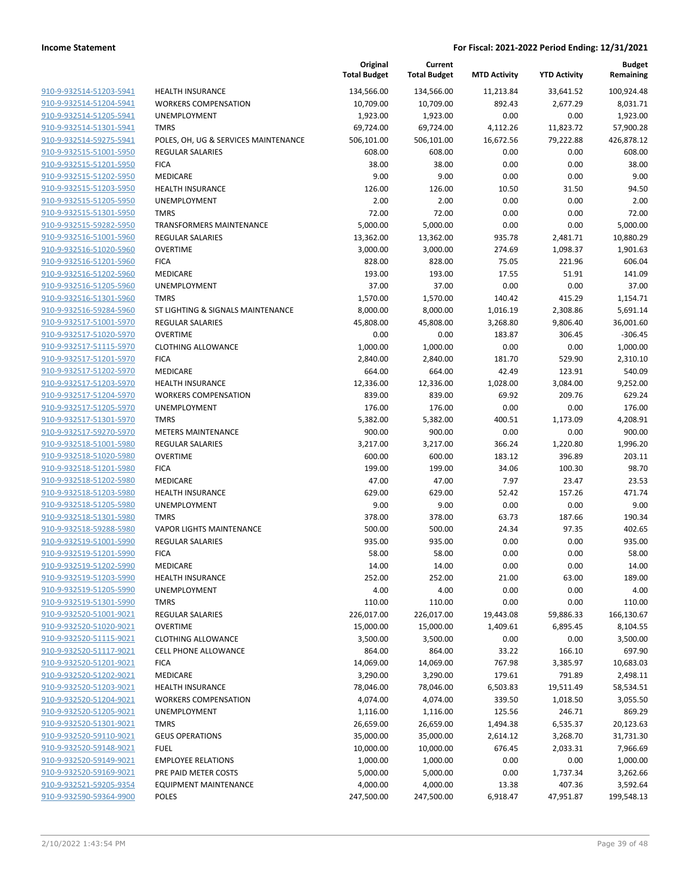**Income Statement** **For Fiscal: 2021-2022 Period Ending: 12/31/2021**

| | | Original Total Budget | Current Total Budget | MTD Activity | YTD Activity | Budget Remaining |
|---|---|---|---|---|---|---|
| 910-9-932514-51203-5941 | HEALTH INSURANCE | 134,566.00 | 134,566.00 | 11,213.84 | 33,641.52 | 100,924.48 |
| 910-9-932514-51204-5941 | WORKERS COMPENSATION | 10,709.00 | 10,709.00 | 892.43 | 2,677.29 | 8,031.71 |
| 910-9-932514-51205-5941 | UNEMPLOYMENT | 1,923.00 | 1,923.00 | 0.00 | 0.00 | 1,923.00 |
| 910-9-932514-51301-5941 | TMRS | 69,724.00 | 69,724.00 | 4,112.26 | 11,823.72 | 57,900.28 |
| 910-9-932514-59275-5941 | POLES, OH, UG & SERVICES MAINTENANCE | 506,101.00 | 506,101.00 | 16,672.56 | 79,222.88 | 426,878.12 |
| 910-9-932515-51001-5950 | REGULAR SALARIES | 608.00 | 608.00 | 0.00 | 0.00 | 608.00 |
| 910-9-932515-51201-5950 | FICA | 38.00 | 38.00 | 0.00 | 0.00 | 38.00 |
| 910-9-932515-51202-5950 | MEDICARE | 9.00 | 9.00 | 0.00 | 0.00 | 9.00 |
| 910-9-932515-51203-5950 | HEALTH INSURANCE | 126.00 | 126.00 | 10.50 | 31.50 | 94.50 |
| 910-9-932515-51205-5950 | UNEMPLOYMENT | 2.00 | 2.00 | 0.00 | 0.00 | 2.00 |
| 910-9-932515-51301-5950 | TMRS | 72.00 | 72.00 | 0.00 | 0.00 | 72.00 |
| 910-9-932515-59282-5950 | TRANSFORMERS MAINTENANCE | 5,000.00 | 5,000.00 | 0.00 | 0.00 | 5,000.00 |
| 910-9-932516-51001-5960 | REGULAR SALARIES | 13,362.00 | 13,362.00 | 935.78 | 2,481.71 | 10,880.29 |
| 910-9-932516-51020-5960 | OVERTIME | 3,000.00 | 3,000.00 | 274.69 | 1,098.37 | 1,901.63 |
| 910-9-932516-51201-5960 | FICA | 828.00 | 828.00 | 75.05 | 221.96 | 606.04 |
| 910-9-932516-51202-5960 | MEDICARE | 193.00 | 193.00 | 17.55 | 51.91 | 141.09 |
| 910-9-932516-51205-5960 | UNEMPLOYMENT | 37.00 | 37.00 | 0.00 | 0.00 | 37.00 |
| 910-9-932516-51301-5960 | TMRS | 1,570.00 | 1,570.00 | 140.42 | 415.29 | 1,154.71 |
| 910-9-932516-59284-5960 | ST LIGHTING & SIGNALS MAINTENANCE | 8,000.00 | 8,000.00 | 1,016.19 | 2,308.86 | 5,691.14 |
| 910-9-932517-51001-5970 | REGULAR SALARIES | 45,808.00 | 45,808.00 | 3,268.80 | 9,806.40 | 36,001.60 |
| 910-9-932517-51020-5970 | OVERTIME | 0.00 | 0.00 | 183.87 | 306.45 | -306.45 |
| 910-9-932517-51115-5970 | CLOTHING ALLOWANCE | 1,000.00 | 1,000.00 | 0.00 | 0.00 | 1,000.00 |
| 910-9-932517-51201-5970 | FICA | 2,840.00 | 2,840.00 | 181.70 | 529.90 | 2,310.10 |
| 910-9-932517-51202-5970 | MEDICARE | 664.00 | 664.00 | 42.49 | 123.91 | 540.09 |
| 910-9-932517-51203-5970 | HEALTH INSURANCE | 12,336.00 | 12,336.00 | 1,028.00 | 3,084.00 | 9,252.00 |
| 910-9-932517-51204-5970 | WORKERS COMPENSATION | 839.00 | 839.00 | 69.92 | 209.76 | 629.24 |
| 910-9-932517-51205-5970 | UNEMPLOYMENT | 176.00 | 176.00 | 0.00 | 0.00 | 176.00 |
| 910-9-932517-51301-5970 | TMRS | 5,382.00 | 5,382.00 | 400.51 | 1,173.09 | 4,208.91 |
| 910-9-932517-59270-5970 | METERS MAINTENANCE | 900.00 | 900.00 | 0.00 | 0.00 | 900.00 |
| 910-9-932518-51001-5980 | REGULAR SALARIES | 3,217.00 | 3,217.00 | 366.24 | 1,220.80 | 1,996.20 |
| 910-9-932518-51020-5980 | OVERTIME | 600.00 | 600.00 | 183.12 | 396.89 | 203.11 |
| 910-9-932518-51201-5980 | FICA | 199.00 | 199.00 | 34.06 | 100.30 | 98.70 |
| 910-9-932518-51202-5980 | MEDICARE | 47.00 | 47.00 | 7.97 | 23.47 | 23.53 |
| 910-9-932518-51203-5980 | HEALTH INSURANCE | 629.00 | 629.00 | 52.42 | 157.26 | 471.74 |
| 910-9-932518-51205-5980 | UNEMPLOYMENT | 9.00 | 9.00 | 0.00 | 0.00 | 9.00 |
| 910-9-932518-51301-5980 | TMRS | 378.00 | 378.00 | 63.73 | 187.66 | 190.34 |
| 910-9-932518-59288-5980 | VAPOR LIGHTS MAINTENANCE | 500.00 | 500.00 | 24.34 | 97.35 | 402.65 |
| 910-9-932519-51001-5990 | REGULAR SALARIES | 935.00 | 935.00 | 0.00 | 0.00 | 935.00 |
| 910-9-932519-51201-5990 | FICA | 58.00 | 58.00 | 0.00 | 0.00 | 58.00 |
| 910-9-932519-51202-5990 | MEDICARE | 14.00 | 14.00 | 0.00 | 0.00 | 14.00 |
| 910-9-932519-51203-5990 | HEALTH INSURANCE | 252.00 | 252.00 | 21.00 | 63.00 | 189.00 |
| 910-9-932519-51205-5990 | UNEMPLOYMENT | 4.00 | 4.00 | 0.00 | 0.00 | 4.00 |
| 910-9-932519-51301-5990 | TMRS | 110.00 | 110.00 | 0.00 | 0.00 | 110.00 |
| 910-9-932520-51001-9021 | REGULAR SALARIES | 226,017.00 | 226,017.00 | 19,443.08 | 59,886.33 | 166,130.67 |
| 910-9-932520-51020-9021 | OVERTIME | 15,000.00 | 15,000.00 | 1,409.61 | 6,895.45 | 8,104.55 |
| 910-9-932520-51115-9021 | CLOTHING ALLOWANCE | 3,500.00 | 3,500.00 | 0.00 | 0.00 | 3,500.00 |
| 910-9-932520-51117-9021 | CELL PHONE ALLOWANCE | 864.00 | 864.00 | 33.22 | 166.10 | 697.90 |
| 910-9-932520-51201-9021 | FICA | 14,069.00 | 14,069.00 | 767.98 | 3,385.97 | 10,683.03 |
| 910-9-932520-51202-9021 | MEDICARE | 3,290.00 | 3,290.00 | 179.61 | 791.89 | 2,498.11 |
| 910-9-932520-51203-9021 | HEALTH INSURANCE | 78,046.00 | 78,046.00 | 6,503.83 | 19,511.49 | 58,534.51 |
| 910-9-932520-51204-9021 | WORKERS COMPENSATION | 4,074.00 | 4,074.00 | 339.50 | 1,018.50 | 3,055.50 |
| 910-9-932520-51205-9021 | UNEMPLOYMENT | 1,116.00 | 1,116.00 | 125.56 | 246.71 | 869.29 |
| 910-9-932520-51301-9021 | TMRS | 26,659.00 | 26,659.00 | 1,494.38 | 6,535.37 | 20,123.63 |
| 910-9-932520-59110-9021 | GEUS OPERATIONS | 35,000.00 | 35,000.00 | 2,614.12 | 3,268.70 | 31,731.30 |
| 910-9-932520-59148-9021 | FUEL | 10,000.00 | 10,000.00 | 676.45 | 2,033.31 | 7,966.69 |
| 910-9-932520-59149-9021 | EMPLOYEE RELATIONS | 1,000.00 | 1,000.00 | 0.00 | 0.00 | 1,000.00 |
| 910-9-932520-59169-9021 | PRE PAID METER COSTS | 5,000.00 | 5,000.00 | 0.00 | 1,737.34 | 3,262.66 |
| 910-9-932521-59205-9354 | EQUIPMENT MAINTENANCE | 4,000.00 | 4,000.00 | 13.38 | 407.36 | 3,592.64 |
| 910-9-932590-59364-9900 | POLES | 247,500.00 | 247,500.00 | 6,918.47 | 47,951.87 | 199,548.13 |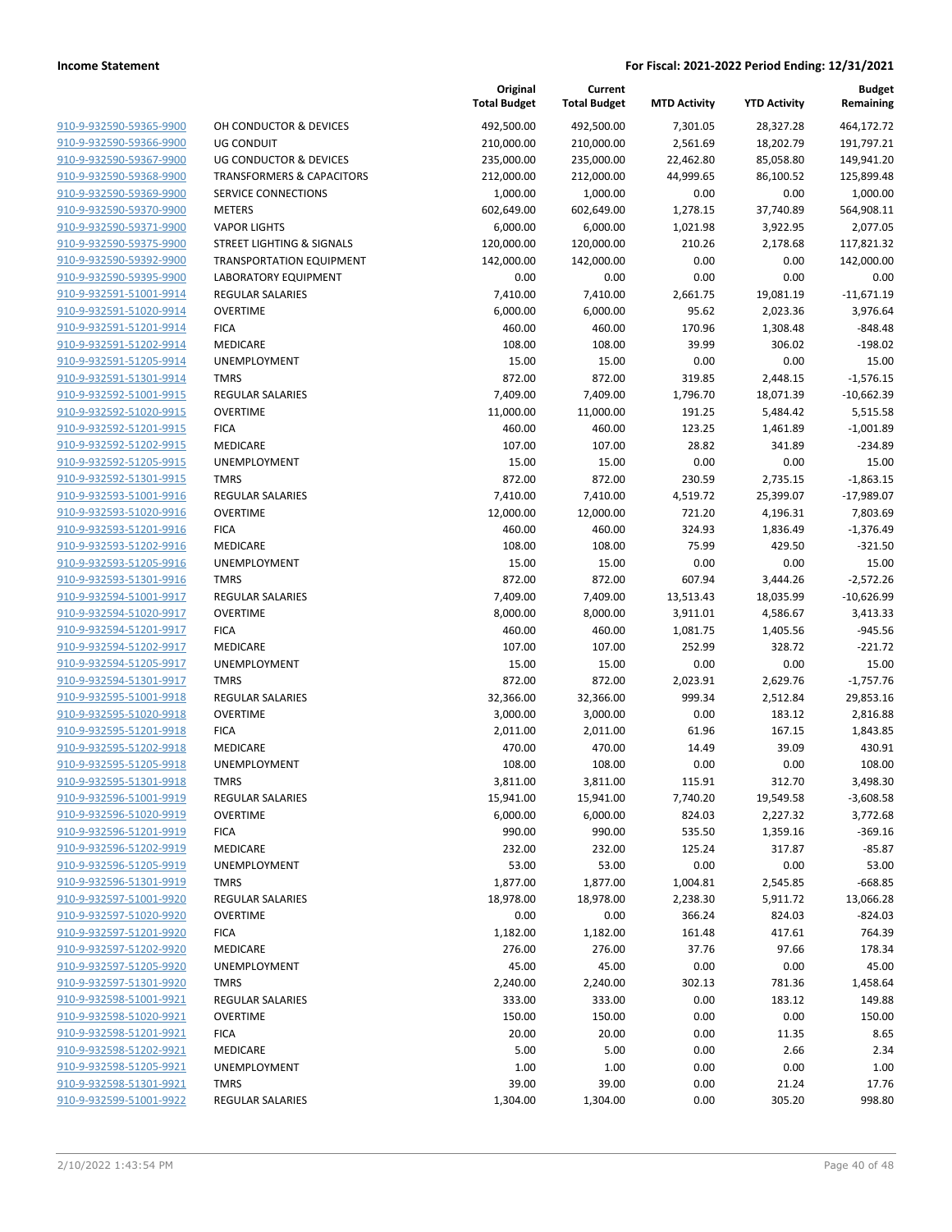**Income Statement** **For Fiscal: 2021-2022 Period Ending: 12/31/2021**

| | | Original Total Budget | Current Total Budget | MTD Activity | YTD Activity | Budget Remaining |
|---|---|---|---|---|---|---|
| 910-9-932590-59365-9900 | OH CONDUCTOR & DEVICES | 492,500.00 | 492,500.00 | 7,301.05 | 28,327.28 | 464,172.72 |
| 910-9-932590-59366-9900 | UG CONDUIT | 210,000.00 | 210,000.00 | 2,561.69 | 18,202.79 | 191,797.21 |
| 910-9-932590-59367-9900 | UG CONDUCTOR & DEVICES | 235,000.00 | 235,000.00 | 22,462.80 | 85,058.80 | 149,941.20 |
| 910-9-932590-59368-9900 | TRANSFORMERS & CAPACITORS | 212,000.00 | 212,000.00 | 44,999.65 | 86,100.52 | 125,899.48 |
| 910-9-932590-59369-9900 | SERVICE CONNECTIONS | 1,000.00 | 1,000.00 | 0.00 | 0.00 | 1,000.00 |
| 910-9-932590-59370-9900 | METERS | 602,649.00 | 602,649.00 | 1,278.15 | 37,740.89 | 564,908.11 |
| 910-9-932590-59371-9900 | VAPOR LIGHTS | 6,000.00 | 6,000.00 | 1,021.98 | 3,922.95 | 2,077.05 |
| 910-9-932590-59375-9900 | STREET LIGHTING & SIGNALS | 120,000.00 | 120,000.00 | 210.26 | 2,178.68 | 117,821.32 |
| 910-9-932590-59392-9900 | TRANSPORTATION EQUIPMENT | 142,000.00 | 142,000.00 | 0.00 | 0.00 | 142,000.00 |
| 910-9-932590-59395-9900 | LABORATORY EQUIPMENT | 0.00 | 0.00 | 0.00 | 0.00 | 0.00 |
| 910-9-932591-51001-9914 | REGULAR SALARIES | 7,410.00 | 7,410.00 | 2,661.75 | 19,081.19 | -11,671.19 |
| 910-9-932591-51020-9914 | OVERTIME | 6,000.00 | 6,000.00 | 95.62 | 2,023.36 | 3,976.64 |
| 910-9-932591-51201-9914 | FICA | 460.00 | 460.00 | 170.96 | 1,308.48 | -848.48 |
| 910-9-932591-51202-9914 | MEDICARE | 108.00 | 108.00 | 39.99 | 306.02 | -198.02 |
| 910-9-932591-51205-9914 | UNEMPLOYMENT | 15.00 | 15.00 | 0.00 | 0.00 | 15.00 |
| 910-9-932591-51301-9914 | TMRS | 872.00 | 872.00 | 319.85 | 2,448.15 | -1,576.15 |
| 910-9-932592-51001-9915 | REGULAR SALARIES | 7,409.00 | 7,409.00 | 1,796.70 | 18,071.39 | -10,662.39 |
| 910-9-932592-51020-9915 | OVERTIME | 11,000.00 | 11,000.00 | 191.25 | 5,484.42 | 5,515.58 |
| 910-9-932592-51201-9915 | FICA | 460.00 | 460.00 | 123.25 | 1,461.89 | -1,001.89 |
| 910-9-932592-51202-9915 | MEDICARE | 107.00 | 107.00 | 28.82 | 341.89 | -234.89 |
| 910-9-932592-51205-9915 | UNEMPLOYMENT | 15.00 | 15.00 | 0.00 | 0.00 | 15.00 |
| 910-9-932592-51301-9915 | TMRS | 872.00 | 872.00 | 230.59 | 2,735.15 | -1,863.15 |
| 910-9-932593-51001-9916 | REGULAR SALARIES | 7,410.00 | 7,410.00 | 4,519.72 | 25,399.07 | -17,989.07 |
| 910-9-932593-51020-9916 | OVERTIME | 12,000.00 | 12,000.00 | 721.20 | 4,196.31 | 7,803.69 |
| 910-9-932593-51201-9916 | FICA | 460.00 | 460.00 | 324.93 | 1,836.49 | -1,376.49 |
| 910-9-932593-51202-9916 | MEDICARE | 108.00 | 108.00 | 75.99 | 429.50 | -321.50 |
| 910-9-932593-51205-9916 | UNEMPLOYMENT | 15.00 | 15.00 | 0.00 | 0.00 | 15.00 |
| 910-9-932593-51301-9916 | TMRS | 872.00 | 872.00 | 607.94 | 3,444.26 | -2,572.26 |
| 910-9-932594-51001-9917 | REGULAR SALARIES | 7,409.00 | 7,409.00 | 13,513.43 | 18,035.99 | -10,626.99 |
| 910-9-932594-51020-9917 | OVERTIME | 8,000.00 | 8,000.00 | 3,911.01 | 4,586.67 | 3,413.33 |
| 910-9-932594-51201-9917 | FICA | 460.00 | 460.00 | 1,081.75 | 1,405.56 | -945.56 |
| 910-9-932594-51202-9917 | MEDICARE | 107.00 | 107.00 | 252.99 | 328.72 | -221.72 |
| 910-9-932594-51205-9917 | UNEMPLOYMENT | 15.00 | 15.00 | 0.00 | 0.00 | 15.00 |
| 910-9-932594-51301-9917 | TMRS | 872.00 | 872.00 | 2,023.91 | 2,629.76 | -1,757.76 |
| 910-9-932595-51001-9918 | REGULAR SALARIES | 32,366.00 | 32,366.00 | 999.34 | 2,512.84 | 29,853.16 |
| 910-9-932595-51020-9918 | OVERTIME | 3,000.00 | 3,000.00 | 0.00 | 183.12 | 2,816.88 |
| 910-9-932595-51201-9918 | FICA | 2,011.00 | 2,011.00 | 61.96 | 167.15 | 1,843.85 |
| 910-9-932595-51202-9918 | MEDICARE | 470.00 | 470.00 | 14.49 | 39.09 | 430.91 |
| 910-9-932595-51205-9918 | UNEMPLOYMENT | 108.00 | 108.00 | 0.00 | 0.00 | 108.00 |
| 910-9-932595-51301-9918 | TMRS | 3,811.00 | 3,811.00 | 115.91 | 312.70 | 3,498.30 |
| 910-9-932596-51001-9919 | REGULAR SALARIES | 15,941.00 | 15,941.00 | 7,740.20 | 19,549.58 | -3,608.58 |
| 910-9-932596-51020-9919 | OVERTIME | 6,000.00 | 6,000.00 | 824.03 | 2,227.32 | 3,772.68 |
| 910-9-932596-51201-9919 | FICA | 990.00 | 990.00 | 535.50 | 1,359.16 | -369.16 |
| 910-9-932596-51202-9919 | MEDICARE | 232.00 | 232.00 | 125.24 | 317.87 | -85.87 |
| 910-9-932596-51205-9919 | UNEMPLOYMENT | 53.00 | 53.00 | 0.00 | 0.00 | 53.00 |
| 910-9-932596-51301-9919 | TMRS | 1,877.00 | 1,877.00 | 1,004.81 | 2,545.85 | -668.85 |
| 910-9-932597-51001-9920 | REGULAR SALARIES | 18,978.00 | 18,978.00 | 2,238.30 | 5,911.72 | 13,066.28 |
| 910-9-932597-51020-9920 | OVERTIME | 0.00 | 0.00 | 366.24 | 824.03 | -824.03 |
| 910-9-932597-51201-9920 | FICA | 1,182.00 | 1,182.00 | 161.48 | 417.61 | 764.39 |
| 910-9-932597-51202-9920 | MEDICARE | 276.00 | 276.00 | 37.76 | 97.66 | 178.34 |
| 910-9-932597-51205-9920 | UNEMPLOYMENT | 45.00 | 45.00 | 0.00 | 0.00 | 45.00 |
| 910-9-932597-51301-9920 | TMRS | 2,240.00 | 2,240.00 | 302.13 | 781.36 | 1,458.64 |
| 910-9-932598-51001-9921 | REGULAR SALARIES | 333.00 | 333.00 | 0.00 | 183.12 | 149.88 |
| 910-9-932598-51020-9921 | OVERTIME | 150.00 | 150.00 | 0.00 | 0.00 | 150.00 |
| 910-9-932598-51201-9921 | FICA | 20.00 | 20.00 | 0.00 | 11.35 | 8.65 |
| 910-9-932598-51202-9921 | MEDICARE | 5.00 | 5.00 | 0.00 | 2.66 | 2.34 |
| 910-9-932598-51205-9921 | UNEMPLOYMENT | 1.00 | 1.00 | 0.00 | 0.00 | 1.00 |
| 910-9-932598-51301-9921 | TMRS | 39.00 | 39.00 | 0.00 | 21.24 | 17.76 |
| 910-9-932599-51001-9922 | REGULAR SALARIES | 1,304.00 | 1,304.00 | 0.00 | 305.20 | 998.80 |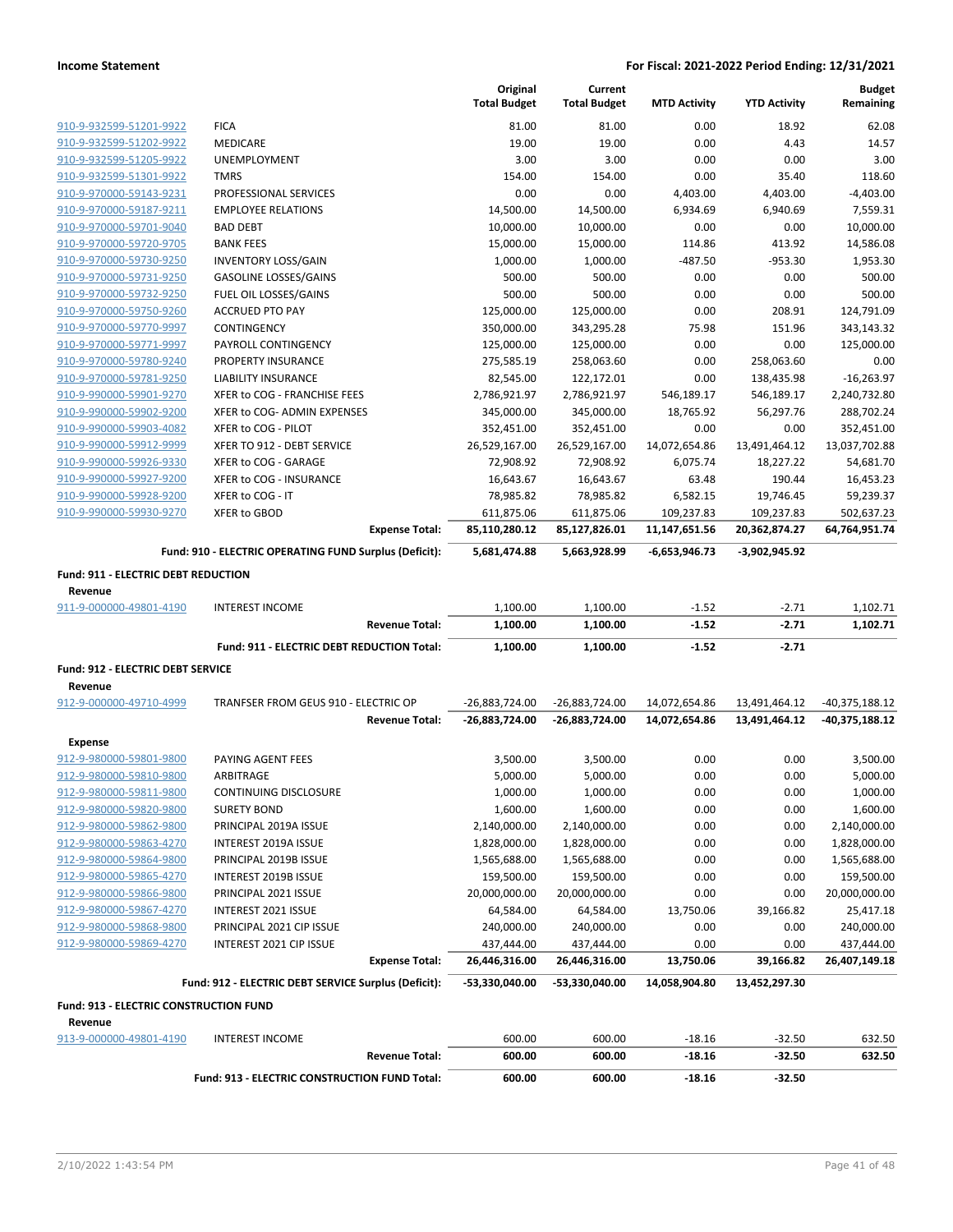| | | Original Total Budget | Current Total Budget | MTD Activity | YTD Activity | Budget Remaining |
|---|---|---|---|---|---|---|
| 910-9-932599-51201-9922 | FICA | 81.00 | 81.00 | 0.00 | 18.92 | 62.08 |
| 910-9-932599-51202-9922 | MEDICARE | 19.00 | 19.00 | 0.00 | 4.43 | 14.57 |
| 910-9-932599-51205-9922 | UNEMPLOYMENT | 3.00 | 3.00 | 0.00 | 0.00 | 3.00 |
| 910-9-932599-51301-9922 | TMRS | 154.00 | 154.00 | 0.00 | 35.40 | 118.60 |
| 910-9-970000-59143-9231 | PROFESSIONAL SERVICES | 0.00 | 0.00 | 4,403.00 | 4,403.00 | -4,403.00 |
| 910-9-970000-59187-9211 | EMPLOYEE RELATIONS | 14,500.00 | 14,500.00 | 6,934.69 | 6,940.69 | 7,559.31 |
| 910-9-970000-59701-9040 | BAD DEBT | 10,000.00 | 10,000.00 | 0.00 | 0.00 | 10,000.00 |
| 910-9-970000-59720-9705 | BANK FEES | 15,000.00 | 15,000.00 | 114.86 | 413.92 | 14,586.08 |
| 910-9-970000-59730-9250 | INVENTORY LOSS/GAIN | 1,000.00 | 1,000.00 | -487.50 | -953.30 | 1,953.30 |
| 910-9-970000-59731-9250 | GASOLINE LOSSES/GAINS | 500.00 | 500.00 | 0.00 | 0.00 | 500.00 |
| 910-9-970000-59732-9250 | FUEL OIL LOSSES/GAINS | 500.00 | 500.00 | 0.00 | 0.00 | 500.00 |
| 910-9-970000-59750-9260 | ACCRUED PTO PAY | 125,000.00 | 125,000.00 | 0.00 | 208.91 | 124,791.09 |
| 910-9-970000-59770-9997 | CONTINGENCY | 350,000.00 | 343,295.28 | 75.98 | 151.96 | 343,143.32 |
| 910-9-970000-59771-9997 | PAYROLL CONTINGENCY | 125,000.00 | 125,000.00 | 0.00 | 0.00 | 125,000.00 |
| 910-9-970000-59780-9240 | PROPERTY INSURANCE | 275,585.19 | 258,063.60 | 0.00 | 258,063.60 | 0.00 |
| 910-9-970000-59781-9250 | LIABILITY INSURANCE | 82,545.00 | 122,172.01 | 0.00 | 138,435.98 | -16,263.97 |
| 910-9-990000-59901-9270 | XFER to COG - FRANCHISE FEES | 2,786,921.97 | 2,786,921.97 | 546,189.17 | 546,189.17 | 2,240,732.80 |
| 910-9-990000-59902-9200 | XFER to COG- ADMIN EXPENSES | 345,000.00 | 345,000.00 | 18,765.92 | 56,297.76 | 288,702.24 |
| 910-9-990000-59903-4082 | XFER to COG - PILOT | 352,451.00 | 352,451.00 | 0.00 | 0.00 | 352,451.00 |
| 910-9-990000-59912-9999 | XFER TO 912 - DEBT SERVICE | 26,529,167.00 | 26,529,167.00 | 14,072,654.86 | 13,491,464.12 | 13,037,702.88 |
| 910-9-990000-59926-9330 | XFER to COG - GARAGE | 72,908.92 | 72,908.92 | 6,075.74 | 18,227.22 | 54,681.70 |
| 910-9-990000-59927-9200 | XFER to COG - INSURANCE | 16,643.67 | 16,643.67 | 63.48 | 190.44 | 16,453.23 |
| 910-9-990000-59928-9200 | XFER to COG - IT | 78,985.82 | 78,985.82 | 6,582.15 | 19,746.45 | 59,239.37 |
| 910-9-990000-59930-9270 | XFER to GBOD | 611,875.06 | 611,875.06 | 109,237.83 | 109,237.83 | 502,637.23 |
| | **Expense Total:** | **85,110,280.12** | **85,127,826.01** | **11,147,651.56** | **20,362,874.27** | **64,764,951.74** |
| | **Fund: 910 - ELECTRIC OPERATING FUND Surplus (Deficit):** | **5,681,474.88** | **5,663,928.99** | **-6,653,946.73** | **-3,902,945.92** | |
| **Fund: 911 - ELECTRIC DEBT REDUCTION** | | | | | | |
| **Revenue** | | | | | | |
| 911-9-000000-49801-4190 | INTEREST INCOME | 1,100.00 | 1,100.00 | -1.52 | -2.71 | 1,102.71 |
| | **Revenue Total:** | **1,100.00** | **1,100.00** | **-1.52** | **-2.71** | **1,102.71** |
| | **Fund: 911 - ELECTRIC DEBT REDUCTION Total:** | **1,100.00** | **1,100.00** | **-1.52** | **-2.71** | |
| **Fund: 912 - ELECTRIC DEBT SERVICE** | | | | | | |
| **Revenue** | | | | | | |
| 912-9-000000-49710-4999 | TRANFSER FROM GEUS 910 - ELECTRIC OP | -26,883,724.00 | -26,883,724.00 | 14,072,654.86 | 13,491,464.12 | -40,375,188.12 |
| | **Revenue Total:** | **-26,883,724.00** | **-26,883,724.00** | **14,072,654.86** | **13,491,464.12** | **-40,375,188.12** |
| **Expense** | | | | | | |
| 912-9-980000-59801-9800 | PAYING AGENT FEES | 3,500.00 | 3,500.00 | 0.00 | 0.00 | 3,500.00 |
| 912-9-980000-59810-9800 | ARBITRAGE | 5,000.00 | 5,000.00 | 0.00 | 0.00 | 5,000.00 |
| 912-9-980000-59811-9800 | CONTINUING DISCLOSURE | 1,000.00 | 1,000.00 | 0.00 | 0.00 | 1,000.00 |
| 912-9-980000-59820-9800 | SURETY BOND | 1,600.00 | 1,600.00 | 0.00 | 0.00 | 1,600.00 |
| 912-9-980000-59862-9800 | PRINCIPAL 2019A ISSUE | 2,140,000.00 | 2,140,000.00 | 0.00 | 0.00 | 2,140,000.00 |
| 912-9-980000-59863-4270 | INTEREST 2019A ISSUE | 1,828,000.00 | 1,828,000.00 | 0.00 | 0.00 | 1,828,000.00 |
| 912-9-980000-59864-9800 | PRINCIPAL 2019B ISSUE | 1,565,688.00 | 1,565,688.00 | 0.00 | 0.00 | 1,565,688.00 |
| 912-9-980000-59865-4270 | INTEREST 2019B ISSUE | 159,500.00 | 159,500.00 | 0.00 | 0.00 | 159,500.00 |
| 912-9-980000-59866-9800 | PRINCIPAL 2021 ISSUE | 20,000,000.00 | 20,000,000.00 | 0.00 | 0.00 | 20,000,000.00 |
| 912-9-980000-59867-4270 | INTEREST 2021 ISSUE | 64,584.00 | 64,584.00 | 13,750.06 | 39,166.82 | 25,417.18 |
| 912-9-980000-59868-9800 | PRINCIPAL 2021 CIP ISSUE | 240,000.00 | 240,000.00 | 0.00 | 0.00 | 240,000.00 |
| 912-9-980000-59869-4270 | INTEREST 2021 CIP ISSUE | 437,444.00 | 437,444.00 | 0.00 | 0.00 | 437,444.00 |
| | **Expense Total:** | **26,446,316.00** | **26,446,316.00** | **13,750.06** | **39,166.82** | **26,407,149.18** |
| | **Fund: 912 - ELECTRIC DEBT SERVICE Surplus (Deficit):** | **-53,330,040.00** | **-53,330,040.00** | **14,058,904.80** | **13,452,297.30** | |
| **Fund: 913 - ELECTRIC CONSTRUCTION FUND** | | | | | | |
| **Revenue** | | | | | | |
| 913-9-000000-49801-4190 | INTEREST INCOME | 600.00 | 600.00 | -18.16 | -32.50 | 632.50 |
| | **Revenue Total:** | **600.00** | **600.00** | **-18.16** | **-32.50** | **632.50** |
| | **Fund: 913 - ELECTRIC CONSTRUCTION FUND Total:** | **600.00** | **600.00** | **-18.16** | **-32.50** | |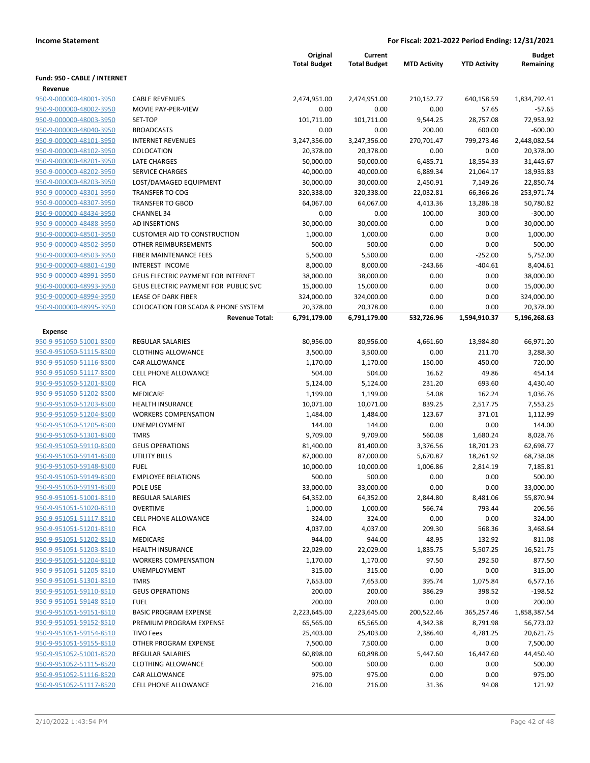**Income Statement** | **For Fiscal: 2021-2022 Period Ending: 12/31/2021**

| | | Original Total Budget | Current Total Budget | MTD Activity | YTD Activity | Budget Remaining |
|---|---|---|---|---|---|---|
| **Fund: 950 - CABLE / INTERNET** | | | | | | |
| **Revenue** | | | | | | |
| 950-9-000000-48001-3950 | CABLE REVENUES | 2,474,951.00 | 2,474,951.00 | 210,152.77 | 640,158.59 | 1,834,792.41 |
| 950-9-000000-48002-3950 | MOVIE PAY-PER-VIEW | 0.00 | 0.00 | 0.00 | 57.65 | -57.65 |
| 950-9-000000-48003-3950 | SET-TOP | 101,711.00 | 101,711.00 | 9,544.25 | 28,757.08 | 72,953.92 |
| 950-9-000000-48040-3950 | BROADCASTS | 0.00 | 0.00 | 200.00 | 600.00 | -600.00 |
| 950-9-000000-48101-3950 | INTERNET REVENUES | 3,247,356.00 | 3,247,356.00 | 270,701.47 | 799,273.46 | 2,448,082.54 |
| 950-9-000000-48102-3950 | COLOCATION | 20,378.00 | 20,378.00 | 0.00 | 0.00 | 20,378.00 |
| 950-9-000000-48201-3950 | LATE CHARGES | 50,000.00 | 50,000.00 | 6,485.71 | 18,554.33 | 31,445.67 |
| 950-9-000000-48202-3950 | SERVICE CHARGES | 40,000.00 | 40,000.00 | 6,889.34 | 21,064.17 | 18,935.83 |
| 950-9-000000-48203-3950 | LOST/DAMAGED EQUIPMENT | 30,000.00 | 30,000.00 | 2,450.91 | 7,149.26 | 22,850.74 |
| 950-9-000000-48301-3950 | TRANSFER TO COG | 320,338.00 | 320,338.00 | 22,032.81 | 66,366.26 | 253,971.74 |
| 950-9-000000-48307-3950 | TRANSFER TO GBOD | 64,067.00 | 64,067.00 | 4,413.36 | 13,286.18 | 50,780.82 |
| 950-9-000000-48434-3950 | CHANNEL 34 | 0.00 | 0.00 | 100.00 | 300.00 | -300.00 |
| 950-9-000000-48488-3950 | AD INSERTIONS | 30,000.00 | 30,000.00 | 0.00 | 0.00 | 30,000.00 |
| 950-9-000000-48501-3950 | CUSTOMER AID TO CONSTRUCTION | 1,000.00 | 1,000.00 | 0.00 | 0.00 | 1,000.00 |
| 950-9-000000-48502-3950 | OTHER REIMBURSEMENTS | 500.00 | 500.00 | 0.00 | 0.00 | 500.00 |
| 950-9-000000-48503-3950 | FIBER MAINTENANCE FEES | 5,500.00 | 5,500.00 | 0.00 | -252.00 | 5,752.00 |
| 950-9-000000-48801-4190 | INTEREST INCOME | 8,000.00 | 8,000.00 | -243.66 | -404.61 | 8,404.61 |
| 950-9-000000-48991-3950 | GEUS ELECTRIC PAYMENT FOR INTERNET | 38,000.00 | 38,000.00 | 0.00 | 0.00 | 38,000.00 |
| 950-9-000000-48993-3950 | GEUS ELECTRIC PAYMENT FOR PUBLIC SVC | 15,000.00 | 15,000.00 | 0.00 | 0.00 | 15,000.00 |
| 950-9-000000-48994-3950 | LEASE OF DARK FIBER | 324,000.00 | 324,000.00 | 0.00 | 0.00 | 324,000.00 |
| 950-9-000000-48995-3950 | COLOCATION FOR SCADA & PHONE SYSTEM | 20,378.00 | 20,378.00 | 0.00 | 0.00 | 20,378.00 |
| | **Revenue Total:** | **6,791,179.00** | **6,791,179.00** | **532,726.96** | **1,594,910.37** | **5,196,268.63** |
| **Expense** | | | | | | |
| 950-9-951050-51001-8500 | REGULAR SALARIES | 80,956.00 | 80,956.00 | 4,661.60 | 13,984.80 | 66,971.20 |
| 950-9-951050-51115-8500 | CLOTHING ALLOWANCE | 3,500.00 | 3,500.00 | 0.00 | 211.70 | 3,288.30 |
| 950-9-951050-51116-8500 | CAR ALLOWANCE | 1,170.00 | 1,170.00 | 150.00 | 450.00 | 720.00 |
| 950-9-951050-51117-8500 | CELL PHONE ALLOWANCE | 504.00 | 504.00 | 16.62 | 49.86 | 454.14 |
| 950-9-951050-51201-8500 | FICA | 5,124.00 | 5,124.00 | 231.20 | 693.60 | 4,430.40 |
| 950-9-951050-51202-8500 | MEDICARE | 1,199.00 | 1,199.00 | 54.08 | 162.24 | 1,036.76 |
| 950-9-951050-51203-8500 | HEALTH INSURANCE | 10,071.00 | 10,071.00 | 839.25 | 2,517.75 | 7,553.25 |
| 950-9-951050-51204-8500 | WORKERS COMPENSATION | 1,484.00 | 1,484.00 | 123.67 | 371.01 | 1,112.99 |
| 950-9-951050-51205-8500 | UNEMPLOYMENT | 144.00 | 144.00 | 0.00 | 0.00 | 144.00 |
| 950-9-951050-51301-8500 | TMRS | 9,709.00 | 9,709.00 | 560.08 | 1,680.24 | 8,028.76 |
| 950-9-951050-59110-8500 | GEUS OPERATIONS | 81,400.00 | 81,400.00 | 3,376.56 | 18,701.23 | 62,698.77 |
| 950-9-951050-59141-8500 | UTILITY BILLS | 87,000.00 | 87,000.00 | 5,670.87 | 18,261.92 | 68,738.08 |
| 950-9-951050-59148-8500 | FUEL | 10,000.00 | 10,000.00 | 1,006.86 | 2,814.19 | 7,185.81 |
| 950-9-951050-59149-8500 | EMPLOYEE RELATIONS | 500.00 | 500.00 | 0.00 | 0.00 | 500.00 |
| 950-9-951050-59191-8500 | POLE USE | 33,000.00 | 33,000.00 | 0.00 | 0.00 | 33,000.00 |
| 950-9-951051-51001-8510 | REGULAR SALARIES | 64,352.00 | 64,352.00 | 2,844.80 | 8,481.06 | 55,870.94 |
| 950-9-951051-51020-8510 | OVERTIME | 1,000.00 | 1,000.00 | 566.74 | 793.44 | 206.56 |
| 950-9-951051-51117-8510 | CELL PHONE ALLOWANCE | 324.00 | 324.00 | 0.00 | 0.00 | 324.00 |
| 950-9-951051-51201-8510 | FICA | 4,037.00 | 4,037.00 | 209.30 | 568.36 | 3,468.64 |
| 950-9-951051-51202-8510 | MEDICARE | 944.00 | 944.00 | 48.95 | 132.92 | 811.08 |
| 950-9-951051-51203-8510 | HEALTH INSURANCE | 22,029.00 | 22,029.00 | 1,835.75 | 5,507.25 | 16,521.75 |
| 950-9-951051-51204-8510 | WORKERS COMPENSATION | 1,170.00 | 1,170.00 | 97.50 | 292.50 | 877.50 |
| 950-9-951051-51205-8510 | UNEMPLOYMENT | 315.00 | 315.00 | 0.00 | 0.00 | 315.00 |
| 950-9-951051-51301-8510 | TMRS | 7,653.00 | 7,653.00 | 395.74 | 1,075.84 | 6,577.16 |
| 950-9-951051-59110-8510 | GEUS OPERATIONS | 200.00 | 200.00 | 386.29 | 398.52 | -198.52 |
| 950-9-951051-59148-8510 | FUEL | 200.00 | 200.00 | 0.00 | 0.00 | 200.00 |
| 950-9-951051-59151-8510 | BASIC PROGRAM EXPENSE | 2,223,645.00 | 2,223,645.00 | 200,522.46 | 365,257.46 | 1,858,387.54 |
| 950-9-951051-59152-8510 | PREMIUM PROGRAM EXPENSE | 65,565.00 | 65,565.00 | 4,342.38 | 8,791.98 | 56,773.02 |
| 950-9-951051-59154-8510 | TIVO Fees | 25,403.00 | 25,403.00 | 2,386.40 | 4,781.25 | 20,621.75 |
| 950-9-951051-59155-8510 | OTHER PROGRAM EXPENSE | 7,500.00 | 7,500.00 | 0.00 | 0.00 | 7,500.00 |
| 950-9-951052-51001-8520 | REGULAR SALARIES | 60,898.00 | 60,898.00 | 5,447.60 | 16,447.60 | 44,450.40 |
| 950-9-951052-51115-8520 | CLOTHING ALLOWANCE | 500.00 | 500.00 | 0.00 | 0.00 | 500.00 |
| 950-9-951052-51116-8520 | CAR ALLOWANCE | 975.00 | 975.00 | 0.00 | 0.00 | 975.00 |
| 950-9-951052-51117-8520 | CELL PHONE ALLOWANCE | 216.00 | 216.00 | 31.36 | 94.08 | 121.92 |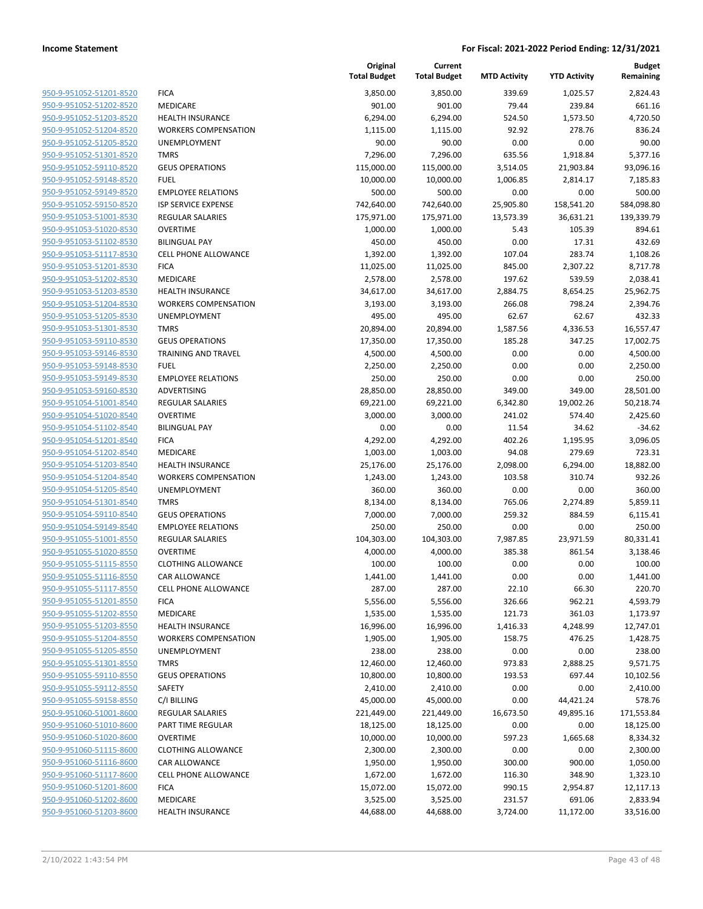| | | Original Total Budget | Current Total Budget | MTD Activity | YTD Activity | Budget Remaining |
|---|---|---|---|---|---|---|
| 950-9-951052-51201-8520 | FICA | 3,850.00 | 3,850.00 | 339.69 | 1,025.57 | 2,824.43 |
| 950-9-951052-51202-8520 | MEDICARE | 901.00 | 901.00 | 79.44 | 239.84 | 661.16 |
| 950-9-951052-51203-8520 | HEALTH INSURANCE | 6,294.00 | 6,294.00 | 524.50 | 1,573.50 | 4,720.50 |
| 950-9-951052-51204-8520 | WORKERS COMPENSATION | 1,115.00 | 1,115.00 | 92.92 | 278.76 | 836.24 |
| 950-9-951052-51205-8520 | UNEMPLOYMENT | 90.00 | 90.00 | 0.00 | 0.00 | 90.00 |
| 950-9-951052-51301-8520 | TMRS | 7,296.00 | 7,296.00 | 635.56 | 1,918.84 | 5,377.16 |
| 950-9-951052-59110-8520 | GEUS OPERATIONS | 115,000.00 | 115,000.00 | 3,514.05 | 21,903.84 | 93,096.16 |
| 950-9-951052-59148-8520 | FUEL | 10,000.00 | 10,000.00 | 1,006.85 | 2,814.17 | 7,185.83 |
| 950-9-951052-59149-8520 | EMPLOYEE RELATIONS | 500.00 | 500.00 | 0.00 | 0.00 | 500.00 |
| 950-9-951052-59150-8520 | ISP SERVICE EXPENSE | 742,640.00 | 742,640.00 | 25,905.80 | 158,541.20 | 584,098.80 |
| 950-9-951053-51001-8530 | REGULAR SALARIES | 175,971.00 | 175,971.00 | 13,573.39 | 36,631.21 | 139,339.79 |
| 950-9-951053-51020-8530 | OVERTIME | 1,000.00 | 1,000.00 | 5.43 | 105.39 | 894.61 |
| 950-9-951053-51102-8530 | BILINGUAL PAY | 450.00 | 450.00 | 0.00 | 17.31 | 432.69 |
| 950-9-951053-51117-8530 | CELL PHONE ALLOWANCE | 1,392.00 | 1,392.00 | 107.04 | 283.74 | 1,108.26 |
| 950-9-951053-51201-8530 | FICA | 11,025.00 | 11,025.00 | 845.00 | 2,307.22 | 8,717.78 |
| 950-9-951053-51202-8530 | MEDICARE | 2,578.00 | 2,578.00 | 197.62 | 539.59 | 2,038.41 |
| 950-9-951053-51203-8530 | HEALTH INSURANCE | 34,617.00 | 34,617.00 | 2,884.75 | 8,654.25 | 25,962.75 |
| 950-9-951053-51204-8530 | WORKERS COMPENSATION | 3,193.00 | 3,193.00 | 266.08 | 798.24 | 2,394.76 |
| 950-9-951053-51205-8530 | UNEMPLOYMENT | 495.00 | 495.00 | 62.67 | 62.67 | 432.33 |
| 950-9-951053-51301-8530 | TMRS | 20,894.00 | 20,894.00 | 1,587.56 | 4,336.53 | 16,557.47 |
| 950-9-951053-59110-8530 | GEUS OPERATIONS | 17,350.00 | 17,350.00 | 185.28 | 347.25 | 17,002.75 |
| 950-9-951053-59146-8530 | TRAINING AND TRAVEL | 4,500.00 | 4,500.00 | 0.00 | 0.00 | 4,500.00 |
| 950-9-951053-59148-8530 | FUEL | 2,250.00 | 2,250.00 | 0.00 | 0.00 | 2,250.00 |
| 950-9-951053-59149-8530 | EMPLOYEE RELATIONS | 250.00 | 250.00 | 0.00 | 0.00 | 250.00 |
| 950-9-951053-59160-8530 | ADVERTISING | 28,850.00 | 28,850.00 | 349.00 | 349.00 | 28,501.00 |
| 950-9-951054-51001-8540 | REGULAR SALARIES | 69,221.00 | 69,221.00 | 6,342.80 | 19,002.26 | 50,218.74 |
| 950-9-951054-51020-8540 | OVERTIME | 3,000.00 | 3,000.00 | 241.02 | 574.40 | 2,425.60 |
| 950-9-951054-51102-8540 | BILINGUAL PAY | 0.00 | 0.00 | 11.54 | 34.62 | -34.62 |
| 950-9-951054-51201-8540 | FICA | 4,292.00 | 4,292.00 | 402.26 | 1,195.95 | 3,096.05 |
| 950-9-951054-51202-8540 | MEDICARE | 1,003.00 | 1,003.00 | 94.08 | 279.69 | 723.31 |
| 950-9-951054-51203-8540 | HEALTH INSURANCE | 25,176.00 | 25,176.00 | 2,098.00 | 6,294.00 | 18,882.00 |
| 950-9-951054-51204-8540 | WORKERS COMPENSATION | 1,243.00 | 1,243.00 | 103.58 | 310.74 | 932.26 |
| 950-9-951054-51205-8540 | UNEMPLOYMENT | 360.00 | 360.00 | 0.00 | 0.00 | 360.00 |
| 950-9-951054-51301-8540 | TMRS | 8,134.00 | 8,134.00 | 765.06 | 2,274.89 | 5,859.11 |
| 950-9-951054-59110-8540 | GEUS OPERATIONS | 7,000.00 | 7,000.00 | 259.32 | 884.59 | 6,115.41 |
| 950-9-951054-59149-8540 | EMPLOYEE RELATIONS | 250.00 | 250.00 | 0.00 | 0.00 | 250.00 |
| 950-9-951055-51001-8550 | REGULAR SALARIES | 104,303.00 | 104,303.00 | 7,987.85 | 23,971.59 | 80,331.41 |
| 950-9-951055-51020-8550 | OVERTIME | 4,000.00 | 4,000.00 | 385.38 | 861.54 | 3,138.46 |
| 950-9-951055-51115-8550 | CLOTHING ALLOWANCE | 100.00 | 100.00 | 0.00 | 0.00 | 100.00 |
| 950-9-951055-51116-8550 | CAR ALLOWANCE | 1,441.00 | 1,441.00 | 0.00 | 0.00 | 1,441.00 |
| 950-9-951055-51117-8550 | CELL PHONE ALLOWANCE | 287.00 | 287.00 | 22.10 | 66.30 | 220.70 |
| 950-9-951055-51201-8550 | FICA | 5,556.00 | 5,556.00 | 326.66 | 962.21 | 4,593.79 |
| 950-9-951055-51202-8550 | MEDICARE | 1,535.00 | 1,535.00 | 121.73 | 361.03 | 1,173.97 |
| 950-9-951055-51203-8550 | HEALTH INSURANCE | 16,996.00 | 16,996.00 | 1,416.33 | 4,248.99 | 12,747.01 |
| 950-9-951055-51204-8550 | WORKERS COMPENSATION | 1,905.00 | 1,905.00 | 158.75 | 476.25 | 1,428.75 |
| 950-9-951055-51205-8550 | UNEMPLOYMENT | 238.00 | 238.00 | 0.00 | 0.00 | 238.00 |
| 950-9-951055-51301-8550 | TMRS | 12,460.00 | 12,460.00 | 973.83 | 2,888.25 | 9,571.75 |
| 950-9-951055-59110-8550 | GEUS OPERATIONS | 10,800.00 | 10,800.00 | 193.53 | 697.44 | 10,102.56 |
| 950-9-951055-59112-8550 | SAFETY | 2,410.00 | 2,410.00 | 0.00 | 0.00 | 2,410.00 |
| 950-9-951055-59158-8550 | C/I BILLING | 45,000.00 | 45,000.00 | 0.00 | 44,421.24 | 578.76 |
| 950-9-951060-51001-8600 | REGULAR SALARIES | 221,449.00 | 221,449.00 | 16,673.50 | 49,895.16 | 171,553.84 |
| 950-9-951060-51010-8600 | PART TIME REGULAR | 18,125.00 | 18,125.00 | 0.00 | 0.00 | 18,125.00 |
| 950-9-951060-51020-8600 | OVERTIME | 10,000.00 | 10,000.00 | 597.23 | 1,665.68 | 8,334.32 |
| 950-9-951060-51115-8600 | CLOTHING ALLOWANCE | 2,300.00 | 2,300.00 | 0.00 | 0.00 | 2,300.00 |
| 950-9-951060-51116-8600 | CAR ALLOWANCE | 1,950.00 | 1,950.00 | 300.00 | 900.00 | 1,050.00 |
| 950-9-951060-51117-8600 | CELL PHONE ALLOWANCE | 1,672.00 | 1,672.00 | 116.30 | 348.90 | 1,323.10 |
| 950-9-951060-51201-8600 | FICA | 15,072.00 | 15,072.00 | 990.15 | 2,954.87 | 12,117.13 |
| 950-9-951060-51202-8600 | MEDICARE | 3,525.00 | 3,525.00 | 231.57 | 691.06 | 2,833.94 |
| 950-9-951060-51203-8600 | HEALTH INSURANCE | 44,688.00 | 44,688.00 | 3,724.00 | 11,172.00 | 33,516.00 |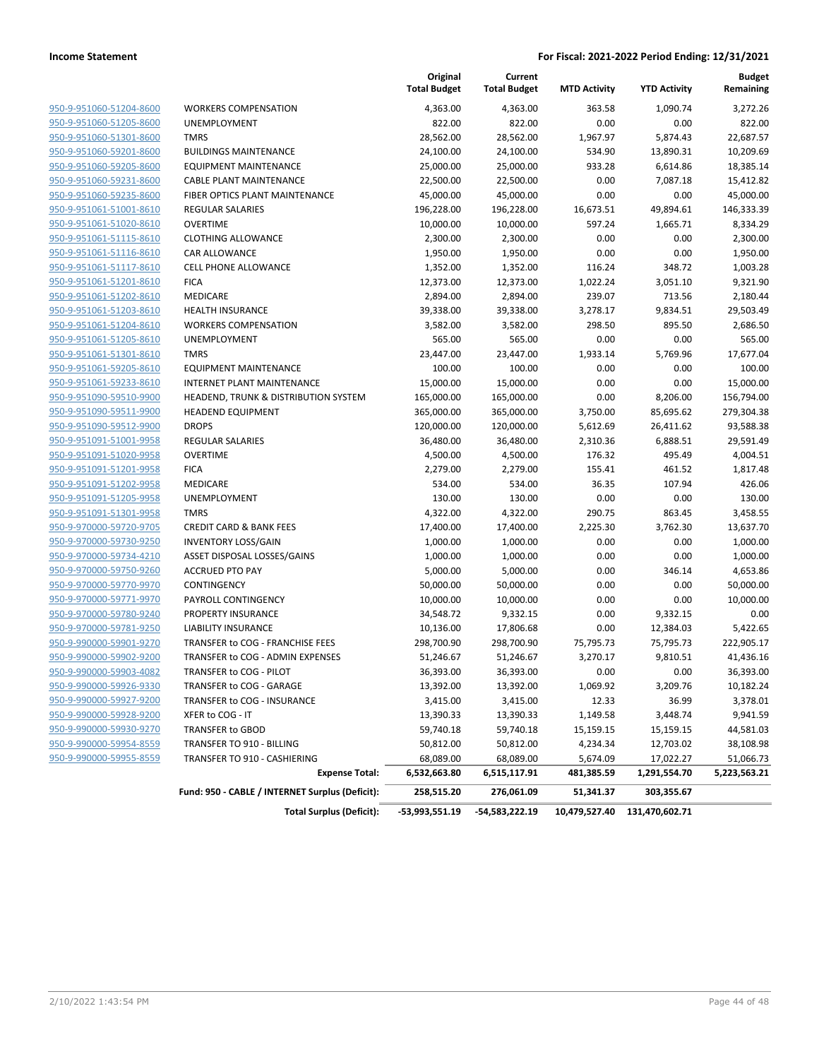**Income Statement** | **For Fiscal: 2021-2022 Period Ending: 12/31/2021**

| | | Original Total Budget | Current Total Budget | MTD Activity | YTD Activity | Budget Remaining |
|---|---|---|---|---|---|---|
| 950-9-951060-51204-8600 | WORKERS COMPENSATION | 4,363.00 | 4,363.00 | 363.58 | 1,090.74 | 3,272.26 |
| 950-9-951060-51205-8600 | UNEMPLOYMENT | 822.00 | 822.00 | 0.00 | 0.00 | 822.00 |
| 950-9-951060-51301-8600 | TMRS | 28,562.00 | 28,562.00 | 1,967.97 | 5,874.43 | 22,687.57 |
| 950-9-951060-59201-8600 | BUILDINGS MAINTENANCE | 24,100.00 | 24,100.00 | 534.90 | 13,890.31 | 10,209.69 |
| 950-9-951060-59205-8600 | EQUIPMENT MAINTENANCE | 25,000.00 | 25,000.00 | 933.28 | 6,614.86 | 18,385.14 |
| 950-9-951060-59231-8600 | CABLE PLANT MAINTENANCE | 22,500.00 | 22,500.00 | 0.00 | 7,087.18 | 15,412.82 |
| 950-9-951060-59235-8600 | FIBER OPTICS PLANT MAINTENANCE | 45,000.00 | 45,000.00 | 0.00 | 0.00 | 45,000.00 |
| 950-9-951061-51001-8610 | REGULAR SALARIES | 196,228.00 | 196,228.00 | 16,673.51 | 49,894.61 | 146,333.39 |
| 950-9-951061-51020-8610 | OVERTIME | 10,000.00 | 10,000.00 | 597.24 | 1,665.71 | 8,334.29 |
| 950-9-951061-51115-8610 | CLOTHING ALLOWANCE | 2,300.00 | 2,300.00 | 0.00 | 0.00 | 2,300.00 |
| 950-9-951061-51116-8610 | CAR ALLOWANCE | 1,950.00 | 1,950.00 | 0.00 | 0.00 | 1,950.00 |
| 950-9-951061-51117-8610 | CELL PHONE ALLOWANCE | 1,352.00 | 1,352.00 | 116.24 | 348.72 | 1,003.28 |
| 950-9-951061-51201-8610 | FICA | 12,373.00 | 12,373.00 | 1,022.24 | 3,051.10 | 9,321.90 |
| 950-9-951061-51202-8610 | MEDICARE | 2,894.00 | 2,894.00 | 239.07 | 713.56 | 2,180.44 |
| 950-9-951061-51203-8610 | HEALTH INSURANCE | 39,338.00 | 39,338.00 | 3,278.17 | 9,834.51 | 29,503.49 |
| 950-9-951061-51204-8610 | WORKERS COMPENSATION | 3,582.00 | 3,582.00 | 298.50 | 895.50 | 2,686.50 |
| 950-9-951061-51205-8610 | UNEMPLOYMENT | 565.00 | 565.00 | 0.00 | 0.00 | 565.00 |
| 950-9-951061-51301-8610 | TMRS | 23,447.00 | 23,447.00 | 1,933.14 | 5,769.96 | 17,677.04 |
| 950-9-951061-59205-8610 | EQUIPMENT MAINTENANCE | 100.00 | 100.00 | 0.00 | 0.00 | 100.00 |
| 950-9-951061-59233-8610 | INTERNET PLANT MAINTENANCE | 15,000.00 | 15,000.00 | 0.00 | 0.00 | 15,000.00 |
| 950-9-951090-59510-9900 | HEADEND, TRUNK & DISTRIBUTION SYSTEM | 165,000.00 | 165,000.00 | 0.00 | 8,206.00 | 156,794.00 |
| 950-9-951090-59511-9900 | HEADEND EQUIPMENT | 365,000.00 | 365,000.00 | 3,750.00 | 85,695.62 | 279,304.38 |
| 950-9-951090-59512-9900 | DROPS | 120,000.00 | 120,000.00 | 5,612.69 | 26,411.62 | 93,588.38 |
| 950-9-951091-51001-9958 | REGULAR SALARIES | 36,480.00 | 36,480.00 | 2,310.36 | 6,888.51 | 29,591.49 |
| 950-9-951091-51020-9958 | OVERTIME | 4,500.00 | 4,500.00 | 176.32 | 495.49 | 4,004.51 |
| 950-9-951091-51201-9958 | FICA | 2,279.00 | 2,279.00 | 155.41 | 461.52 | 1,817.48 |
| 950-9-951091-51202-9958 | MEDICARE | 534.00 | 534.00 | 36.35 | 107.94 | 426.06 |
| 950-9-951091-51205-9958 | UNEMPLOYMENT | 130.00 | 130.00 | 0.00 | 0.00 | 130.00 |
| 950-9-951091-51301-9958 | TMRS | 4,322.00 | 4,322.00 | 290.75 | 863.45 | 3,458.55 |
| 950-9-970000-59720-9705 | CREDIT CARD & BANK FEES | 17,400.00 | 17,400.00 | 2,225.30 | 3,762.30 | 13,637.70 |
| 950-9-970000-59730-9250 | INVENTORY LOSS/GAIN | 1,000.00 | 1,000.00 | 0.00 | 0.00 | 1,000.00 |
| 950-9-970000-59734-4210 | ASSET DISPOSAL LOSSES/GAINS | 1,000.00 | 1,000.00 | 0.00 | 0.00 | 1,000.00 |
| 950-9-970000-59750-9260 | ACCRUED PTO PAY | 5,000.00 | 5,000.00 | 0.00 | 346.14 | 4,653.86 |
| 950-9-970000-59770-9970 | CONTINGENCY | 50,000.00 | 50,000.00 | 0.00 | 0.00 | 50,000.00 |
| 950-9-970000-59771-9970 | PAYROLL CONTINGENCY | 10,000.00 | 10,000.00 | 0.00 | 0.00 | 10,000.00 |
| 950-9-970000-59780-9240 | PROPERTY INSURANCE | 34,548.72 | 9,332.15 | 0.00 | 9,332.15 | 0.00 |
| 950-9-970000-59781-9250 | LIABILITY INSURANCE | 10,136.00 | 17,806.68 | 0.00 | 12,384.03 | 5,422.65 |
| 950-9-990000-59901-9270 | TRANSFER to COG - FRANCHISE FEES | 298,700.90 | 298,700.90 | 75,795.73 | 75,795.73 | 222,905.17 |
| 950-9-990000-59902-9200 | TRANSFER to COG - ADMIN EXPENSES | 51,246.67 | 51,246.67 | 3,270.17 | 9,810.51 | 41,436.16 |
| 950-9-990000-59903-4082 | TRANSFER to COG - PILOT | 36,393.00 | 36,393.00 | 0.00 | 0.00 | 36,393.00 |
| 950-9-990000-59926-9330 | TRANSFER to COG - GARAGE | 13,392.00 | 13,392.00 | 1,069.92 | 3,209.76 | 10,182.24 |
| 950-9-990000-59927-9200 | TRANSFER to COG - INSURANCE | 3,415.00 | 3,415.00 | 12.33 | 36.99 | 3,378.01 |
| 950-9-990000-59928-9200 | XFER to COG - IT | 13,390.33 | 13,390.33 | 1,149.58 | 3,448.74 | 9,941.59 |
| 950-9-990000-59930-9270 | TRANSFER to GBOD | 59,740.18 | 59,740.18 | 15,159.15 | 15,159.15 | 44,581.03 |
| 950-9-990000-59954-8559 | TRANSFER TO 910 - BILLING | 50,812.00 | 50,812.00 | 4,234.34 | 12,703.02 | 38,108.98 |
| 950-9-990000-59955-8559 | TRANSFER TO 910 - CASHIERING | 68,089.00 | 68,089.00 | 5,674.09 | 17,022.27 | 51,066.73 |
| | **Expense Total:** | **6,532,663.80** | **6,515,117.91** | **481,385.59** | **1,291,554.70** | **5,223,563.21** |
| | **Fund: 950 - CABLE / INTERNET Surplus (Deficit):** | **258,515.20** | **276,061.09** | **51,341.37** | **303,355.67** | |
| | **Total Surplus (Deficit):** | **-53,993,551.19** | **-54,583,222.19** | **10,479,527.40** | **131,470,602.71** | |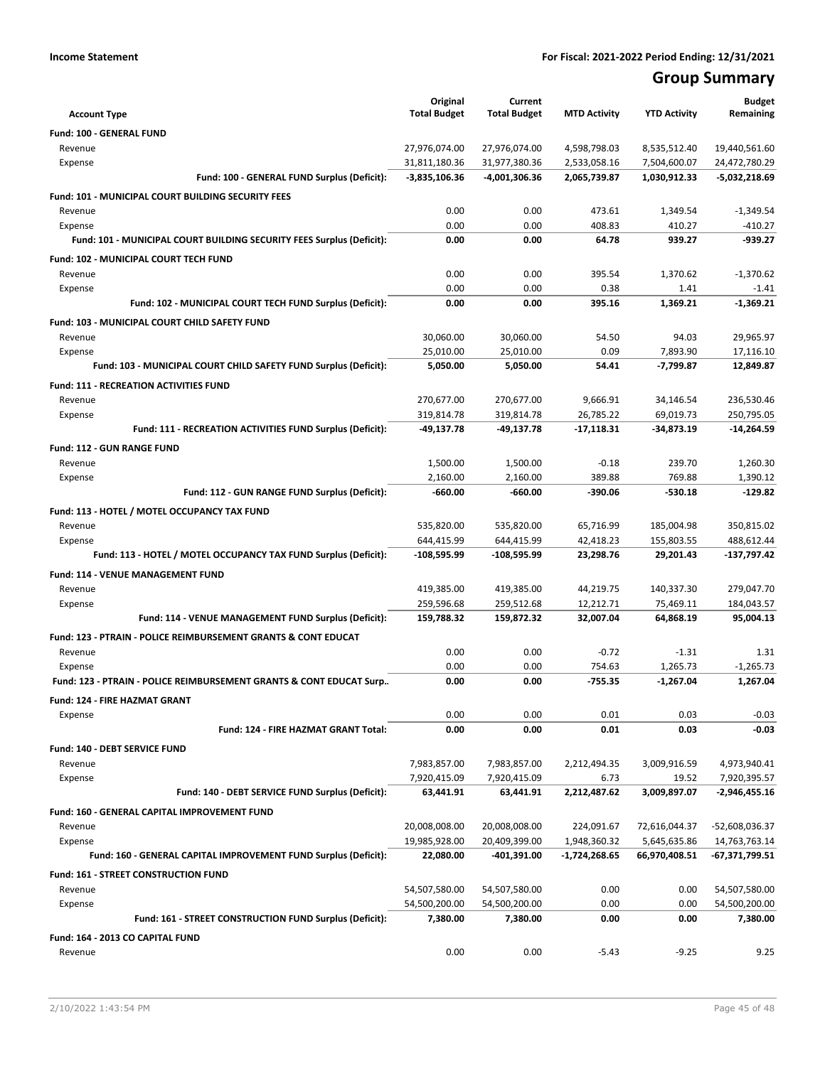**Income Statement** | **For Fiscal: 2021-2022 Period Ending: 12/31/2021**

# Group Summary

| Account Type | Original Total Budget | Current Total Budget | MTD Activity | YTD Activity | Budget Remaining |
|---|---|---|---|---|---|
| **Fund: 100 - GENERAL FUND** | | | | | |
| Revenue | 27,976,074.00 | 27,976,074.00 | 4,598,798.03 | 8,535,512.40 | 19,440,561.60 |
| Expense | 31,811,180.36 | 31,977,380.36 | 2,533,058.16 | 7,504,600.07 | 24,472,780.29 |
| **Fund: 100 - GENERAL FUND Surplus (Deficit):** | **-3,835,106.36** | **-4,001,306.36** | **2,065,739.87** | **1,030,912.33** | **-5,032,218.69** |
| **Fund: 101 - MUNICIPAL COURT BUILDING SECURITY FEES** | | | | | |
| Revenue | 0.00 | 0.00 | 473.61 | 1,349.54 | -1,349.54 |
| Expense | 0.00 | 0.00 | 408.83 | 410.27 | -410.27 |
| **Fund: 101 - MUNICIPAL COURT BUILDING SECURITY FEES Surplus (Deficit):** | **0.00** | **0.00** | **64.78** | **939.27** | **-939.27** |
| **Fund: 102 - MUNICIPAL COURT TECH FUND** | | | | | |
| Revenue | 0.00 | 0.00 | 395.54 | 1,370.62 | -1,370.62 |
| Expense | 0.00 | 0.00 | 0.38 | 1.41 | -1.41 |
| **Fund: 102 - MUNICIPAL COURT TECH FUND Surplus (Deficit):** | **0.00** | **0.00** | **395.16** | **1,369.21** | **-1,369.21** |
| **Fund: 103 - MUNICIPAL COURT CHILD SAFETY FUND** | | | | | |
| Revenue | 30,060.00 | 30,060.00 | 54.50 | 94.03 | 29,965.97 |
| Expense | 25,010.00 | 25,010.00 | 0.09 | 7,893.90 | 17,116.10 |
| **Fund: 103 - MUNICIPAL COURT CHILD SAFETY FUND Surplus (Deficit):** | **5,050.00** | **5,050.00** | **54.41** | **-7,799.87** | **12,849.87** |
| **Fund: 111 - RECREATION ACTIVITIES FUND** | | | | | |
| Revenue | 270,677.00 | 270,677.00 | 9,666.91 | 34,146.54 | 236,530.46 |
| Expense | 319,814.78 | 319,814.78 | 26,785.22 | 69,019.73 | 250,795.05 |
| **Fund: 111 - RECREATION ACTIVITIES FUND Surplus (Deficit):** | **-49,137.78** | **-49,137.78** | **-17,118.31** | **-34,873.19** | **-14,264.59** |
| **Fund: 112 - GUN RANGE FUND** | | | | | |
| Revenue | 1,500.00 | 1,500.00 | -0.18 | 239.70 | 1,260.30 |
| Expense | 2,160.00 | 2,160.00 | 389.88 | 769.88 | 1,390.12 |
| **Fund: 112 - GUN RANGE FUND Surplus (Deficit):** | **-660.00** | **-660.00** | **-390.06** | **-530.18** | **-129.82** |
| **Fund: 113 - HOTEL / MOTEL OCCUPANCY TAX FUND** | | | | | |
| Revenue | 535,820.00 | 535,820.00 | 65,716.99 | 185,004.98 | 350,815.02 |
| Expense | 644,415.99 | 644,415.99 | 42,418.23 | 155,803.55 | 488,612.44 |
| **Fund: 113 - HOTEL / MOTEL OCCUPANCY TAX FUND Surplus (Deficit):** | **-108,595.99** | **-108,595.99** | **23,298.76** | **29,201.43** | **-137,797.42** |
| **Fund: 114 - VENUE MANAGEMENT FUND** | | | | | |
| Revenue | 419,385.00 | 419,385.00 | 44,219.75 | 140,337.30 | 279,047.70 |
| Expense | 259,596.68 | 259,512.68 | 12,212.71 | 75,469.11 | 184,043.57 |
| **Fund: 114 - VENUE MANAGEMENT FUND Surplus (Deficit):** | **159,788.32** | **159,872.32** | **32,007.04** | **64,868.19** | **95,004.13** |
| **Fund: 123 - PTRAIN - POLICE REIMBURSEMENT GRANTS & CONT EDUCAT** | | | | | |
| Revenue | 0.00 | 0.00 | -0.72 | -1.31 | 1.31 |
| Expense | 0.00 | 0.00 | 754.63 | 1,265.73 | -1,265.73 |
| **Fund: 123 - PTRAIN - POLICE REIMBURSEMENT GRANTS & CONT EDUCAT Surp..** | **0.00** | **0.00** | **-755.35** | **-1,267.04** | **1,267.04** |
| **Fund: 124 - FIRE HAZMAT GRANT** | | | | | |
| Expense | 0.00 | 0.00 | 0.01 | 0.03 | -0.03 |
| **Fund: 124 - FIRE HAZMAT GRANT Total:** | **0.00** | **0.00** | **0.01** | **0.03** | **-0.03** |
| **Fund: 140 - DEBT SERVICE FUND** | | | | | |
| Revenue | 7,983,857.00 | 7,983,857.00 | 2,212,494.35 | 3,009,916.59 | 4,973,940.41 |
| Expense | 7,920,415.09 | 7,920,415.09 | 6.73 | 19.52 | 7,920,395.57 |
| **Fund: 140 - DEBT SERVICE FUND Surplus (Deficit):** | **63,441.91** | **63,441.91** | **2,212,487.62** | **3,009,897.07** | **-2,946,455.16** |
| **Fund: 160 - GENERAL CAPITAL IMPROVEMENT FUND** | | | | | |
| Revenue | 20,008,008.00 | 20,008,008.00 | 224,091.67 | 72,616,044.37 | -52,608,036.37 |
| Expense | 19,985,928.00 | 20,409,399.00 | 1,948,360.32 | 5,645,635.86 | 14,763,763.14 |
| **Fund: 160 - GENERAL CAPITAL IMPROVEMENT FUND Surplus (Deficit):** | **22,080.00** | **-401,391.00** | **-1,724,268.65** | **66,970,408.51** | **-67,371,799.51** |
| **Fund: 161 - STREET CONSTRUCTION FUND** | | | | | |
| Revenue | 54,507,580.00 | 54,507,580.00 | 0.00 | 0.00 | 54,507,580.00 |
| Expense | 54,500,200.00 | 54,500,200.00 | 0.00 | 0.00 | 54,500,200.00 |
| **Fund: 161 - STREET CONSTRUCTION FUND Surplus (Deficit):** | **7,380.00** | **7,380.00** | **0.00** | **0.00** | **7,380.00** |
| **Fund: 164 - 2013 CO CAPITAL FUND** | | | | | |
| Revenue | 0.00 | 0.00 | -5.43 | -9.25 | 9.25 |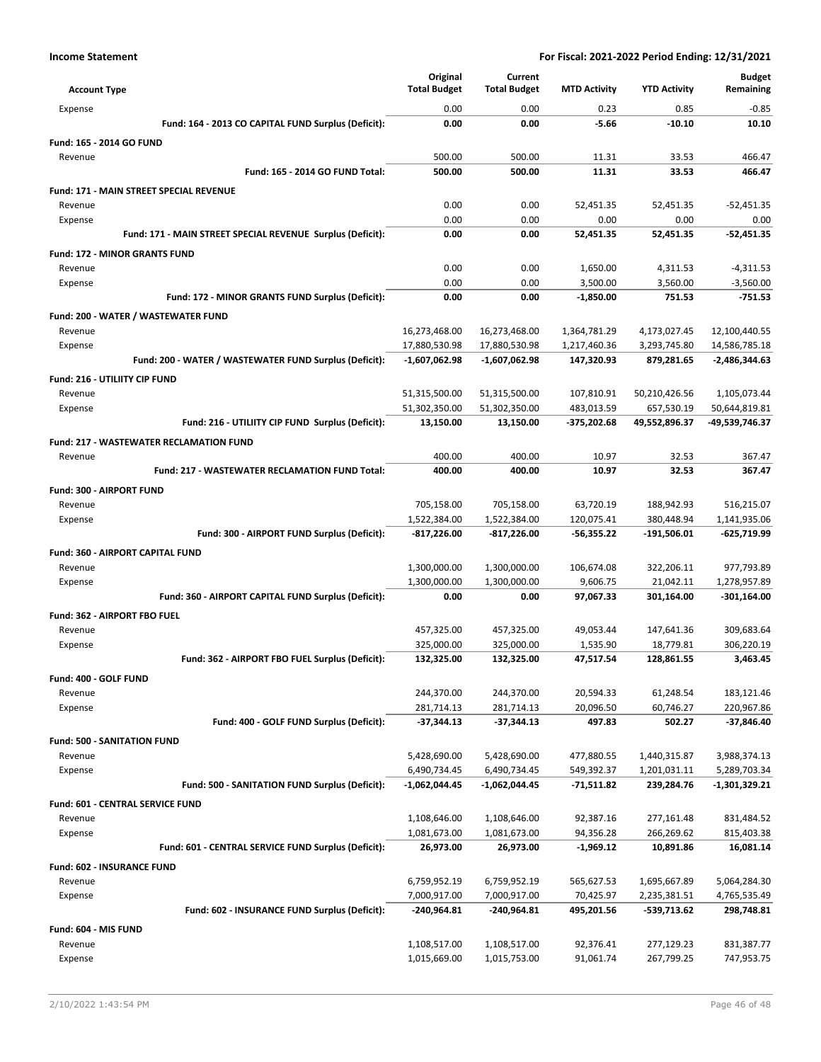**Income Statement** — For Fiscal: 2021-2022 Period Ending: 12/31/2021

| Account Type | Original Total Budget | Current Total Budget | MTD Activity | YTD Activity | Budget Remaining |
|---|---|---|---|---|---|
| Expense | 0.00 | 0.00 | 0.23 | 0.85 | -0.85 |
| **Fund: 164 - 2013 CO CAPITAL FUND Surplus (Deficit):** | **0.00** | **0.00** | **-5.66** | **-10.10** | **10.10** |
| **Fund: 165 - 2014 GO FUND** | | | | | |
| Revenue | 500.00 | 500.00 | 11.31 | 33.53 | 466.47 |
| **Fund: 165 - 2014 GO FUND Total:** | **500.00** | **500.00** | **11.31** | **33.53** | **466.47** |
| **Fund: 171 - MAIN STREET SPECIAL REVENUE** | | | | | |
| Revenue | 0.00 | 0.00 | 52,451.35 | 52,451.35 | -52,451.35 |
| Expense | 0.00 | 0.00 | 0.00 | 0.00 | 0.00 |
| **Fund: 171 - MAIN STREET SPECIAL REVENUE Surplus (Deficit):** | **0.00** | **0.00** | **52,451.35** | **52,451.35** | **-52,451.35** |
| **Fund: 172 - MINOR GRANTS FUND** | | | | | |
| Revenue | 0.00 | 0.00 | 1,650.00 | 4,311.53 | -4,311.53 |
| Expense | 0.00 | 0.00 | 3,500.00 | 3,560.00 | -3,560.00 |
| **Fund: 172 - MINOR GRANTS FUND Surplus (Deficit):** | **0.00** | **0.00** | **-1,850.00** | **751.53** | **-751.53** |
| **Fund: 200 - WATER / WASTEWATER FUND** | | | | | |
| Revenue | 16,273,468.00 | 16,273,468.00 | 1,364,781.29 | 4,173,027.45 | 12,100,440.55 |
| Expense | 17,880,530.98 | 17,880,530.98 | 1,217,460.36 | 3,293,745.80 | 14,586,785.18 |
| **Fund: 200 - WATER / WASTEWATER FUND Surplus (Deficit):** | **-1,607,062.98** | **-1,607,062.98** | **147,320.93** | **879,281.65** | **-2,486,344.63** |
| **Fund: 216 - UTILIITY CIP FUND** | | | | | |
| Revenue | 51,315,500.00 | 51,315,500.00 | 107,810.91 | 50,210,426.56 | 1,105,073.44 |
| Expense | 51,302,350.00 | 51,302,350.00 | 483,013.59 | 657,530.19 | 50,644,819.81 |
| **Fund: 216 - UTILIITY CIP FUND Surplus (Deficit):** | **13,150.00** | **13,150.00** | **-375,202.68** | **49,552,896.37** | **-49,539,746.37** |
| **Fund: 217 - WASTEWATER RECLAMATION FUND** | | | | | |
| Revenue | 400.00 | 400.00 | 10.97 | 32.53 | 367.47 |
| **Fund: 217 - WASTEWATER RECLAMATION FUND Total:** | **400.00** | **400.00** | **10.97** | **32.53** | **367.47** |
| **Fund: 300 - AIRPORT FUND** | | | | | |
| Revenue | 705,158.00 | 705,158.00 | 63,720.19 | 188,942.93 | 516,215.07 |
| Expense | 1,522,384.00 | 1,522,384.00 | 120,075.41 | 380,448.94 | 1,141,935.06 |
| **Fund: 300 - AIRPORT FUND Surplus (Deficit):** | **-817,226.00** | **-817,226.00** | **-56,355.22** | **-191,506.01** | **-625,719.99** |
| **Fund: 360 - AIRPORT CAPITAL FUND** | | | | | |
| Revenue | 1,300,000.00 | 1,300,000.00 | 106,674.08 | 322,206.11 | 977,793.89 |
| Expense | 1,300,000.00 | 1,300,000.00 | 9,606.75 | 21,042.11 | 1,278,957.89 |
| **Fund: 360 - AIRPORT CAPITAL FUND Surplus (Deficit):** | **0.00** | **0.00** | **97,067.33** | **301,164.00** | **-301,164.00** |
| **Fund: 362 - AIRPORT FBO FUEL** | | | | | |
| Revenue | 457,325.00 | 457,325.00 | 49,053.44 | 147,641.36 | 309,683.64 |
| Expense | 325,000.00 | 325,000.00 | 1,535.90 | 18,779.81 | 306,220.19 |
| **Fund: 362 - AIRPORT FBO FUEL Surplus (Deficit):** | **132,325.00** | **132,325.00** | **47,517.54** | **128,861.55** | **3,463.45** |
| **Fund: 400 - GOLF FUND** | | | | | |
| Revenue | 244,370.00 | 244,370.00 | 20,594.33 | 61,248.54 | 183,121.46 |
| Expense | 281,714.13 | 281,714.13 | 20,096.50 | 60,746.27 | 220,967.86 |
| **Fund: 400 - GOLF FUND Surplus (Deficit):** | **-37,344.13** | **-37,344.13** | **497.83** | **502.27** | **-37,846.40** |
| **Fund: 500 - SANITATION FUND** | | | | | |
| Revenue | 5,428,690.00 | 5,428,690.00 | 477,880.55 | 1,440,315.87 | 3,988,374.13 |
| Expense | 6,490,734.45 | 6,490,734.45 | 549,392.37 | 1,201,031.11 | 5,289,703.34 |
| **Fund: 500 - SANITATION FUND Surplus (Deficit):** | **-1,062,044.45** | **-1,062,044.45** | **-71,511.82** | **239,284.76** | **-1,301,329.21** |
| **Fund: 601 - CENTRAL SERVICE FUND** | | | | | |
| Revenue | 1,108,646.00 | 1,108,646.00 | 92,387.16 | 277,161.48 | 831,484.52 |
| Expense | 1,081,673.00 | 1,081,673.00 | 94,356.28 | 266,269.62 | 815,403.38 |
| **Fund: 601 - CENTRAL SERVICE FUND Surplus (Deficit):** | **26,973.00** | **26,973.00** | **-1,969.12** | **10,891.86** | **16,081.14** |
| **Fund: 602 - INSURANCE FUND** | | | | | |
| Revenue | 6,759,952.19 | 6,759,952.19 | 565,627.53 | 1,695,667.89 | 5,064,284.30 |
| Expense | 7,000,917.00 | 7,000,917.00 | 70,425.97 | 2,235,381.51 | 4,765,535.49 |
| **Fund: 602 - INSURANCE FUND Surplus (Deficit):** | **-240,964.81** | **-240,964.81** | **495,201.56** | **-539,713.62** | **298,748.81** |
| **Fund: 604 - MIS FUND** | | | | | |
| Revenue | 1,108,517.00 | 1,108,517.00 | 92,376.41 | 277,129.23 | 831,387.77 |
| Expense | 1,015,669.00 | 1,015,753.00 | 91,061.74 | 267,799.25 | 747,953.75 |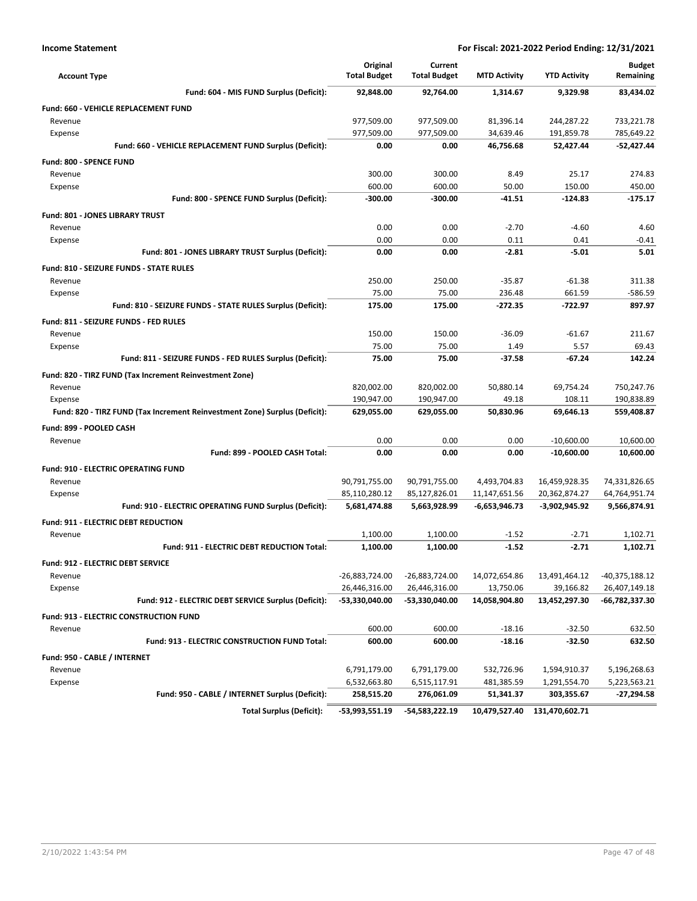**Income Statement** — **For Fiscal: 2021-2022 Period Ending: 12/31/2021**

| Account Type | Original Total Budget | Current Total Budget | MTD Activity | YTD Activity | Budget Remaining |
|---|---|---|---|---|---|
| **Fund: 604 - MIS FUND Surplus (Deficit):** | **92,848.00** | **92,764.00** | **1,314.67** | **9,329.98** | **83,434.02** |
| **Fund: 660 - VEHICLE REPLACEMENT FUND** | | | | | |
| Revenue | 977,509.00 | 977,509.00 | 81,396.14 | 244,287.22 | 733,221.78 |
| Expense | 977,509.00 | 977,509.00 | 34,639.46 | 191,859.78 | 785,649.22 |
| **Fund: 660 - VEHICLE REPLACEMENT FUND Surplus (Deficit):** | **0.00** | **0.00** | **46,756.68** | **52,427.44** | **-52,427.44** |
| **Fund: 800 - SPENCE FUND** | | | | | |
| Revenue | 300.00 | 300.00 | 8.49 | 25.17 | 274.83 |
| Expense | 600.00 | 600.00 | 50.00 | 150.00 | 450.00 |
| **Fund: 800 - SPENCE FUND Surplus (Deficit):** | **-300.00** | **-300.00** | **-41.51** | **-124.83** | **-175.17** |
| **Fund: 801 - JONES LIBRARY TRUST** | | | | | |
| Revenue | 0.00 | 0.00 | -2.70 | -4.60 | 4.60 |
| Expense | 0.00 | 0.00 | 0.11 | 0.41 | -0.41 |
| **Fund: 801 - JONES LIBRARY TRUST Surplus (Deficit):** | **0.00** | **0.00** | **-2.81** | **-5.01** | **5.01** |
| **Fund: 810 - SEIZURE FUNDS - STATE RULES** | | | | | |
| Revenue | 250.00 | 250.00 | -35.87 | -61.38 | 311.38 |
| Expense | 75.00 | 75.00 | 236.48 | 661.59 | -586.59 |
| **Fund: 810 - SEIZURE FUNDS - STATE RULES Surplus (Deficit):** | **175.00** | **175.00** | **-272.35** | **-722.97** | **897.97** |
| **Fund: 811 - SEIZURE FUNDS - FED RULES** | | | | | |
| Revenue | 150.00 | 150.00 | -36.09 | -61.67 | 211.67 |
| Expense | 75.00 | 75.00 | 1.49 | 5.57 | 69.43 |
| **Fund: 811 - SEIZURE FUNDS - FED RULES Surplus (Deficit):** | **75.00** | **75.00** | **-37.58** | **-67.24** | **142.24** |
| **Fund: 820 - TIRZ FUND (Tax Increment Reinvestment Zone)** | | | | | |
| Revenue | 820,002.00 | 820,002.00 | 50,880.14 | 69,754.24 | 750,247.76 |
| Expense | 190,947.00 | 190,947.00 | 49.18 | 108.11 | 190,838.89 |
| **Fund: 820 - TIRZ FUND (Tax Increment Reinvestment Zone) Surplus (Deficit):** | **629,055.00** | **629,055.00** | **50,830.96** | **69,646.13** | **559,408.87** |
| **Fund: 899 - POOLED CASH** | | | | | |
| Revenue | 0.00 | 0.00 | 0.00 | -10,600.00 | 10,600.00 |
| **Fund: 899 - POOLED CASH Total:** | **0.00** | **0.00** | **0.00** | **-10,600.00** | **10,600.00** |
| **Fund: 910 - ELECTRIC OPERATING FUND** | | | | | |
| Revenue | 90,791,755.00 | 90,791,755.00 | 4,493,704.83 | 16,459,928.35 | 74,331,826.65 |
| Expense | 85,110,280.12 | 85,127,826.01 | 11,147,651.56 | 20,362,874.27 | 64,764,951.74 |
| **Fund: 910 - ELECTRIC OPERATING FUND Surplus (Deficit):** | **5,681,474.88** | **5,663,928.99** | **-6,653,946.73** | **-3,902,945.92** | **9,566,874.91** |
| **Fund: 911 - ELECTRIC DEBT REDUCTION** | | | | | |
| Revenue | 1,100.00 | 1,100.00 | -1.52 | -2.71 | 1,102.71 |
| **Fund: 911 - ELECTRIC DEBT REDUCTION Total:** | **1,100.00** | **1,100.00** | **-1.52** | **-2.71** | **1,102.71** |
| **Fund: 912 - ELECTRIC DEBT SERVICE** | | | | | |
| Revenue | -26,883,724.00 | -26,883,724.00 | 14,072,654.86 | 13,491,464.12 | -40,375,188.12 |
| Expense | 26,446,316.00 | 26,446,316.00 | 13,750.06 | 39,166.82 | 26,407,149.18 |
| **Fund: 912 - ELECTRIC DEBT SERVICE Surplus (Deficit):** | **-53,330,040.00** | **-53,330,040.00** | **14,058,904.80** | **13,452,297.30** | **-66,782,337.30** |
| **Fund: 913 - ELECTRIC CONSTRUCTION FUND** | | | | | |
| Revenue | 600.00 | 600.00 | -18.16 | -32.50 | 632.50 |
| **Fund: 913 - ELECTRIC CONSTRUCTION FUND Total:** | **600.00** | **600.00** | **-18.16** | **-32.50** | **632.50** |
| **Fund: 950 - CABLE / INTERNET** | | | | | |
| Revenue | 6,791,179.00 | 6,791,179.00 | 532,726.96 | 1,594,910.37 | 5,196,268.63 |
| Expense | 6,532,663.80 | 6,515,117.91 | 481,385.59 | 1,291,554.70 | 5,223,563.21 |
| **Fund: 950 - CABLE / INTERNET Surplus (Deficit):** | **258,515.20** | **276,061.09** | **51,341.37** | **303,355.67** | **-27,294.58** |
| **Total Surplus (Deficit):** | **-53,993,551.19** | **-54,583,222.19** | **10,479,527.40** | **131,470,602.71** | |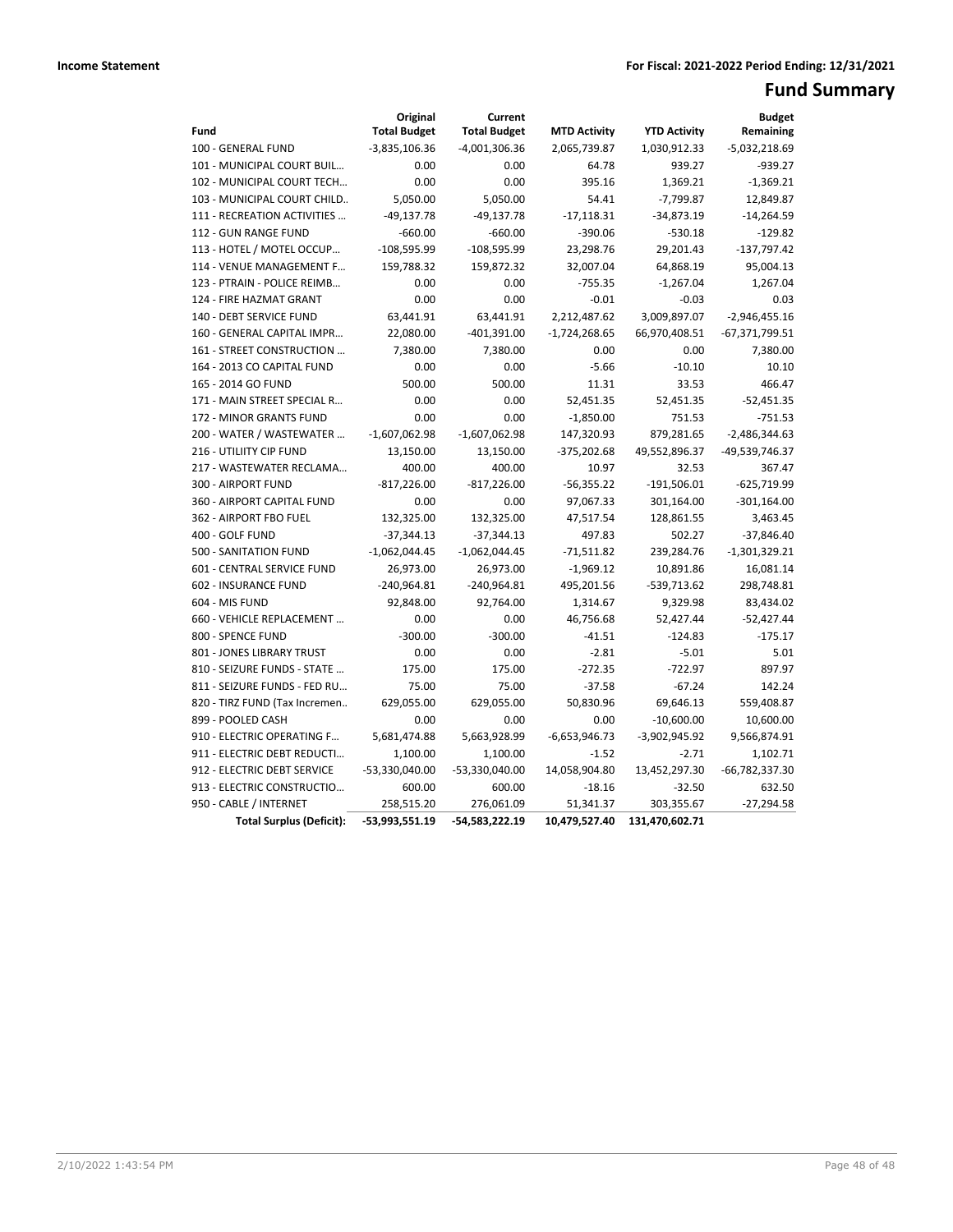**Income Statement** | **For Fiscal: 2021-2022 Period Ending: 12/31/2021**

# Fund Summary

| Fund | Original Total Budget | Current Total Budget | MTD Activity | YTD Activity | Budget Remaining |
|---|---|---|---|---|---|
| 100 - GENERAL FUND | -3,835,106.36 | -4,001,306.36 | 2,065,739.87 | 1,030,912.33 | -5,032,218.69 |
| 101 - MUNICIPAL COURT BUIL… | 0.00 | 0.00 | 64.78 | 939.27 | -939.27 |
| 102 - MUNICIPAL COURT TECH… | 0.00 | 0.00 | 395.16 | 1,369.21 | -1,369.21 |
| 103 - MUNICIPAL COURT CHILD.. | 5,050.00 | 5,050.00 | 54.41 | -7,799.87 | 12,849.87 |
| 111 - RECREATION ACTIVITIES … | -49,137.78 | -49,137.78 | -17,118.31 | -34,873.19 | -14,264.59 |
| 112 - GUN RANGE FUND | -660.00 | -660.00 | -390.06 | -530.18 | -129.82 |
| 113 - HOTEL / MOTEL OCCUP… | -108,595.99 | -108,595.99 | 23,298.76 | 29,201.43 | -137,797.42 |
| 114 - VENUE MANAGEMENT F… | 159,788.32 | 159,872.32 | 32,007.04 | 64,868.19 | 95,004.13 |
| 123 - PTRAIN - POLICE REIMB… | 0.00 | 0.00 | -755.35 | -1,267.04 | 1,267.04 |
| 124 - FIRE HAZMAT GRANT | 0.00 | 0.00 | -0.01 | -0.03 | 0.03 |
| 140 - DEBT SERVICE FUND | 63,441.91 | 63,441.91 | 2,212,487.62 | 3,009,897.07 | -2,946,455.16 |
| 160 - GENERAL CAPITAL IMPR… | 22,080.00 | -401,391.00 | -1,724,268.65 | 66,970,408.51 | -67,371,799.51 |
| 161 - STREET CONSTRUCTION … | 7,380.00 | 7,380.00 | 0.00 | 0.00 | 7,380.00 |
| 164 - 2013 CO CAPITAL FUND | 0.00 | 0.00 | -5.66 | -10.10 | 10.10 |
| 165 - 2014 GO FUND | 500.00 | 500.00 | 11.31 | 33.53 | 466.47 |
| 171 - MAIN STREET SPECIAL R… | 0.00 | 0.00 | 52,451.35 | 52,451.35 | -52,451.35 |
| 172 - MINOR GRANTS FUND | 0.00 | 0.00 | -1,850.00 | 751.53 | -751.53 |
| 200 - WATER / WASTEWATER … | -1,607,062.98 | -1,607,062.98 | 147,320.93 | 879,281.65 | -2,486,344.63 |
| 216 - UTILIITY CIP FUND | 13,150.00 | 13,150.00 | -375,202.68 | 49,552,896.37 | -49,539,746.37 |
| 217 - WASTEWATER RECLAMA… | 400.00 | 400.00 | 10.97 | 32.53 | 367.47 |
| 300 - AIRPORT FUND | -817,226.00 | -817,226.00 | -56,355.22 | -191,506.01 | -625,719.99 |
| 360 - AIRPORT CAPITAL FUND | 0.00 | 0.00 | 97,067.33 | 301,164.00 | -301,164.00 |
| 362 - AIRPORT FBO FUEL | 132,325.00 | 132,325.00 | 47,517.54 | 128,861.55 | 3,463.45 |
| 400 - GOLF FUND | -37,344.13 | -37,344.13 | 497.83 | 502.27 | -37,846.40 |
| 500 - SANITATION FUND | -1,062,044.45 | -1,062,044.45 | -71,511.82 | 239,284.76 | -1,301,329.21 |
| 601 - CENTRAL SERVICE FUND | 26,973.00 | 26,973.00 | -1,969.12 | 10,891.86 | 16,081.14 |
| 602 - INSURANCE FUND | -240,964.81 | -240,964.81 | 495,201.56 | -539,713.62 | 298,748.81 |
| 604 - MIS FUND | 92,848.00 | 92,764.00 | 1,314.67 | 9,329.98 | 83,434.02 |
| 660 - VEHICLE REPLACEMENT … | 0.00 | 0.00 | 46,756.68 | 52,427.44 | -52,427.44 |
| 800 - SPENCE FUND | -300.00 | -300.00 | -41.51 | -124.83 | -175.17 |
| 801 - JONES LIBRARY TRUST | 0.00 | 0.00 | -2.81 | -5.01 | 5.01 |
| 810 - SEIZURE FUNDS - STATE … | 175.00 | 175.00 | -272.35 | -722.97 | 897.97 |
| 811 - SEIZURE FUNDS - FED RU… | 75.00 | 75.00 | -37.58 | -67.24 | 142.24 |
| 820 - TIRZ FUND (Tax Incremen.. | 629,055.00 | 629,055.00 | 50,830.96 | 69,646.13 | 559,408.87 |
| 899 - POOLED CASH | 0.00 | 0.00 | 0.00 | -10,600.00 | 10,600.00 |
| 910 - ELECTRIC OPERATING F… | 5,681,474.88 | 5,663,928.99 | -6,653,946.73 | -3,902,945.92 | 9,566,874.91 |
| 911 - ELECTRIC DEBT REDUCTI… | 1,100.00 | 1,100.00 | -1.52 | -2.71 | 1,102.71 |
| 912 - ELECTRIC DEBT SERVICE | -53,330,040.00 | -53,330,040.00 | 14,058,904.80 | 13,452,297.30 | -66,782,337.30 |
| 913 - ELECTRIC CONSTRUCTIO… | 600.00 | 600.00 | -18.16 | -32.50 | 632.50 |
| 950 - CABLE / INTERNET | 258,515.20 | 276,061.09 | 51,341.37 | 303,355.67 | -27,294.58 |
| **Total Surplus (Deficit):** | **-53,993,551.19** | **-54,583,222.19** | **10,479,527.40** | **131,470,602.71** | |